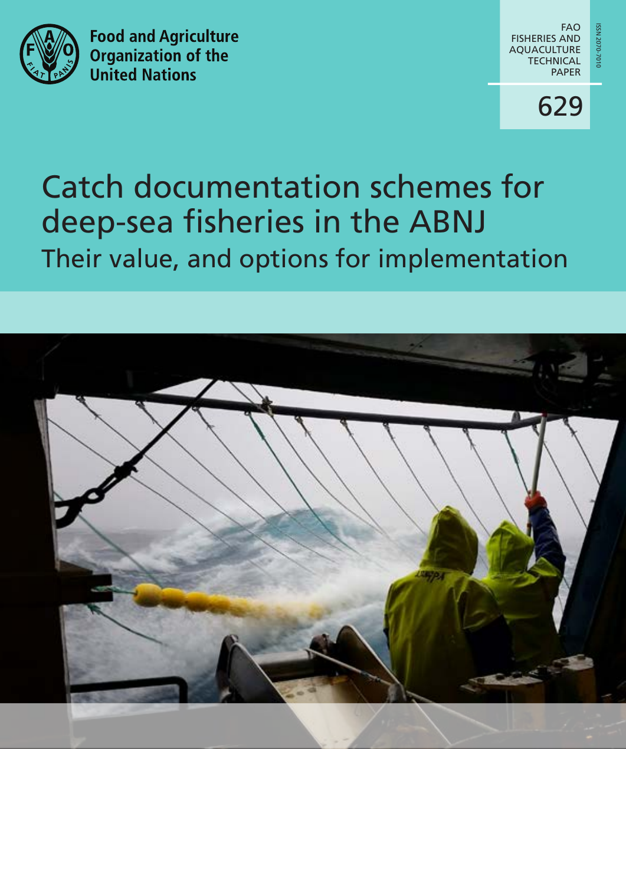Food and Agriculture Organization of the United Nations

FAO FISHERIES AND AQUACULTURE TECHNICAL PAPER

ISSN 2070-7010

629

# Catch documentation schemes for deep-sea fisheries in the ABNJ

## Their value, and options for implementation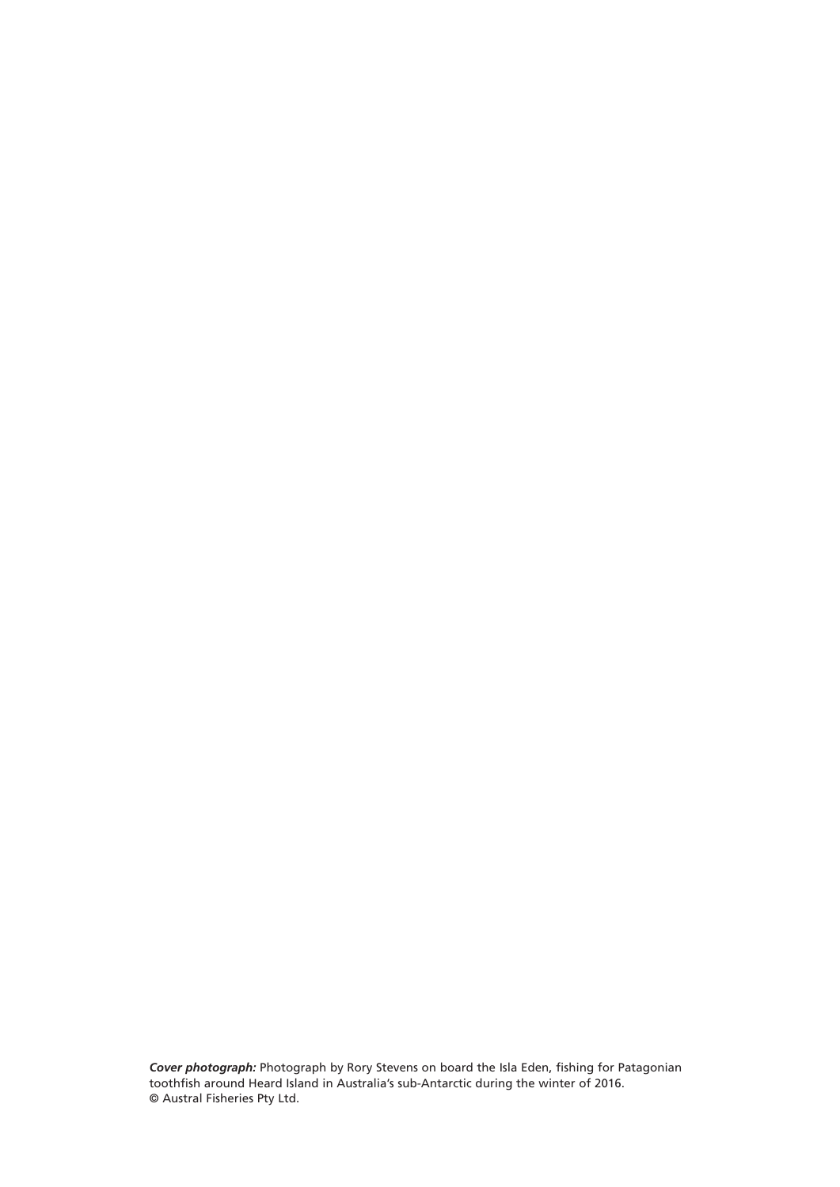***Cover photograph:*** Photograph by Rory Stevens on board the Isla Eden, fishing for Patagonian toothfish around Heard Island in Australia's sub-Antarctic during the winter of 2016.
© Austral Fisheries Pty Ltd.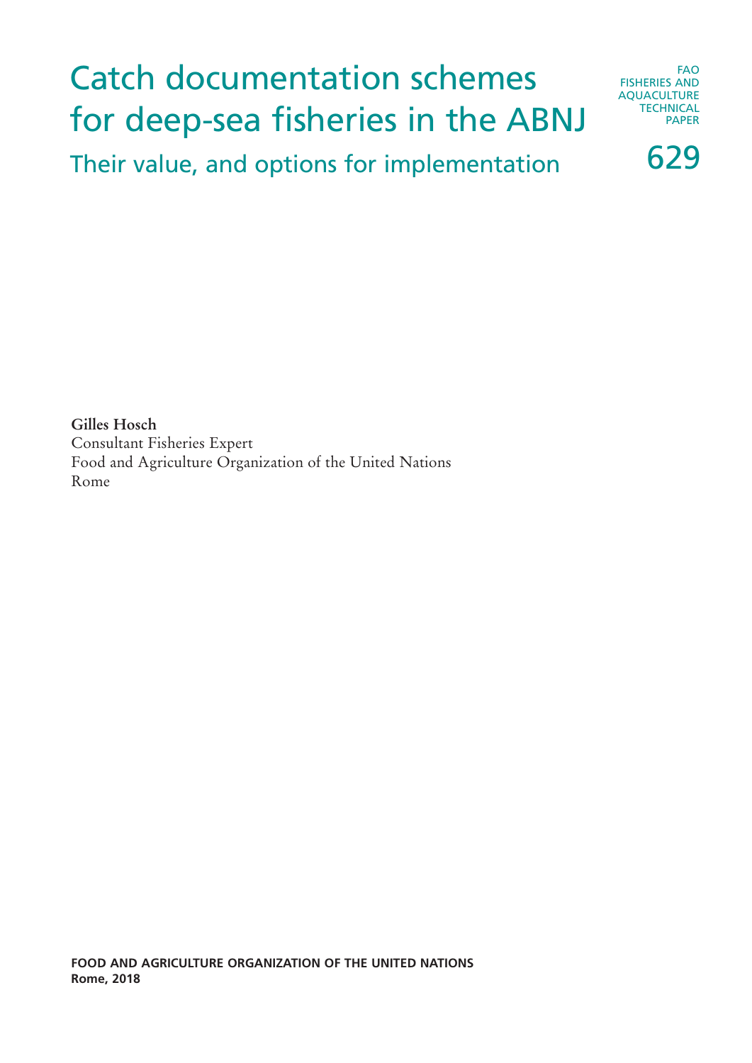# Catch documentation schemes for deep-sea fisheries in the ABNJ

## Their value, and options for implementation

FAO FISHERIES AND AQUACULTURE TECHNICAL PAPER

629

**Gilles Hosch**
Consultant Fisheries Expert
Food and Agriculture Organization of the United Nations
Rome

**FOOD AND AGRICULTURE ORGANIZATION OF THE UNITED NATIONS**
**Rome, 2018**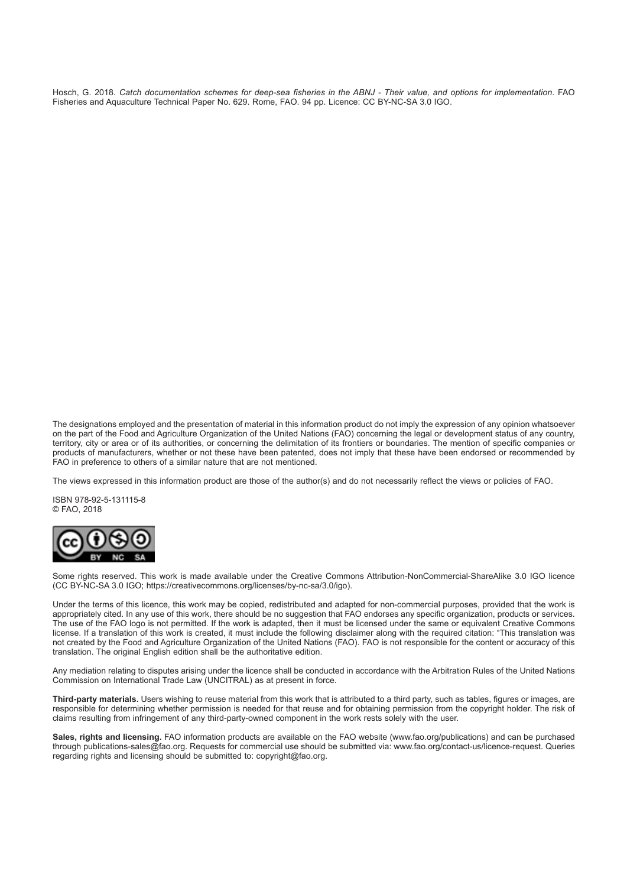Hosch, G. 2018. *Catch documentation schemes for deep-sea fisheries in the ABNJ - Their value, and options for implementation*. FAO Fisheries and Aquaculture Technical Paper No. 629. Rome, FAO. 94 pp. Licence: CC BY-NC-SA 3.0 IGO.

The designations employed and the presentation of material in this information product do not imply the expression of any opinion whatsoever on the part of the Food and Agriculture Organization of the United Nations (FAO) concerning the legal or development status of any country, territory, city or area or of its authorities, or concerning the delimitation of its frontiers or boundaries. The mention of specific companies or products of manufacturers, whether or not these have been patented, does not imply that these have been endorsed or recommended by FAO in preference to others of a similar nature that are not mentioned.

The views expressed in this information product are those of the author(s) and do not necessarily reflect the views or policies of FAO.

ISBN 978-92-5-131115-8
© FAO, 2018

Some rights reserved. This work is made available under the Creative Commons Attribution-NonCommercial-ShareAlike 3.0 IGO licence (CC BY-NC-SA 3.0 IGO; https://creativecommons.org/licenses/by-nc-sa/3.0/igo).

Under the terms of this licence, this work may be copied, redistributed and adapted for non-commercial purposes, provided that the work is appropriately cited. In any use of this work, there should be no suggestion that FAO endorses any specific organization, products or services. The use of the FAO logo is not permitted. If the work is adapted, then it must be licensed under the same or equivalent Creative Commons license. If a translation of this work is created, it must include the following disclaimer along with the required citation: "This translation was not created by the Food and Agriculture Organization of the United Nations (FAO). FAO is not responsible for the content or accuracy of this translation. The original English edition shall be the authoritative edition.

Any mediation relating to disputes arising under the licence shall be conducted in accordance with the Arbitration Rules of the United Nations Commission on International Trade Law (UNCITRAL) as at present in force.

**Third-party materials.** Users wishing to reuse material from this work that is attributed to a third party, such as tables, figures or images, are responsible for determining whether permission is needed for that reuse and for obtaining permission from the copyright holder. The risk of claims resulting from infringement of any third-party-owned component in the work rests solely with the user.

**Sales, rights and licensing.** FAO information products are available on the FAO website (www.fao.org/publications) and can be purchased through publications-sales@fao.org. Requests for commercial use should be submitted via: www.fao.org/contact-us/licence-request. Queries regarding rights and licensing should be submitted to: copyright@fao.org.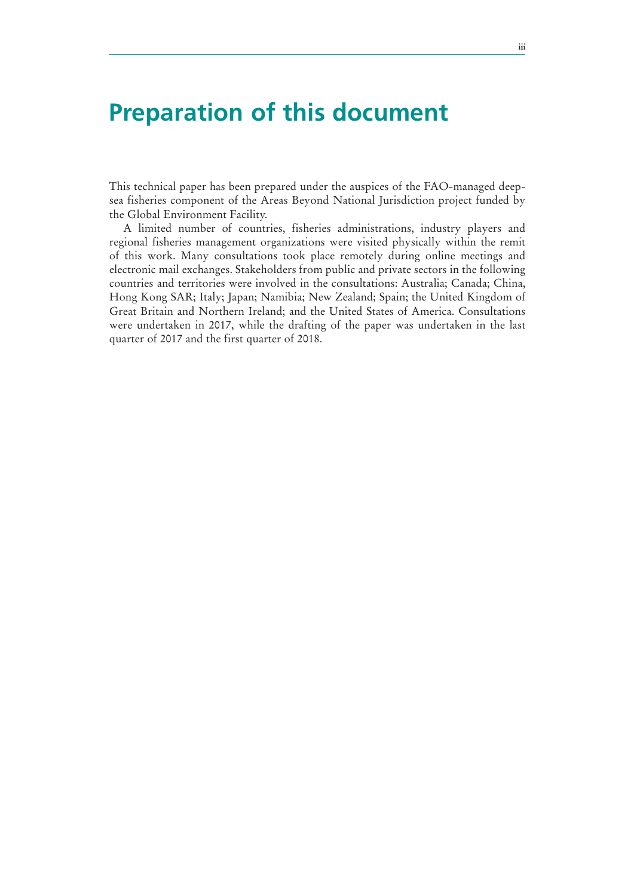# Preparation of this document

This technical paper has been prepared under the auspices of the FAO-managed deep-sea fisheries component of the Areas Beyond National Jurisdiction project funded by the Global Environment Facility.

A limited number of countries, fisheries administrations, industry players and regional fisheries management organizations were visited physically within the remit of this work. Many consultations took place remotely during online meetings and electronic mail exchanges. Stakeholders from public and private sectors in the following countries and territories were involved in the consultations: Australia; Canada; China, Hong Kong SAR; Italy; Japan; Namibia; New Zealand; Spain; the United Kingdom of Great Britain and Northern Ireland; and the United States of America. Consultations were undertaken in 2017, while the drafting of the paper was undertaken in the last quarter of 2017 and the first quarter of 2018.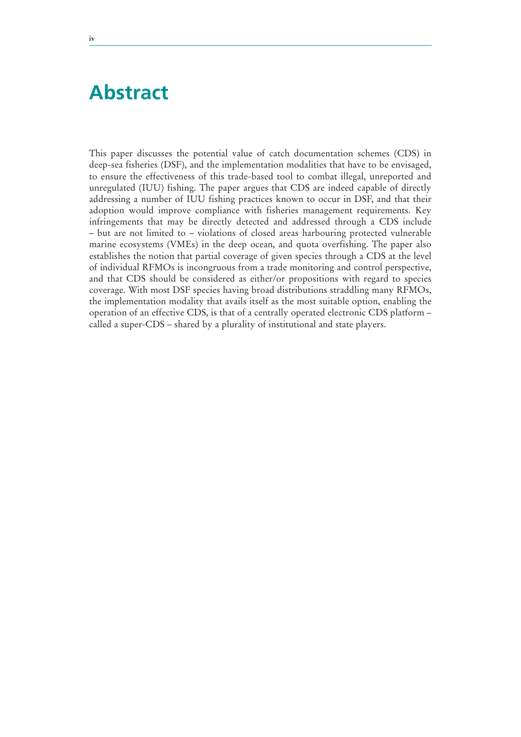# Abstract

This paper discusses the potential value of catch documentation schemes (CDS) in deep-sea fisheries (DSF), and the implementation modalities that have to be envisaged, to ensure the effectiveness of this trade-based tool to combat illegal, unreported and unregulated (IUU) fishing. The paper argues that CDS are indeed capable of directly addressing a number of IUU fishing practices known to occur in DSF, and that their adoption would improve compliance with fisheries management requirements. Key infringements that may be directly detected and addressed through a CDS include – but are not limited to – violations of closed areas harbouring protected vulnerable marine ecosystems (VMEs) in the deep ocean, and quota overfishing. The paper also establishes the notion that partial coverage of given species through a CDS at the level of individual RFMOs is incongruous from a trade monitoring and control perspective, and that CDS should be considered as either/or propositions with regard to species coverage. With most DSF species having broad distributions straddling many RFMOs, the implementation modality that avails itself as the most suitable option, enabling the operation of an effective CDS, is that of a centrally operated electronic CDS platform – called a super-CDS – shared by a plurality of institutional and state players.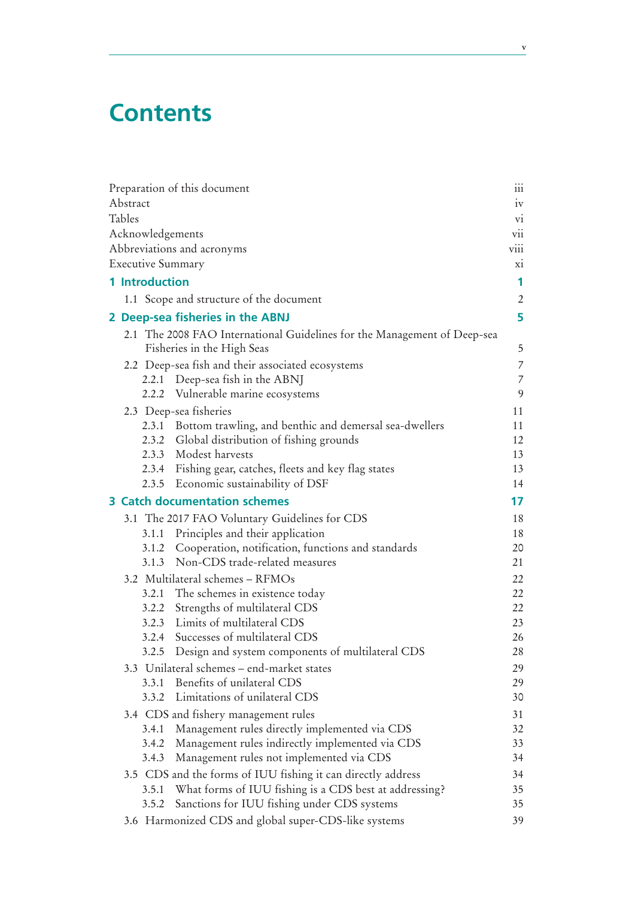# Contents

| | |
|---|---|
| Preparation of this document | iii |
| Abstract | iv |
| Tables | vi |
| Acknowledgements | vii |
| Abbreviations and acronyms | viii |
| Executive Summary | xi |
| **1 Introduction** | **1** |
| 1.1 Scope and structure of the document | 2 |
| **2 Deep-sea fisheries in the ABNJ** | **5** |
| 2.1 The 2008 FAO International Guidelines for the Management of Deep-sea Fisheries in the High Seas | 5 |
| 2.2 Deep-sea fish and their associated ecosystems | 7 |
| 2.2.1 Deep-sea fish in the ABNJ | 7 |
| 2.2.2 Vulnerable marine ecosystems | 9 |
| 2.3 Deep-sea fisheries | 11 |
| 2.3.1 Bottom trawling, and benthic and demersal sea-dwellers | 11 |
| 2.3.2 Global distribution of fishing grounds | 12 |
| 2.3.3 Modest harvests | 13 |
| 2.3.4 Fishing gear, catches, fleets and key flag states | 13 |
| 2.3.5 Economic sustainability of DSF | 14 |
| **3 Catch documentation schemes** | **17** |
| 3.1 The 2017 FAO Voluntary Guidelines for CDS | 18 |
| 3.1.1 Principles and their application | 18 |
| 3.1.2 Cooperation, notification, functions and standards | 20 |
| 3.1.3 Non-CDS trade-related measures | 21 |
| 3.2 Multilateral schemes – RFMOs | 22 |
| 3.2.1 The schemes in existence today | 22 |
| 3.2.2 Strengths of multilateral CDS | 22 |
| 3.2.3 Limits of multilateral CDS | 23 |
| 3.2.4 Successes of multilateral CDS | 26 |
| 3.2.5 Design and system components of multilateral CDS | 28 |
| 3.3 Unilateral schemes – end-market states | 29 |
| 3.3.1 Benefits of unilateral CDS | 29 |
| 3.3.2 Limitations of unilateral CDS | 30 |
| 3.4 CDS and fishery management rules | 31 |
| 3.4.1 Management rules directly implemented via CDS | 32 |
| 3.4.2 Management rules indirectly implemented via CDS | 33 |
| 3.4.3 Management rules not implemented via CDS | 34 |
| 3.5 CDS and the forms of IUU fishing it can directly address | 34 |
| 3.5.1 What forms of IUU fishing is a CDS best at addressing? | 35 |
| 3.5.2 Sanctions for IUU fishing under CDS systems | 35 |
| 3.6 Harmonized CDS and global super-CDS-like systems | 39 |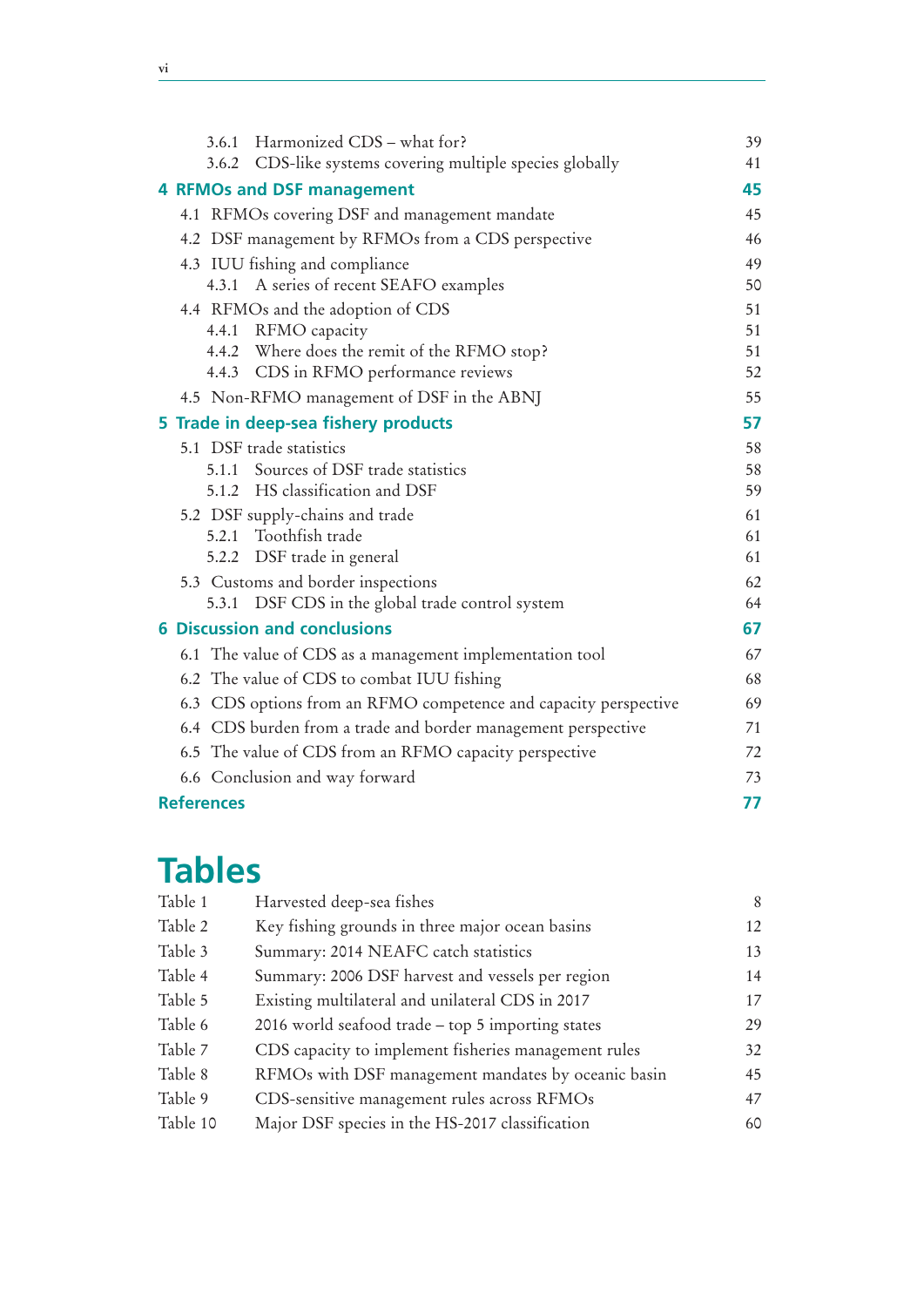| | |
|---|---|
| 3.6.1 Harmonized CDS – what for? | 39 |
| 3.6.2 CDS-like systems covering multiple species globally | 41 |
| **4 RFMOs and DSF management** | **45** |
| 4.1 RFMOs covering DSF and management mandate | 45 |
| 4.2 DSF management by RFMOs from a CDS perspective | 46 |
| 4.3 IUU fishing and compliance | 49 |
| 4.3.1 A series of recent SEAFO examples | 50 |
| 4.4 RFMOs and the adoption of CDS | 51 |
| 4.4.1 RFMO capacity | 51 |
| 4.4.2 Where does the remit of the RFMO stop? | 51 |
| 4.4.3 CDS in RFMO performance reviews | 52 |
| 4.5 Non-RFMO management of DSF in the ABNJ | 55 |
| **5 Trade in deep-sea fishery products** | **57** |
| 5.1 DSF trade statistics | 58 |
| 5.1.1 Sources of DSF trade statistics | 58 |
| 5.1.2 HS classification and DSF | 59 |
| 5.2 DSF supply-chains and trade | 61 |
| 5.2.1 Toothfish trade | 61 |
| 5.2.2 DSF trade in general | 61 |
| 5.3 Customs and border inspections | 62 |
| 5.3.1 DSF CDS in the global trade control system | 64 |
| **6 Discussion and conclusions** | **67** |
| 6.1 The value of CDS as a management implementation tool | 67 |
| 6.2 The value of CDS to combat IUU fishing | 68 |
| 6.3 CDS options from an RFMO competence and capacity perspective | 69 |
| 6.4 CDS burden from a trade and border management perspective | 71 |
| 6.5 The value of CDS from an RFMO capacity perspective | 72 |
| 6.6 Conclusion and way forward | 73 |
| **References** | **77** |

# Tables

| | | |
|---|---|---|
| Table 1 | Harvested deep-sea fishes | 8 |
| Table 2 | Key fishing grounds in three major ocean basins | 12 |
| Table 3 | Summary: 2014 NEAFC catch statistics | 13 |
| Table 4 | Summary: 2006 DSF harvest and vessels per region | 14 |
| Table 5 | Existing multilateral and unilateral CDS in 2017 | 17 |
| Table 6 | 2016 world seafood trade – top 5 importing states | 29 |
| Table 7 | CDS capacity to implement fisheries management rules | 32 |
| Table 8 | RFMOs with DSF management mandates by oceanic basin | 45 |
| Table 9 | CDS-sensitive management rules across RFMOs | 47 |
| Table 10 | Major DSF species in the HS-2017 classification | 60 |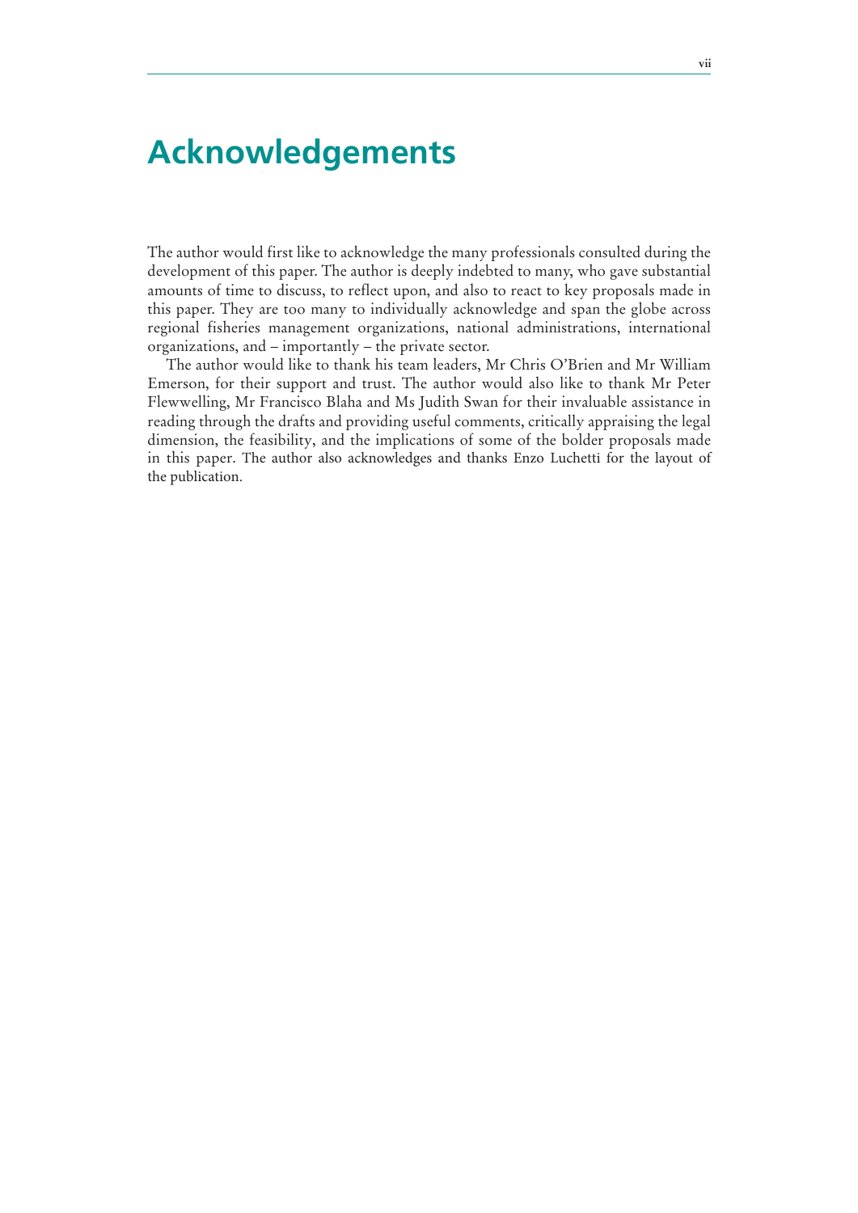# Acknowledgements

The author would first like to acknowledge the many professionals consulted during the development of this paper. The author is deeply indebted to many, who gave substantial amounts of time to discuss, to reflect upon, and also to react to key proposals made in this paper. They are too many to individually acknowledge and span the globe across regional fisheries management organizations, national administrations, international organizations, and – importantly – the private sector.

The author would like to thank his team leaders, Mr Chris O'Brien and Mr William Emerson, for their support and trust. The author would also like to thank Mr Peter Flewwelling, Mr Francisco Blaha and Ms Judith Swan for their invaluable assistance in reading through the drafts and providing useful comments, critically appraising the legal dimension, the feasibility, and the implications of some of the bolder proposals made in this paper. The author also acknowledges and thanks Enzo Luchetti for the layout of the publication.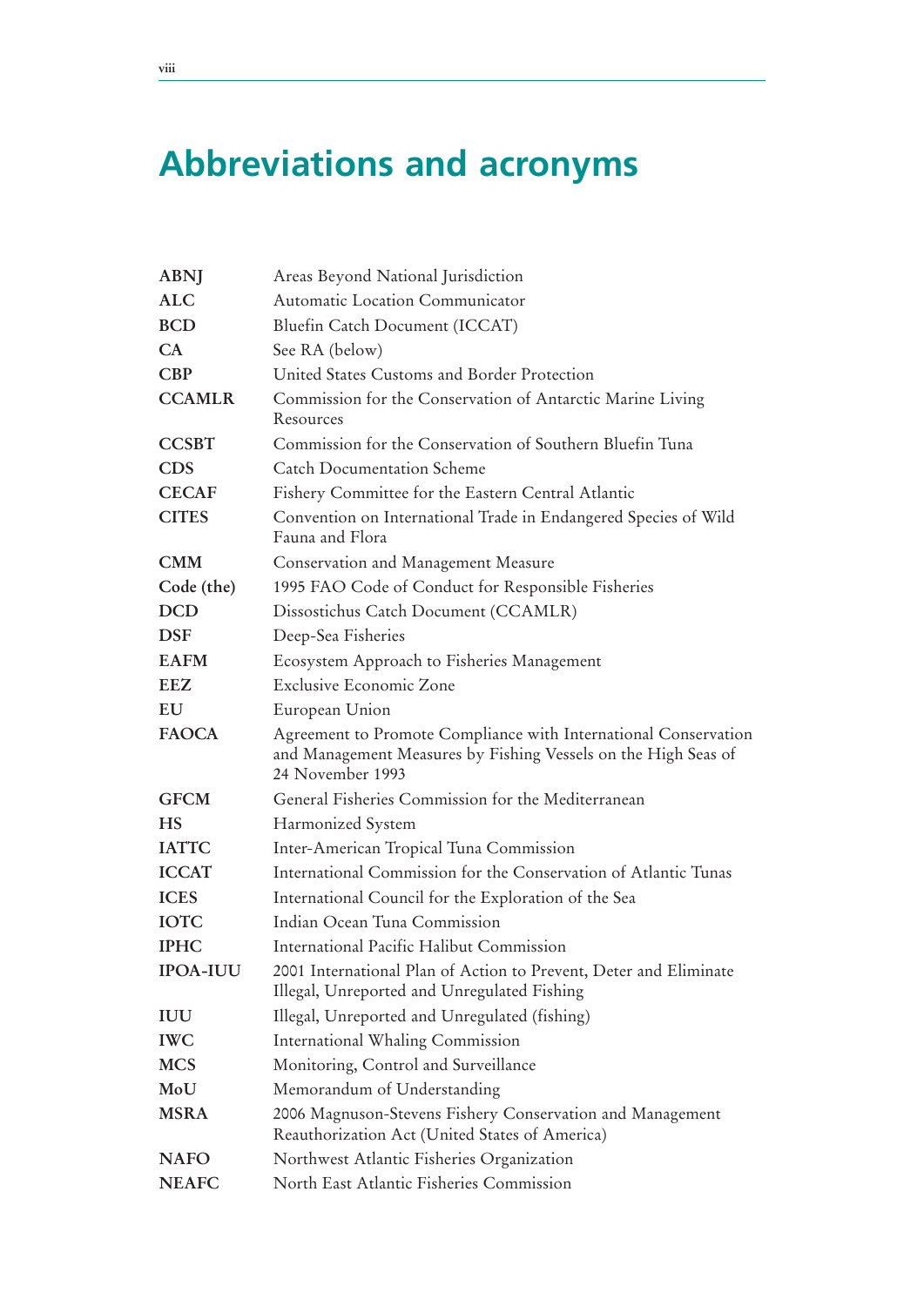# Abbreviations and acronyms

| | |
|---|---|
| **ABNJ** | Areas Beyond National Jurisdiction |
| **ALC** | Automatic Location Communicator |
| **BCD** | Bluefin Catch Document (ICCAT) |
| **CA** | See RA (below) |
| **CBP** | United States Customs and Border Protection |
| **CCAMLR** | Commission for the Conservation of Antarctic Marine Living Resources |
| **CCSBT** | Commission for the Conservation of Southern Bluefin Tuna |
| **CDS** | Catch Documentation Scheme |
| **CECAF** | Fishery Committee for the Eastern Central Atlantic |
| **CITES** | Convention on International Trade in Endangered Species of Wild Fauna and Flora |
| **CMM** | Conservation and Management Measure |
| **Code (the)** | 1995 FAO Code of Conduct for Responsible Fisheries |
| **DCD** | Dissostichus Catch Document (CCAMLR) |
| **DSF** | Deep-Sea Fisheries |
| **EAFM** | Ecosystem Approach to Fisheries Management |
| **EEZ** | Exclusive Economic Zone |
| **EU** | European Union |
| **FAOCA** | Agreement to Promote Compliance with International Conservation and Management Measures by Fishing Vessels on the High Seas of 24 November 1993 |
| **GFCM** | General Fisheries Commission for the Mediterranean |
| **HS** | Harmonized System |
| **IATTC** | Inter-American Tropical Tuna Commission |
| **ICCAT** | International Commission for the Conservation of Atlantic Tunas |
| **ICES** | International Council for the Exploration of the Sea |
| **IOTC** | Indian Ocean Tuna Commission |
| **IPHC** | International Pacific Halibut Commission |
| **IPOA-IUU** | 2001 International Plan of Action to Prevent, Deter and Eliminate Illegal, Unreported and Unregulated Fishing |
| **IUU** | Illegal, Unreported and Unregulated (fishing) |
| **IWC** | International Whaling Commission |
| **MCS** | Monitoring, Control and Surveillance |
| **MoU** | Memorandum of Understanding |
| **MSRA** | 2006 Magnuson-Stevens Fishery Conservation and Management Reauthorization Act (United States of America) |
| **NAFO** | Northwest Atlantic Fisheries Organization |
| **NEAFC** | North East Atlantic Fisheries Commission |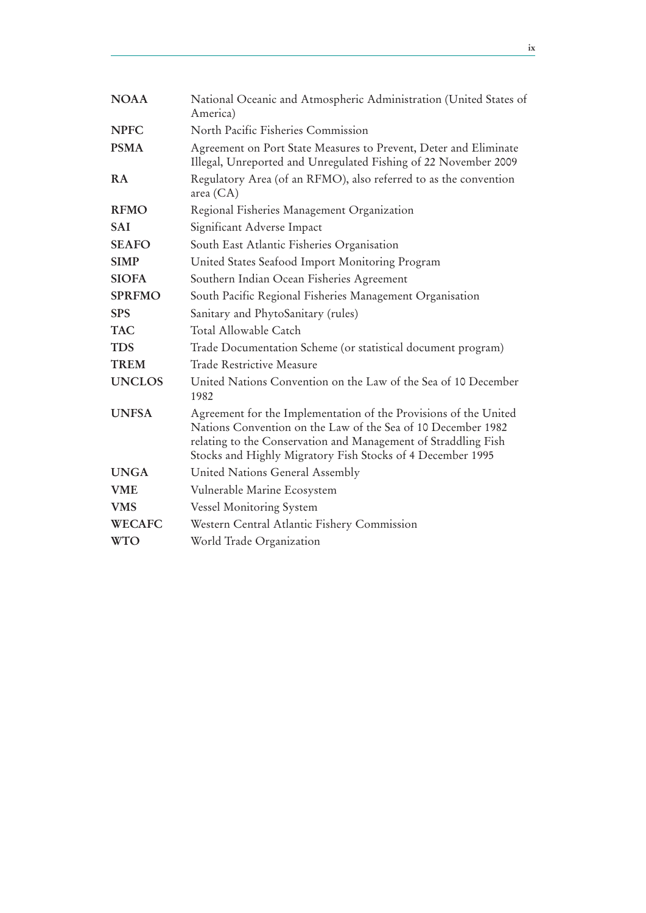| | |
|---|---|
| **NOAA** | National Oceanic and Atmospheric Administration (United States of America) |
| **NPFC** | North Pacific Fisheries Commission |
| **PSMA** | Agreement on Port State Measures to Prevent, Deter and Eliminate Illegal, Unreported and Unregulated Fishing of 22 November 2009 |
| **RA** | Regulatory Area (of an RFMO), also referred to as the convention area (CA) |
| **RFMO** | Regional Fisheries Management Organization |
| **SAI** | Significant Adverse Impact |
| **SEAFO** | South East Atlantic Fisheries Organisation |
| **SIMP** | United States Seafood Import Monitoring Program |
| **SIOFA** | Southern Indian Ocean Fisheries Agreement |
| **SPRFMO** | South Pacific Regional Fisheries Management Organisation |
| **SPS** | Sanitary and PhytoSanitary (rules) |
| **TAC** | Total Allowable Catch |
| **TDS** | Trade Documentation Scheme (or statistical document program) |
| **TREM** | Trade Restrictive Measure |
| **UNCLOS** | United Nations Convention on the Law of the Sea of 10 December 1982 |
| **UNFSA** | Agreement for the Implementation of the Provisions of the United Nations Convention on the Law of the Sea of 10 December 1982 relating to the Conservation and Management of Straddling Fish Stocks and Highly Migratory Fish Stocks of 4 December 1995 |
| **UNGA** | United Nations General Assembly |
| **VME** | Vulnerable Marine Ecosystem |
| **VMS** | Vessel Monitoring System |
| **WECAFC** | Western Central Atlantic Fishery Commission |
| **WTO** | World Trade Organization |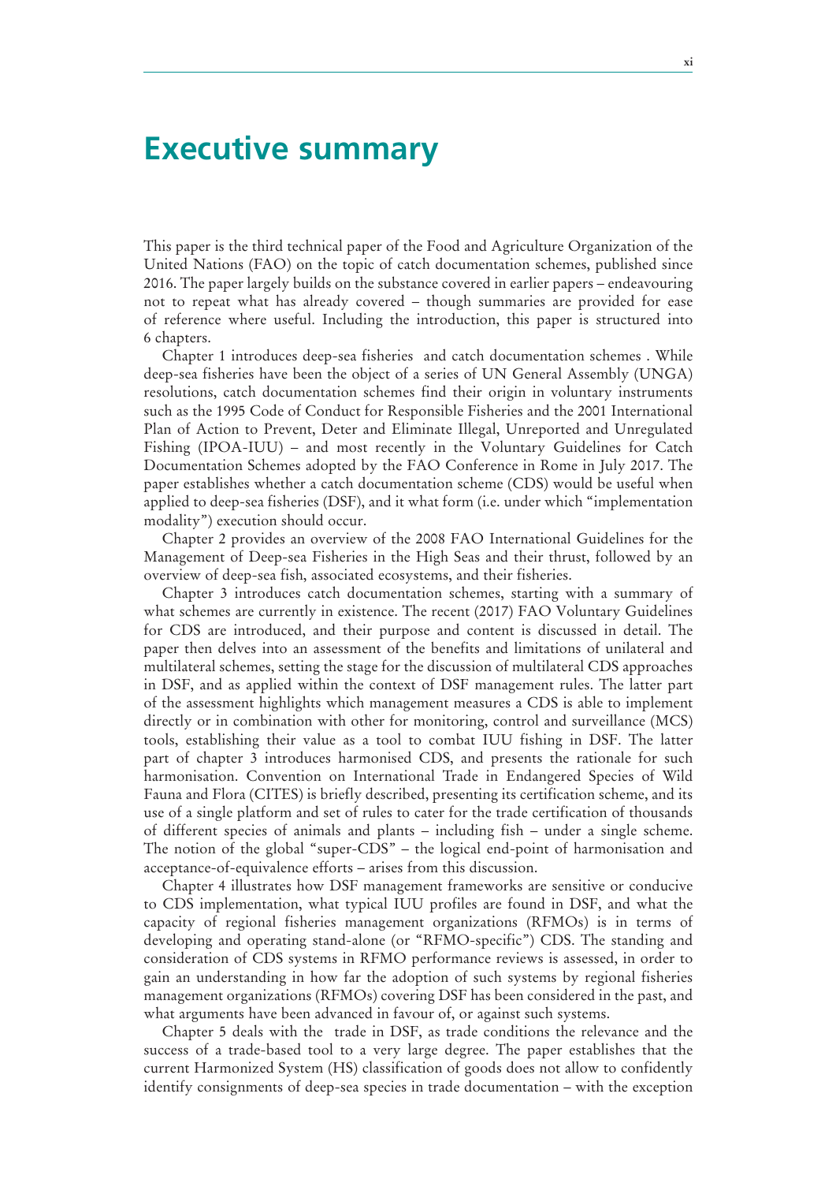# Executive summary

This paper is the third technical paper of the Food and Agriculture Organization of the United Nations (FAO) on the topic of catch documentation schemes, published since 2016. The paper largely builds on the substance covered in earlier papers – endeavouring not to repeat what has already covered – though summaries are provided for ease of reference where useful. Including the introduction, this paper is structured into 6 chapters.

Chapter 1 introduces deep-sea fisheries and catch documentation schemes . While deep-sea fisheries have been the object of a series of UN General Assembly (UNGA) resolutions, catch documentation schemes find their origin in voluntary instruments such as the 1995 Code of Conduct for Responsible Fisheries and the 2001 International Plan of Action to Prevent, Deter and Eliminate Illegal, Unreported and Unregulated Fishing (IPOA-IUU) – and most recently in the Voluntary Guidelines for Catch Documentation Schemes adopted by the FAO Conference in Rome in July 2017. The paper establishes whether a catch documentation scheme (CDS) would be useful when applied to deep-sea fisheries (DSF), and it what form (i.e. under which "implementation modality") execution should occur.

Chapter 2 provides an overview of the 2008 FAO International Guidelines for the Management of Deep-sea Fisheries in the High Seas and their thrust, followed by an overview of deep-sea fish, associated ecosystems, and their fisheries.

Chapter 3 introduces catch documentation schemes, starting with a summary of what schemes are currently in existence. The recent (2017) FAO Voluntary Guidelines for CDS are introduced, and their purpose and content is discussed in detail. The paper then delves into an assessment of the benefits and limitations of unilateral and multilateral schemes, setting the stage for the discussion of multilateral CDS approaches in DSF, and as applied within the context of DSF management rules. The latter part of the assessment highlights which management measures a CDS is able to implement directly or in combination with other for monitoring, control and surveillance (MCS) tools, establishing their value as a tool to combat IUU fishing in DSF. The latter part of chapter 3 introduces harmonised CDS, and presents the rationale for such harmonisation. Convention on International Trade in Endangered Species of Wild Fauna and Flora (CITES) is briefly described, presenting its certification scheme, and its use of a single platform and set of rules to cater for the trade certification of thousands of different species of animals and plants – including fish – under a single scheme. The notion of the global "super-CDS" – the logical end-point of harmonisation and acceptance-of-equivalence efforts – arises from this discussion.

Chapter 4 illustrates how DSF management frameworks are sensitive or conducive to CDS implementation, what typical IUU profiles are found in DSF, and what the capacity of regional fisheries management organizations (RFMOs) is in terms of developing and operating stand-alone (or "RFMO-specific") CDS. The standing and consideration of CDS systems in RFMO performance reviews is assessed, in order to gain an understanding in how far the adoption of such systems by regional fisheries management organizations (RFMOs) covering DSF has been considered in the past, and what arguments have been advanced in favour of, or against such systems.

Chapter 5 deals with the trade in DSF, as trade conditions the relevance and the success of a trade-based tool to a very large degree. The paper establishes that the current Harmonized System (HS) classification of goods does not allow to confidently identify consignments of deep-sea species in trade documentation – with the exception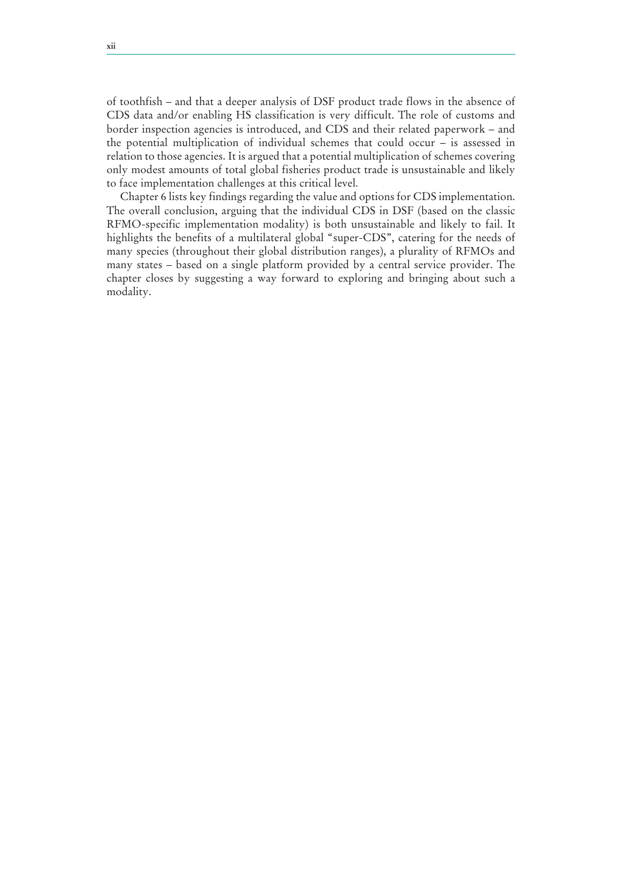of toothfish – and that a deeper analysis of DSF product trade flows in the absence of CDS data and/or enabling HS classification is very difficult. The role of customs and border inspection agencies is introduced, and CDS and their related paperwork – and the potential multiplication of individual schemes that could occur – is assessed in relation to those agencies. It is argued that a potential multiplication of schemes covering only modest amounts of total global fisheries product trade is unsustainable and likely to face implementation challenges at this critical level.

Chapter 6 lists key findings regarding the value and options for CDS implementation. The overall conclusion, arguing that the individual CDS in DSF (based on the classic RFMO-specific implementation modality) is both unsustainable and likely to fail. It highlights the benefits of a multilateral global "super-CDS", catering for the needs of many species (throughout their global distribution ranges), a plurality of RFMOs and many states – based on a single platform provided by a central service provider. The chapter closes by suggesting a way forward to exploring and bringing about such a modality.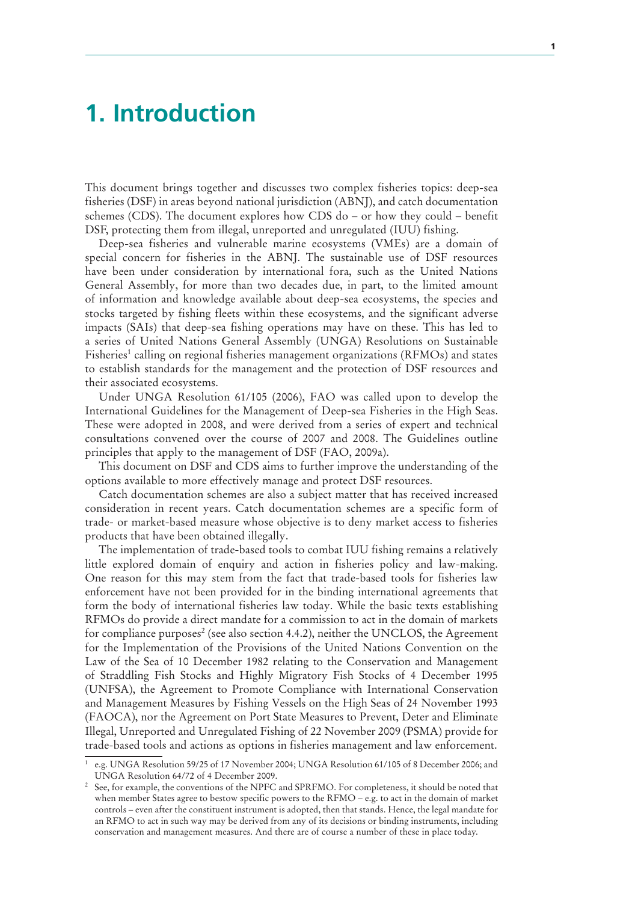# 1. Introduction

This document brings together and discusses two complex fisheries topics: deep-sea fisheries (DSF) in areas beyond national jurisdiction (ABNJ), and catch documentation schemes (CDS). The document explores how CDS do – or how they could – benefit DSF, protecting them from illegal, unreported and unregulated (IUU) fishing.

Deep-sea fisheries and vulnerable marine ecosystems (VMEs) are a domain of special concern for fisheries in the ABNJ. The sustainable use of DSF resources have been under consideration by international fora, such as the United Nations General Assembly, for more than two decades due, in part, to the limited amount of information and knowledge available about deep-sea ecosystems, the species and stocks targeted by fishing fleets within these ecosystems, and the significant adverse impacts (SAIs) that deep-sea fishing operations may have on these. This has led to a series of United Nations General Assembly (UNGA) Resolutions on Sustainable Fisheries[1] calling on regional fisheries management organizations (RFMOs) and states to establish standards for the management and the protection of DSF resources and their associated ecosystems.

Under UNGA Resolution 61/105 (2006), FAO was called upon to develop the International Guidelines for the Management of Deep-sea Fisheries in the High Seas. These were adopted in 2008, and were derived from a series of expert and technical consultations convened over the course of 2007 and 2008. The Guidelines outline principles that apply to the management of DSF (FAO, 2009a).

This document on DSF and CDS aims to further improve the understanding of the options available to more effectively manage and protect DSF resources.

Catch documentation schemes are also a subject matter that has received increased consideration in recent years. Catch documentation schemes are a specific form of trade- or market-based measure whose objective is to deny market access to fisheries products that have been obtained illegally.

The implementation of trade-based tools to combat IUU fishing remains a relatively little explored domain of enquiry and action in fisheries policy and law-making. One reason for this may stem from the fact that trade-based tools for fisheries law enforcement have not been provided for in the binding international agreements that form the body of international fisheries law today. While the basic texts establishing RFMOs do provide a direct mandate for a commission to act in the domain of markets for compliance purposes[2] (see also section 4.4.2), neither the UNCLOS, the Agreement for the Implementation of the Provisions of the United Nations Convention on the Law of the Sea of 10 December 1982 relating to the Conservation and Management of Straddling Fish Stocks and Highly Migratory Fish Stocks of 4 December 1995 (UNFSA), the Agreement to Promote Compliance with International Conservation and Management Measures by Fishing Vessels on the High Seas of 24 November 1993 (FAOCA), nor the Agreement on Port State Measures to Prevent, Deter and Eliminate Illegal, Unreported and Unregulated Fishing of 22 November 2009 (PSMA) provide for trade-based tools and actions as options in fisheries management and law enforcement.

---

[1] e.g. UNGA Resolution 59/25 of 17 November 2004; UNGA Resolution 61/105 of 8 December 2006; and UNGA Resolution 64/72 of 4 December 2009.

[2] See, for example, the conventions of the NPFC and SPRFMO. For completeness, it should be noted that when member States agree to bestow specific powers to the RFMO – e.g. to act in the domain of market controls – even after the constituent instrument is adopted, then that stands. Hence, the legal mandate for an RFMO to act in such way may be derived from any of its decisions or binding instruments, including conservation and management measures. And there are of course a number of these in place today.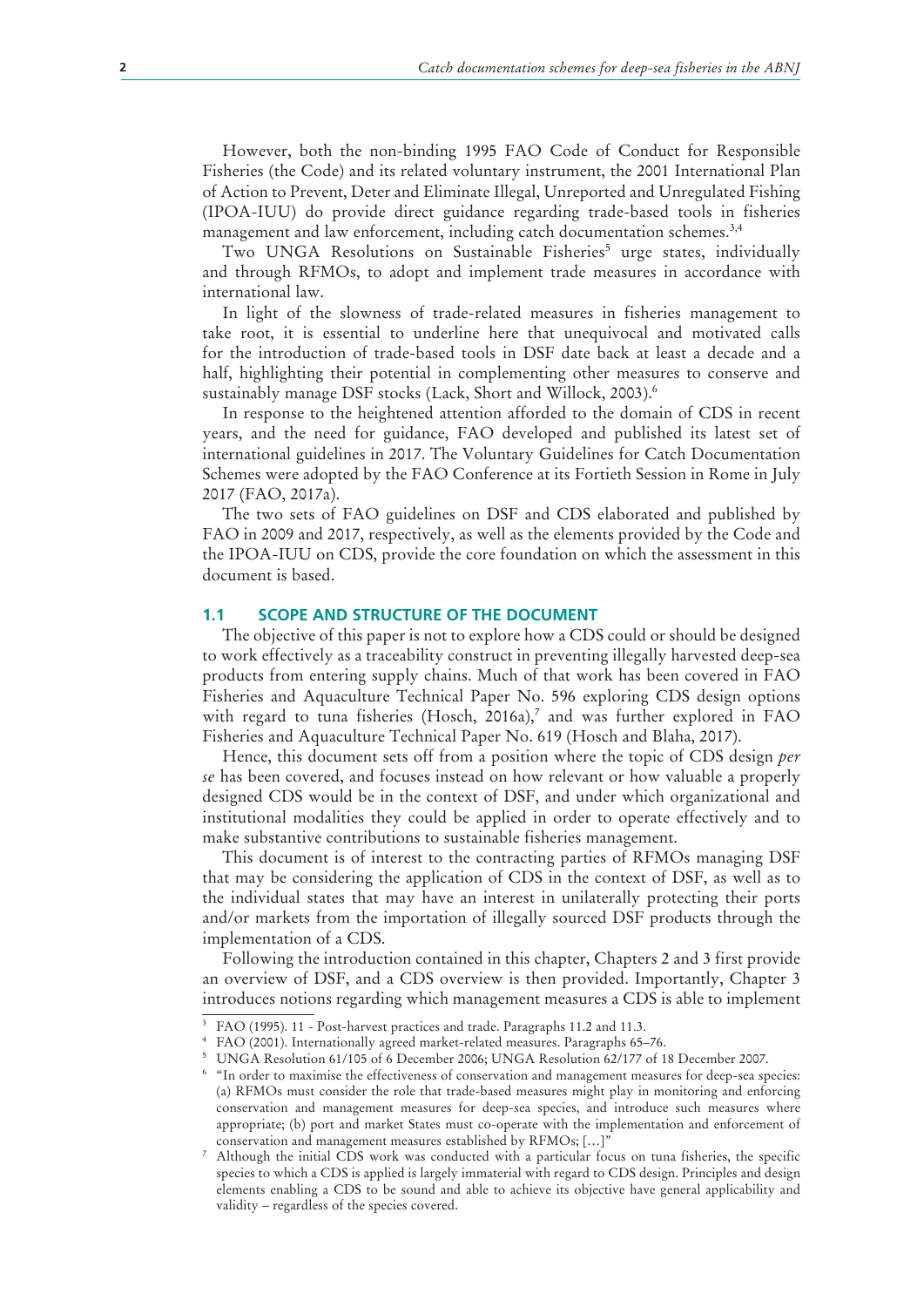However, both the non-binding 1995 FAO Code of Conduct for Responsible Fisheries (the Code) and its related voluntary instrument, the 2001 International Plan of Action to Prevent, Deter and Eliminate Illegal, Unreported and Unregulated Fishing (IPOA-IUU) do provide direct guidance regarding trade-based tools in fisheries management and law enforcement, including catch documentation schemes.[3,4]

Two UNGA Resolutions on Sustainable Fisheries[5] urge states, individually and through RFMOs, to adopt and implement trade measures in accordance with international law.

In light of the slowness of trade-related measures in fisheries management to take root, it is essential to underline here that unequivocal and motivated calls for the introduction of trade-based tools in DSF date back at least a decade and a half, highlighting their potential in complementing other measures to conserve and sustainably manage DSF stocks (Lack, Short and Willock, 2003).[6]

In response to the heightened attention afforded to the domain of CDS in recent years, and the need for guidance, FAO developed and published its latest set of international guidelines in 2017. The Voluntary Guidelines for Catch Documentation Schemes were adopted by the FAO Conference at its Fortieth Session in Rome in July 2017 (FAO, 2017a).

The two sets of FAO guidelines on DSF and CDS elaborated and published by FAO in 2009 and 2017, respectively, as well as the elements provided by the Code and the IPOA-IUU on CDS, provide the core foundation on which the assessment in this document is based.

## 1.1 SCOPE AND STRUCTURE OF THE DOCUMENT

The objective of this paper is not to explore how a CDS could or should be designed to work effectively as a traceability construct in preventing illegally harvested deep-sea products from entering supply chains. Much of that work has been covered in FAO Fisheries and Aquaculture Technical Paper No. 596 exploring CDS design options with regard to tuna fisheries (Hosch, 2016a),[7] and was further explored in FAO Fisheries and Aquaculture Technical Paper No. 619 (Hosch and Blaha, 2017).

Hence, this document sets off from a position where the topic of CDS design *per se* has been covered, and focuses instead on how relevant or how valuable a properly designed CDS would be in the context of DSF, and under which organizational and institutional modalities they could be applied in order to operate effectively and to make substantive contributions to sustainable fisheries management.

This document is of interest to the contracting parties of RFMOs managing DSF that may be considering the application of CDS in the context of DSF, as well as to the individual states that may have an interest in unilaterally protecting their ports and/or markets from the importation of illegally sourced DSF products through the implementation of a CDS.

Following the introduction contained in this chapter, Chapters 2 and 3 first provide an overview of DSF, and a CDS overview is then provided. Importantly, Chapter 3 introduces notions regarding which management measures a CDS is able to implement

---

[3] FAO (1995). 11 - Post-harvest practices and trade. Paragraphs 11.2 and 11.3.

[4] FAO (2001). Internationally agreed market-related measures. Paragraphs 65–76.

[5] UNGA Resolution 61/105 of 6 December 2006; UNGA Resolution 62/177 of 18 December 2007.

[6] "In order to maximise the effectiveness of conservation and management measures for deep-sea species: (a) RFMOs must consider the role that trade-based measures might play in monitoring and enforcing conservation and management measures for deep-sea species, and introduce such measures where appropriate; (b) port and market States must co-operate with the implementation and enforcement of conservation and management measures established by RFMOs; […]"

[7] Although the initial CDS work was conducted with a particular focus on tuna fisheries, the specific species to which a CDS is applied is largely immaterial with regard to CDS design. Principles and design elements enabling a CDS to be sound and able to achieve its objective have general applicability and validity – regardless of the species covered.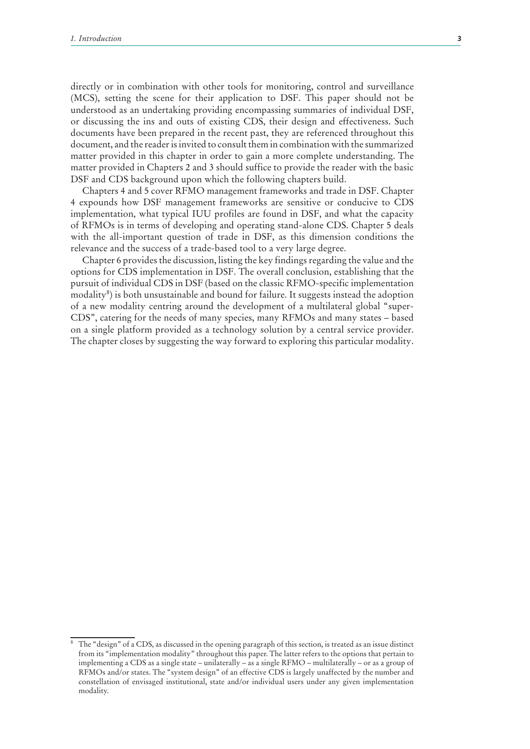directly or in combination with other tools for monitoring, control and surveillance (MCS), setting the scene for their application to DSF. This paper should not be understood as an undertaking providing encompassing summaries of individual DSF, or discussing the ins and outs of existing CDS, their design and effectiveness. Such documents have been prepared in the recent past, they are referenced throughout this document, and the reader is invited to consult them in combination with the summarized matter provided in this chapter in order to gain a more complete understanding. The matter provided in Chapters 2 and 3 should suffice to provide the reader with the basic DSF and CDS background upon which the following chapters build.

Chapters 4 and 5 cover RFMO management frameworks and trade in DSF. Chapter 4 expounds how DSF management frameworks are sensitive or conducive to CDS implementation, what typical IUU profiles are found in DSF, and what the capacity of RFMOs is in terms of developing and operating stand-alone CDS. Chapter 5 deals with the all-important question of trade in DSF, as this dimension conditions the relevance and the success of a trade-based tool to a very large degree.

Chapter 6 provides the discussion, listing the key findings regarding the value and the options for CDS implementation in DSF. The overall conclusion, establishing that the pursuit of individual CDS in DSF (based on the classic RFMO-specific implementation modality[8]) is both unsustainable and bound for failure. It suggests instead the adoption of a new modality centring around the development of a multilateral global "super-CDS", catering for the needs of many species, many RFMOs and many states – based on a single platform provided as a technology solution by a central service provider. The chapter closes by suggesting the way forward to exploring this particular modality.

---

[8] The "design" of a CDS, as discussed in the opening paragraph of this section, is treated as an issue distinct from its "implementation modality" throughout this paper. The latter refers to the options that pertain to implementing a CDS as a single state – unilaterally – as a single RFMO – multilaterally – or as a group of RFMOs and/or states. The "system design" of an effective CDS is largely unaffected by the number and constellation of envisaged institutional, state and/or individual users under any given implementation modality.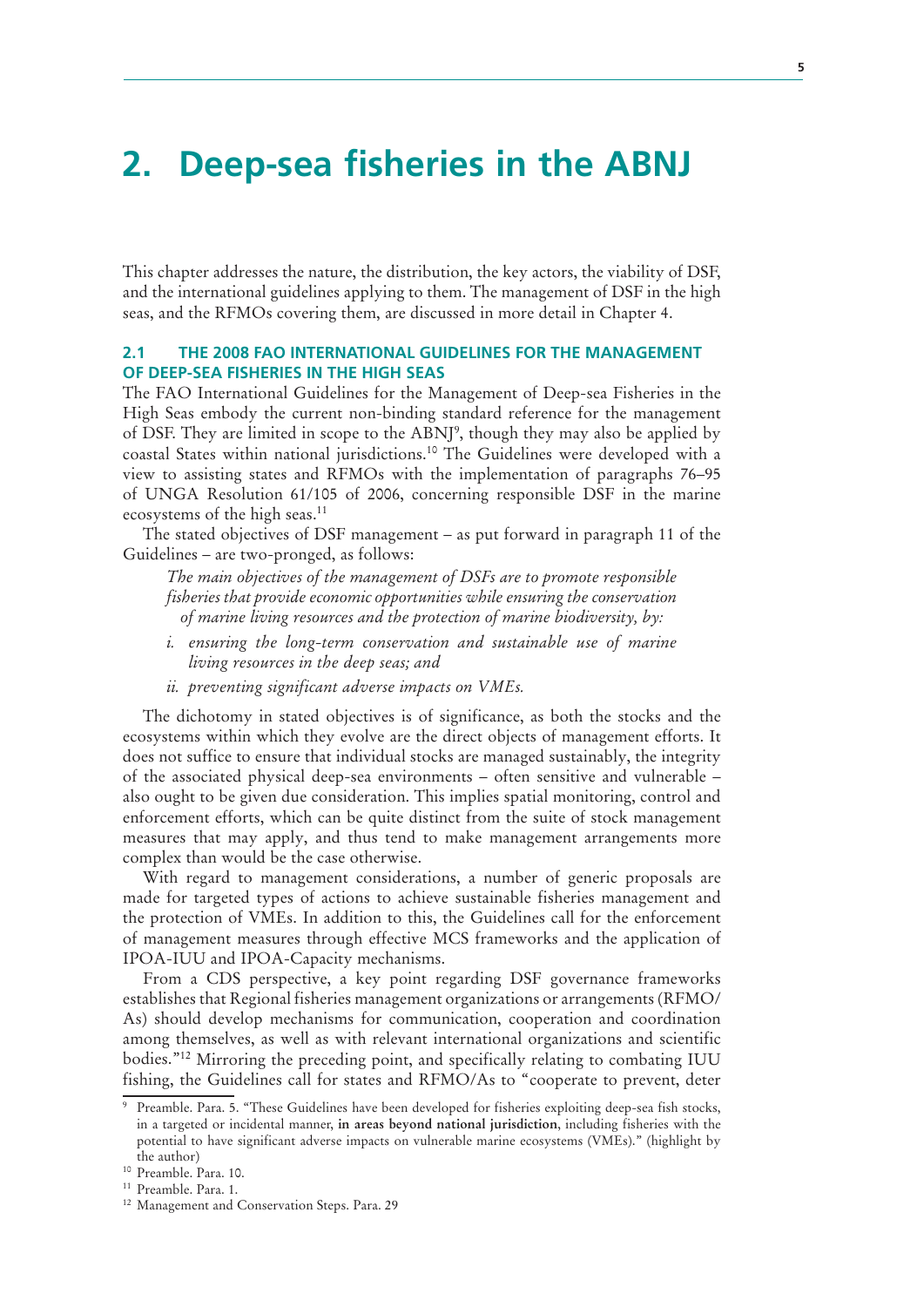# 2. Deep-sea fisheries in the ABNJ

This chapter addresses the nature, the distribution, the key actors, the viability of DSF, and the international guidelines applying to them. The management of DSF in the high seas, and the RFMOs covering them, are discussed in more detail in Chapter 4.

## 2.1 THE 2008 FAO INTERNATIONAL GUIDELINES FOR THE MANAGEMENT OF DEEP-SEA FISHERIES IN THE HIGH SEAS

The FAO International Guidelines for the Management of Deep-sea Fisheries in the High Seas embody the current non-binding standard reference for the management of DSF. They are limited in scope to the ABNJ[9], though they may also be applied by coastal States within national jurisdictions.[10] The Guidelines were developed with a view to assisting states and RFMOs with the implementation of paragraphs 76–95 of UNGA Resolution 61/105 of 2006, concerning responsible DSF in the marine ecosystems of the high seas.[11]

The stated objectives of DSF management – as put forward in paragraph 11 of the Guidelines – are two-pronged, as follows:

> *The main objectives of the management of DSFs are to promote responsible fisheries that provide economic opportunities while ensuring the conservation of marine living resources and the protection of marine biodiversity, by:*
>
> *i. ensuring the long-term conservation and sustainable use of marine living resources in the deep seas; and*
>
> *ii. preventing significant adverse impacts on VMEs.*

The dichotomy in stated objectives is of significance, as both the stocks and the ecosystems within which they evolve are the direct objects of management efforts. It does not suffice to ensure that individual stocks are managed sustainably, the integrity of the associated physical deep-sea environments – often sensitive and vulnerable – also ought to be given due consideration. This implies spatial monitoring, control and enforcement efforts, which can be quite distinct from the suite of stock management measures that may apply, and thus tend to make management arrangements more complex than would be the case otherwise.

With regard to management considerations, a number of generic proposals are made for targeted types of actions to achieve sustainable fisheries management and the protection of VMEs. In addition to this, the Guidelines call for the enforcement of management measures through effective MCS frameworks and the application of IPOA-IUU and IPOA-Capacity mechanisms.

From a CDS perspective, a key point regarding DSF governance frameworks establishes that Regional fisheries management organizations or arrangements (RFMO/As) should develop mechanisms for communication, cooperation and coordination among themselves, as well as with relevant international organizations and scientific bodies."[12] Mirroring the preceding point, and specifically relating to combating IUU fishing, the Guidelines call for states and RFMO/As to "cooperate to prevent, deter

---

[9] Preamble. Para. 5. "These Guidelines have been developed for fisheries exploiting deep-sea fish stocks, in a targeted or incidental manner, **in areas beyond national jurisdiction**, including fisheries with the potential to have significant adverse impacts on vulnerable marine ecosystems (VMEs)." (highlight by the author)

[10] Preamble. Para. 10.

[11] Preamble. Para. 1.

[12] Management and Conservation Steps. Para. 29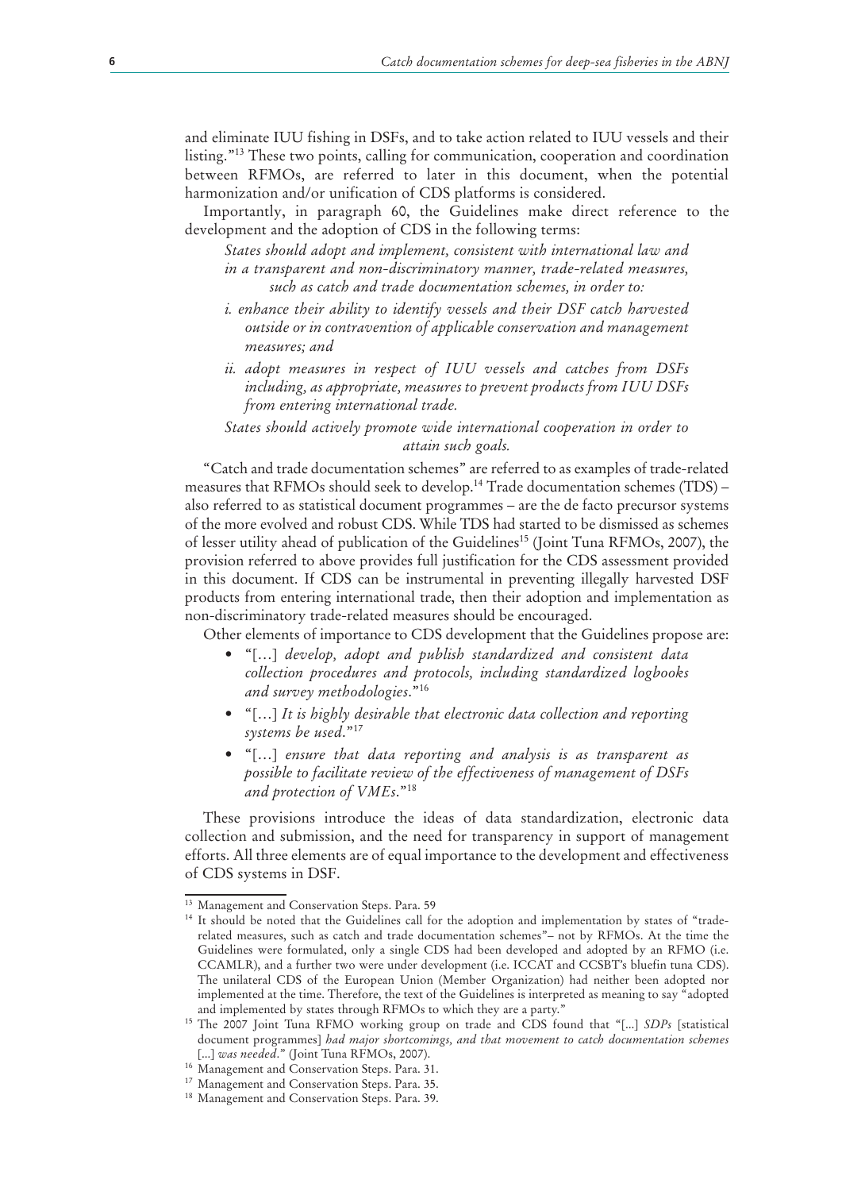and eliminate IUU fishing in DSFs, and to take action related to IUU vessels and their listing."[13] These two points, calling for communication, cooperation and coordination between RFMOs, are referred to later in this document, when the potential harmonization and/or unification of CDS platforms is considered.

Importantly, in paragraph 60, the Guidelines make direct reference to the development and the adoption of CDS in the following terms:

> *States should adopt and implement, consistent with international law and in a transparent and non-discriminatory manner, trade-related measures, such as catch and trade documentation schemes, in order to:*
>
> *i. enhance their ability to identify vessels and their DSF catch harvested outside or in contravention of applicable conservation and management measures; and*
>
> *ii. adopt measures in respect of IUU vessels and catches from DSFs including, as appropriate, measures to prevent products from IUU DSFs from entering international trade.*
>
> *States should actively promote wide international cooperation in order to attain such goals.*

"Catch and trade documentation schemes" are referred to as examples of trade-related measures that RFMOs should seek to develop.[14] Trade documentation schemes (TDS) – also referred to as statistical document programmes – are the de facto precursor systems of the more evolved and robust CDS. While TDS had started to be dismissed as schemes of lesser utility ahead of publication of the Guidelines[15] (Joint Tuna RFMOs, 2007), the provision referred to above provides full justification for the CDS assessment provided in this document. If CDS can be instrumental in preventing illegally harvested DSF products from entering international trade, then their adoption and implementation as non-discriminatory trade-related measures should be encouraged.

Other elements of importance to CDS development that the Guidelines propose are:

- "[…] *develop, adopt and publish standardized and consistent data collection procedures and protocols, including standardized logbooks and survey methodologies*."[16]
- "[…] *It is highly desirable that electronic data collection and reporting systems be used*."[17]
- "[…] *ensure that data reporting and analysis is as transparent as possible to facilitate review of the effectiveness of management of DSFs and protection of VMEs*."[18]

These provisions introduce the ideas of data standardization, electronic data collection and submission, and the need for transparency in support of management efforts. All three elements are of equal importance to the development and effectiveness of CDS systems in DSF.

---

[13] Management and Conservation Steps. Para. 59

[14] It should be noted that the Guidelines call for the adoption and implementation by states of "trade-related measures, such as catch and trade documentation schemes"– not by RFMOs. At the time the Guidelines were formulated, only a single CDS had been developed and adopted by an RFMO (i.e. CCAMLR), and a further two were under development (i.e. ICCAT and CCSBT's bluefin tuna CDS). The unilateral CDS of the European Union (Member Organization) had neither been adopted nor implemented at the time. Therefore, the text of the Guidelines is interpreted as meaning to say "adopted and implemented by states through RFMOs to which they are a party."

[15] The 2007 Joint Tuna RFMO working group on trade and CDS found that "[...] *SDPs* [statistical document programmes] *had major shortcomings, and that movement to catch documentation schemes* [...] *was needed*." (Joint Tuna RFMOs, 2007).

[16] Management and Conservation Steps. Para. 31.

[17] Management and Conservation Steps. Para. 35.

[18] Management and Conservation Steps. Para. 39.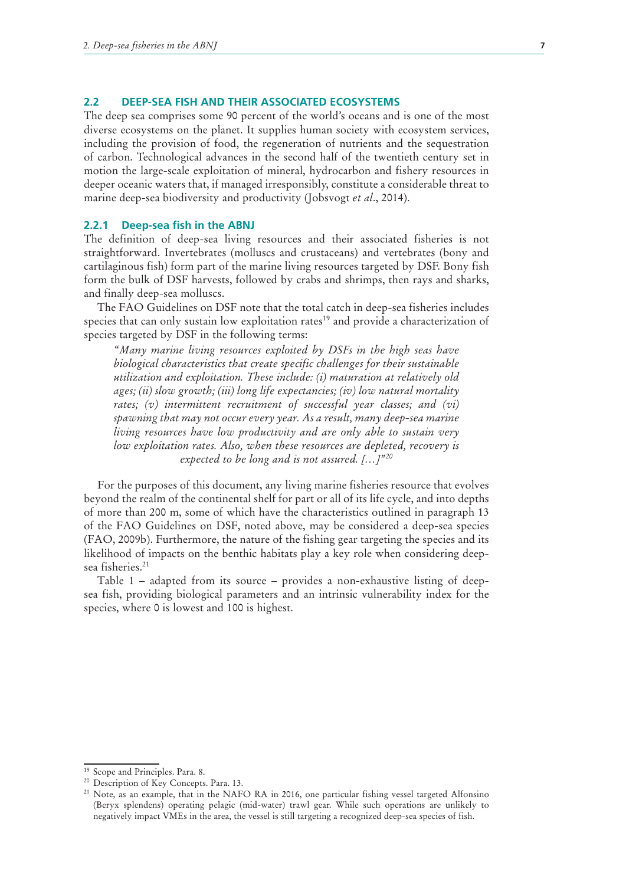## 2.2 DEEP-SEA FISH AND THEIR ASSOCIATED ECOSYSTEMS

The deep sea comprises some 90 percent of the world's oceans and is one of the most diverse ecosystems on the planet. It supplies human society with ecosystem services, including the provision of food, the regeneration of nutrients and the sequestration of carbon. Technological advances in the second half of the twentieth century set in motion the large-scale exploitation of mineral, hydrocarbon and fishery resources in deeper oceanic waters that, if managed irresponsibly, constitute a considerable threat to marine deep-sea biodiversity and productivity (Jobsvogt *et al*., 2014).

### 2.2.1 Deep-sea fish in the ABNJ

The definition of deep-sea living resources and their associated fisheries is not straightforward. Invertebrates (molluscs and crustaceans) and vertebrates (bony and cartilaginous fish) form part of the marine living resources targeted by DSF. Bony fish form the bulk of DSF harvests, followed by crabs and shrimps, then rays and sharks, and finally deep-sea molluscs.

The FAO Guidelines on DSF note that the total catch in deep-sea fisheries includes species that can only sustain low exploitation rates[19] and provide a characterization of species targeted by DSF in the following terms:

> *"Many marine living resources exploited by DSFs in the high seas have biological characteristics that create specific challenges for their sustainable utilization and exploitation. These include: (i) maturation at relatively old ages; (ii) slow growth; (iii) long life expectancies; (iv) low natural mortality rates; (v) intermittent recruitment of successful year classes; and (vi) spawning that may not occur every year. As a result, many deep-sea marine living resources have low productivity and are only able to sustain very low exploitation rates. Also, when these resources are depleted, recovery is expected to be long and is not assured. […]"*[20]

For the purposes of this document, any living marine fisheries resource that evolves beyond the realm of the continental shelf for part or all of its life cycle, and into depths of more than 200 m, some of which have the characteristics outlined in paragraph 13 of the FAO Guidelines on DSF, noted above, may be considered a deep-sea species (FAO, 2009b). Furthermore, the nature of the fishing gear targeting the species and its likelihood of impacts on the benthic habitats play a key role when considering deep-sea fisheries.[21]

Table 1 – adapted from its source – provides a non-exhaustive listing of deep-sea fish, providing biological parameters and an intrinsic vulnerability index for the species, where 0 is lowest and 100 is highest.

---

[19] Scope and Principles. Para. 8.

[20] Description of Key Concepts. Para. 13.

[21] Note, as an example, that in the NAFO RA in 2016, one particular fishing vessel targeted Alfonsino (Beryx splendens) operating pelagic (mid-water) trawl gear. While such operations are unlikely to negatively impact VMEs in the area, the vessel is still targeting a recognized deep-sea species of fish.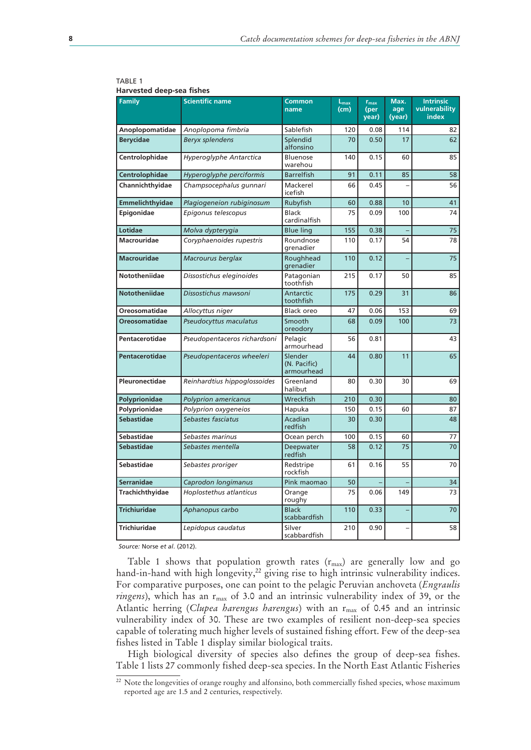TABLE 1
**Harvested deep-sea fishes**

| Family | Scientific name | Common name | $L_{max}$ (cm) | $r_{max}$ (per year) | Max. age (year) | Intrinsic vulnerability index |
|---|---|---|---|---|---|---|
| Anoplopomatidae | *Anoplopoma fimbria* | Sablefish | 120 | 0.08 | 114 | 82 |
| Berycidae | *Beryx splendens* | Splendid alfonsino | 70 | 0.50 | 17 | 62 |
| Centrolophidae | *Hyperoglyphe Antarctica* | Bluenose warehou | 140 | 0.15 | 60 | 85 |
| Centrolophidae | *Hyperoglyphe perciformis* | Barrelfish | 91 | 0.11 | 85 | 58 |
| Channichthyidae | *Champsocephalus gunnari* | Mackerel icefish | 66 | 0.45 | – | 56 |
| Emmelichthyidae | *Plagiogeneion rubiginosum* | Rubyfish | 60 | 0.88 | 10 | 41 |
| Epigonidae | *Epigonus telescopus* | Black cardinalfish | 75 | 0.09 | 100 | 74 |
| Lotidae | *Molva dypterygia* | Blue ling | 155 | 0.38 | – | 75 |
| Macrouridae | *Coryphaenoides rupestris* | Roundnose grenadier | 110 | 0.17 | 54 | 78 |
| Macrouridae | *Macrourus berglax* | Roughhead grenadier | 110 | 0.12 | – | 75 |
| Nototheniidae | *Dissostichus eleginoides* | Patagonian toothfish | 215 | 0.17 | 50 | 85 |
| Nototheniidae | *Dissostichus mawsoni* | Antarctic toothfish | 175 | 0.29 | 31 | 86 |
| Oreosomatidae | *Allocyttus niger* | Black oreo | 47 | 0.06 | 153 | 69 |
| Oreosomatidae | *Pseudocyttus maculatus* | Smooth oreodory | 68 | 0.09 | 100 | 73 |
| Pentacerotidae | *Pseudopentaceros richardsoni* | Pelagic armourhead | 56 | 0.81 | | 43 |
| Pentacerotidae | *Pseudopentaceros wheeleri* | Slender (N. Pacific) armourhead | 44 | 0.80 | 11 | 65 |
| Pleuronectidae | *Reinhardtius hippoglossoides* | Greenland halibut | 80 | 0.30 | 30 | 69 |
| Polyprionidae | *Polyprion americanus* | Wreckfish | 210 | 0.30 | | 80 |
| Polyprionidae | *Polyprion oxygeneios* | Hapuka | 150 | 0.15 | 60 | 87 |
| Sebastidae | *Sebastes fasciatus* | Acadian redfish | 30 | 0.30 | | 48 |
| Sebastidae | *Sebastes marinus* | Ocean perch | 100 | 0.15 | 60 | 77 |
| Sebastidae | *Sebastes mentella* | Deepwater redfish | 58 | 0.12 | 75 | 70 |
| Sebastidae | *Sebastes proriger* | Redstripe rockfish | 61 | 0.16 | 55 | 70 |
| Serranidae | *Caprodon longimanus* | Pink maomao | 50 | – | – | 34 |
| Trachichthyidae | *Hoplostethus atlanticus* | Orange roughy | 75 | 0.06 | 149 | 73 |
| Trichiuridae | *Aphanopus carbo* | Black scabbardfish | 110 | 0.33 | – | 70 |
| Trichiuridae | *Lepidopus caudatus* | Silver scabbardfish | 210 | 0.90 | – | 58 |

*Source:* Norse *et al*. (2012).

Table 1 shows that population growth rates ($r_{max}$) are generally low and go hand-in-hand with high longevity,[22] giving rise to high intrinsic vulnerability indices. For comparative purposes, one can point to the pelagic Peruvian anchoveta (*Engraulis ringens*), which has an $r_{max}$ of 3.0 and an intrinsic vulnerability index of 39, or the Atlantic herring (*Clupea harengus harengus*) with an $r_{max}$ of 0.45 and an intrinsic vulnerability index of 30. These are two examples of resilient non-deep-sea species capable of tolerating much higher levels of sustained fishing effort. Few of the deep-sea fishes listed in Table 1 display similar biological traits.

High biological diversity of species also defines the group of deep-sea fishes. Table 1 lists 27 commonly fished deep-sea species. In the North East Atlantic Fisheries

[22] Note the longevities of orange roughy and alfonsino, both commercially fished species, whose maximum reported age are 1.5 and 2 centuries, respectively.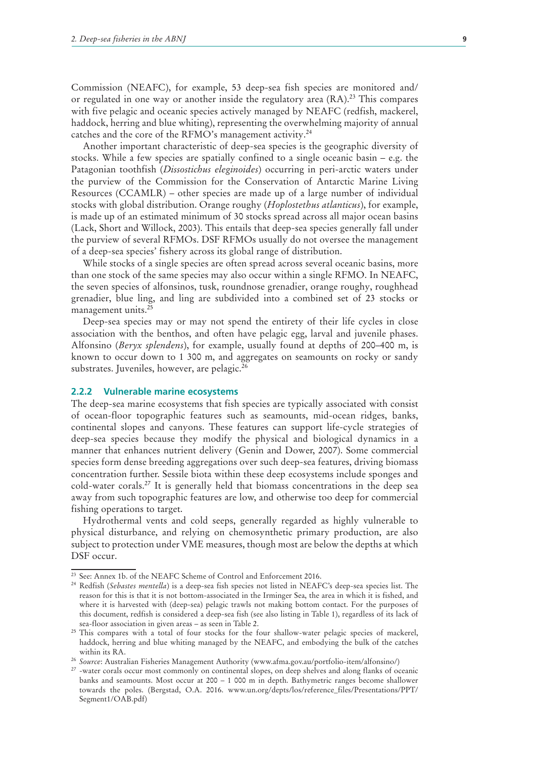Commission (NEAFC), for example, 53 deep-sea fish species are monitored and/or regulated in one way or another inside the regulatory area (RA).[23] This compares with five pelagic and oceanic species actively managed by NEAFC (redfish, mackerel, haddock, herring and blue whiting), representing the overwhelming majority of annual catches and the core of the RFMO's management activity.[24]

Another important characteristic of deep-sea species is the geographic diversity of stocks. While a few species are spatially confined to a single oceanic basin – e.g. the Patagonian toothfish (*Dissostichus eleginoides*) occurring in peri-arctic waters under the purview of the Commission for the Conservation of Antarctic Marine Living Resources (CCAMLR) – other species are made up of a large number of individual stocks with global distribution. Orange roughy (*Hoplostethus atlanticus*), for example, is made up of an estimated minimum of 30 stocks spread across all major ocean basins (Lack, Short and Willock, 2003). This entails that deep-sea species generally fall under the purview of several RFMOs. DSF RFMOs usually do not oversee the management of a deep-sea species' fishery across its global range of distribution.

While stocks of a single species are often spread across several oceanic basins, more than one stock of the same species may also occur within a single RFMO. In NEAFC, the seven species of alfonsinos, tusk, roundnose grenadier, orange roughy, roughhead grenadier, blue ling, and ling are subdivided into a combined set of 23 stocks or management units.[25]

Deep-sea species may or may not spend the entirety of their life cycles in close association with the benthos, and often have pelagic egg, larval and juvenile phases. Alfonsino (*Beryx splendens*), for example, usually found at depths of 200–400 m, is known to occur down to 1 300 m, and aggregates on seamounts on rocky or sandy substrates. Juveniles, however, are pelagic.[26]

### 2.2.2 Vulnerable marine ecosystems

The deep-sea marine ecosystems that fish species are typically associated with consist of ocean-floor topographic features such as seamounts, mid-ocean ridges, banks, continental slopes and canyons. These features can support life-cycle strategies of deep-sea species because they modify the physical and biological dynamics in a manner that enhances nutrient delivery (Genin and Dower, 2007). Some commercial species form dense breeding aggregations over such deep-sea features, driving biomass concentration further. Sessile biota within these deep ecosystems include sponges and cold-water corals.[27] It is generally held that biomass concentrations in the deep sea away from such topographic features are low, and otherwise too deep for commercial fishing operations to target.

Hydrothermal vents and cold seeps, generally regarded as highly vulnerable to physical disturbance, and relying on chemosynthetic primary production, are also subject to protection under VME measures, though most are below the depths at which DSF occur.

---

[23] See: Annex 1b. of the NEAFC Scheme of Control and Enforcement 2016.

[24] Redfish (*Sebastes mentella*) is a deep-sea fish species not listed in NEAFC's deep-sea species list. The reason for this is that it is not bottom-associated in the Irminger Sea, the area in which it is fished, and where it is harvested with (deep-sea) pelagic trawls not making bottom contact. For the purposes of this document, redfish is considered a deep-sea fish (see also listing in Table 1), regardless of its lack of sea-floor association in given areas – as seen in Table 2.

[25] This compares with a total of four stocks for the four shallow-water pelagic species of mackerel, haddock, herring and blue whiting managed by the NEAFC, and embodying the bulk of the catches within its RA.

[26] *Source*: Australian Fisheries Management Authority (www.afma.gov.au/portfolio-item/alfonsino/)

[27] -water corals occur most commonly on continental slopes, on deep shelves and along flanks of oceanic banks and seamounts. Most occur at 200 – 1 000 m in depth. Bathymetric ranges become shallower towards the poles. (Bergstad, O.A. 2016. www.un.org/depts/los/reference_files/Presentations/PPT/Segment1/OAB.pdf)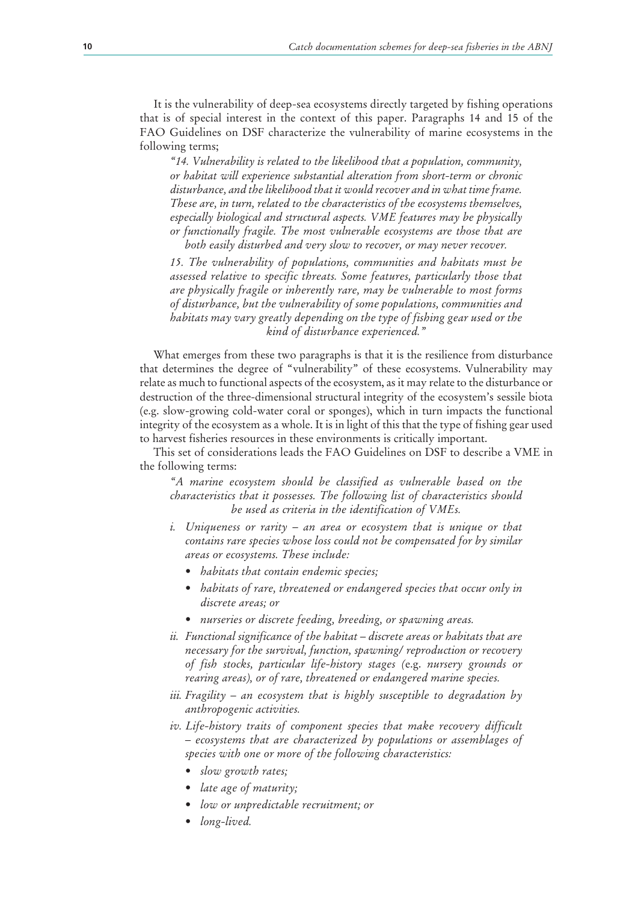It is the vulnerability of deep-sea ecosystems directly targeted by fishing operations that is of special interest in the context of this paper. Paragraphs 14 and 15 of the FAO Guidelines on DSF characterize the vulnerability of marine ecosystems in the following terms;

> *"14. Vulnerability is related to the likelihood that a population, community, or habitat will experience substantial alteration from short-term or chronic disturbance, and the likelihood that it would recover and in what time frame. These are, in turn, related to the characteristics of the ecosystems themselves, especially biological and structural aspects. VME features may be physically or functionally fragile. The most vulnerable ecosystems are those that are both easily disturbed and very slow to recover, or may never recover.*
>
> *15. The vulnerability of populations, communities and habitats must be assessed relative to specific threats. Some features, particularly those that are physically fragile or inherently rare, may be vulnerable to most forms of disturbance, but the vulnerability of some populations, communities and habitats may vary greatly depending on the type of fishing gear used or the kind of disturbance experienced."*

What emerges from these two paragraphs is that it is the resilience from disturbance that determines the degree of "vulnerability" of these ecosystems. Vulnerability may relate as much to functional aspects of the ecosystem, as it may relate to the disturbance or destruction of the three-dimensional structural integrity of the ecosystem's sessile biota (e.g. slow-growing cold-water coral or sponges), which in turn impacts the functional integrity of the ecosystem as a whole. It is in light of this that the type of fishing gear used to harvest fisheries resources in these environments is critically important.

This set of considerations leads the FAO Guidelines on DSF to describe a VME in the following terms:

> *"A marine ecosystem should be classified as vulnerable based on the characteristics that it possesses. The following list of characteristics should be used as criteria in the identification of VMEs.*
>
> *i. Uniqueness or rarity – an area or ecosystem that is unique or that contains rare species whose loss could not be compensated for by similar areas or ecosystems. These include:*
> - *habitats that contain endemic species;*
> - *habitats of rare, threatened or endangered species that occur only in discrete areas; or*
> - *nurseries or discrete feeding, breeding, or spawning areas.*
>
> *ii. Functional significance of the habitat – discrete areas or habitats that are necessary for the survival, function, spawning/ reproduction or recovery of fish stocks, particular life-history stages (e.g. nursery grounds or rearing areas), or of rare, threatened or endangered marine species.*
>
> *iii. Fragility – an ecosystem that is highly susceptible to degradation by anthropogenic activities.*
>
> *iv. Life-history traits of component species that make recovery difficult – ecosystems that are characterized by populations or assemblages of species with one or more of the following characteristics:*
> - *slow growth rates;*
> - *late age of maturity;*
> - *low or unpredictable recruitment; or*
> - *long-lived.*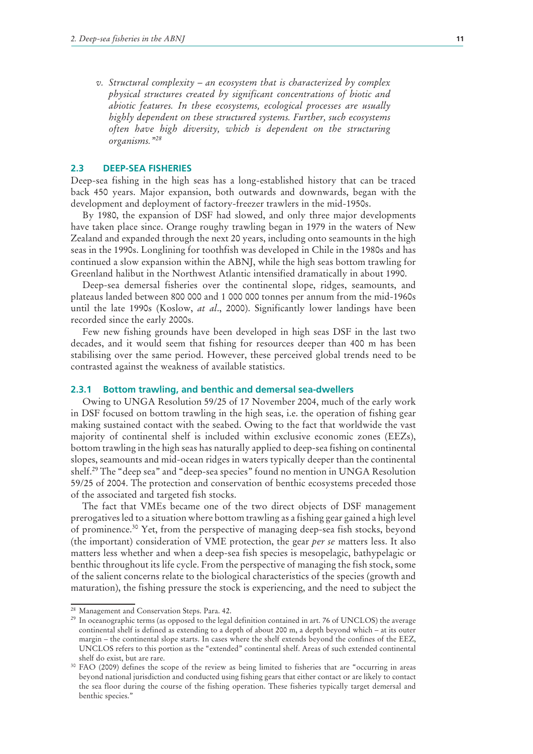*v. Structural complexity – an ecosystem that is characterized by complex physical structures created by significant concentrations of biotic and abiotic features. In these ecosystems, ecological processes are usually highly dependent on these structured systems. Further, such ecosystems often have high diversity, which is dependent on the structuring organisms."*[28]

## 2.3 DEEP-SEA FISHERIES

Deep-sea fishing in the high seas has a long-established history that can be traced back 450 years. Major expansion, both outwards and downwards, began with the development and deployment of factory-freezer trawlers in the mid-1950s.

By 1980, the expansion of DSF had slowed, and only three major developments have taken place since. Orange roughy trawling began in 1979 in the waters of New Zealand and expanded through the next 20 years, including onto seamounts in the high seas in the 1990s. Longlining for toothfish was developed in Chile in the 1980s and has continued a slow expansion within the ABNJ, while the high seas bottom trawling for Greenland halibut in the Northwest Atlantic intensified dramatically in about 1990.

Deep-sea demersal fisheries over the continental slope, ridges, seamounts, and plateaus landed between 800 000 and 1 000 000 tonnes per annum from the mid-1960s until the late 1990s (Koslow, *at al*., 2000). Significantly lower landings have been recorded since the early 2000s.

Few new fishing grounds have been developed in high seas DSF in the last two decades, and it would seem that fishing for resources deeper than 400 m has been stabilising over the same period. However, these perceived global trends need to be contrasted against the weakness of available statistics.

### 2.3.1 Bottom trawling, and benthic and demersal sea-dwellers

Owing to UNGA Resolution 59/25 of 17 November 2004, much of the early work in DSF focused on bottom trawling in the high seas, i.e. the operation of fishing gear making sustained contact with the seabed. Owing to the fact that worldwide the vast majority of continental shelf is included within exclusive economic zones (EEZs), bottom trawling in the high seas has naturally applied to deep-sea fishing on continental slopes, seamounts and mid-ocean ridges in waters typically deeper than the continental shelf.[29] The "deep sea" and "deep-sea species" found no mention in UNGA Resolution 59/25 of 2004. The protection and conservation of benthic ecosystems preceded those of the associated and targeted fish stocks.

The fact that VMEs became one of the two direct objects of DSF management prerogatives led to a situation where bottom trawling as a fishing gear gained a high level of prominence.[30] Yet, from the perspective of managing deep-sea fish stocks, beyond (the important) consideration of VME protection, the gear *per se* matters less. It also matters less whether and when a deep-sea fish species is mesopelagic, bathypelagic or benthic throughout its life cycle. From the perspective of managing the fish stock, some of the salient concerns relate to the biological characteristics of the species (growth and maturation), the fishing pressure the stock is experiencing, and the need to subject the

---

[28] Management and Conservation Steps. Para. 42.

[29] In oceanographic terms (as opposed to the legal definition contained in art. 76 of UNCLOS) the average continental shelf is defined as extending to a depth of about 200 m, a depth beyond which – at its outer margin – the continental slope starts. In cases where the shelf extends beyond the confines of the EEZ, UNCLOS refers to this portion as the "extended" continental shelf. Areas of such extended continental shelf do exist, but are rare.

[30] FAO (2009) defines the scope of the review as being limited to fisheries that are "occurring in areas beyond national jurisdiction and conducted using fishing gears that either contact or are likely to contact the sea floor during the course of the fishing operation. These fisheries typically target demersal and benthic species."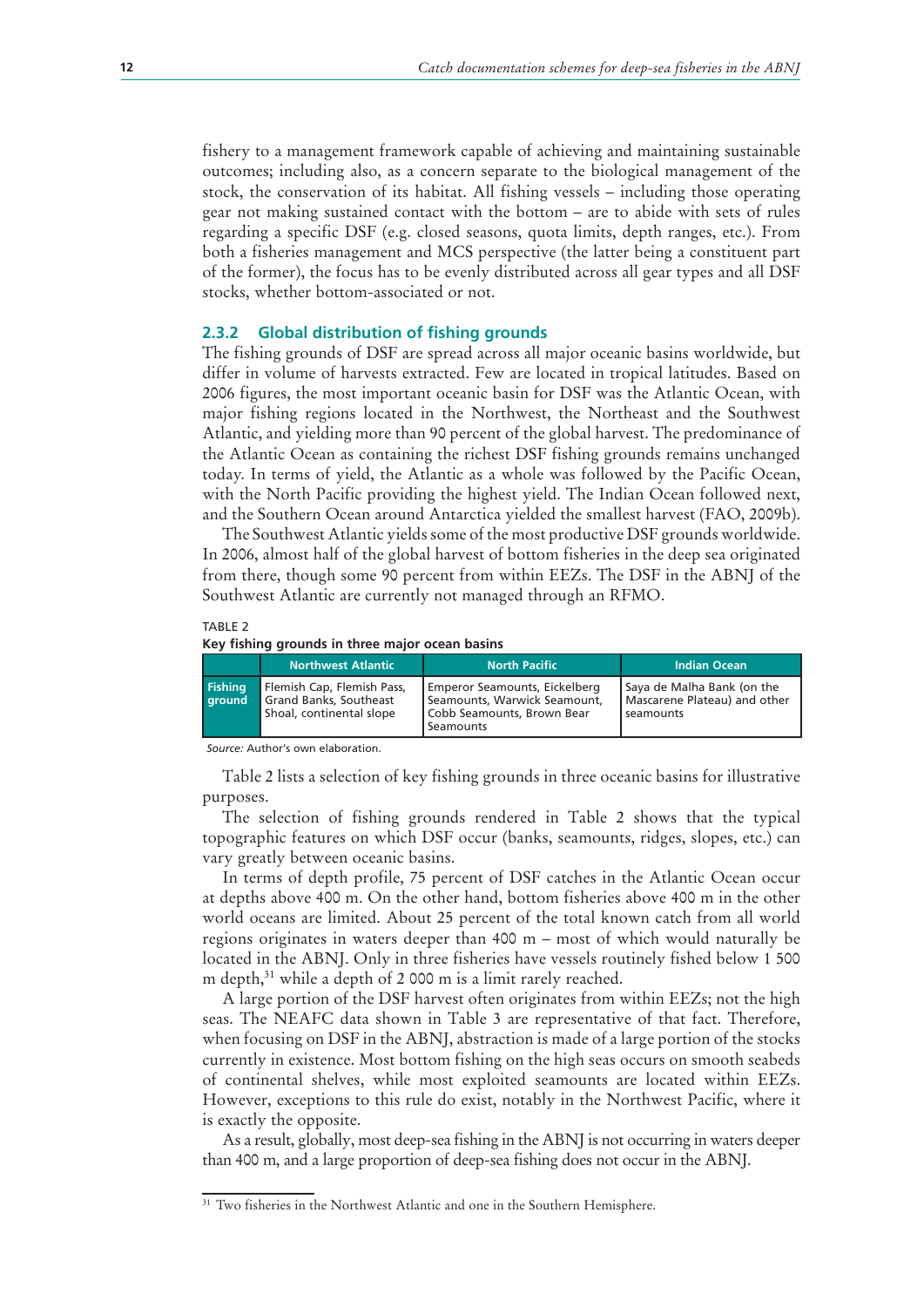fishery to a management framework capable of achieving and maintaining sustainable outcomes; including also, as a concern separate to the biological management of the stock, the conservation of its habitat. All fishing vessels – including those operating gear not making sustained contact with the bottom – are to abide with sets of rules regarding a specific DSF (e.g. closed seasons, quota limits, depth ranges, etc.). From both a fisheries management and MCS perspective (the latter being a constituent part of the former), the focus has to be evenly distributed across all gear types and all DSF stocks, whether bottom-associated or not.

### 2.3.2 Global distribution of fishing grounds

The fishing grounds of DSF are spread across all major oceanic basins worldwide, but differ in volume of harvests extracted. Few are located in tropical latitudes. Based on 2006 figures, the most important oceanic basin for DSF was the Atlantic Ocean, with major fishing regions located in the Northwest, the Northeast and the Southwest Atlantic, and yielding more than 90 percent of the global harvest. The predominance of the Atlantic Ocean as containing the richest DSF fishing grounds remains unchanged today. In terms of yield, the Atlantic as a whole was followed by the Pacific Ocean, with the North Pacific providing the highest yield. The Indian Ocean followed next, and the Southern Ocean around Antarctica yielded the smallest harvest (FAO, 2009b).

The Southwest Atlantic yields some of the most productive DSF grounds worldwide. In 2006, almost half of the global harvest of bottom fisheries in the deep sea originated from there, though some 90 percent from within EEZs. The DSF in the ABNJ of the Southwest Atlantic are currently not managed through an RFMO.

TABLE 2
**Key fishing grounds in three major ocean basins**

| | Northwest Atlantic | North Pacific | Indian Ocean |
|---|---|---|---|
| **Fishing ground** | Flemish Cap, Flemish Pass, Grand Banks, Southeast Shoal, continental slope | Emperor Seamounts, Eickelberg Seamounts, Warwick Seamount, Cobb Seamounts, Brown Bear Seamounts | Saya de Malha Bank (on the Mascarene Plateau) and other seamounts |

*Source:* Author's own elaboration.

Table 2 lists a selection of key fishing grounds in three oceanic basins for illustrative purposes.

The selection of fishing grounds rendered in Table 2 shows that the typical topographic features on which DSF occur (banks, seamounts, ridges, slopes, etc.) can vary greatly between oceanic basins.

In terms of depth profile, 75 percent of DSF catches in the Atlantic Ocean occur at depths above 400 m. On the other hand, bottom fisheries above 400 m in the other world oceans are limited. About 25 percent of the total known catch from all world regions originates in waters deeper than 400 m – most of which would naturally be located in the ABNJ. Only in three fisheries have vessels routinely fished below 1 500 m depth,[31] while a depth of 2 000 m is a limit rarely reached.

A large portion of the DSF harvest often originates from within EEZs; not the high seas. The NEAFC data shown in Table 3 are representative of that fact. Therefore, when focusing on DSF in the ABNJ, abstraction is made of a large portion of the stocks currently in existence. Most bottom fishing on the high seas occurs on smooth seabeds of continental shelves, while most exploited seamounts are located within EEZs. However, exceptions to this rule do exist, notably in the Northwest Pacific, where it is exactly the opposite.

As a result, globally, most deep-sea fishing in the ABNJ is not occurring in waters deeper than 400 m, and a large proportion of deep-sea fishing does not occur in the ABNJ.

[31] Two fisheries in the Northwest Atlantic and one in the Southern Hemisphere.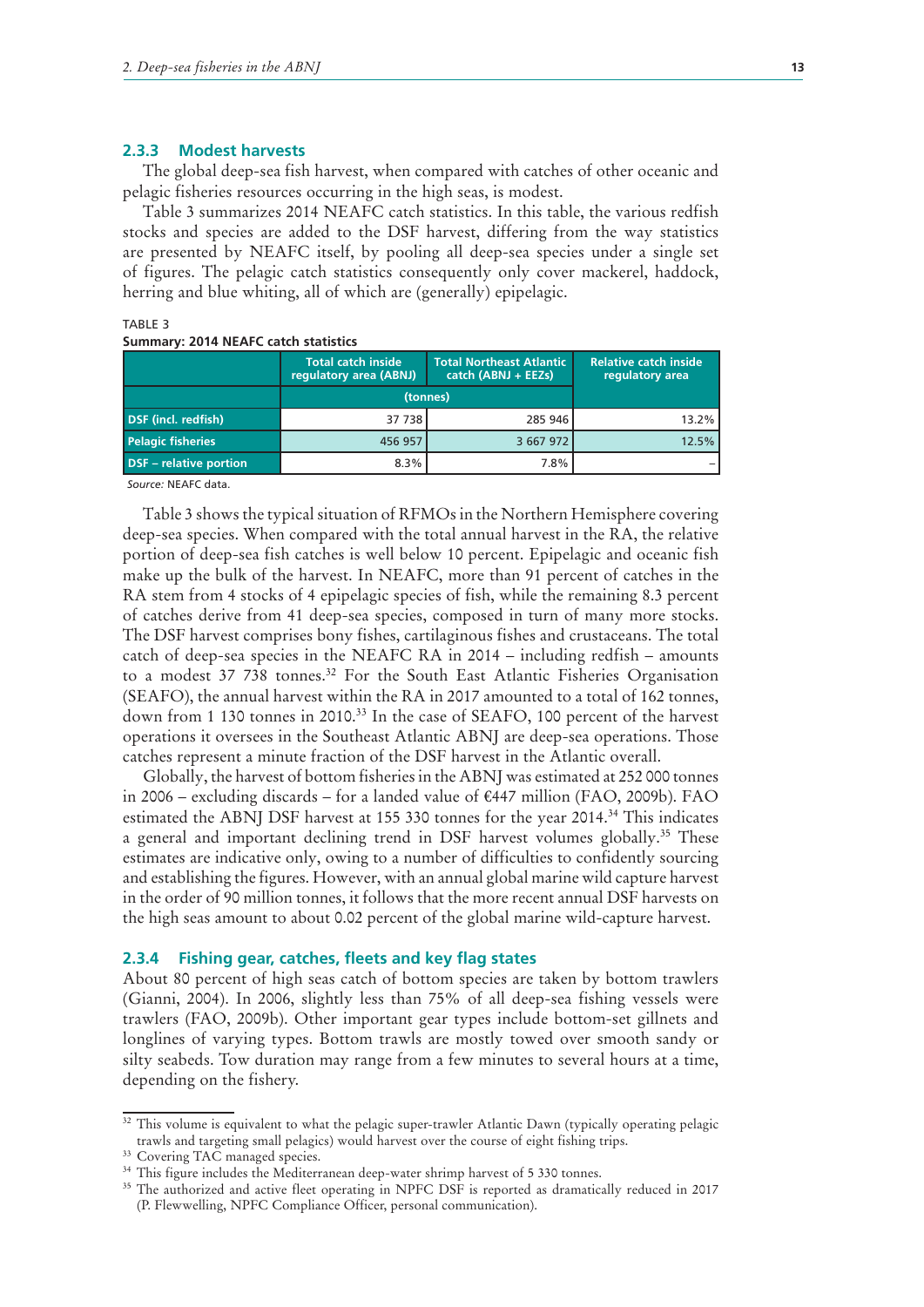### 2.3.3 Modest harvests

The global deep-sea fish harvest, when compared with catches of other oceanic and pelagic fisheries resources occurring in the high seas, is modest.

Table 3 summarizes 2014 NEAFC catch statistics. In this table, the various redfish stocks and species are added to the DSF harvest, differing from the way statistics are presented by NEAFC itself, by pooling all deep-sea species under a single set of figures. The pelagic catch statistics consequently only cover mackerel, haddock, herring and blue whiting, all of which are (generally) epipelagic.

TABLE 3

**Summary: 2014 NEAFC catch statistics**

| | Total catch inside regulatory area (ABNJ) | Total Northeast Atlantic catch (ABNJ + EEZs) | Relative catch inside regulatory area |
|---|---|---|---|
| | (tonnes) | | |
| **DSF (incl. redfish)** | 37 738 | 285 946 | 13.2% |
| **Pelagic fisheries** | 456 957 | 3 667 972 | 12.5% |
| **DSF – relative portion** | 8.3% | 7.8% | – |

*Source:* NEAFC data.

Table 3 shows the typical situation of RFMOs in the Northern Hemisphere covering deep-sea species. When compared with the total annual harvest in the RA, the relative portion of deep-sea fish catches is well below 10 percent. Epipelagic and oceanic fish make up the bulk of the harvest. In NEAFC, more than 91 percent of catches in the RA stem from 4 stocks of 4 epipelagic species of fish, while the remaining 8.3 percent of catches derive from 41 deep-sea species, composed in turn of many more stocks. The DSF harvest comprises bony fishes, cartilaginous fishes and crustaceans. The total catch of deep-sea species in the NEAFC RA in 2014 – including redfish – amounts to a modest 37 738 tonnes.[32] For the South East Atlantic Fisheries Organisation (SEAFO), the annual harvest within the RA in 2017 amounted to a total of 162 tonnes, down from 1 130 tonnes in 2010.[33] In the case of SEAFO, 100 percent of the harvest operations it oversees in the Southeast Atlantic ABNJ are deep-sea operations. Those catches represent a minute fraction of the DSF harvest in the Atlantic overall.

Globally, the harvest of bottom fisheries in the ABNJ was estimated at 252 000 tonnes in 2006 – excluding discards – for a landed value of €447 million (FAO, 2009b). FAO estimated the ABNJ DSF harvest at 155 330 tonnes for the year 2014.[34] This indicates a general and important declining trend in DSF harvest volumes globally.[35] These estimates are indicative only, owing to a number of difficulties to confidently sourcing and establishing the figures. However, with an annual global marine wild capture harvest in the order of 90 million tonnes, it follows that the more recent annual DSF harvests on the high seas amount to about 0.02 percent of the global marine wild-capture harvest.

### 2.3.4 Fishing gear, catches, fleets and key flag states

About 80 percent of high seas catch of bottom species are taken by bottom trawlers (Gianni, 2004). In 2006, slightly less than 75% of all deep-sea fishing vessels were trawlers (FAO, 2009b). Other important gear types include bottom-set gillnets and longlines of varying types. Bottom trawls are mostly towed over smooth sandy or silty seabeds. Tow duration may range from a few minutes to several hours at a time, depending on the fishery.

---

[32] This volume is equivalent to what the pelagic super-trawler Atlantic Dawn (typically operating pelagic trawls and targeting small pelagics) would harvest over the course of eight fishing trips.

[33] Covering TAC managed species.

[34] This figure includes the Mediterranean deep-water shrimp harvest of 5 330 tonnes.

[35] The authorized and active fleet operating in NPFC DSF is reported as dramatically reduced in 2017 (P. Flewwelling, NPFC Compliance Officer, personal communication).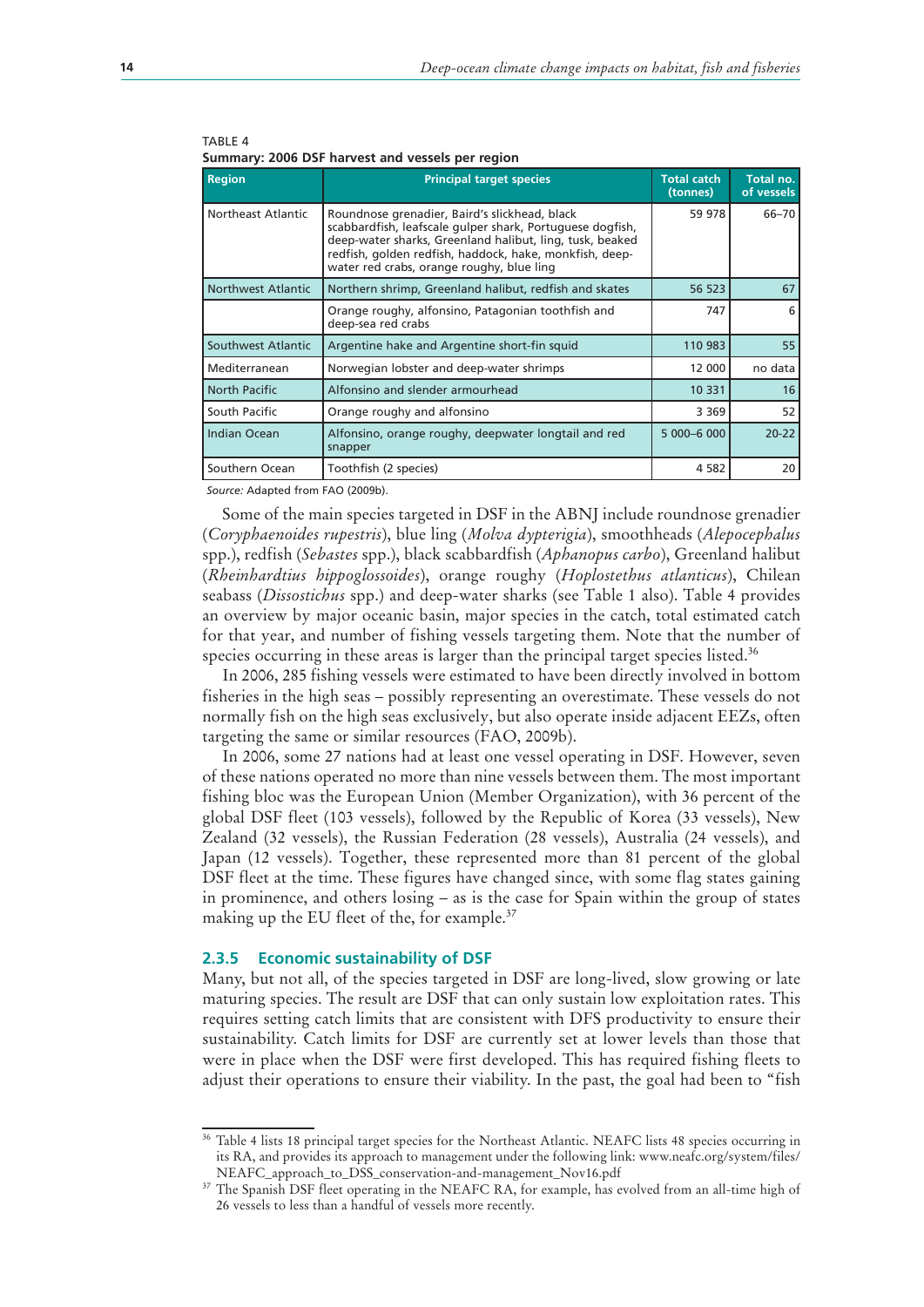TABLE 4
**Summary: 2006 DSF harvest and vessels per region**

| Region | Principal target species | Total catch (tonnes) | Total no. of vessels |
|---|---|---|---|
| Northeast Atlantic | Roundnose grenadier, Baird's slickhead, black scabbardfish, leafscale gulper shark, Portuguese dogfish, deep-water sharks, Greenland halibut, ling, tusk, beaked redfish, golden redfish, haddock, hake, monkfish, deep-water red crabs, orange roughy, blue ling | 59 978 | 66–70 |
| Northwest Atlantic | Northern shrimp, Greenland halibut, redfish and skates | 56 523 | 67 |
| | Orange roughy, alfonsino, Patagonian toothfish and deep-sea red crabs | 747 | 6 |
| Southwest Atlantic | Argentine hake and Argentine short-fin squid | 110 983 | 55 |
| Mediterranean | Norwegian lobster and deep-water shrimps | 12 000 | no data |
| North Pacific | Alfonsino and slender armourhead | 10 331 | 16 |
| South Pacific | Orange roughy and alfonsino | 3 369 | 52 |
| Indian Ocean | Alfonsino, orange roughy, deepwater longtail and red snapper | 5 000–6 000 | 20-22 |
| Southern Ocean | Toothfish (2 species) | 4 582 | 20 |

*Source:* Adapted from FAO (2009b).

Some of the main species targeted in DSF in the ABNJ include roundnose grenadier (*Coryphaenoides rupestris*), blue ling (*Molva dypterigia*), smoothheads (*Alepocephalus* spp.), redfish (*Sebastes* spp.), black scabbardfish (*Aphanopus carbo*), Greenland halibut (*Rheinhardtius hippoglossoides*), orange roughy (*Hoplostethus atlanticus*), Chilean seabass (*Dissostichus* spp.) and deep-water sharks (see Table 1 also). Table 4 provides an overview by major oceanic basin, major species in the catch, total estimated catch for that year, and number of fishing vessels targeting them. Note that the number of species occurring in these areas is larger than the principal target species listed.[36]

In 2006, 285 fishing vessels were estimated to have been directly involved in bottom fisheries in the high seas – possibly representing an overestimate. These vessels do not normally fish on the high seas exclusively, but also operate inside adjacent EEZs, often targeting the same or similar resources (FAO, 2009b).

In 2006, some 27 nations had at least one vessel operating in DSF. However, seven of these nations operated no more than nine vessels between them. The most important fishing bloc was the European Union (Member Organization), with 36 percent of the global DSF fleet (103 vessels), followed by the Republic of Korea (33 vessels), New Zealand (32 vessels), the Russian Federation (28 vessels), Australia (24 vessels), and Japan (12 vessels). Together, these represented more than 81 percent of the global DSF fleet at the time. These figures have changed since, with some flag states gaining in prominence, and others losing – as is the case for Spain within the group of states making up the EU fleet of the, for example.[37]

### 2.3.5 Economic sustainability of DSF

Many, but not all, of the species targeted in DSF are long-lived, slow growing or late maturing species. The result are DSF that can only sustain low exploitation rates. This requires setting catch limits that are consistent with DFS productivity to ensure their sustainability. Catch limits for DSF are currently set at lower levels than those that were in place when the DSF were first developed. This has required fishing fleets to adjust their operations to ensure their viability. In the past, the goal had been to "fish

[36] Table 4 lists 18 principal target species for the Northeast Atlantic. NEAFC lists 48 species occurring in its RA, and provides its approach to management under the following link: www.neafc.org/system/files/NEAFC_approach_to_DSS_conservation-and-management_Nov16.pdf

[37] The Spanish DSF fleet operating in the NEAFC RA, for example, has evolved from an all-time high of 26 vessels to less than a handful of vessels more recently.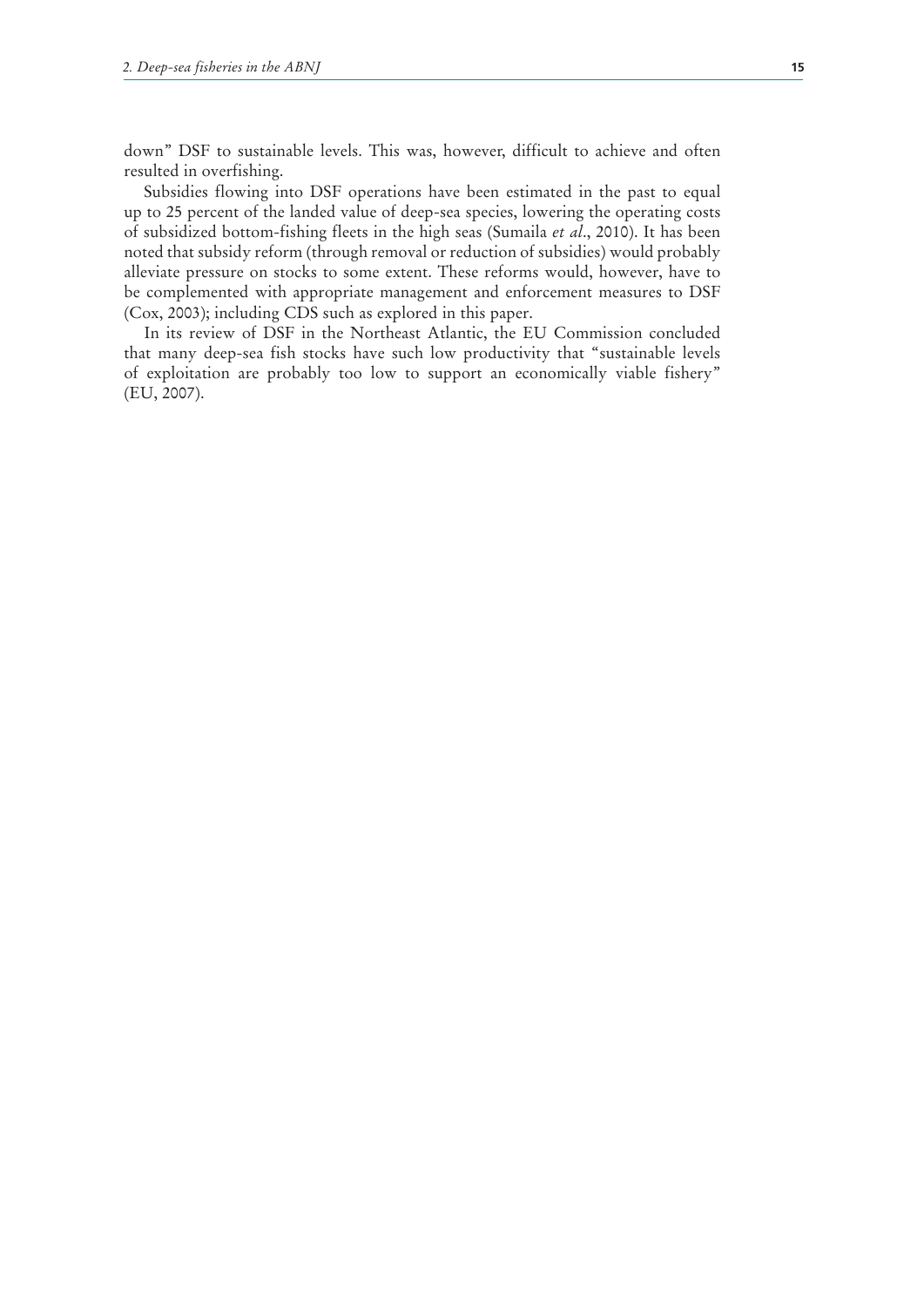down" DSF to sustainable levels. This was, however, difficult to achieve and often resulted in overfishing.

Subsidies flowing into DSF operations have been estimated in the past to equal up to 25 percent of the landed value of deep-sea species, lowering the operating costs of subsidized bottom-fishing fleets in the high seas (Sumaila *et al*., 2010). It has been noted that subsidy reform (through removal or reduction of subsidies) would probably alleviate pressure on stocks to some extent. These reforms would, however, have to be complemented with appropriate management and enforcement measures to DSF (Cox, 2003); including CDS such as explored in this paper.

In its review of DSF in the Northeast Atlantic, the EU Commission concluded that many deep-sea fish stocks have such low productivity that "sustainable levels of exploitation are probably too low to support an economically viable fishery" (EU, 2007).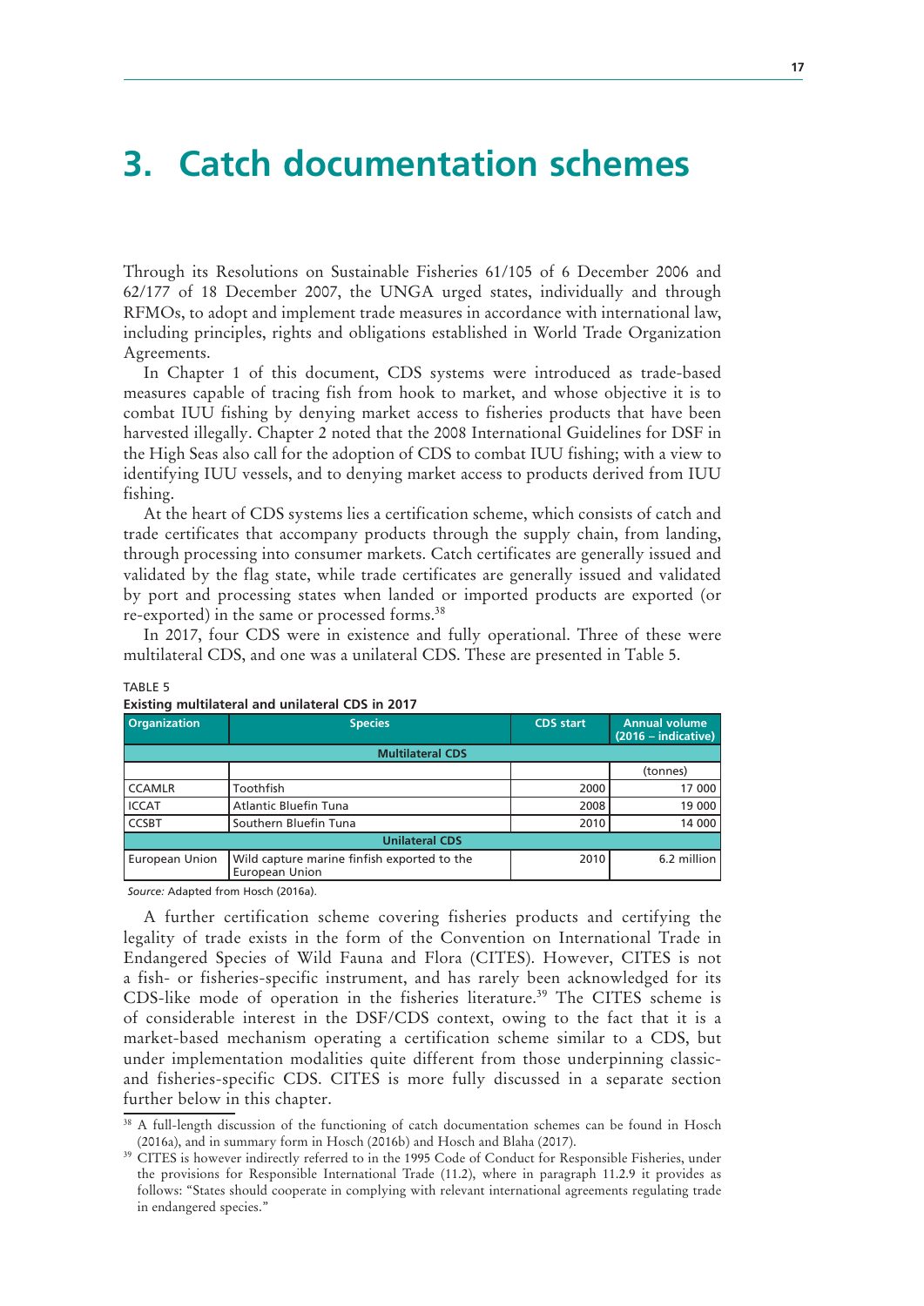# 3. Catch documentation schemes

Through its Resolutions on Sustainable Fisheries 61/105 of 6 December 2006 and 62/177 of 18 December 2007, the UNGA urged states, individually and through RFMOs, to adopt and implement trade measures in accordance with international law, including principles, rights and obligations established in World Trade Organization Agreements.

In Chapter 1 of this document, CDS systems were introduced as trade-based measures capable of tracing fish from hook to market, and whose objective it is to combat IUU fishing by denying market access to fisheries products that have been harvested illegally. Chapter 2 noted that the 2008 International Guidelines for DSF in the High Seas also call for the adoption of CDS to combat IUU fishing; with a view to identifying IUU vessels, and to denying market access to products derived from IUU fishing.

At the heart of CDS systems lies a certification scheme, which consists of catch and trade certificates that accompany products through the supply chain, from landing, through processing into consumer markets. Catch certificates are generally issued and validated by the flag state, while trade certificates are generally issued and validated by port and processing states when landed or imported products are exported (or re-exported) in the same or processed forms.[38]

In 2017, four CDS were in existence and fully operational. Three of these were multilateral CDS, and one was a unilateral CDS. These are presented in Table 5.

TABLE 5
**Existing multilateral and unilateral CDS in 2017**

| Organization | Species | CDS start | Annual volume (2016 – indicative) |
|---|---|---|---|
| **Multilateral CDS** | | | |
| | | | (tonnes) |
| CCAMLR | Toothfish | 2000 | 17 000 |
| ICCAT | Atlantic Bluefin Tuna | 2008 | 19 000 |
| CCSBT | Southern Bluefin Tuna | 2010 | 14 000 |
| **Unilateral CDS** | | | |
| European Union | Wild capture marine finfish exported to the European Union | 2010 | 6.2 million |

*Source:* Adapted from Hosch (2016a).

A further certification scheme covering fisheries products and certifying the legality of trade exists in the form of the Convention on International Trade in Endangered Species of Wild Fauna and Flora (CITES). However, CITES is not a fish- or fisheries-specific instrument, and has rarely been acknowledged for its CDS-like mode of operation in the fisheries literature.[39] The CITES scheme is of considerable interest in the DSF/CDS context, owing to the fact that it is a market-based mechanism operating a certification scheme similar to a CDS, but under implementation modalities quite different from those underpinning classic- and fisheries-specific CDS. CITES is more fully discussed in a separate section further below in this chapter.

---

[38] A full-length discussion of the functioning of catch documentation schemes can be found in Hosch (2016a), and in summary form in Hosch (2016b) and Hosch and Blaha (2017).

[39] CITES is however indirectly referred to in the 1995 Code of Conduct for Responsible Fisheries, under the provisions for Responsible International Trade (11.2), where in paragraph 11.2.9 it provides as follows: "States should cooperate in complying with relevant international agreements regulating trade in endangered species."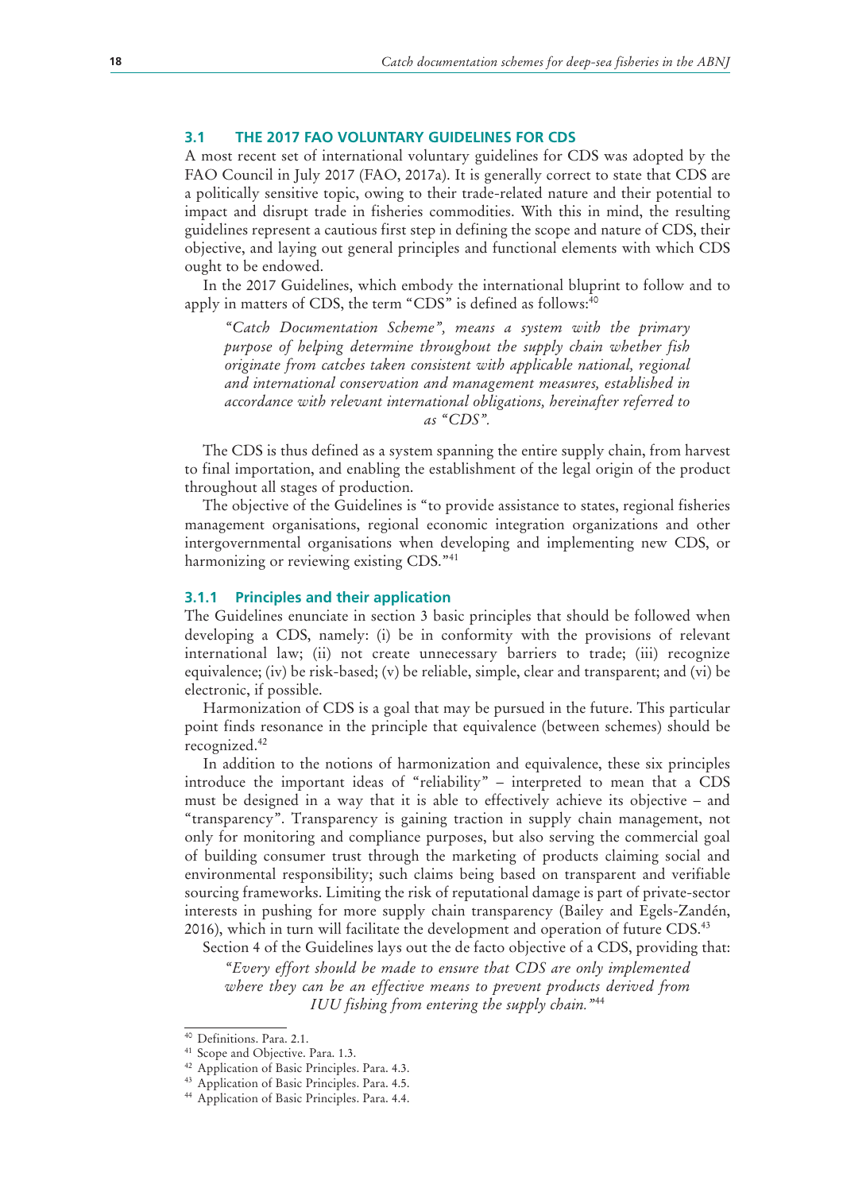### 3.1 THE 2017 FAO VOLUNTARY GUIDELINES FOR CDS

A most recent set of international voluntary guidelines for CDS was adopted by the FAO Council in July 2017 (FAO, 2017a). It is generally correct to state that CDS are a politically sensitive topic, owing to their trade-related nature and their potential to impact and disrupt trade in fisheries commodities. With this in mind, the resulting guidelines represent a cautious first step in defining the scope and nature of CDS, their objective, and laying out general principles and functional elements with which CDS ought to be endowed.

In the 2017 Guidelines, which embody the international bluprint to follow and to apply in matters of CDS, the term "CDS" is defined as follows:[40]

> *"Catch Documentation Scheme", means a system with the primary purpose of helping determine throughout the supply chain whether fish originate from catches taken consistent with applicable national, regional and international conservation and management measures, established in accordance with relevant international obligations, hereinafter referred to as "CDS".*

The CDS is thus defined as a system spanning the entire supply chain, from harvest to final importation, and enabling the establishment of the legal origin of the product throughout all stages of production.

The objective of the Guidelines is "to provide assistance to states, regional fisheries management organisations, regional economic integration organizations and other intergovernmental organisations when developing and implementing new CDS, or harmonizing or reviewing existing CDS."[41]

#### 3.1.1 Principles and their application

The Guidelines enunciate in section 3 basic principles that should be followed when developing a CDS, namely: (i) be in conformity with the provisions of relevant international law; (ii) not create unnecessary barriers to trade; (iii) recognize equivalence; (iv) be risk-based; (v) be reliable, simple, clear and transparent; and (vi) be electronic, if possible.

Harmonization of CDS is a goal that may be pursued in the future. This particular point finds resonance in the principle that equivalence (between schemes) should be recognized.[42]

In addition to the notions of harmonization and equivalence, these six principles introduce the important ideas of "reliability" – interpreted to mean that a CDS must be designed in a way that it is able to effectively achieve its objective – and "transparency". Transparency is gaining traction in supply chain management, not only for monitoring and compliance purposes, but also serving the commercial goal of building consumer trust through the marketing of products claiming social and environmental responsibility; such claims being based on transparent and verifiable sourcing frameworks. Limiting the risk of reputational damage is part of private-sector interests in pushing for more supply chain transparency (Bailey and Egels-Zandén, 2016), which in turn will facilitate the development and operation of future CDS.[43]

Section 4 of the Guidelines lays out the de facto objective of a CDS, providing that:

> *"Every effort should be made to ensure that CDS are only implemented where they can be an effective means to prevent products derived from IUU fishing from entering the supply chain."*[44]

---

[40] Definitions. Para. 2.1.

[41] Scope and Objective. Para. 1.3.

[42] Application of Basic Principles. Para. 4.3.

[43] Application of Basic Principles. Para. 4.5.

[44] Application of Basic Principles. Para. 4.4.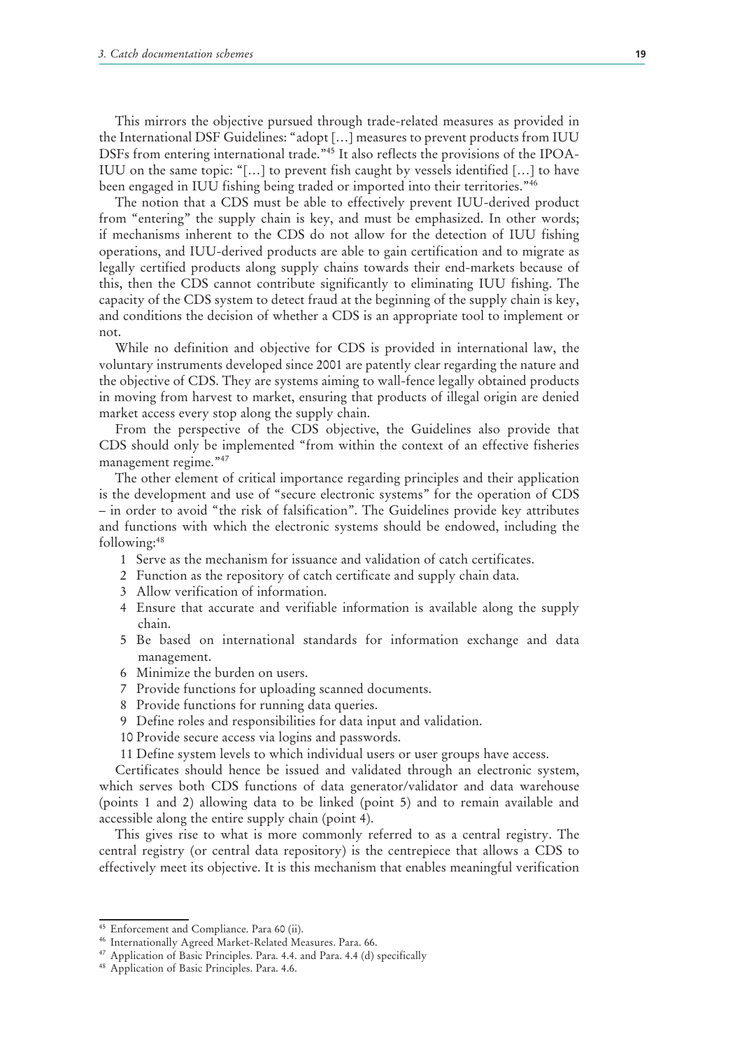This mirrors the objective pursued through trade-related measures as provided in the International DSF Guidelines: "adopt […] measures to prevent products from IUU DSFs from entering international trade."[45] It also reflects the provisions of the IPOA-IUU on the same topic: "[…] to prevent fish caught by vessels identified […] to have been engaged in IUU fishing being traded or imported into their territories."[46]

The notion that a CDS must be able to effectively prevent IUU-derived product from "entering" the supply chain is key, and must be emphasized. In other words; if mechanisms inherent to the CDS do not allow for the detection of IUU fishing operations, and IUU-derived products are able to gain certification and to migrate as legally certified products along supply chains towards their end-markets because of this, then the CDS cannot contribute significantly to eliminating IUU fishing. The capacity of the CDS system to detect fraud at the beginning of the supply chain is key, and conditions the decision of whether a CDS is an appropriate tool to implement or not.

While no definition and objective for CDS is provided in international law, the voluntary instruments developed since 2001 are patently clear regarding the nature and the objective of CDS. They are systems aiming to wall-fence legally obtained products in moving from harvest to market, ensuring that products of illegal origin are denied market access every stop along the supply chain.

From the perspective of the CDS objective, the Guidelines also provide that CDS should only be implemented "from within the context of an effective fisheries management regime."[47]

The other element of critical importance regarding principles and their application is the development and use of "secure electronic systems" for the operation of CDS – in order to avoid "the risk of falsification". The Guidelines provide key attributes and functions with which the electronic systems should be endowed, including the following:[48]

1. Serve as the mechanism for issuance and validation of catch certificates.
2. Function as the repository of catch certificate and supply chain data.
3. Allow verification of information.
4. Ensure that accurate and verifiable information is available along the supply chain.
5. Be based on international standards for information exchange and data management.
6. Minimize the burden on users.
7. Provide functions for uploading scanned documents.
8. Provide functions for running data queries.
9. Define roles and responsibilities for data input and validation.
10. Provide secure access via logins and passwords.
11. Define system levels to which individual users or user groups have access.

Certificates should hence be issued and validated through an electronic system, which serves both CDS functions of data generator/validator and data warehouse (points 1 and 2) allowing data to be linked (point 5) and to remain available and accessible along the entire supply chain (point 4).

This gives rise to what is more commonly referred to as a central registry. The central registry (or central data repository) is the centrepiece that allows a CDS to effectively meet its objective. It is this mechanism that enables meaningful verification

---

[45] Enforcement and Compliance. Para 60 (ii).

[46] Internationally Agreed Market-Related Measures. Para. 66.

[47] Application of Basic Principles. Para. 4.4. and Para. 4.4 (d) specifically

[48] Application of Basic Principles. Para. 4.6.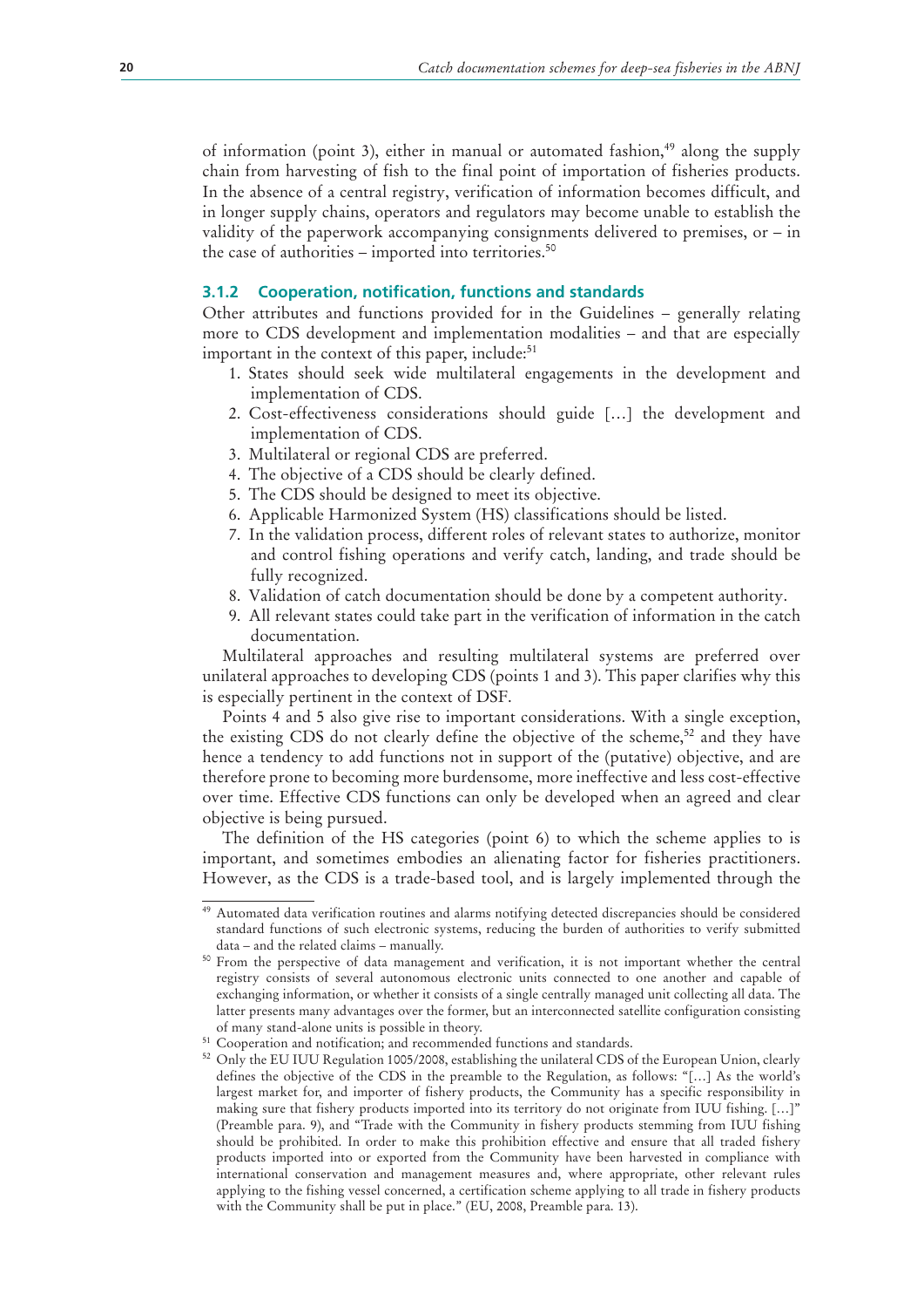of information (point 3), either in manual or automated fashion,[49] along the supply chain from harvesting of fish to the final point of importation of fisheries products. In the absence of a central registry, verification of information becomes difficult, and in longer supply chains, operators and regulators may become unable to establish the validity of the paperwork accompanying consignments delivered to premises, or – in the case of authorities – imported into territories.[50]

### 3.1.2 Cooperation, notification, functions and standards

Other attributes and functions provided for in the Guidelines – generally relating more to CDS development and implementation modalities – and that are especially important in the context of this paper, include:[51]

1. States should seek wide multilateral engagements in the development and implementation of CDS.
2. Cost-effectiveness considerations should guide […] the development and implementation of CDS.
3. Multilateral or regional CDS are preferred.
4. The objective of a CDS should be clearly defined.
5. The CDS should be designed to meet its objective.
6. Applicable Harmonized System (HS) classifications should be listed.
7. In the validation process, different roles of relevant states to authorize, monitor and control fishing operations and verify catch, landing, and trade should be fully recognized.
8. Validation of catch documentation should be done by a competent authority.
9. All relevant states could take part in the verification of information in the catch documentation.

Multilateral approaches and resulting multilateral systems are preferred over unilateral approaches to developing CDS (points 1 and 3). This paper clarifies why this is especially pertinent in the context of DSF.

Points 4 and 5 also give rise to important considerations. With a single exception, the existing CDS do not clearly define the objective of the scheme,[52] and they have hence a tendency to add functions not in support of the (putative) objective, and are therefore prone to becoming more burdensome, more ineffective and less cost-effective over time. Effective CDS functions can only be developed when an agreed and clear objective is being pursued.

The definition of the HS categories (point 6) to which the scheme applies to is important, and sometimes embodies an alienating factor for fisheries practitioners. However, as the CDS is a trade-based tool, and is largely implemented through the

---

[49] Automated data verification routines and alarms notifying detected discrepancies should be considered standard functions of such electronic systems, reducing the burden of authorities to verify submitted data – and the related claims – manually.

[50] From the perspective of data management and verification, it is not important whether the central registry consists of several autonomous electronic units connected to one another and capable of exchanging information, or whether it consists of a single centrally managed unit collecting all data. The latter presents many advantages over the former, but an interconnected satellite configuration consisting of many stand-alone units is possible in theory.

[51] Cooperation and notification; and recommended functions and standards.

[52] Only the EU IUU Regulation 1005/2008, establishing the unilateral CDS of the European Union, clearly defines the objective of the CDS in the preamble to the Regulation, as follows: "[…] As the world's largest market for, and importer of fishery products, the Community has a specific responsibility in making sure that fishery products imported into its territory do not originate from IUU fishing. […]" (Preamble para. 9), and "Trade with the Community in fishery products stemming from IUU fishing should be prohibited. In order to make this prohibition effective and ensure that all traded fishery products imported into or exported from the Community have been harvested in compliance with international conservation and management measures and, where appropriate, other relevant rules applying to the fishing vessel concerned, a certification scheme applying to all trade in fishery products with the Community shall be put in place." (EU, 2008, Preamble para. 13).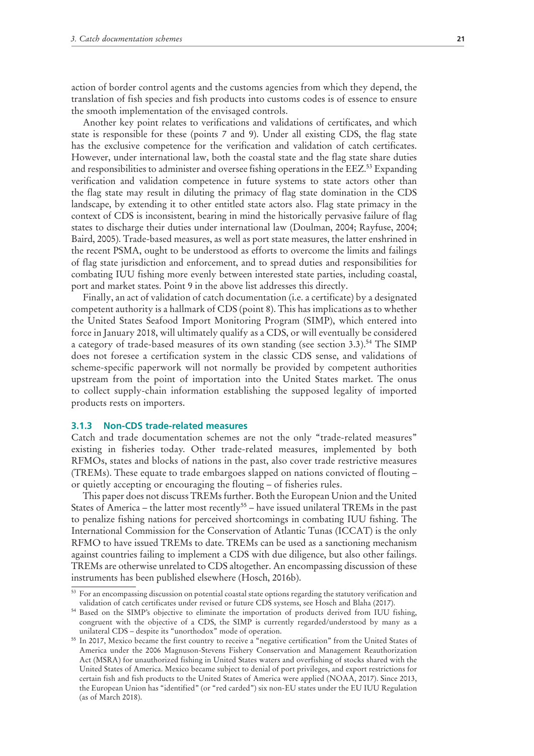action of border control agents and the customs agencies from which they depend, the translation of fish species and fish products into customs codes is of essence to ensure the smooth implementation of the envisaged controls.

Another key point relates to verifications and validations of certificates, and which state is responsible for these (points 7 and 9). Under all existing CDS, the flag state has the exclusive competence for the verification and validation of catch certificates. However, under international law, both the coastal state and the flag state share duties and responsibilities to administer and oversee fishing operations in the EEZ.[53] Expanding verification and validation competence in future systems to state actors other than the flag state may result in diluting the primacy of flag state domination in the CDS landscape, by extending it to other entitled state actors also. Flag state primacy in the context of CDS is inconsistent, bearing in mind the historically pervasive failure of flag states to discharge their duties under international law (Doulman, 2004; Rayfuse, 2004; Baird, 2005). Trade-based measures, as well as port state measures, the latter enshrined in the recent PSMA, ought to be understood as efforts to overcome the limits and failings of flag state jurisdiction and enforcement, and to spread duties and responsibilities for combating IUU fishing more evenly between interested state parties, including coastal, port and market states. Point 9 in the above list addresses this directly.

Finally, an act of validation of catch documentation (i.e. a certificate) by a designated competent authority is a hallmark of CDS (point 8). This has implications as to whether the United States Seafood Import Monitoring Program (SIMP), which entered into force in January 2018, will ultimately qualify as a CDS, or will eventually be considered a category of trade-based measures of its own standing (see section 3.3).[54] The SIMP does not foresee a certification system in the classic CDS sense, and validations of scheme-specific paperwork will not normally be provided by competent authorities upstream from the point of importation into the United States market. The onus to collect supply-chain information establishing the supposed legality of imported products rests on importers.

### 3.1.3 Non-CDS trade-related measures

Catch and trade documentation schemes are not the only "trade-related measures" existing in fisheries today. Other trade-related measures, implemented by both RFMOs, states and blocks of nations in the past, also cover trade restrictive measures (TREMs). These equate to trade embargoes slapped on nations convicted of flouting – or quietly accepting or encouraging the flouting – of fisheries rules.

This paper does not discuss TREMs further. Both the European Union and the United States of America – the latter most recently[55] – have issued unilateral TREMs in the past to penalize fishing nations for perceived shortcomings in combating IUU fishing. The International Commission for the Conservation of Atlantic Tunas (ICCAT) is the only RFMO to have issued TREMs to date. TREMs can be used as a sanctioning mechanism against countries failing to implement a CDS with due diligence, but also other failings. TREMs are otherwise unrelated to CDS altogether. An encompassing discussion of these instruments has been published elsewhere (Hosch, 2016b).

---

[53] For an encompassing discussion on potential coastal state options regarding the statutory verification and validation of catch certificates under revised or future CDS systems, see Hosch and Blaha (2017).

[54] Based on the SIMP's objective to eliminate the importation of products derived from IUU fishing, congruent with the objective of a CDS, the SIMP is currently regarded/understood by many as a unilateral CDS – despite its "unorthodox" mode of operation.

[55] In 2017, Mexico became the first country to receive a "negative certification" from the United States of America under the 2006 Magnuson-Stevens Fishery Conservation and Management Reauthorization Act (MSRA) for unauthorized fishing in United States waters and overfishing of stocks shared with the United States of America. Mexico became subject to denial of port privileges, and export restrictions for certain fish and fish products to the United States of America were applied (NOAA, 2017). Since 2013, the European Union has "identified" (or "red carded") six non-EU states under the EU IUU Regulation (as of March 2018).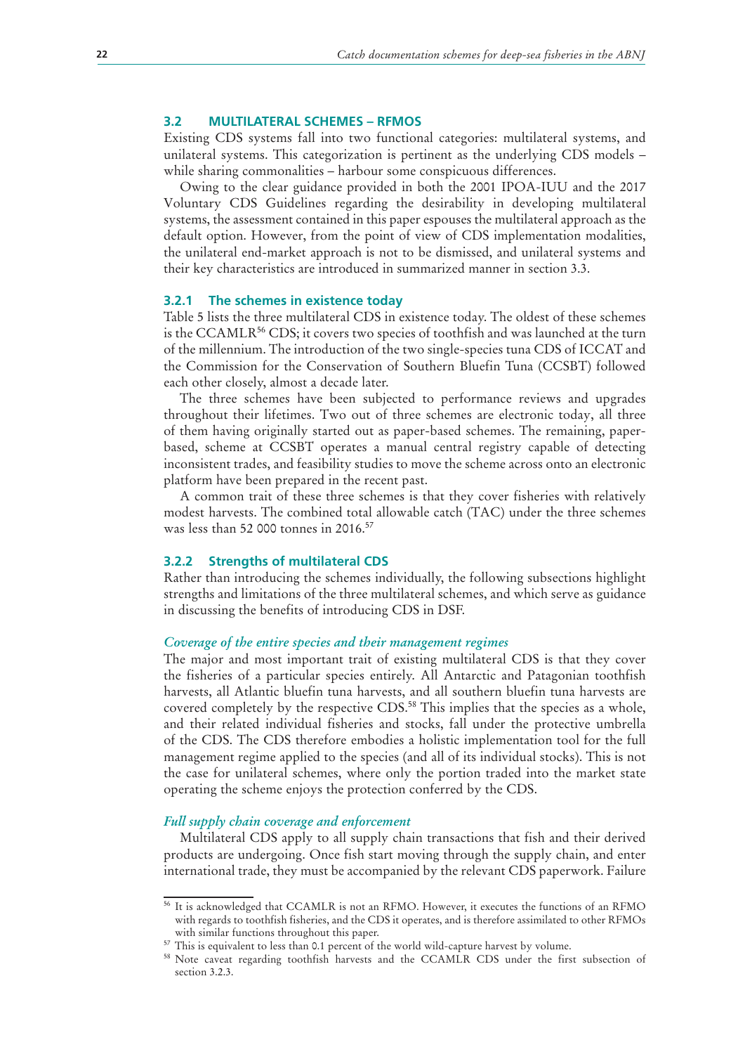## 3.2 MULTILATERAL SCHEMES – RFMOS

Existing CDS systems fall into two functional categories: multilateral systems, and unilateral systems. This categorization is pertinent as the underlying CDS models – while sharing commonalities – harbour some conspicuous differences.

Owing to the clear guidance provided in both the 2001 IPOA-IUU and the 2017 Voluntary CDS Guidelines regarding the desirability in developing multilateral systems, the assessment contained in this paper espouses the multilateral approach as the default option. However, from the point of view of CDS implementation modalities, the unilateral end-market approach is not to be dismissed, and unilateral systems and their key characteristics are introduced in summarized manner in section 3.3.

### 3.2.1 The schemes in existence today

Table 5 lists the three multilateral CDS in existence today. The oldest of these schemes is the CCAMLR[56] CDS; it covers two species of toothfish and was launched at the turn of the millennium. The introduction of the two single-species tuna CDS of ICCAT and the Commission for the Conservation of Southern Bluefin Tuna (CCSBT) followed each other closely, almost a decade later.

The three schemes have been subjected to performance reviews and upgrades throughout their lifetimes. Two out of three schemes are electronic today, all three of them having originally started out as paper-based schemes. The remaining, paper-based, scheme at CCSBT operates a manual central registry capable of detecting inconsistent trades, and feasibility studies to move the scheme across onto an electronic platform have been prepared in the recent past.

A common trait of these three schemes is that they cover fisheries with relatively modest harvests. The combined total allowable catch (TAC) under the three schemes was less than 52 000 tonnes in 2016.[57]

### 3.2.2 Strengths of multilateral CDS

Rather than introducing the schemes individually, the following subsections highlight strengths and limitations of the three multilateral schemes, and which serve as guidance in discussing the benefits of introducing CDS in DSF.

#### *Coverage of the entire species and their management regimes*

The major and most important trait of existing multilateral CDS is that they cover the fisheries of a particular species entirely. All Antarctic and Patagonian toothfish harvests, all Atlantic bluefin tuna harvests, and all southern bluefin tuna harvests are covered completely by the respective CDS.[58] This implies that the species as a whole, and their related individual fisheries and stocks, fall under the protective umbrella of the CDS. The CDS therefore embodies a holistic implementation tool for the full management regime applied to the species (and all of its individual stocks). This is not the case for unilateral schemes, where only the portion traded into the market state operating the scheme enjoys the protection conferred by the CDS.

#### *Full supply chain coverage and enforcement*

Multilateral CDS apply to all supply chain transactions that fish and their derived products are undergoing. Once fish start moving through the supply chain, and enter international trade, they must be accompanied by the relevant CDS paperwork. Failure

---

[56] It is acknowledged that CCAMLR is not an RFMO. However, it executes the functions of an RFMO with regards to toothfish fisheries, and the CDS it operates, and is therefore assimilated to other RFMOs with similar functions throughout this paper.

[57] This is equivalent to less than 0.1 percent of the world wild-capture harvest by volume.

[58] Note caveat regarding toothfish harvests and the CCAMLR CDS under the first subsection of section 3.2.3.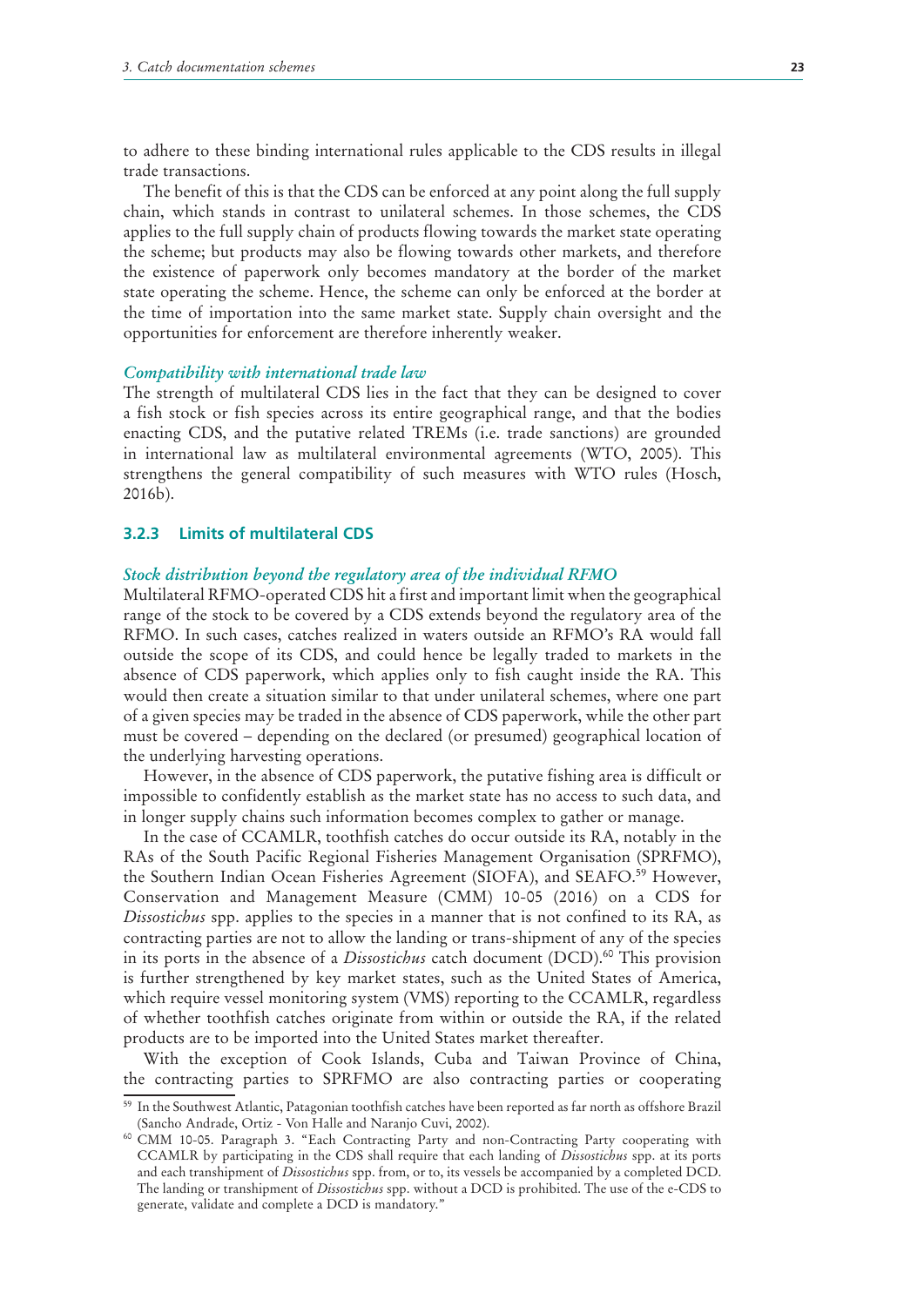to adhere to these binding international rules applicable to the CDS results in illegal trade transactions.

The benefit of this is that the CDS can be enforced at any point along the full supply chain, which stands in contrast to unilateral schemes. In those schemes, the CDS applies to the full supply chain of products flowing towards the market state operating the scheme; but products may also be flowing towards other markets, and therefore the existence of paperwork only becomes mandatory at the border of the market state operating the scheme. Hence, the scheme can only be enforced at the border at the time of importation into the same market state. Supply chain oversight and the opportunities for enforcement are therefore inherently weaker.

*Compatibility with international trade law*

The strength of multilateral CDS lies in the fact that they can be designed to cover a fish stock or fish species across its entire geographical range, and that the bodies enacting CDS, and the putative related TREMs (i.e. trade sanctions) are grounded in international law as multilateral environmental agreements (WTO, 2005). This strengthens the general compatibility of such measures with WTO rules (Hosch, 2016b).

### 3.2.3 Limits of multilateral CDS

*Stock distribution beyond the regulatory area of the individual RFMO*

Multilateral RFMO-operated CDS hit a first and important limit when the geographical range of the stock to be covered by a CDS extends beyond the regulatory area of the RFMO. In such cases, catches realized in waters outside an RFMO's RA would fall outside the scope of its CDS, and could hence be legally traded to markets in the absence of CDS paperwork, which applies only to fish caught inside the RA. This would then create a situation similar to that under unilateral schemes, where one part of a given species may be traded in the absence of CDS paperwork, while the other part must be covered – depending on the declared (or presumed) geographical location of the underlying harvesting operations.

However, in the absence of CDS paperwork, the putative fishing area is difficult or impossible to confidently establish as the market state has no access to such data, and in longer supply chains such information becomes complex to gather or manage.

In the case of CCAMLR, toothfish catches do occur outside its RA, notably in the RAs of the South Pacific Regional Fisheries Management Organisation (SPRFMO), the Southern Indian Ocean Fisheries Agreement (SIOFA), and SEAFO.[59] However, Conservation and Management Measure (CMM) 10-05 (2016) on a CDS for *Dissostichus* spp. applies to the species in a manner that is not confined to its RA, as contracting parties are not to allow the landing or trans-shipment of any of the species in its ports in the absence of a *Dissostichus* catch document (DCD).[60] This provision is further strengthened by key market states, such as the United States of America, which require vessel monitoring system (VMS) reporting to the CCAMLR, regardless of whether toothfish catches originate from within or outside the RA, if the related products are to be imported into the United States market thereafter.

With the exception of Cook Islands, Cuba and Taiwan Province of China, the contracting parties to SPRFMO are also contracting parties or cooperating

[59] In the Southwest Atlantic, Patagonian toothfish catches have been reported as far north as offshore Brazil (Sancho Andrade, Ortiz - Von Halle and Naranjo Cuvi, 2002).

[60] CMM 10-05. Paragraph 3. "Each Contracting Party and non-Contracting Party cooperating with CCAMLR by participating in the CDS shall require that each landing of *Dissostichus* spp. at its ports and each transhipment of *Dissostichus* spp. from, or to, its vessels be accompanied by a completed DCD. The landing or transhipment of *Dissostichus* spp. without a DCD is prohibited. The use of the e-CDS to generate, validate and complete a DCD is mandatory."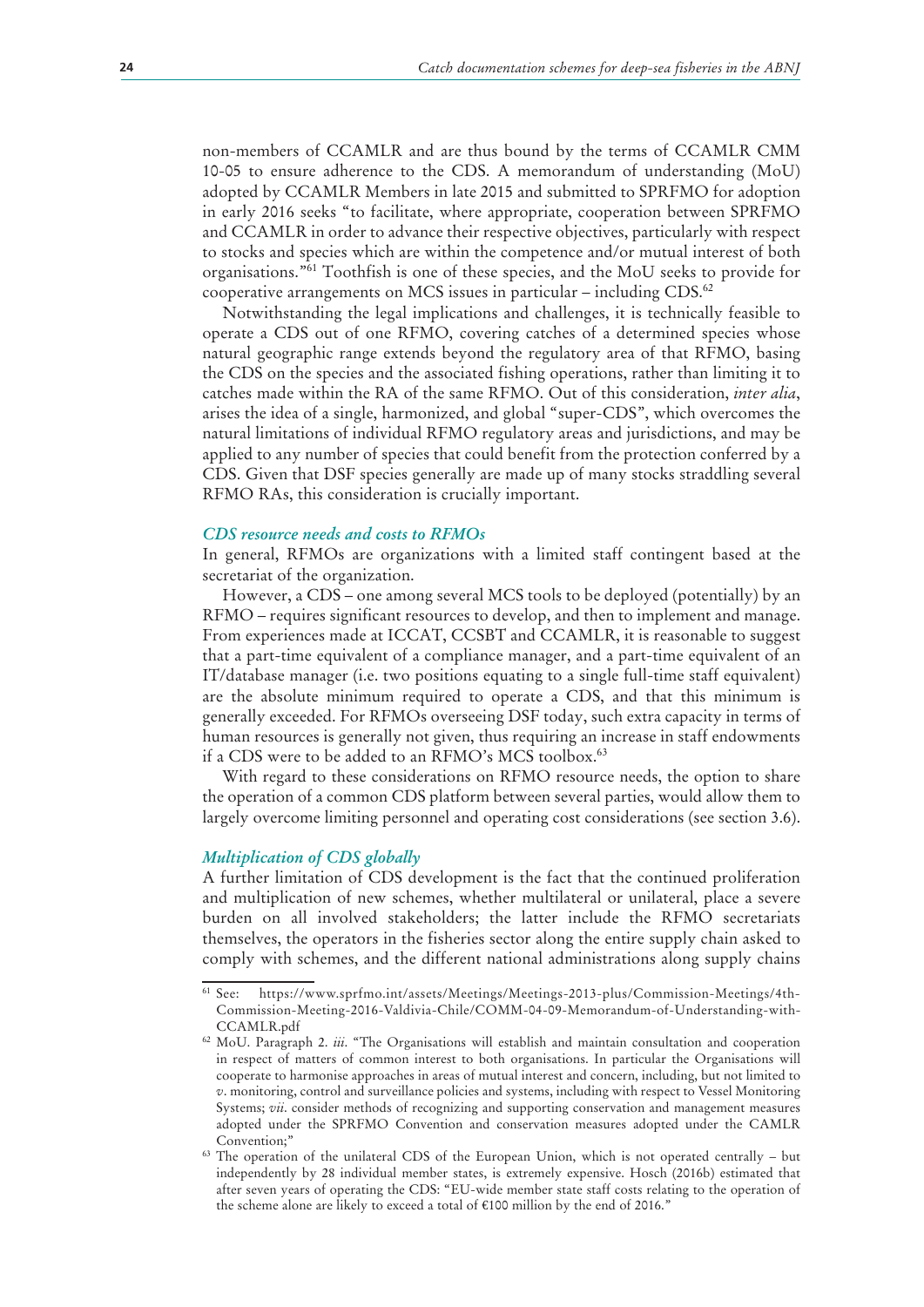non-members of CCAMLR and are thus bound by the terms of CCAMLR CMM 10-05 to ensure adherence to the CDS. A memorandum of understanding (MoU) adopted by CCAMLR Members in late 2015 and submitted to SPRFMO for adoption in early 2016 seeks "to facilitate, where appropriate, cooperation between SPRFMO and CCAMLR in order to advance their respective objectives, particularly with respect to stocks and species which are within the competence and/or mutual interest of both organisations."[61] Toothfish is one of these species, and the MoU seeks to provide for cooperative arrangements on MCS issues in particular – including CDS.[62]

Notwithstanding the legal implications and challenges, it is technically feasible to operate a CDS out of one RFMO, covering catches of a determined species whose natural geographic range extends beyond the regulatory area of that RFMO, basing the CDS on the species and the associated fishing operations, rather than limiting it to catches made within the RA of the same RFMO. Out of this consideration, *inter alia*, arises the idea of a single, harmonized, and global "super-CDS", which overcomes the natural limitations of individual RFMO regulatory areas and jurisdictions, and may be applied to any number of species that could benefit from the protection conferred by a CDS. Given that DSF species generally are made up of many stocks straddling several RFMO RAs, this consideration is crucially important.

### *CDS resource needs and costs to RFMOs*

In general, RFMOs are organizations with a limited staff contingent based at the secretariat of the organization.

However, a CDS – one among several MCS tools to be deployed (potentially) by an RFMO – requires significant resources to develop, and then to implement and manage. From experiences made at ICCAT, CCSBT and CCAMLR, it is reasonable to suggest that a part-time equivalent of a compliance manager, and a part-time equivalent of an IT/database manager (i.e. two positions equating to a single full-time staff equivalent) are the absolute minimum required to operate a CDS, and that this minimum is generally exceeded. For RFMOs overseeing DSF today, such extra capacity in terms of human resources is generally not given, thus requiring an increase in staff endowments if a CDS were to be added to an RFMO's MCS toolbox.[63]

With regard to these considerations on RFMO resource needs, the option to share the operation of a common CDS platform between several parties, would allow them to largely overcome limiting personnel and operating cost considerations (see section 3.6).

### *Multiplication of CDS globally*

A further limitation of CDS development is the fact that the continued proliferation and multiplication of new schemes, whether multilateral or unilateral, place a severe burden on all involved stakeholders; the latter include the RFMO secretariats themselves, the operators in the fisheries sector along the entire supply chain asked to comply with schemes, and the different national administrations along supply chains

---

[61] See: https://www.sprfmo.int/assets/Meetings/Meetings-2013-plus/Commission-Meetings/4th-Commission-Meeting-2016-Valdivia-Chile/COMM-04-09-Memorandum-of-Understanding-with-CCAMLR.pdf

[62] MoU. Paragraph 2. *iii*. "The Organisations will establish and maintain consultation and cooperation in respect of matters of common interest to both organisations. In particular the Organisations will cooperate to harmonise approaches in areas of mutual interest and concern, including, but not limited to *v*. monitoring, control and surveillance policies and systems, including with respect to Vessel Monitoring Systems; *vii*. consider methods of recognizing and supporting conservation and management measures adopted under the SPRFMO Convention and conservation measures adopted under the CAMLR Convention;"

[63] The operation of the unilateral CDS of the European Union, which is not operated centrally – but independently by 28 individual member states, is extremely expensive. Hosch (2016b) estimated that after seven years of operating the CDS: "EU-wide member state staff costs relating to the operation of the scheme alone are likely to exceed a total of €100 million by the end of 2016."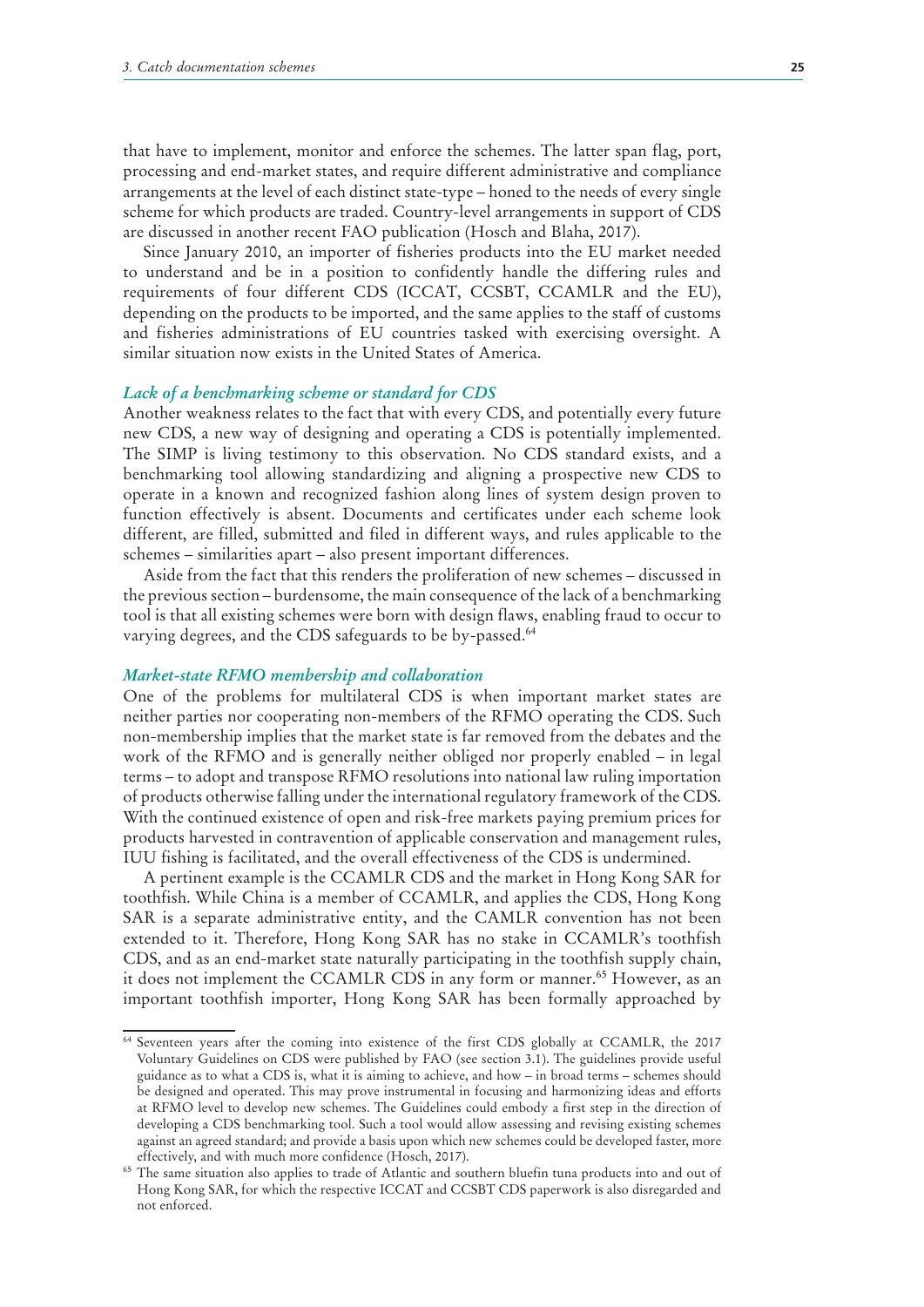that have to implement, monitor and enforce the schemes. The latter span flag, port, processing and end-market states, and require different administrative and compliance arrangements at the level of each distinct state-type – honed to the needs of every single scheme for which products are traded. Country-level arrangements in support of CDS are discussed in another recent FAO publication (Hosch and Blaha, 2017).

Since January 2010, an importer of fisheries products into the EU market needed to understand and be in a position to confidently handle the differing rules and requirements of four different CDS (ICCAT, CCSBT, CCAMLR and the EU), depending on the products to be imported, and the same applies to the staff of customs and fisheries administrations of EU countries tasked with exercising oversight. A similar situation now exists in the United States of America.

### *Lack of a benchmarking scheme or standard for CDS*

Another weakness relates to the fact that with every CDS, and potentially every future new CDS, a new way of designing and operating a CDS is potentially implemented. The SIMP is living testimony to this observation. No CDS standard exists, and a benchmarking tool allowing standardizing and aligning a prospective new CDS to operate in a known and recognized fashion along lines of system design proven to function effectively is absent. Documents and certificates under each scheme look different, are filled, submitted and filed in different ways, and rules applicable to the schemes – similarities apart – also present important differences.

Aside from the fact that this renders the proliferation of new schemes – discussed in the previous section – burdensome, the main consequence of the lack of a benchmarking tool is that all existing schemes were born with design flaws, enabling fraud to occur to varying degrees, and the CDS safeguards to be by-passed.[64]

### *Market-state RFMO membership and collaboration*

One of the problems for multilateral CDS is when important market states are neither parties nor cooperating non-members of the RFMO operating the CDS. Such non-membership implies that the market state is far removed from the debates and the work of the RFMO and is generally neither obliged nor properly enabled – in legal terms – to adopt and transpose RFMO resolutions into national law ruling importation of products otherwise falling under the international regulatory framework of the CDS. With the continued existence of open and risk-free markets paying premium prices for products harvested in contravention of applicable conservation and management rules, IUU fishing is facilitated, and the overall effectiveness of the CDS is undermined.

A pertinent example is the CCAMLR CDS and the market in Hong Kong SAR for toothfish. While China is a member of CCAMLR, and applies the CDS, Hong Kong SAR is a separate administrative entity, and the CAMLR convention has not been extended to it. Therefore, Hong Kong SAR has no stake in CCAMLR's toothfish CDS, and as an end-market state naturally participating in the toothfish supply chain, it does not implement the CCAMLR CDS in any form or manner.[65] However, as an important toothfish importer, Hong Kong SAR has been formally approached by

---

[64] Seventeen years after the coming into existence of the first CDS globally at CCAMLR, the 2017 Voluntary Guidelines on CDS were published by FAO (see section 3.1). The guidelines provide useful guidance as to what a CDS is, what it is aiming to achieve, and how – in broad terms – schemes should be designed and operated. This may prove instrumental in focusing and harmonizing ideas and efforts at RFMO level to develop new schemes. The Guidelines could embody a first step in the direction of developing a CDS benchmarking tool. Such a tool would allow assessing and revising existing schemes against an agreed standard; and provide a basis upon which new schemes could be developed faster, more effectively, and with much more confidence (Hosch, 2017).

[65] The same situation also applies to trade of Atlantic and southern bluefin tuna products into and out of Hong Kong SAR, for which the respective ICCAT and CCSBT CDS paperwork is also disregarded and not enforced.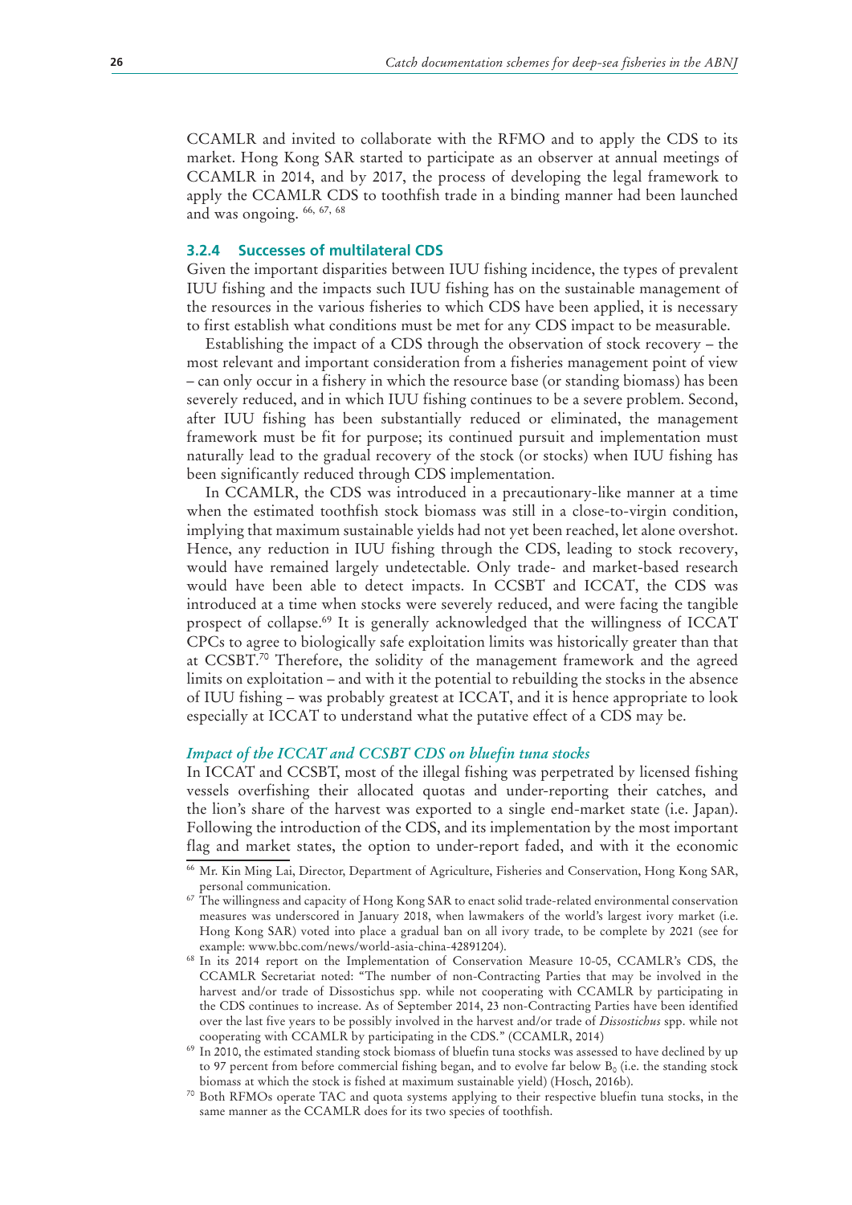CCAMLR and invited to collaborate with the RFMO and to apply the CDS to its market. Hong Kong SAR started to participate as an observer at annual meetings of CCAMLR in 2014, and by 2017, the process of developing the legal framework to apply the CCAMLR CDS to toothfish trade in a binding manner had been launched and was ongoing. [66, 67, 68]

### 3.2.4 Successes of multilateral CDS

Given the important disparities between IUU fishing incidence, the types of prevalent IUU fishing and the impacts such IUU fishing has on the sustainable management of the resources in the various fisheries to which CDS have been applied, it is necessary to first establish what conditions must be met for any CDS impact to be measurable.

Establishing the impact of a CDS through the observation of stock recovery – the most relevant and important consideration from a fisheries management point of view – can only occur in a fishery in which the resource base (or standing biomass) has been severely reduced, and in which IUU fishing continues to be a severe problem. Second, after IUU fishing has been substantially reduced or eliminated, the management framework must be fit for purpose; its continued pursuit and implementation must naturally lead to the gradual recovery of the stock (or stocks) when IUU fishing has been significantly reduced through CDS implementation.

In CCAMLR, the CDS was introduced in a precautionary-like manner at a time when the estimated toothfish stock biomass was still in a close-to-virgin condition, implying that maximum sustainable yields had not yet been reached, let alone overshot. Hence, any reduction in IUU fishing through the CDS, leading to stock recovery, would have remained largely undetectable. Only trade- and market-based research would have been able to detect impacts. In CCSBT and ICCAT, the CDS was introduced at a time when stocks were severely reduced, and were facing the tangible prospect of collapse.[69] It is generally acknowledged that the willingness of ICCAT CPCs to agree to biologically safe exploitation limits was historically greater than that at CCSBT.[70] Therefore, the solidity of the management framework and the agreed limits on exploitation – and with it the potential to rebuilding the stocks in the absence of IUU fishing – was probably greatest at ICCAT, and it is hence appropriate to look especially at ICCAT to understand what the putative effect of a CDS may be.

#### *Impact of the ICCAT and CCSBT CDS on bluefin tuna stocks*

In ICCAT and CCSBT, most of the illegal fishing was perpetrated by licensed fishing vessels overfishing their allocated quotas and under-reporting their catches, and the lion's share of the harvest was exported to a single end-market state (i.e. Japan). Following the introduction of the CDS, and its implementation by the most important flag and market states, the option to under-report faded, and with it the economic

---

[66] Mr. Kin Ming Lai, Director, Department of Agriculture, Fisheries and Conservation, Hong Kong SAR, personal communication.

[67] The willingness and capacity of Hong Kong SAR to enact solid trade-related environmental conservation measures was underscored in January 2018, when lawmakers of the world's largest ivory market (i.e. Hong Kong SAR) voted into place a gradual ban on all ivory trade, to be complete by 2021 (see for example: www.bbc.com/news/world-asia-china-42891204).

[68] In its 2014 report on the Implementation of Conservation Measure 10-05, CCAMLR's CDS, the CCAMLR Secretariat noted: "The number of non-Contracting Parties that may be involved in the harvest and/or trade of Dissostichus spp. while not cooperating with CCAMLR by participating in the CDS continues to increase. As of September 2014, 23 non-Contracting Parties have been identified over the last five years to be possibly involved in the harvest and/or trade of *Dissostichus* spp. while not cooperating with CCAMLR by participating in the CDS." (CCAMLR, 2014)

[69] In 2010, the estimated standing stock biomass of bluefin tuna stocks was assessed to have declined by up to 97 percent from before commercial fishing began, and to evolve far below $B_0$ (i.e. the standing stock biomass at which the stock is fished at maximum sustainable yield) (Hosch, 2016b).

[70] Both RFMOs operate TAC and quota systems applying to their respective bluefin tuna stocks, in the same manner as the CCAMLR does for its two species of toothfish.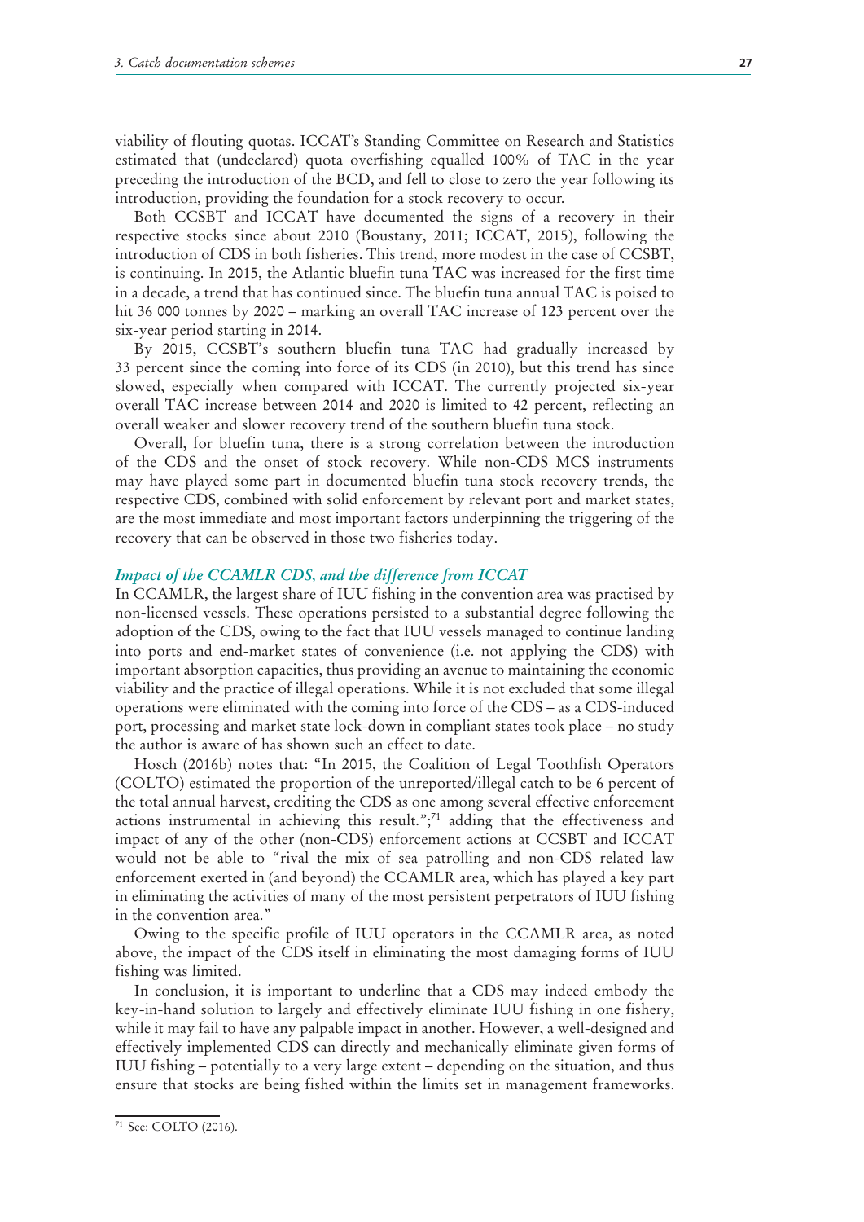viability of flouting quotas. ICCAT's Standing Committee on Research and Statistics estimated that (undeclared) quota overfishing equalled 100% of TAC in the year preceding the introduction of the BCD, and fell to close to zero the year following its introduction, providing the foundation for a stock recovery to occur.

Both CCSBT and ICCAT have documented the signs of a recovery in their respective stocks since about 2010 (Boustany, 2011; ICCAT, 2015), following the introduction of CDS in both fisheries. This trend, more modest in the case of CCSBT, is continuing. In 2015, the Atlantic bluefin tuna TAC was increased for the first time in a decade, a trend that has continued since. The bluefin tuna annual TAC is poised to hit 36 000 tonnes by 2020 – marking an overall TAC increase of 123 percent over the six-year period starting in 2014.

By 2015, CCSBT's southern bluefin tuna TAC had gradually increased by 33 percent since the coming into force of its CDS (in 2010), but this trend has since slowed, especially when compared with ICCAT. The currently projected six-year overall TAC increase between 2014 and 2020 is limited to 42 percent, reflecting an overall weaker and slower recovery trend of the southern bluefin tuna stock.

Overall, for bluefin tuna, there is a strong correlation between the introduction of the CDS and the onset of stock recovery. While non-CDS MCS instruments may have played some part in documented bluefin tuna stock recovery trends, the respective CDS, combined with solid enforcement by relevant port and market states, are the most immediate and most important factors underpinning the triggering of the recovery that can be observed in those two fisheries today.

### *Impact of the CCAMLR CDS, and the difference from ICCAT*

In CCAMLR, the largest share of IUU fishing in the convention area was practised by non-licensed vessels. These operations persisted to a substantial degree following the adoption of the CDS, owing to the fact that IUU vessels managed to continue landing into ports and end-market states of convenience (i.e. not applying the CDS) with important absorption capacities, thus providing an avenue to maintaining the economic viability and the practice of illegal operations. While it is not excluded that some illegal operations were eliminated with the coming into force of the CDS – as a CDS-induced port, processing and market state lock-down in compliant states took place – no study the author is aware of has shown such an effect to date.

Hosch (2016b) notes that: "In 2015, the Coalition of Legal Toothfish Operators (COLTO) estimated the proportion of the unreported/illegal catch to be 6 percent of the total annual harvest, crediting the CDS as one among several effective enforcement actions instrumental in achieving this result.";[71] adding that the effectiveness and impact of any of the other (non-CDS) enforcement actions at CCSBT and ICCAT would not be able to "rival the mix of sea patrolling and non-CDS related law enforcement exerted in (and beyond) the CCAMLR area, which has played a key part in eliminating the activities of many of the most persistent perpetrators of IUU fishing in the convention area."

Owing to the specific profile of IUU operators in the CCAMLR area, as noted above, the impact of the CDS itself in eliminating the most damaging forms of IUU fishing was limited.

In conclusion, it is important to underline that a CDS may indeed embody the key-in-hand solution to largely and effectively eliminate IUU fishing in one fishery, while it may fail to have any palpable impact in another. However, a well-designed and effectively implemented CDS can directly and mechanically eliminate given forms of IUU fishing – potentially to a very large extent – depending on the situation, and thus ensure that stocks are being fished within the limits set in management frameworks.

---

[71] See: COLTO (2016).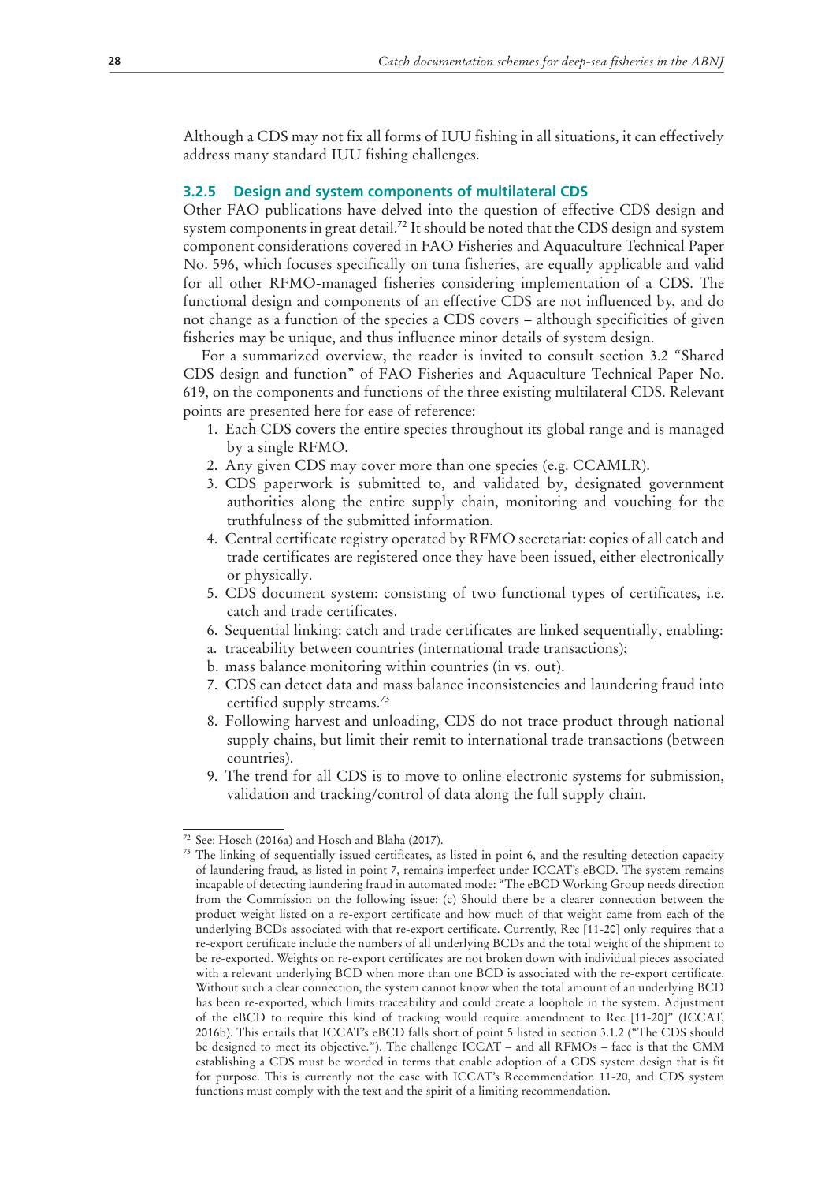Although a CDS may not fix all forms of IUU fishing in all situations, it can effectively address many standard IUU fishing challenges.

### 3.2.5 Design and system components of multilateral CDS

Other FAO publications have delved into the question of effective CDS design and system components in great detail.[72] It should be noted that the CDS design and system component considerations covered in FAO Fisheries and Aquaculture Technical Paper No. 596, which focuses specifically on tuna fisheries, are equally applicable and valid for all other RFMO-managed fisheries considering implementation of a CDS. The functional design and components of an effective CDS are not influenced by, and do not change as a function of the species a CDS covers – although specificities of given fisheries may be unique, and thus influence minor details of system design.

For a summarized overview, the reader is invited to consult section 3.2 "Shared CDS design and function" of FAO Fisheries and Aquaculture Technical Paper No. 619, on the components and functions of the three existing multilateral CDS. Relevant points are presented here for ease of reference:

1. Each CDS covers the entire species throughout its global range and is managed by a single RFMO.
2. Any given CDS may cover more than one species (e.g. CCAMLR).
3. CDS paperwork is submitted to, and validated by, designated government authorities along the entire supply chain, monitoring and vouching for the truthfulness of the submitted information.
4. Central certificate registry operated by RFMO secretariat: copies of all catch and trade certificates are registered once they have been issued, either electronically or physically.
5. CDS document system: consisting of two functional types of certificates, i.e. catch and trade certificates.
6. Sequential linking: catch and trade certificates are linked sequentially, enabling:
   a. traceability between countries (international trade transactions);
   b. mass balance monitoring within countries (in vs. out).
7. CDS can detect data and mass balance inconsistencies and laundering fraud into certified supply streams.[73]
8. Following harvest and unloading, CDS do not trace product through national supply chains, but limit their remit to international trade transactions (between countries).
9. The trend for all CDS is to move to online electronic systems for submission, validation and tracking/control of data along the full supply chain.

---

[72] See: Hosch (2016a) and Hosch and Blaha (2017).

[73] The linking of sequentially issued certificates, as listed in point 6, and the resulting detection capacity of laundering fraud, as listed in point 7, remains imperfect under ICCAT's eBCD. The system remains incapable of detecting laundering fraud in automated mode: "The eBCD Working Group needs direction from the Commission on the following issue: (c) Should there be a clearer connection between the product weight listed on a re-export certificate and how much of that weight came from each of the underlying BCDs associated with that re-export certificate. Currently, Rec [11-20] only requires that a re-export certificate include the numbers of all underlying BCDs and the total weight of the shipment to be re-exported. Weights on re-export certificates are not broken down with individual pieces associated with a relevant underlying BCD when more than one BCD is associated with the re-export certificate. Without such a clear connection, the system cannot know when the total amount of an underlying BCD has been re-exported, which limits traceability and could create a loophole in the system. Adjustment of the eBCD to require this kind of tracking would require amendment to Rec [11-20]" (ICCAT, 2016b). This entails that ICCAT's eBCD falls short of point 5 listed in section 3.1.2 ("The CDS should be designed to meet its objective."). The challenge ICCAT – and all RFMOs – face is that the CMM establishing a CDS must be worded in terms that enable adoption of a CDS system design that is fit for purpose. This is currently not the case with ICCAT's Recommendation 11-20, and CDS system functions must comply with the text and the spirit of a limiting recommendation.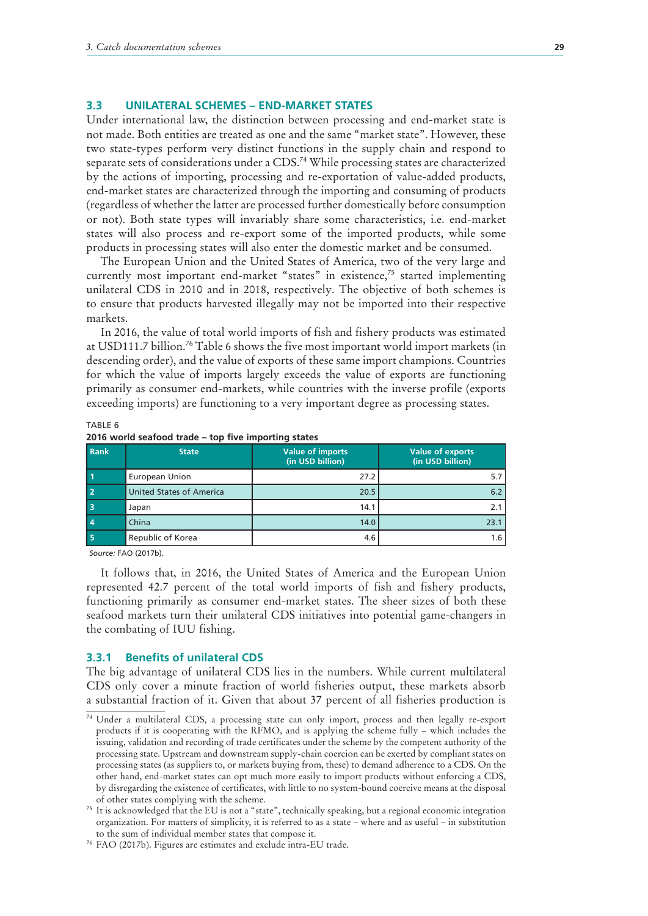## 3.3 UNILATERAL SCHEMES – END-MARKET STATES

Under international law, the distinction between processing and end-market state is not made. Both entities are treated as one and the same "market state". However, these two state-types perform very distinct functions in the supply chain and respond to separate sets of considerations under a CDS.[74] While processing states are characterized by the actions of importing, processing and re-exportation of value-added products, end-market states are characterized through the importing and consuming of products (regardless of whether the latter are processed further domestically before consumption or not). Both state types will invariably share some characteristics, i.e. end-market states will also process and re-export some of the imported products, while some products in processing states will also enter the domestic market and be consumed.

The European Union and the United States of America, two of the very large and currently most important end-market "states" in existence,[75] started implementing unilateral CDS in 2010 and in 2018, respectively. The objective of both schemes is to ensure that products harvested illegally may not be imported into their respective markets.

In 2016, the value of total world imports of fish and fishery products was estimated at USD111.7 billion.[76] Table 6 shows the five most important world import markets (in descending order), and the value of exports of these same import champions. Countries for which the value of imports largely exceeds the value of exports are functioning primarily as consumer end-markets, while countries with the inverse profile (exports exceeding imports) are functioning to a very important degree as processing states.

TABLE 6
**2016 world seafood trade – top five importing states**

| Rank | State | Value of imports (in USD billion) | Value of exports (in USD billion) |
|---|---|---|---|
| 1 | European Union | 27.2 | 5.7 |
| 2 | United States of America | 20.5 | 6.2 |
| 3 | Japan | 14.1 | 2.1 |
| 4 | China | 14.0 | 23.1 |
| 5 | Republic of Korea | 4.6 | 1.6 |

*Source:* FAO (2017b).

It follows that, in 2016, the United States of America and the European Union represented 42.7 percent of the total world imports of fish and fishery products, functioning primarily as consumer end-market states. The sheer sizes of both these seafood markets turn their unilateral CDS initiatives into potential game-changers in the combating of IUU fishing.

### 3.3.1 Benefits of unilateral CDS

The big advantage of unilateral CDS lies in the numbers. While current multilateral CDS only cover a minute fraction of world fisheries output, these markets absorb a substantial fraction of it. Given that about 37 percent of all fisheries production is

[74] Under a multilateral CDS, a processing state can only import, process and then legally re-export products if it is cooperating with the RFMO, and is applying the scheme fully – which includes the issuing, validation and recording of trade certificates under the scheme by the competent authority of the processing state. Upstream and downstream supply-chain coercion can be exerted by compliant states on processing states (as suppliers to, or markets buying from, these) to demand adherence to a CDS. On the other hand, end-market states can opt much more easily to import products without enforcing a CDS, by disregarding the existence of certificates, with little to no system-bound coercive means at the disposal of other states complying with the scheme.

[75] It is acknowledged that the EU is not a "state", technically speaking, but a regional economic integration organization. For matters of simplicity, it is referred to as a state – where and as useful – in substitution to the sum of individual member states that compose it.

[76] FAO (2017b). Figures are estimates and exclude intra-EU trade.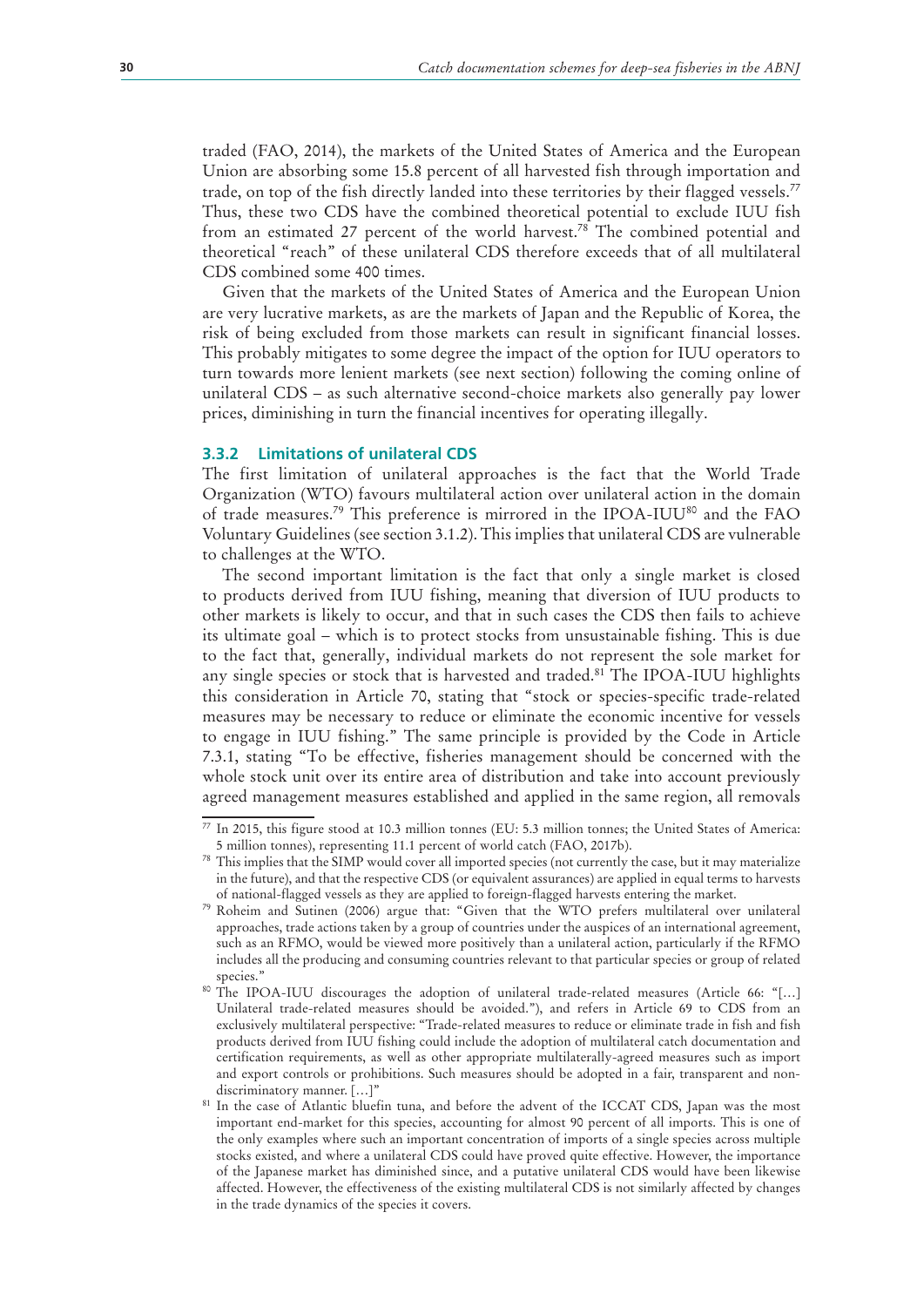traded (FAO, 2014), the markets of the United States of America and the European Union are absorbing some 15.8 percent of all harvested fish through importation and trade, on top of the fish directly landed into these territories by their flagged vessels.[77] Thus, these two CDS have the combined theoretical potential to exclude IUU fish from an estimated 27 percent of the world harvest.[78] The combined potential and theoretical "reach" of these unilateral CDS therefore exceeds that of all multilateral CDS combined some 400 times.

Given that the markets of the United States of America and the European Union are very lucrative markets, as are the markets of Japan and the Republic of Korea, the risk of being excluded from those markets can result in significant financial losses. This probably mitigates to some degree the impact of the option for IUU operators to turn towards more lenient markets (see next section) following the coming online of unilateral CDS – as such alternative second-choice markets also generally pay lower prices, diminishing in turn the financial incentives for operating illegally.

### 3.3.2 Limitations of unilateral CDS

The first limitation of unilateral approaches is the fact that the World Trade Organization (WTO) favours multilateral action over unilateral action in the domain of trade measures.[79] This preference is mirrored in the IPOA-IUU[80] and the FAO Voluntary Guidelines (see section 3.1.2). This implies that unilateral CDS are vulnerable to challenges at the WTO.

The second important limitation is the fact that only a single market is closed to products derived from IUU fishing, meaning that diversion of IUU products to other markets is likely to occur, and that in such cases the CDS then fails to achieve its ultimate goal – which is to protect stocks from unsustainable fishing. This is due to the fact that, generally, individual markets do not represent the sole market for any single species or stock that is harvested and traded.[81] The IPOA-IUU highlights this consideration in Article 70, stating that "stock or species-specific trade-related measures may be necessary to reduce or eliminate the economic incentive for vessels to engage in IUU fishing." The same principle is provided by the Code in Article 7.3.1, stating "To be effective, fisheries management should be concerned with the whole stock unit over its entire area of distribution and take into account previously agreed management measures established and applied in the same region, all removals

---

[77] In 2015, this figure stood at 10.3 million tonnes (EU: 5.3 million tonnes; the United States of America: 5 million tonnes), representing 11.1 percent of world catch (FAO, 2017b).

[78] This implies that the SIMP would cover all imported species (not currently the case, but it may materialize in the future), and that the respective CDS (or equivalent assurances) are applied in equal terms to harvests of national-flagged vessels as they are applied to foreign-flagged harvests entering the market.

[79] Roheim and Sutinen (2006) argue that: "Given that the WTO prefers multilateral over unilateral approaches, trade actions taken by a group of countries under the auspices of an international agreement, such as an RFMO, would be viewed more positively than a unilateral action, particularly if the RFMO includes all the producing and consuming countries relevant to that particular species or group of related species."

[80] The IPOA-IUU discourages the adoption of unilateral trade-related measures (Article 66: "[…] Unilateral trade-related measures should be avoided."), and refers in Article 69 to CDS from an exclusively multilateral perspective: "Trade-related measures to reduce or eliminate trade in fish and fish products derived from IUU fishing could include the adoption of multilateral catch documentation and certification requirements, as well as other appropriate multilaterally-agreed measures such as import and export controls or prohibitions. Such measures should be adopted in a fair, transparent and non-discriminatory manner. […]"

[81] In the case of Atlantic bluefin tuna, and before the advent of the ICCAT CDS, Japan was the most important end-market for this species, accounting for almost 90 percent of all imports. This is one of the only examples where such an important concentration of imports of a single species across multiple stocks existed, and where a unilateral CDS could have proved quite effective. However, the importance of the Japanese market has diminished since, and a putative unilateral CDS would have been likewise affected. However, the effectiveness of the existing multilateral CDS is not similarly affected by changes in the trade dynamics of the species it covers.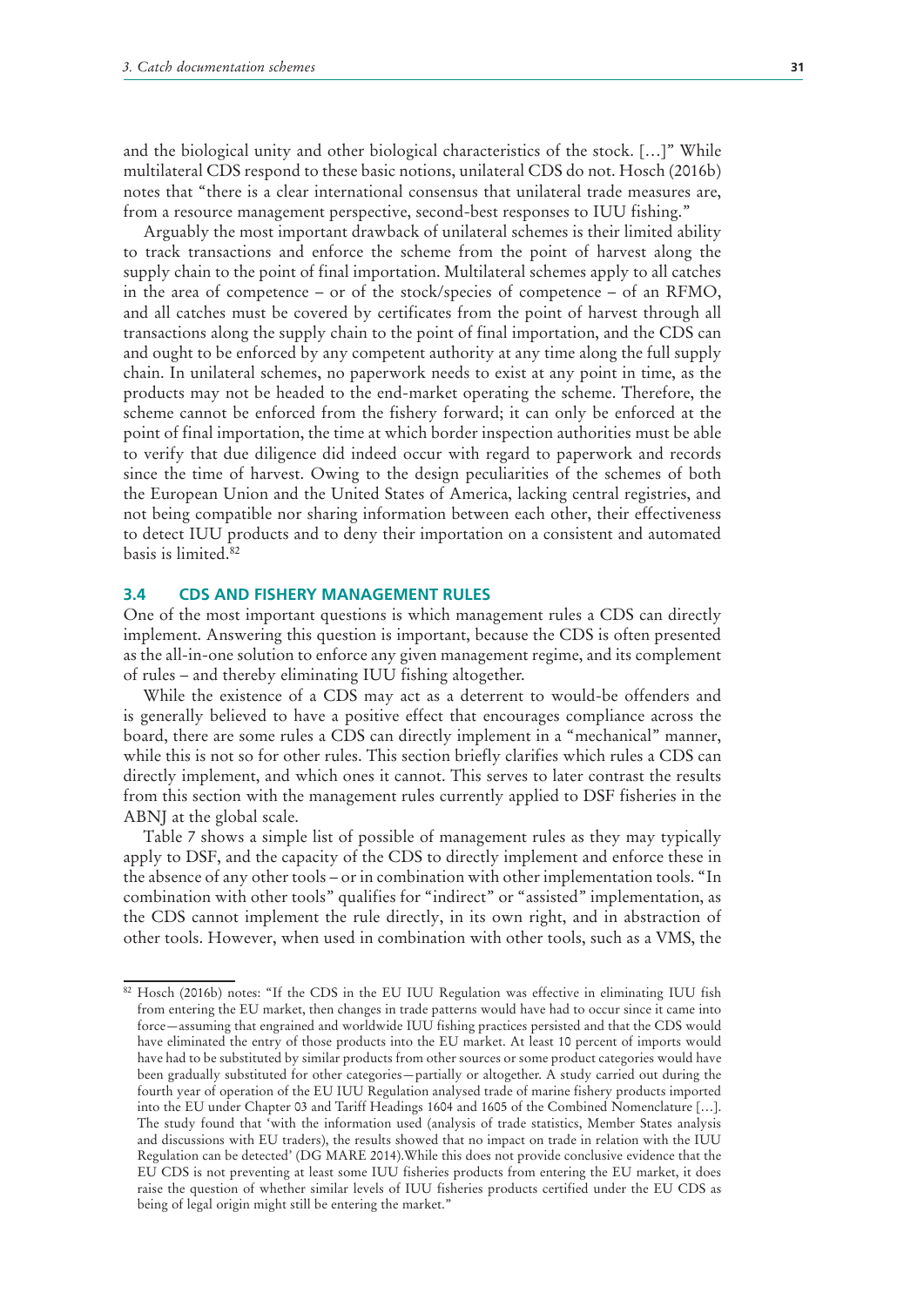and the biological unity and other biological characteristics of the stock. […]" While multilateral CDS respond to these basic notions, unilateral CDS do not. Hosch (2016b) notes that "there is a clear international consensus that unilateral trade measures are, from a resource management perspective, second-best responses to IUU fishing."

Arguably the most important drawback of unilateral schemes is their limited ability to track transactions and enforce the scheme from the point of harvest along the supply chain to the point of final importation. Multilateral schemes apply to all catches in the area of competence – or of the stock/species of competence – of an RFMO, and all catches must be covered by certificates from the point of harvest through all transactions along the supply chain to the point of final importation, and the CDS can and ought to be enforced by any competent authority at any time along the full supply chain. In unilateral schemes, no paperwork needs to exist at any point in time, as the products may not be headed to the end-market operating the scheme. Therefore, the scheme cannot be enforced from the fishery forward; it can only be enforced at the point of final importation, the time at which border inspection authorities must be able to verify that due diligence did indeed occur with regard to paperwork and records since the time of harvest. Owing to the design peculiarities of the schemes of both the European Union and the United States of America, lacking central registries, and not being compatible nor sharing information between each other, their effectiveness to detect IUU products and to deny their importation on a consistent and automated basis is limited.[82]

## 3.4 CDS AND FISHERY MANAGEMENT RULES

One of the most important questions is which management rules a CDS can directly implement. Answering this question is important, because the CDS is often presented as the all-in-one solution to enforce any given management regime, and its complement of rules – and thereby eliminating IUU fishing altogether.

While the existence of a CDS may act as a deterrent to would-be offenders and is generally believed to have a positive effect that encourages compliance across the board, there are some rules a CDS can directly implement in a "mechanical" manner, while this is not so for other rules. This section briefly clarifies which rules a CDS can directly implement, and which ones it cannot. This serves to later contrast the results from this section with the management rules currently applied to DSF fisheries in the ABNJ at the global scale.

Table 7 shows a simple list of possible of management rules as they may typically apply to DSF, and the capacity of the CDS to directly implement and enforce these in the absence of any other tools – or in combination with other implementation tools. "In combination with other tools" qualifies for "indirect" or "assisted" implementation, as the CDS cannot implement the rule directly, in its own right, and in abstraction of other tools. However, when used in combination with other tools, such as a VMS, the

---

[82] Hosch (2016b) notes: "If the CDS in the EU IUU Regulation was effective in eliminating IUU fish from entering the EU market, then changes in trade patterns would have had to occur since it came into force—assuming that engrained and worldwide IUU fishing practices persisted and that the CDS would have eliminated the entry of those products into the EU market. At least 10 percent of imports would have had to be substituted by similar products from other sources or some product categories would have been gradually substituted for other categories—partially or altogether. A study carried out during the fourth year of operation of the EU IUU Regulation analysed trade of marine fishery products imported into the EU under Chapter 03 and Tariff Headings 1604 and 1605 of the Combined Nomenclature […]. The study found that 'with the information used (analysis of trade statistics, Member States analysis and discussions with EU traders), the results showed that no impact on trade in relation with the IUU Regulation can be detected' (DG MARE 2014).While this does not provide conclusive evidence that the EU CDS is not preventing at least some IUU fisheries products from entering the EU market, it does raise the question of whether similar levels of IUU fisheries products certified under the EU CDS as being of legal origin might still be entering the market."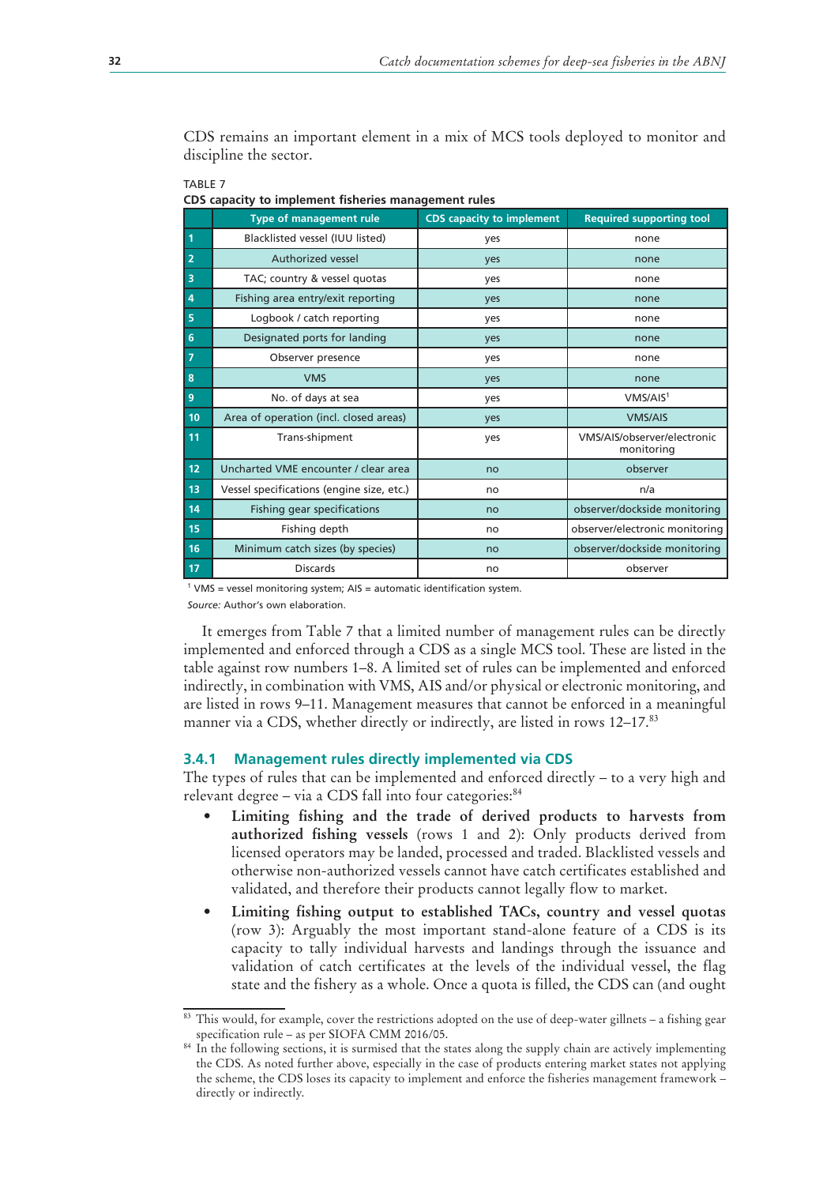CDS remains an important element in a mix of MCS tools deployed to monitor and discipline the sector.

TABLE 7
**CDS capacity to implement fisheries management rules**

| | Type of management rule | CDS capacity to implement | Required supporting tool |
|---|---|---|---|
| 1 | Blacklisted vessel (IUU listed) | yes | none |
| 2 | Authorized vessel | yes | none |
| 3 | TAC; country & vessel quotas | yes | none |
| 4 | Fishing area entry/exit reporting | yes | none |
| 5 | Logbook / catch reporting | yes | none |
| 6 | Designated ports for landing | yes | none |
| 7 | Observer presence | yes | none |
| 8 | VMS | yes | none |
| 9 | No. of days at sea | yes | VMS/AIS[1] |
| 10 | Area of operation (incl. closed areas) | yes | VMS/AIS |
| 11 | Trans-shipment | yes | VMS/AIS/observer/electronic monitoring |
| 12 | Uncharted VME encounter / clear area | no | observer |
| 13 | Vessel specifications (engine size, etc.) | no | n/a |
| 14 | Fishing gear specifications | no | observer/dockside monitoring |
| 15 | Fishing depth | no | observer/electronic monitoring |
| 16 | Minimum catch sizes (by species) | no | observer/dockside monitoring |
| 17 | Discards | no | observer |

[1] VMS = vessel monitoring system; AIS = automatic identification system.

*Source:* Author's own elaboration.

It emerges from Table 7 that a limited number of management rules can be directly implemented and enforced through a CDS as a single MCS tool. These are listed in the table against row numbers 1–8. A limited set of rules can be implemented and enforced indirectly, in combination with VMS, AIS and/or physical or electronic monitoring, and are listed in rows 9–11. Management measures that cannot be enforced in a meaningful manner via a CDS, whether directly or indirectly, are listed in rows 12–17.[83]

### 3.4.1 Management rules directly implemented via CDS

The types of rules that can be implemented and enforced directly – to a very high and relevant degree – via a CDS fall into four categories:[84]

- **Limiting fishing and the trade of derived products to harvests from authorized fishing vessels** (rows 1 and 2): Only products derived from licensed operators may be landed, processed and traded. Blacklisted vessels and otherwise non-authorized vessels cannot have catch certificates established and validated, and therefore their products cannot legally flow to market.
- **Limiting fishing output to established TACs, country and vessel quotas** (row 3): Arguably the most important stand-alone feature of a CDS is its capacity to tally individual harvests and landings through the issuance and validation of catch certificates at the levels of the individual vessel, the flag state and the fishery as a whole. Once a quota is filled, the CDS can (and ought

[83] This would, for example, cover the restrictions adopted on the use of deep-water gillnets – a fishing gear specification rule – as per SIOFA CMM 2016/05.

[84] In the following sections, it is surmised that the states along the supply chain are actively implementing the CDS. As noted further above, especially in the case of products entering market states not applying the scheme, the CDS loses its capacity to implement and enforce the fisheries management framework – directly or indirectly.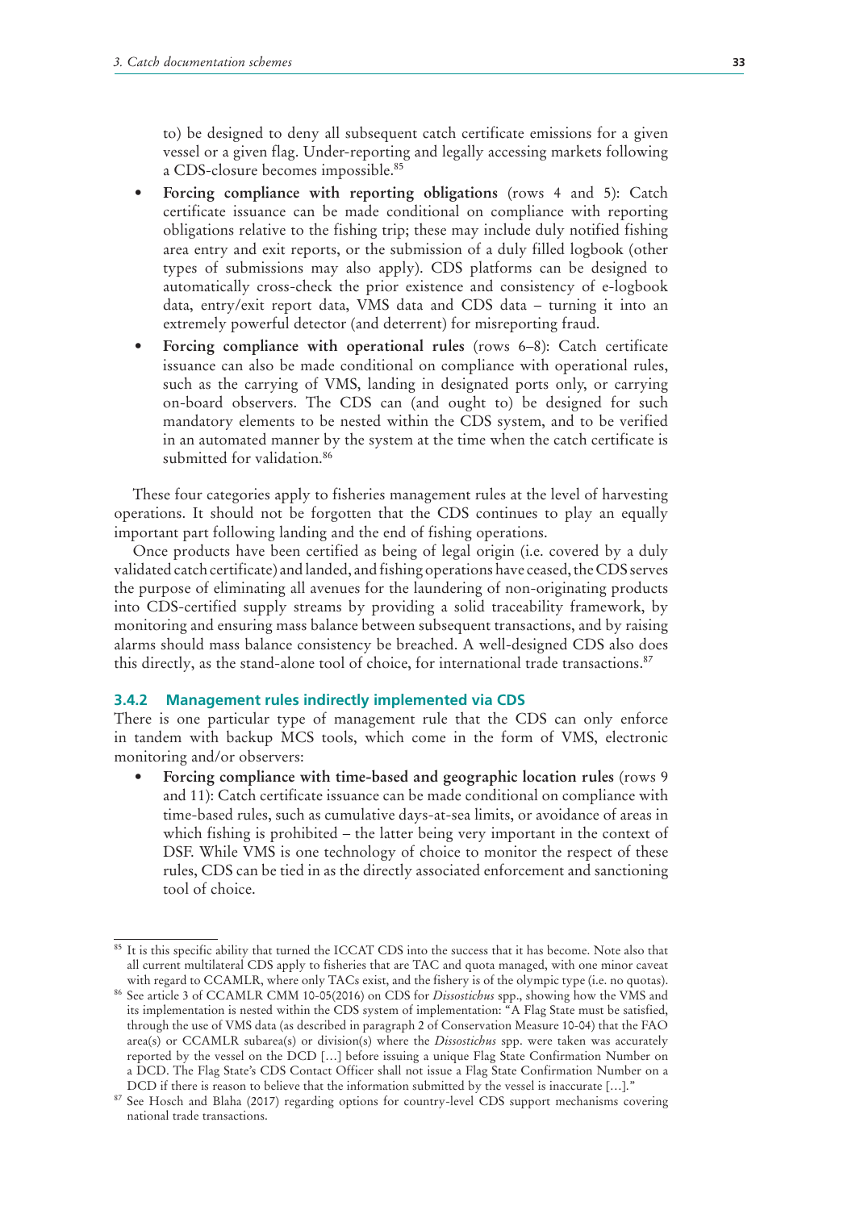to) be designed to deny all subsequent catch certificate emissions for a given vessel or a given flag. Under-reporting and legally accessing markets following a CDS-closure becomes impossible.[85]

- **Forcing compliance with reporting obligations** (rows 4 and 5): Catch certificate issuance can be made conditional on compliance with reporting obligations relative to the fishing trip; these may include duly notified fishing area entry and exit reports, or the submission of a duly filled logbook (other types of submissions may also apply). CDS platforms can be designed to automatically cross-check the prior existence and consistency of e-logbook data, entry/exit report data, VMS data and CDS data – turning it into an extremely powerful detector (and deterrent) for misreporting fraud.
- **Forcing compliance with operational rules** (rows 6–8): Catch certificate issuance can also be made conditional on compliance with operational rules, such as the carrying of VMS, landing in designated ports only, or carrying on-board observers. The CDS can (and ought to) be designed for such mandatory elements to be nested within the CDS system, and to be verified in an automated manner by the system at the time when the catch certificate is submitted for validation.[86]

These four categories apply to fisheries management rules at the level of harvesting operations. It should not be forgotten that the CDS continues to play an equally important part following landing and the end of fishing operations.

Once products have been certified as being of legal origin (i.e. covered by a duly validated catch certificate) and landed, and fishing operations have ceased, the CDS serves the purpose of eliminating all avenues for the laundering of non-originating products into CDS-certified supply streams by providing a solid traceability framework, by monitoring and ensuring mass balance between subsequent transactions, and by raising alarms should mass balance consistency be breached. A well-designed CDS also does this directly, as the stand-alone tool of choice, for international trade transactions.[87]

### 3.4.2 Management rules indirectly implemented via CDS

There is one particular type of management rule that the CDS can only enforce in tandem with backup MCS tools, which come in the form of VMS, electronic monitoring and/or observers:

- **Forcing compliance with time-based and geographic location rules** (rows 9 and 11): Catch certificate issuance can be made conditional on compliance with time-based rules, such as cumulative days-at-sea limits, or avoidance of areas in which fishing is prohibited – the latter being very important in the context of DSF. While VMS is one technology of choice to monitor the respect of these rules, CDS can be tied in as the directly associated enforcement and sanctioning tool of choice.

---

[85] It is this specific ability that turned the ICCAT CDS into the success that it has become. Note also that all current multilateral CDS apply to fisheries that are TAC and quota managed, with one minor caveat with regard to CCAMLR, where only TACs exist, and the fishery is of the olympic type (i.e. no quotas).

[86] See article 3 of CCAMLR CMM 10-05(2016) on CDS for *Dissostichus* spp., showing how the VMS and its implementation is nested within the CDS system of implementation: "A Flag State must be satisfied, through the use of VMS data (as described in paragraph 2 of Conservation Measure 10-04) that the FAO area(s) or CCAMLR subarea(s) or division(s) where the *Dissostichus* spp. were taken was accurately reported by the vessel on the DCD […] before issuing a unique Flag State Confirmation Number on a DCD. The Flag State's CDS Contact Officer shall not issue a Flag State Confirmation Number on a DCD if there is reason to believe that the information submitted by the vessel is inaccurate […]."

[87] See Hosch and Blaha (2017) regarding options for country-level CDS support mechanisms covering national trade transactions.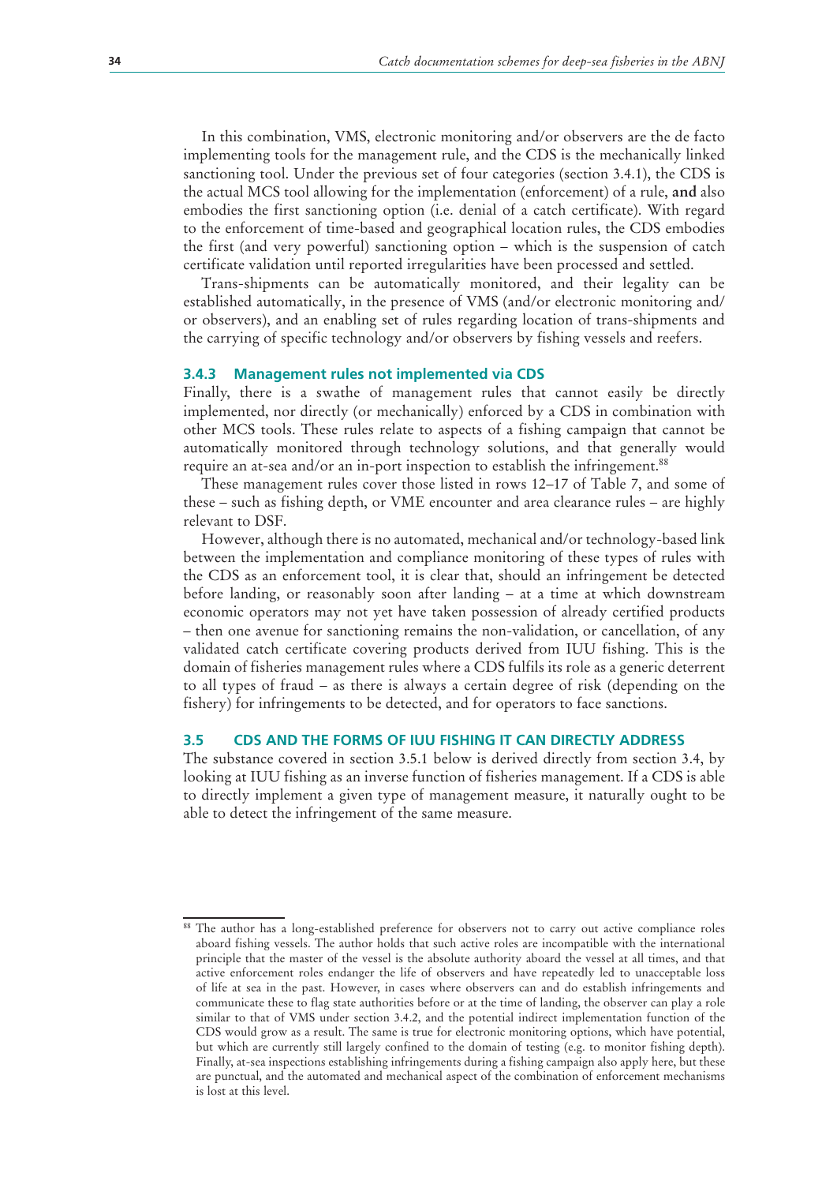In this combination, VMS, electronic monitoring and/or observers are the de facto implementing tools for the management rule, and the CDS is the mechanically linked sanctioning tool. Under the previous set of four categories (section 3.4.1), the CDS is the actual MCS tool allowing for the implementation (enforcement) of a rule, **and** also embodies the first sanctioning option (i.e. denial of a catch certificate). With regard to the enforcement of time-based and geographical location rules, the CDS embodies the first (and very powerful) sanctioning option – which is the suspension of catch certificate validation until reported irregularities have been processed and settled.

Trans-shipments can be automatically monitored, and their legality can be established automatically, in the presence of VMS (and/or electronic monitoring and/ or observers), and an enabling set of rules regarding location of trans-shipments and the carrying of specific technology and/or observers by fishing vessels and reefers.

### 3.4.3 Management rules not implemented via CDS

Finally, there is a swathe of management rules that cannot easily be directly implemented, nor directly (or mechanically) enforced by a CDS in combination with other MCS tools. These rules relate to aspects of a fishing campaign that cannot be automatically monitored through technology solutions, and that generally would require an at-sea and/or an in-port inspection to establish the infringement.[88]

These management rules cover those listed in rows 12–17 of Table 7, and some of these – such as fishing depth, or VME encounter and area clearance rules – are highly relevant to DSF.

However, although there is no automated, mechanical and/or technology-based link between the implementation and compliance monitoring of these types of rules with the CDS as an enforcement tool, it is clear that, should an infringement be detected before landing, or reasonably soon after landing – at a time at which downstream economic operators may not yet have taken possession of already certified products – then one avenue for sanctioning remains the non-validation, or cancellation, of any validated catch certificate covering products derived from IUU fishing. This is the domain of fisheries management rules where a CDS fulfils its role as a generic deterrent to all types of fraud – as there is always a certain degree of risk (depending on the fishery) for infringements to be detected, and for operators to face sanctions.

## 3.5 CDS AND THE FORMS OF IUU FISHING IT CAN DIRECTLY ADDRESS

The substance covered in section 3.5.1 below is derived directly from section 3.4, by looking at IUU fishing as an inverse function of fisheries management. If a CDS is able to directly implement a given type of management measure, it naturally ought to be able to detect the infringement of the same measure.

---

[88] The author has a long-established preference for observers not to carry out active compliance roles aboard fishing vessels. The author holds that such active roles are incompatible with the international principle that the master of the vessel is the absolute authority aboard the vessel at all times, and that active enforcement roles endanger the life of observers and have repeatedly led to unacceptable loss of life at sea in the past. However, in cases where observers can and do establish infringements and communicate these to flag state authorities before or at the time of landing, the observer can play a role similar to that of VMS under section 3.4.2, and the potential indirect implementation function of the CDS would grow as a result. The same is true for electronic monitoring options, which have potential, but which are currently still largely confined to the domain of testing (e.g. to monitor fishing depth). Finally, at-sea inspections establishing infringements during a fishing campaign also apply here, but these are punctual, and the automated and mechanical aspect of the combination of enforcement mechanisms is lost at this level.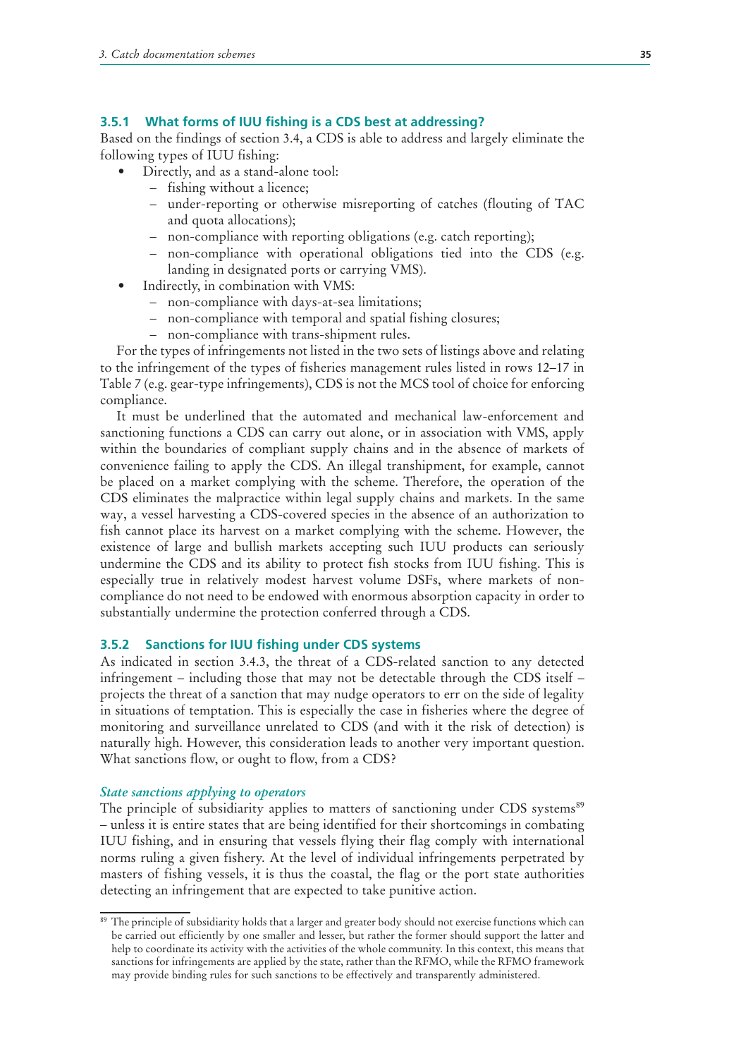### 3.5.1 What forms of IUU fishing is a CDS best at addressing?

Based on the findings of section 3.4, a CDS is able to address and largely eliminate the following types of IUU fishing:

- Directly, and as a stand-alone tool:
  - fishing without a licence;
  - under-reporting or otherwise misreporting of catches (flouting of TAC and quota allocations);
  - non-compliance with reporting obligations (e.g. catch reporting);
  - non-compliance with operational obligations tied into the CDS (e.g. landing in designated ports or carrying VMS).
- Indirectly, in combination with VMS:
  - non-compliance with days-at-sea limitations;
  - non-compliance with temporal and spatial fishing closures;
  - non-compliance with trans-shipment rules.

For the types of infringements not listed in the two sets of listings above and relating to the infringement of the types of fisheries management rules listed in rows 12–17 in Table 7 (e.g. gear-type infringements), CDS is not the MCS tool of choice for enforcing compliance.

It must be underlined that the automated and mechanical law-enforcement and sanctioning functions a CDS can carry out alone, or in association with VMS, apply within the boundaries of compliant supply chains and in the absence of markets of convenience failing to apply the CDS. An illegal transhipment, for example, cannot be placed on a market complying with the scheme. Therefore, the operation of the CDS eliminates the malpractice within legal supply chains and markets. In the same way, a vessel harvesting a CDS-covered species in the absence of an authorization to fish cannot place its harvest on a market complying with the scheme. However, the existence of large and bullish markets accepting such IUU products can seriously undermine the CDS and its ability to protect fish stocks from IUU fishing. This is especially true in relatively modest harvest volume DSFs, where markets of non-compliance do not need to be endowed with enormous absorption capacity in order to substantially undermine the protection conferred through a CDS.

### 3.5.2 Sanctions for IUU fishing under CDS systems

As indicated in section 3.4.3, the threat of a CDS-related sanction to any detected infringement – including those that may not be detectable through the CDS itself – projects the threat of a sanction that may nudge operators to err on the side of legality in situations of temptation. This is especially the case in fisheries where the degree of monitoring and surveillance unrelated to CDS (and with it the risk of detection) is naturally high. However, this consideration leads to another very important question. What sanctions flow, or ought to flow, from a CDS?

*State sanctions applying to operators*

The principle of subsidiarity applies to matters of sanctioning under CDS systems[89] – unless it is entire states that are being identified for their shortcomings in combating IUU fishing, and in ensuring that vessels flying their flag comply with international norms ruling a given fishery. At the level of individual infringements perpetrated by masters of fishing vessels, it is thus the coastal, the flag or the port state authorities detecting an infringement that are expected to take punitive action.

[89] The principle of subsidiarity holds that a larger and greater body should not exercise functions which can be carried out efficiently by one smaller and lesser, but rather the former should support the latter and help to coordinate its activity with the activities of the whole community. In this context, this means that sanctions for infringements are applied by the state, rather than the RFMO, while the RFMO framework may provide binding rules for such sanctions to be effectively and transparently administered.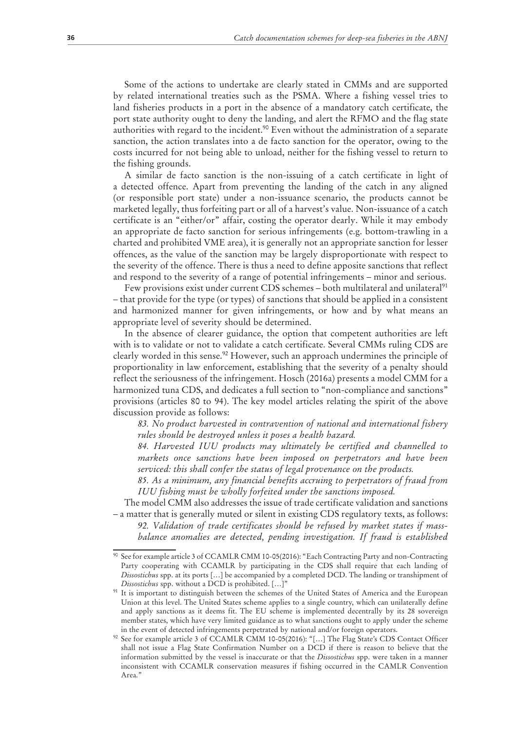Some of the actions to undertake are clearly stated in CMMs and are supported by related international treaties such as the PSMA. Where a fishing vessel tries to land fisheries products in a port in the absence of a mandatory catch certificate, the port state authority ought to deny the landing, and alert the RFMO and the flag state authorities with regard to the incident.[90] Even without the administration of a separate sanction, the action translates into a de facto sanction for the operator, owing to the costs incurred for not being able to unload, neither for the fishing vessel to return to the fishing grounds.

A similar de facto sanction is the non-issuing of a catch certificate in light of a detected offence. Apart from preventing the landing of the catch in any aligned (or responsible port state) under a non-issuance scenario, the products cannot be marketed legally, thus forfeiting part or all of a harvest's value. Non-issuance of a catch certificate is an "either/or" affair, costing the operator dearly. While it may embody an appropriate de facto sanction for serious infringements (e.g. bottom-trawling in a charted and prohibited VME area), it is generally not an appropriate sanction for lesser offences, as the value of the sanction may be largely disproportionate with respect to the severity of the offence. There is thus a need to define apposite sanctions that reflect and respond to the severity of a range of potential infringements – minor and serious.

Few provisions exist under current CDS schemes – both multilateral and unilateral[91] – that provide for the type (or types) of sanctions that should be applied in a consistent and harmonized manner for given infringements, or how and by what means an appropriate level of severity should be determined.

In the absence of clearer guidance, the option that competent authorities are left with is to validate or not to validate a catch certificate. Several CMMs ruling CDS are clearly worded in this sense.[92] However, such an approach undermines the principle of proportionality in law enforcement, establishing that the severity of a penalty should reflect the seriousness of the infringement. Hosch (2016a) presents a model CMM for a harmonized tuna CDS, and dedicates a full section to "non-compliance and sanctions" provisions (articles 80 to 94). The key model articles relating the spirit of the above discussion provide as follows:

> *83. No product harvested in contravention of national and international fishery rules should be destroyed unless it poses a health hazard.*
>
> *84. Harvested IUU products may ultimately be certified and channelled to markets once sanctions have been imposed on perpetrators and have been serviced: this shall confer the status of legal provenance on the products.*
>
> *85. As a minimum, any financial benefits accruing to perpetrators of fraud from IUU fishing must be wholly forfeited under the sanctions imposed.*

The model CMM also addresses the issue of trade certificate validation and sanctions – a matter that is generally muted or silent in existing CDS regulatory texts, as follows:

> *92. Validation of trade certificates should be refused by market states if mass-balance anomalies are detected, pending investigation. If fraud is established*

---

[90] See for example article 3 of CCAMLR CMM 10-05(2016): "Each Contracting Party and non-Contracting Party cooperating with CCAMLR by participating in the CDS shall require that each landing of *Dissostichus* spp. at its ports […] be accompanied by a completed DCD. The landing or transhipment of *Dissostichus* spp. without a DCD is prohibited. […]"

[91] It is important to distinguish between the schemes of the United States of America and the European Union at this level. The United States scheme applies to a single country, which can unilaterally define and apply sanctions as it deems fit. The EU scheme is implemented decentrally by its 28 sovereign member states, which have very limited guidance as to what sanctions ought to apply under the scheme in the event of detected infringements perpetrated by national and/or foreign operators.

[92] See for example article 3 of CCAMLR CMM 10-05(2016): "[…] The Flag State's CDS Contact Officer shall not issue a Flag State Confirmation Number on a DCD if there is reason to believe that the information submitted by the vessel is inaccurate or that the *Dissostichus* spp. were taken in a manner inconsistent with CCAMLR conservation measures if fishing occurred in the CAMLR Convention Area."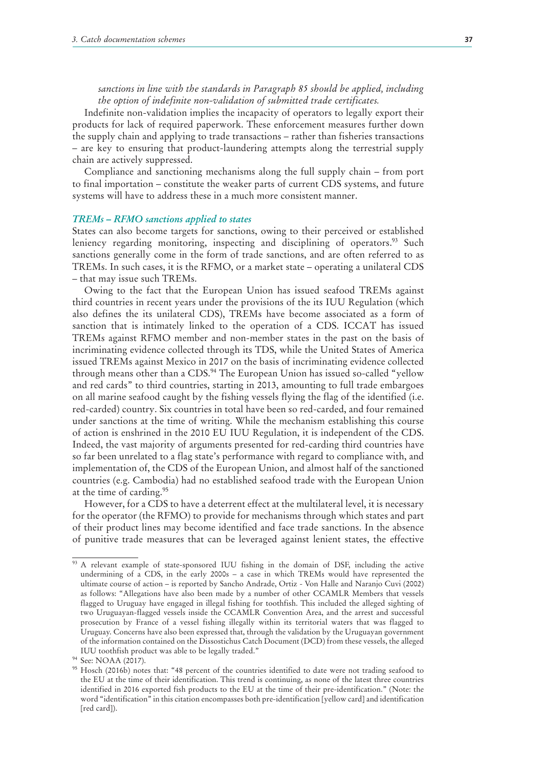*sanctions in line with the standards in Paragraph 85 should be applied, including the option of indefinite non-validation of submitted trade certificates.*

Indefinite non-validation implies the incapacity of operators to legally export their products for lack of required paperwork. These enforcement measures further down the supply chain and applying to trade transactions – rather than fisheries transactions – are key to ensuring that product-laundering attempts along the terrestrial supply chain are actively suppressed.

Compliance and sanctioning mechanisms along the full supply chain – from port to final importation – constitute the weaker parts of current CDS systems, and future systems will have to address these in a much more consistent manner.

### *TREMs – RFMO sanctions applied to states*

States can also become targets for sanctions, owing to their perceived or established leniency regarding monitoring, inspecting and disciplining of operators.[93] Such sanctions generally come in the form of trade sanctions, and are often referred to as TREMs. In such cases, it is the RFMO, or a market state – operating a unilateral CDS – that may issue such TREMs.

Owing to the fact that the European Union has issued seafood TREMs against third countries in recent years under the provisions of the its IUU Regulation (which also defines the its unilateral CDS), TREMs have become associated as a form of sanction that is intimately linked to the operation of a CDS. ICCAT has issued TREMs against RFMO member and non-member states in the past on the basis of incriminating evidence collected through its TDS, while the United States of America issued TREMs against Mexico in 2017 on the basis of incriminating evidence collected through means other than a CDS.[94] The European Union has issued so-called "yellow and red cards" to third countries, starting in 2013, amounting to full trade embargoes on all marine seafood caught by the fishing vessels flying the flag of the identified (i.e. red-carded) country. Six countries in total have been so red-carded, and four remained under sanctions at the time of writing. While the mechanism establishing this course of action is enshrined in the 2010 EU IUU Regulation, it is independent of the CDS. Indeed, the vast majority of arguments presented for red-carding third countries have so far been unrelated to a flag state's performance with regard to compliance with, and implementation of, the CDS of the European Union, and almost half of the sanctioned countries (e.g. Cambodia) had no established seafood trade with the European Union at the time of carding.[95]

However, for a CDS to have a deterrent effect at the multilateral level, it is necessary for the operator (the RFMO) to provide for mechanisms through which states and part of their product lines may become identified and face trade sanctions. In the absence of punitive trade measures that can be leveraged against lenient states, the effective

---

[93] A relevant example of state-sponsored IUU fishing in the domain of DSF, including the active undermining of a CDS, in the early 2000s – a case in which TREMs would have represented the ultimate course of action – is reported by Sancho Andrade, Ortiz - Von Halle and Naranjo Cuvi (2002) as follows: "Allegations have also been made by a number of other CCAMLR Members that vessels flagged to Uruguay have engaged in illegal fishing for toothfish. This included the alleged sighting of two Uruguayan-flagged vessels inside the CCAMLR Convention Area, and the arrest and successful prosecution by France of a vessel fishing illegally within its territorial waters that was flagged to Uruguay. Concerns have also been expressed that, through the validation by the Uruguayan government of the information contained on the Dissostichus Catch Document (DCD) from these vessels, the alleged IUU toothfish product was able to be legally traded."

[94] See: NOAA (2017).

[95] Hosch (2016b) notes that: "48 percent of the countries identified to date were not trading seafood to the EU at the time of their identification. This trend is continuing, as none of the latest three countries identified in 2016 exported fish products to the EU at the time of their pre-identification." (Note: the word "identification" in this citation encompasses both pre-identification [yellow card] and identification [red card]).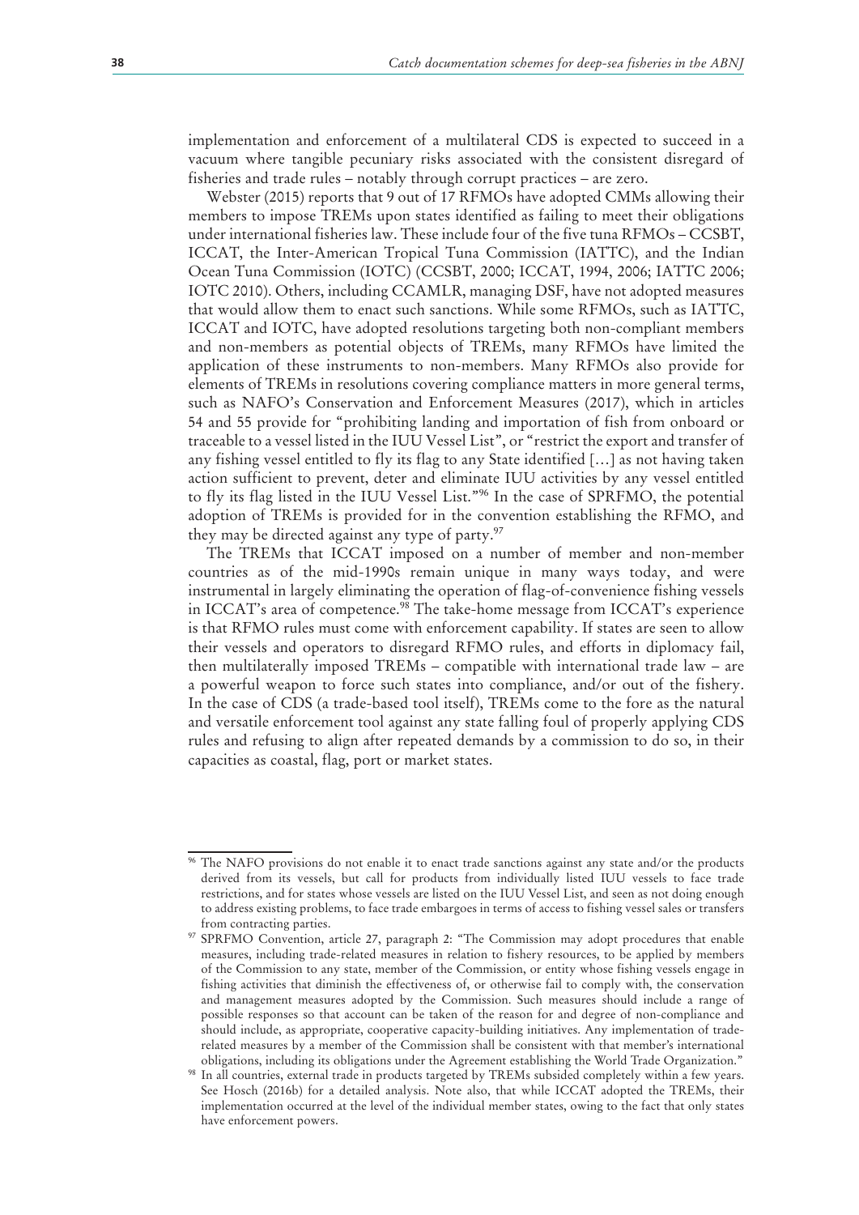implementation and enforcement of a multilateral CDS is expected to succeed in a vacuum where tangible pecuniary risks associated with the consistent disregard of fisheries and trade rules – notably through corrupt practices – are zero.

Webster (2015) reports that 9 out of 17 RFMOs have adopted CMMs allowing their members to impose TREMs upon states identified as failing to meet their obligations under international fisheries law. These include four of the five tuna RFMOs – CCSBT, ICCAT, the Inter-American Tropical Tuna Commission (IATTC), and the Indian Ocean Tuna Commission (IOTC) (CCSBT, 2000; ICCAT, 1994, 2006; IATTC 2006; IOTC 2010). Others, including CCAMLR, managing DSF, have not adopted measures that would allow them to enact such sanctions. While some RFMOs, such as IATTC, ICCAT and IOTC, have adopted resolutions targeting both non-compliant members and non-members as potential objects of TREMs, many RFMOs have limited the application of these instruments to non-members. Many RFMOs also provide for elements of TREMs in resolutions covering compliance matters in more general terms, such as NAFO's Conservation and Enforcement Measures (2017), which in articles 54 and 55 provide for "prohibiting landing and importation of fish from onboard or traceable to a vessel listed in the IUU Vessel List", or "restrict the export and transfer of any fishing vessel entitled to fly its flag to any State identified […] as not having taken action sufficient to prevent, deter and eliminate IUU activities by any vessel entitled to fly its flag listed in the IUU Vessel List."[96] In the case of SPRFMO, the potential adoption of TREMs is provided for in the convention establishing the RFMO, and they may be directed against any type of party.[97]

The TREMs that ICCAT imposed on a number of member and non-member countries as of the mid-1990s remain unique in many ways today, and were instrumental in largely eliminating the operation of flag-of-convenience fishing vessels in ICCAT's area of competence.[98] The take-home message from ICCAT's experience is that RFMO rules must come with enforcement capability. If states are seen to allow their vessels and operators to disregard RFMO rules, and efforts in diplomacy fail, then multilaterally imposed TREMs – compatible with international trade law – are a powerful weapon to force such states into compliance, and/or out of the fishery. In the case of CDS (a trade-based tool itself), TREMs come to the fore as the natural and versatile enforcement tool against any state falling foul of properly applying CDS rules and refusing to align after repeated demands by a commission to do so, in their capacities as coastal, flag, port or market states.

---

[96] The NAFO provisions do not enable it to enact trade sanctions against any state and/or the products derived from its vessels, but call for products from individually listed IUU vessels to face trade restrictions, and for states whose vessels are listed on the IUU Vessel List, and seen as not doing enough to address existing problems, to face trade embargoes in terms of access to fishing vessel sales or transfers from contracting parties.

[97] SPRFMO Convention, article 27, paragraph 2: "The Commission may adopt procedures that enable measures, including trade-related measures in relation to fishery resources, to be applied by members of the Commission to any state, member of the Commission, or entity whose fishing vessels engage in fishing activities that diminish the effectiveness of, or otherwise fail to comply with, the conservation and management measures adopted by the Commission. Such measures should include a range of possible responses so that account can be taken of the reason for and degree of non-compliance and should include, as appropriate, cooperative capacity-building initiatives. Any implementation of trade-related measures by a member of the Commission shall be consistent with that member's international obligations, including its obligations under the Agreement establishing the World Trade Organization."

[98] In all countries, external trade in products targeted by TREMs subsided completely within a few years. See Hosch (2016b) for a detailed analysis. Note also, that while ICCAT adopted the TREMs, their implementation occurred at the level of the individual member states, owing to the fact that only states have enforcement powers.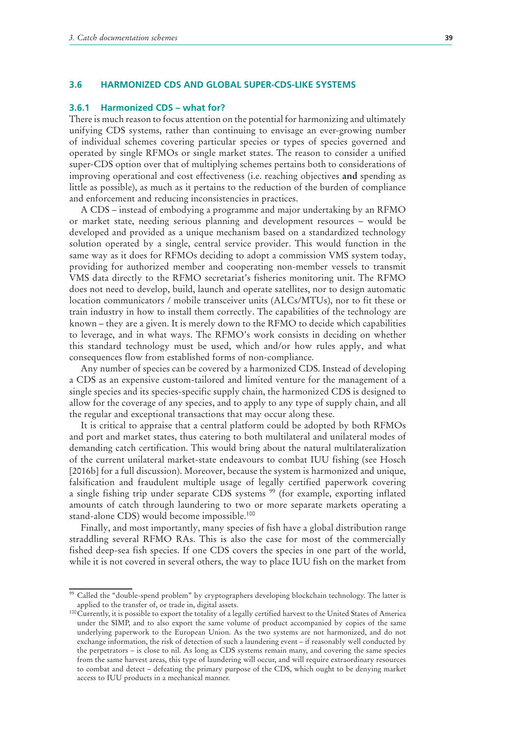## 3.6 HARMONIZED CDS AND GLOBAL SUPER-CDS-LIKE SYSTEMS

### 3.6.1 Harmonized CDS – what for?

There is much reason to focus attention on the potential for harmonizing and ultimately unifying CDS systems, rather than continuing to envisage an ever-growing number of individual schemes covering particular species or types of species governed and operated by single RFMOs or single market states. The reason to consider a unified super-CDS option over that of multiplying schemes pertains both to considerations of improving operational and cost effectiveness (i.e. reaching objectives **and** spending as little as possible), as much as it pertains to the reduction of the burden of compliance and enforcement and reducing inconsistencies in practices.

A CDS – instead of embodying a programme and major undertaking by an RFMO or market state, needing serious planning and development resources – would be developed and provided as a unique mechanism based on a standardized technology solution operated by a single, central service provider. This would function in the same way as it does for RFMOs deciding to adopt a commission VMS system today, providing for authorized member and cooperating non-member vessels to transmit VMS data directly to the RFMO secretariat's fisheries monitoring unit. The RFMO does not need to develop, build, launch and operate satellites, nor to design automatic location communicators / mobile transceiver units (ALCs/MTUs), nor to fit these or train industry in how to install them correctly. The capabilities of the technology are known – they are a given. It is merely down to the RFMO to decide which capabilities to leverage, and in what ways. The RFMO's work consists in deciding on whether this standard technology must be used, which and/or how rules apply, and what consequences flow from established forms of non-compliance.

Any number of species can be covered by a harmonized CDS. Instead of developing a CDS as an expensive custom-tailored and limited venture for the management of a single species and its species-specific supply chain, the harmonized CDS is designed to allow for the coverage of any species, and to apply to any type of supply chain, and all the regular and exceptional transactions that may occur along these.

It is critical to appraise that a central platform could be adopted by both RFMOs and port and market states, thus catering to both multilateral and unilateral modes of demanding catch certification. This would bring about the natural multilateralization of the current unilateral market-state endeavours to combat IUU fishing (see Hosch [2016b] for a full discussion). Moreover, because the system is harmonized and unique, falsification and fraudulent multiple usage of legally certified paperwork covering a single fishing trip under separate CDS systems [99] (for example, exporting inflated amounts of catch through laundering to two or more separate markets operating a stand-alone CDS) would become impossible.[100]

Finally, and most importantly, many species of fish have a global distribution range straddling several RFMO RAs. This is also the case for most of the commercially fished deep-sea fish species. If one CDS covers the species in one part of the world, while it is not covered in several others, the way to place IUU fish on the market from

---

[99] Called the "double-spend problem" by cryptographers developing blockchain technology. The latter is applied to the transfer of, or trade in, digital assets.

[100] Currently, it is possible to export the totality of a legally certified harvest to the United States of America under the SIMP, and to also export the same volume of product accompanied by copies of the same underlying paperwork to the European Union. As the two systems are not harmonized, and do not exchange information, the risk of detection of such a laundering event – if reasonably well conducted by the perpetrators – is close to nil. As long as CDS systems remain many, and covering the same species from the same harvest areas, this type of laundering will occur, and will require extraordinary resources to combat and detect – defeating the primary purpose of the CDS, which ought to be denying market access to IUU products in a mechanical manner.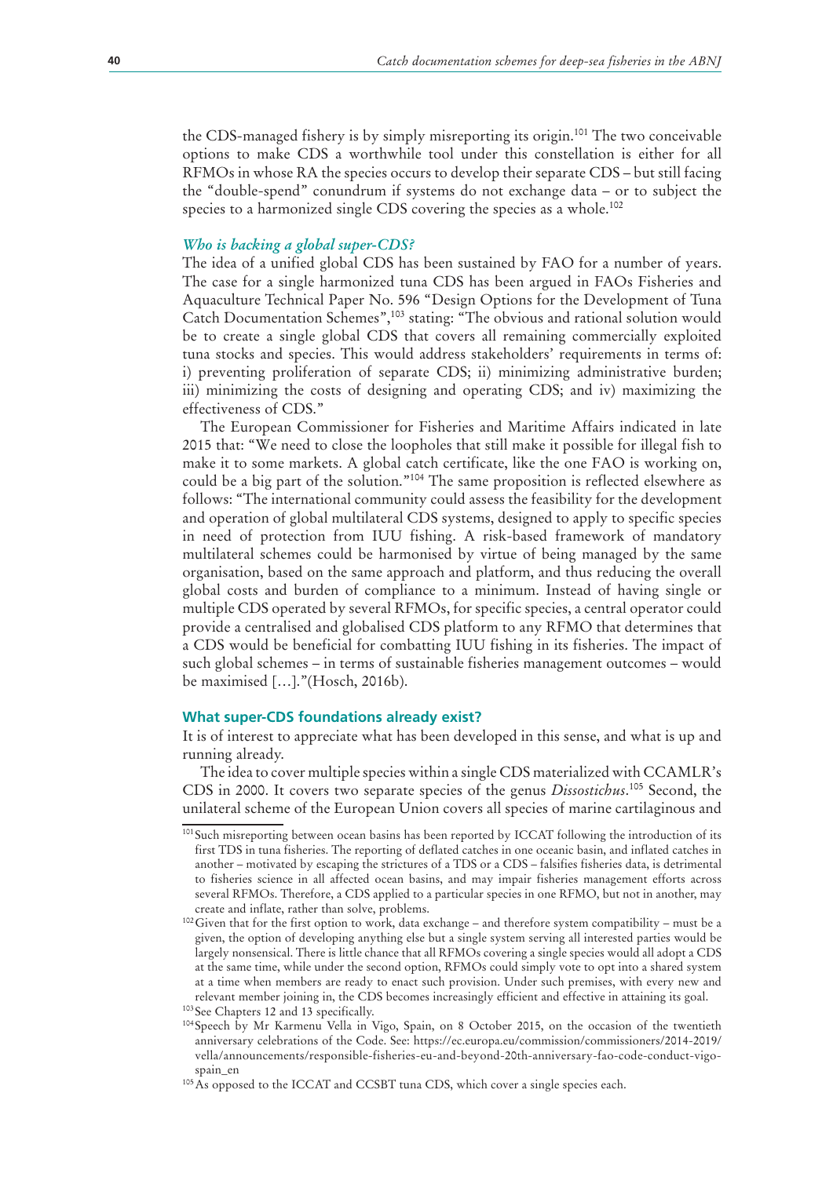the CDS-managed fishery is by simply misreporting its origin.[101] The two conceivable options to make CDS a worthwhile tool under this constellation is either for all RFMOs in whose RA the species occurs to develop their separate CDS – but still facing the "double-spend" conundrum if systems do not exchange data – or to subject the species to a harmonized single CDS covering the species as a whole.[102]

### *Who is backing a global super-CDS?*

The idea of a unified global CDS has been sustained by FAO for a number of years. The case for a single harmonized tuna CDS has been argued in FAOs Fisheries and Aquaculture Technical Paper No. 596 "Design Options for the Development of Tuna Catch Documentation Schemes",[103] stating: "The obvious and rational solution would be to create a single global CDS that covers all remaining commercially exploited tuna stocks and species. This would address stakeholders' requirements in terms of: i) preventing proliferation of separate CDS; ii) minimizing administrative burden; iii) minimizing the costs of designing and operating CDS; and iv) maximizing the effectiveness of CDS."

The European Commissioner for Fisheries and Maritime Affairs indicated in late 2015 that: "We need to close the loopholes that still make it possible for illegal fish to make it to some markets. A global catch certificate, like the one FAO is working on, could be a big part of the solution."[104] The same proposition is reflected elsewhere as follows: "The international community could assess the feasibility for the development and operation of global multilateral CDS systems, designed to apply to specific species in need of protection from IUU fishing. A risk-based framework of mandatory multilateral schemes could be harmonised by virtue of being managed by the same organisation, based on the same approach and platform, and thus reducing the overall global costs and burden of compliance to a minimum. Instead of having single or multiple CDS operated by several RFMOs, for specific species, a central operator could provide a centralised and globalised CDS platform to any RFMO that determines that a CDS would be beneficial for combatting IUU fishing in its fisheries. The impact of such global schemes – in terms of sustainable fisheries management outcomes – would be maximised […]."(Hosch, 2016b).

### What super-CDS foundations already exist?

It is of interest to appreciate what has been developed in this sense, and what is up and running already.

The idea to cover multiple species within a single CDS materialized with CCAMLR's CDS in 2000. It covers two separate species of the genus *Dissostichus*.[105] Second, the unilateral scheme of the European Union covers all species of marine cartilaginous and

---

[101] Such misreporting between ocean basins has been reported by ICCAT following the introduction of its first TDS in tuna fisheries. The reporting of deflated catches in one oceanic basin, and inflated catches in another – motivated by escaping the strictures of a TDS or a CDS – falsifies fisheries data, is detrimental to fisheries science in all affected ocean basins, and may impair fisheries management efforts across several RFMOs. Therefore, a CDS applied to a particular species in one RFMO, but not in another, may create and inflate, rather than solve, problems.

[102] Given that for the first option to work, data exchange – and therefore system compatibility – must be a given, the option of developing anything else but a single system serving all interested parties would be largely nonsensical. There is little chance that all RFMOs covering a single species would all adopt a CDS at the same time, while under the second option, RFMOs could simply vote to opt into a shared system at a time when members are ready to enact such provision. Under such premises, with every new and relevant member joining in, the CDS becomes increasingly efficient and effective in attaining its goal.

[103] See Chapters 12 and 13 specifically.

[104] Speech by Mr Karmenu Vella in Vigo, Spain, on 8 October 2015, on the occasion of the twentieth anniversary celebrations of the Code. See: https://ec.europa.eu/commission/commissioners/2014-2019/vella/announcements/responsible-fisheries-eu-and-beyond-20th-anniversary-fao-code-conduct-vigo-spain_en

[105] As opposed to the ICCAT and CCSBT tuna CDS, which cover a single species each.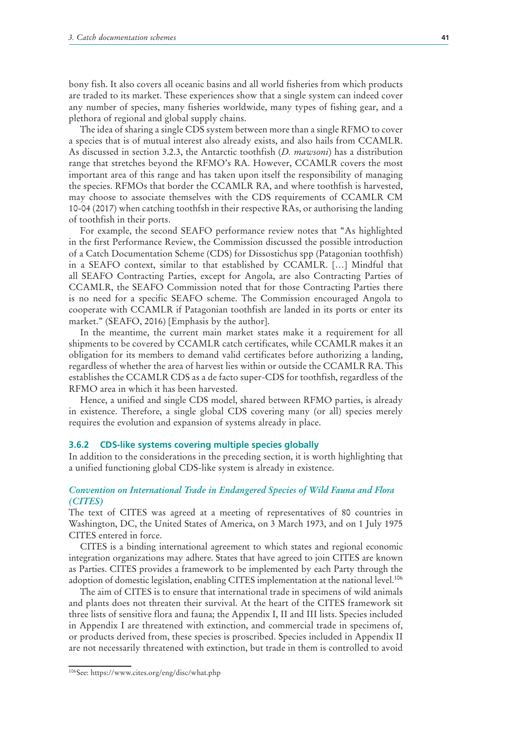bony fish. It also covers all oceanic basins and all world fisheries from which products are traded to its market. These experiences show that a single system can indeed cover any number of species, many fisheries worldwide, many types of fishing gear, and a plethora of regional and global supply chains.

The idea of sharing a single CDS system between more than a single RFMO to cover a species that is of mutual interest also already exists, and also hails from CCAMLR. As discussed in section 3.2.3, the Antarctic toothfish (*D. mawsoni*) has a distribution range that stretches beyond the RFMO's RA. However, CCAMLR covers the most important area of this range and has taken upon itself the responsibility of managing the species. RFMOs that border the CCAMLR RA, and where toothfish is harvested, may choose to associate themselves with the CDS requirements of CCAMLR CM 10-04 (2017) when catching toothfsh in their respective RAs, or authorising the landing of toothfish in their ports.

For example, the second SEAFO performance review notes that "As highlighted in the first Performance Review, the Commission discussed the possible introduction of a Catch Documentation Scheme (CDS) for Dissostichus spp (Patagonian toothfish) in a SEAFO context, similar to that established by CCAMLR. […] Mindful that all SEAFO Contracting Parties, except for Angola, are also Contracting Parties of CCAMLR, the SEAFO Commission noted that for those Contracting Parties there is no need for a specific SEAFO scheme. The Commission encouraged Angola to cooperate with CCAMLR if Patagonian toothfish are landed in its ports or enter its market." (SEAFO, 2016) [Emphasis by the author].

In the meantime, the current main market states make it a requirement for all shipments to be covered by CCAMLR catch certificates, while CCAMLR makes it an obligation for its members to demand valid certificates before authorizing a landing, regardless of whether the area of harvest lies within or outside the CCAMLR RA. This establishes the CCAMLR CDS as a de facto super-CDS for toothfish, regardless of the RFMO area in which it has been harvested.

Hence, a unified and single CDS model, shared between RFMO parties, is already in existence. Therefore, a single global CDS covering many (or all) species merely requires the evolution and expansion of systems already in place.

### 3.6.2 CDS-like systems covering multiple species globally

In addition to the considerations in the preceding section, it is worth highlighting that a unified functioning global CDS-like system is already in existence.

#### *Convention on International Trade in Endangered Species of Wild Fauna and Flora (CITES)*

The text of CITES was agreed at a meeting of representatives of 80 countries in Washington, DC, the United States of America, on 3 March 1973, and on 1 July 1975 CITES entered in force.

CITES is a binding international agreement to which states and regional economic integration organizations may adhere. States that have agreed to join CITES are known as Parties. CITES provides a framework to be implemented by each Party through the adoption of domestic legislation, enabling CITES implementation at the national level.[106]

The aim of CITES is to ensure that international trade in specimens of wild animals and plants does not threaten their survival. At the heart of the CITES framework sit three lists of sensitive flora and fauna; the Appendix I, II and III lists. Species included in Appendix I are threatened with extinction, and commercial trade in specimens of, or products derived from, these species is proscribed. Species included in Appendix II are not necessarily threatened with extinction, but trade in them is controlled to avoid

[106] See: https://www.cites.org/eng/disc/what.php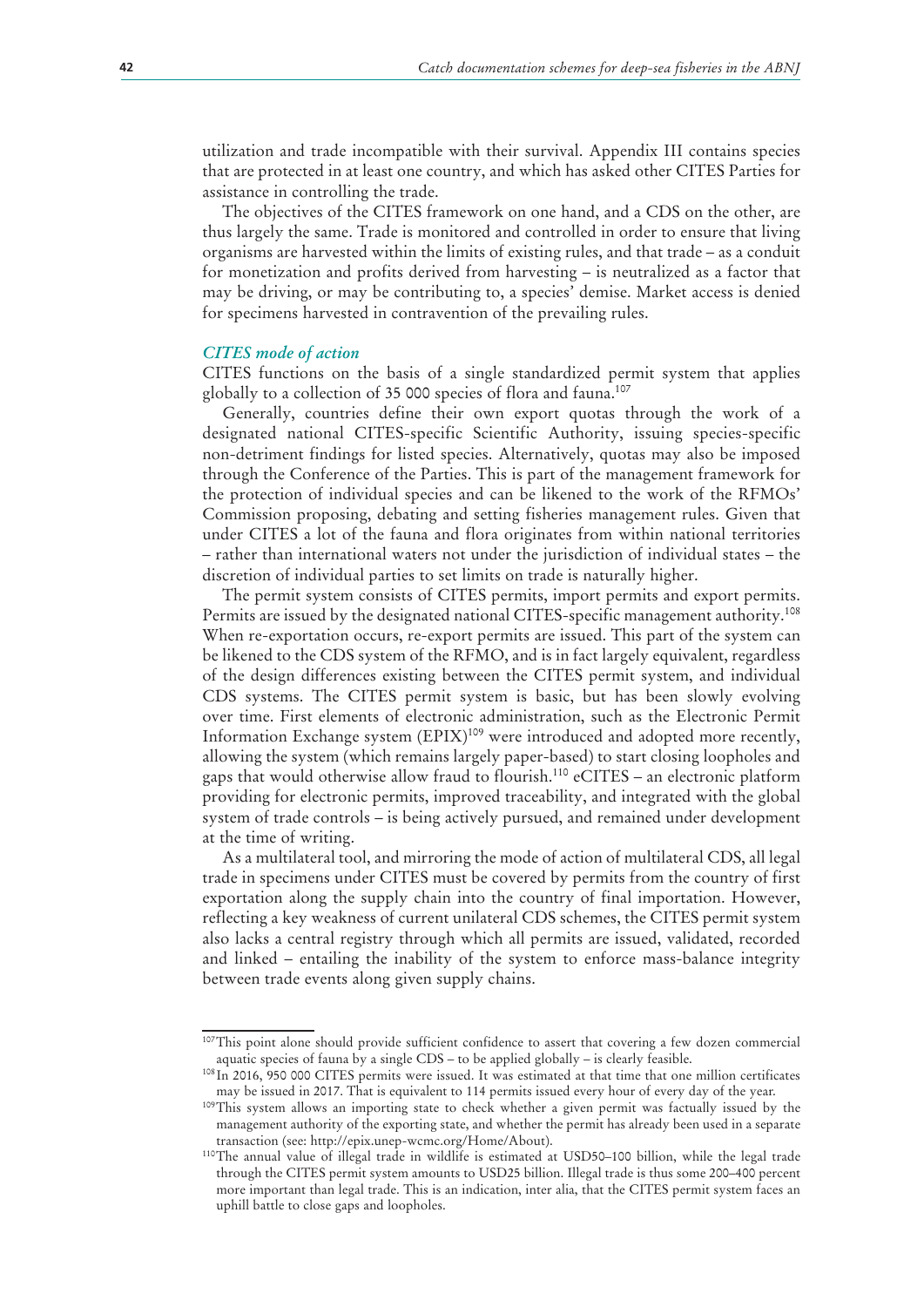utilization and trade incompatible with their survival. Appendix III contains species that are protected in at least one country, and which has asked other CITES Parties for assistance in controlling the trade.

The objectives of the CITES framework on one hand, and a CDS on the other, are thus largely the same. Trade is monitored and controlled in order to ensure that living organisms are harvested within the limits of existing rules, and that trade – as a conduit for monetization and profits derived from harvesting – is neutralized as a factor that may be driving, or may be contributing to, a species' demise. Market access is denied for specimens harvested in contravention of the prevailing rules.

### *CITES mode of action*

CITES functions on the basis of a single standardized permit system that applies globally to a collection of 35 000 species of flora and fauna.[107]

Generally, countries define their own export quotas through the work of a designated national CITES-specific Scientific Authority, issuing species-specific non-detriment findings for listed species. Alternatively, quotas may also be imposed through the Conference of the Parties. This is part of the management framework for the protection of individual species and can be likened to the work of the RFMOs' Commission proposing, debating and setting fisheries management rules. Given that under CITES a lot of the fauna and flora originates from within national territories – rather than international waters not under the jurisdiction of individual states – the discretion of individual parties to set limits on trade is naturally higher.

The permit system consists of CITES permits, import permits and export permits. Permits are issued by the designated national CITES-specific management authority.[108] When re-exportation occurs, re-export permits are issued. This part of the system can be likened to the CDS system of the RFMO, and is in fact largely equivalent, regardless of the design differences existing between the CITES permit system, and individual CDS systems. The CITES permit system is basic, but has been slowly evolving over time. First elements of electronic administration, such as the Electronic Permit Information Exchange system (EPIX)[109] were introduced and adopted more recently, allowing the system (which remains largely paper-based) to start closing loopholes and gaps that would otherwise allow fraud to flourish.[110] eCITES – an electronic platform providing for electronic permits, improved traceability, and integrated with the global system of trade controls – is being actively pursued, and remained under development at the time of writing.

As a multilateral tool, and mirroring the mode of action of multilateral CDS, all legal trade in specimens under CITES must be covered by permits from the country of first exportation along the supply chain into the country of final importation. However, reflecting a key weakness of current unilateral CDS schemes, the CITES permit system also lacks a central registry through which all permits are issued, validated, recorded and linked – entailing the inability of the system to enforce mass-balance integrity between trade events along given supply chains.

---

[107] This point alone should provide sufficient confidence to assert that covering a few dozen commercial aquatic species of fauna by a single CDS – to be applied globally – is clearly feasible.

[108] In 2016, 950 000 CITES permits were issued. It was estimated at that time that one million certificates may be issued in 2017. That is equivalent to 114 permits issued every hour of every day of the year.

[109] This system allows an importing state to check whether a given permit was factually issued by the management authority of the exporting state, and whether the permit has already been used in a separate transaction (see: http://epix.unep-wcmc.org/Home/About).

[110] The annual value of illegal trade in wildlife is estimated at USD50–100 billion, while the legal trade through the CITES permit system amounts to USD25 billion. Illegal trade is thus some 200–400 percent more important than legal trade. This is an indication, inter alia, that the CITES permit system faces an uphill battle to close gaps and loopholes.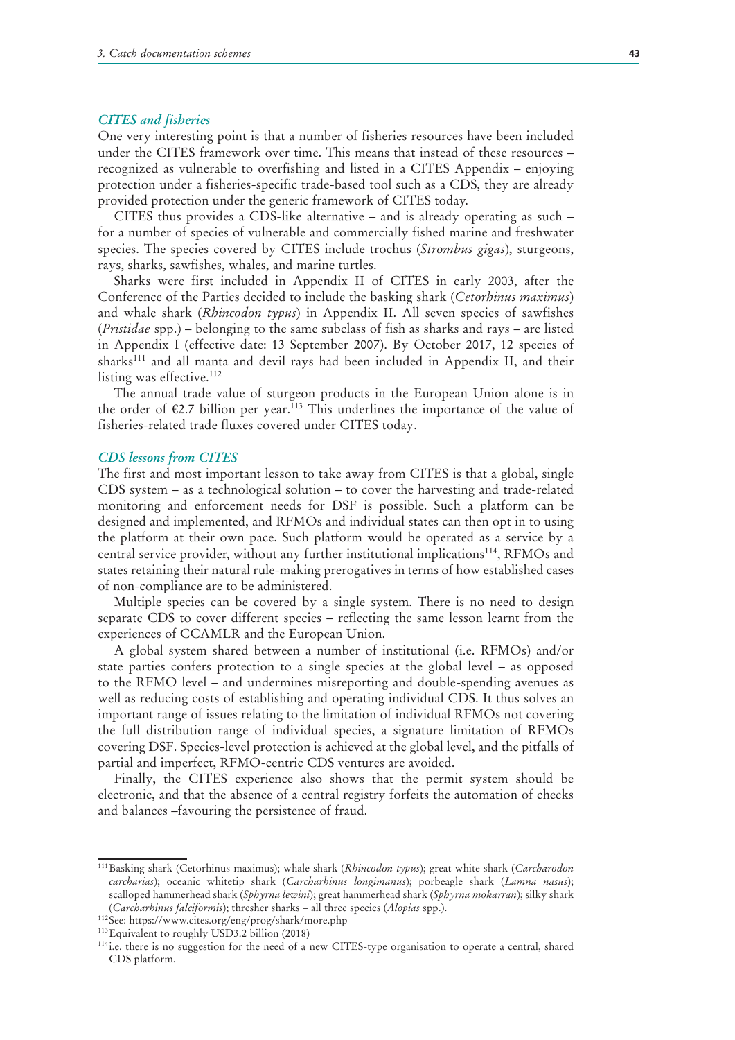### *CITES and fisheries*

One very interesting point is that a number of fisheries resources have been included under the CITES framework over time. This means that instead of these resources – recognized as vulnerable to overfishing and listed in a CITES Appendix – enjoying protection under a fisheries-specific trade-based tool such as a CDS, they are already provided protection under the generic framework of CITES today.

CITES thus provides a CDS-like alternative – and is already operating as such – for a number of species of vulnerable and commercially fished marine and freshwater species. The species covered by CITES include trochus (*Strombus gigas*), sturgeons, rays, sharks, sawfishes, whales, and marine turtles.

Sharks were first included in Appendix II of CITES in early 2003, after the Conference of the Parties decided to include the basking shark (*Cetorhinus maximus*) and whale shark (*Rhincodon typus*) in Appendix II. All seven species of sawfishes (*Pristidae* spp.) – belonging to the same subclass of fish as sharks and rays – are listed in Appendix I (effective date: 13 September 2007). By October 2017, 12 species of sharks[111] and all manta and devil rays had been included in Appendix II, and their listing was effective.[112]

The annual trade value of sturgeon products in the European Union alone is in the order of €2.7 billion per year.[113] This underlines the importance of the value of fisheries-related trade fluxes covered under CITES today.

### *CDS lessons from CITES*

The first and most important lesson to take away from CITES is that a global, single CDS system – as a technological solution – to cover the harvesting and trade-related monitoring and enforcement needs for DSF is possible. Such a platform can be designed and implemented, and RFMOs and individual states can then opt in to using the platform at their own pace. Such platform would be operated as a service by a central service provider, without any further institutional implications[114], RFMOs and states retaining their natural rule-making prerogatives in terms of how established cases of non-compliance are to be administered.

Multiple species can be covered by a single system. There is no need to design separate CDS to cover different species – reflecting the same lesson learnt from the experiences of CCAMLR and the European Union.

A global system shared between a number of institutional (i.e. RFMOs) and/or state parties confers protection to a single species at the global level – as opposed to the RFMO level – and undermines misreporting and double-spending avenues as well as reducing costs of establishing and operating individual CDS. It thus solves an important range of issues relating to the limitation of individual RFMOs not covering the full distribution range of individual species, a signature limitation of RFMOs covering DSF. Species-level protection is achieved at the global level, and the pitfalls of partial and imperfect, RFMO-centric CDS ventures are avoided.

Finally, the CITES experience also shows that the permit system should be electronic, and that the absence of a central registry forfeits the automation of checks and balances –favouring the persistence of fraud.

---

[111] Basking shark (Cetorhinus maximus); whale shark (*Rhincodon typus*); great white shark (*Carcharodon carcharias*); oceanic whitetip shark (*Carcharhinus longimanus*); porbeagle shark (*Lamna nasus*); scalloped hammerhead shark (*Sphyrna lewini*); great hammerhead shark (*Sphyrna mokarran*); silky shark (*Carcharhinus falciformis*); thresher sharks – all three species (*Alopias* spp.).

[112] See: https://www.cites.org/eng/prog/shark/more.php

[113] Equivalent to roughly USD3.2 billion (2018)

[114] i.e. there is no suggestion for the need of a new CITES-type organisation to operate a central, shared CDS platform.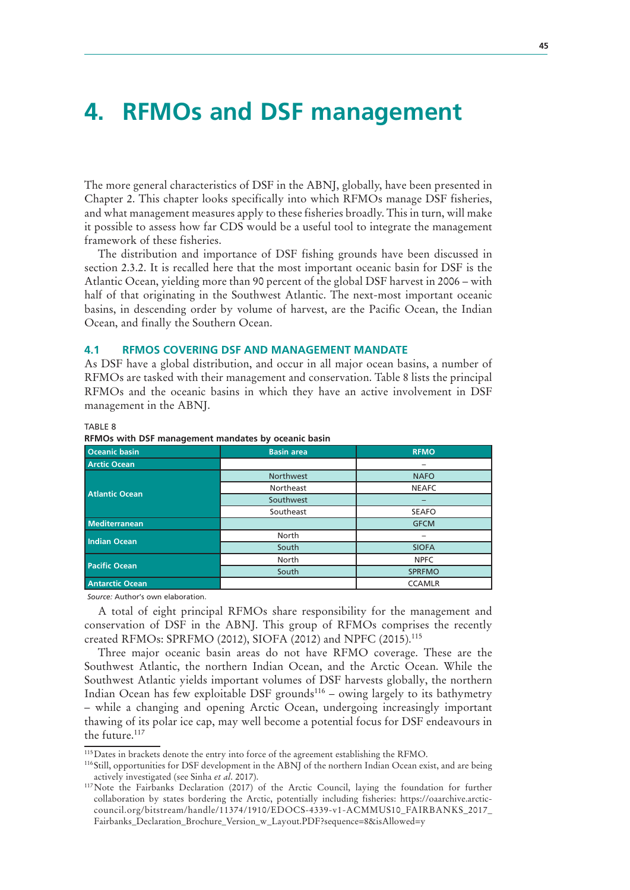# 4. RFMOs and DSF management

The more general characteristics of DSF in the ABNJ, globally, have been presented in Chapter 2. This chapter looks specifically into which RFMOs manage DSF fisheries, and what management measures apply to these fisheries broadly. This in turn, will make it possible to assess how far CDS would be a useful tool to integrate the management framework of these fisheries.

The distribution and importance of DSF fishing grounds have been discussed in section 2.3.2. It is recalled here that the most important oceanic basin for DSF is the Atlantic Ocean, yielding more than 90 percent of the global DSF harvest in 2006 – with half of that originating in the Southwest Atlantic. The next-most important oceanic basins, in descending order by volume of harvest, are the Pacific Ocean, the Indian Ocean, and finally the Southern Ocean.

## 4.1 RFMOS COVERING DSF AND MANAGEMENT MANDATE

As DSF have a global distribution, and occur in all major ocean basins, a number of RFMOs are tasked with their management and conservation. Table 8 lists the principal RFMOs and the oceanic basins in which they have an active involvement in DSF management in the ABNJ.

TABLE 8

**RFMOs with DSF management mandates by oceanic basin**

| Oceanic basin | Basin area | RFMO |
|---|---|---|
| **Arctic Ocean** | | – |
| **Atlantic Ocean** | Northwest | NAFO |
| | Northeast | NEAFC |
| | Southwest | – |
| | Southeast | SEAFO |
| **Mediterranean** | | GFCM |
| **Indian Ocean** | North | – |
| | South | SIOFA |
| **Pacific Ocean** | North | NPFC |
| | South | SPRFMO |
| **Antarctic Ocean** | | CCAMLR |

*Source:* Author's own elaboration.

A total of eight principal RFMOs share responsibility for the management and conservation of DSF in the ABNJ. This group of RFMOs comprises the recently created RFMOs: SPRFMO (2012), SIOFA (2012) and NPFC (2015).[115]

Three major oceanic basin areas do not have RFMO coverage. These are the Southwest Atlantic, the northern Indian Ocean, and the Arctic Ocean. While the Southwest Atlantic yields important volumes of DSF harvests globally, the northern Indian Ocean has few exploitable DSF grounds[116] – owing largely to its bathymetry – while a changing and opening Arctic Ocean, undergoing increasingly important thawing of its polar ice cap, may well become a potential focus for DSF endeavours in the future.[117]

---

[115] Dates in brackets denote the entry into force of the agreement establishing the RFMO.

[116] Still, opportunities for DSF development in the ABNJ of the northern Indian Ocean exist, and are being actively investigated (see Sinha *et al*. 2017).

[117] Note the Fairbanks Declaration (2017) of the Arctic Council, laying the foundation for further collaboration by states bordering the Arctic, potentially including fisheries: https://oaarchive.arctic-council.org/bitstream/handle/11374/1910/EDOCS-4339-v1-ACMMUS10_FAIRBANKS_2017_Fairbanks_Declaration_Brochure_Version_w_Layout.PDF?sequence=8&isAllowed=y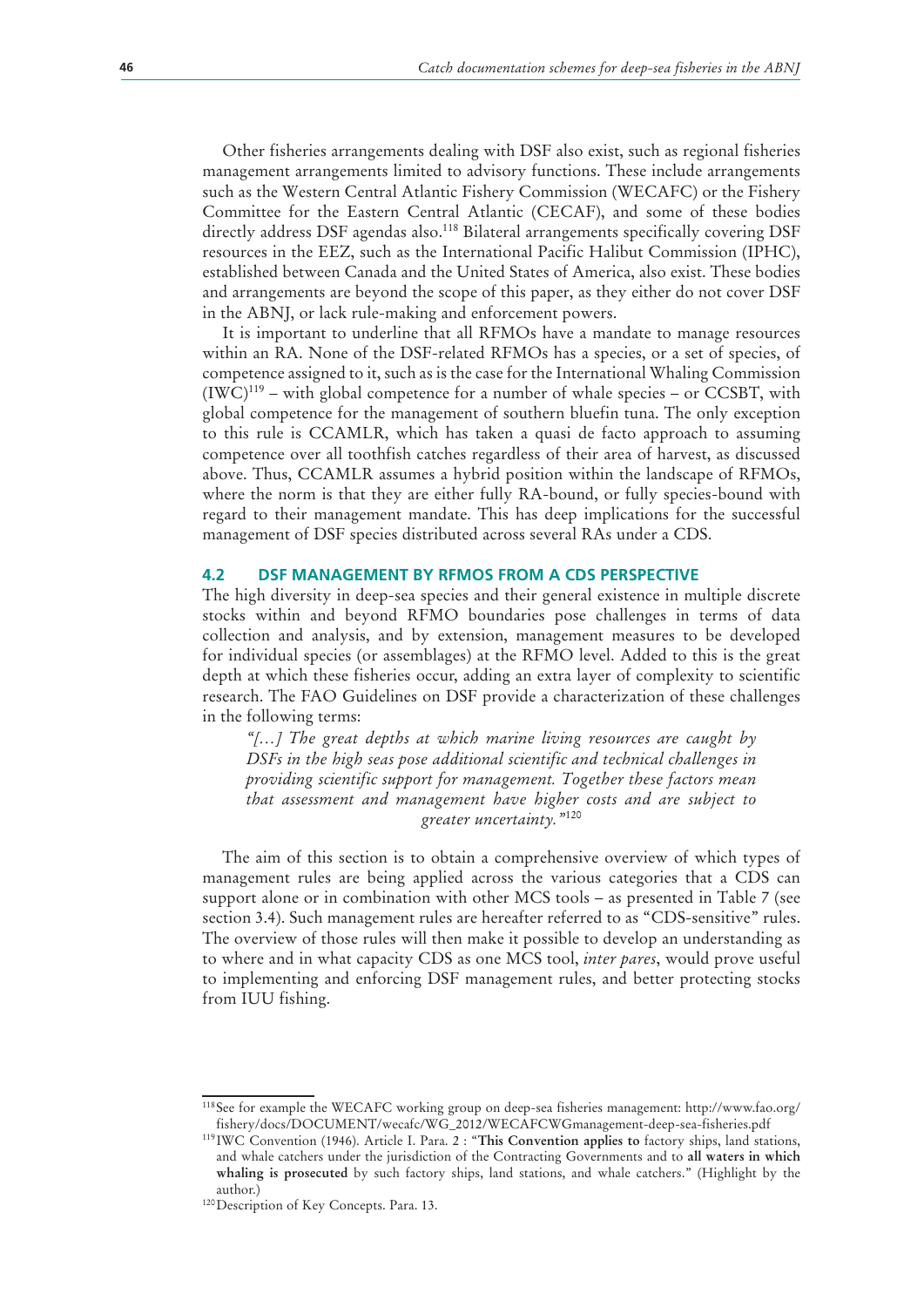Other fisheries arrangements dealing with DSF also exist, such as regional fisheries management arrangements limited to advisory functions. These include arrangements such as the Western Central Atlantic Fishery Commission (WECAFC) or the Fishery Committee for the Eastern Central Atlantic (CECAF), and some of these bodies directly address DSF agendas also.[118] Bilateral arrangements specifically covering DSF resources in the EEZ, such as the International Pacific Halibut Commission (IPHC), established between Canada and the United States of America, also exist. These bodies and arrangements are beyond the scope of this paper, as they either do not cover DSF in the ABNJ, or lack rule-making and enforcement powers.

It is important to underline that all RFMOs have a mandate to manage resources within an RA. None of the DSF-related RFMOs has a species, or a set of species, of competence assigned to it, such as is the case for the International Whaling Commission (IWC)[119] – with global competence for a number of whale species – or CCSBT, with global competence for the management of southern bluefin tuna. The only exception to this rule is CCAMLR, which has taken a quasi de facto approach to assuming competence over all toothfish catches regardless of their area of harvest, as discussed above. Thus, CCAMLR assumes a hybrid position within the landscape of RFMOs, where the norm is that they are either fully RA-bound, or fully species-bound with regard to their management mandate. This has deep implications for the successful management of DSF species distributed across several RAs under a CDS.

## 4.2 DSF MANAGEMENT BY RFMOS FROM A CDS PERSPECTIVE

The high diversity in deep-sea species and their general existence in multiple discrete stocks within and beyond RFMO boundaries pose challenges in terms of data collection and analysis, and by extension, management measures to be developed for individual species (or assemblages) at the RFMO level. Added to this is the great depth at which these fisheries occur, adding an extra layer of complexity to scientific research. The FAO Guidelines on DSF provide a characterization of these challenges in the following terms:

> *"[…] The great depths at which marine living resources are caught by DSFs in the high seas pose additional scientific and technical challenges in providing scientific support for management. Together these factors mean that assessment and management have higher costs and are subject to greater uncertainty."*[120]

The aim of this section is to obtain a comprehensive overview of which types of management rules are being applied across the various categories that a CDS can support alone or in combination with other MCS tools – as presented in Table 7 (see section 3.4). Such management rules are hereafter referred to as "CDS-sensitive" rules. The overview of those rules will then make it possible to develop an understanding as to where and in what capacity CDS as one MCS tool, *inter pares*, would prove useful to implementing and enforcing DSF management rules, and better protecting stocks from IUU fishing.

---

[118] See for example the WECAFC working group on deep-sea fisheries management: http://www.fao.org/fishery/docs/DOCUMENT/wecafc/WG_2012/WECAFCWGmanagement-deep-sea-fisheries.pdf

[119] IWC Convention (1946). Article I. Para. 2 : "**This Convention applies to** factory ships, land stations, and whale catchers under the jurisdiction of the Contracting Governments and to **all waters in which whaling is prosecuted** by such factory ships, land stations, and whale catchers." (Highlight by the author.)

[120] Description of Key Concepts. Para. 13.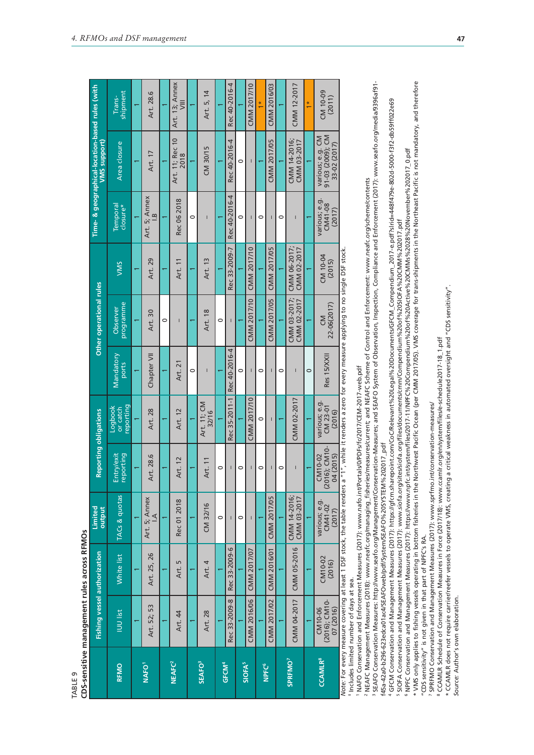TABLE 9

**CDS-sensitive management rules across RFMOs**

| RFMO | Fishing vessel authorization | | Limited output | Reporting obligations | | Other operational rules | | | Time- & geographical-location-based rules (with VMS support) | | |
|---|---|---|---|---|---|---|---|---|---|---|---|
| | IUU list | White list | TACs & quotas | Entry/exit reporting | Logbook or catch reporting | Mandatory ports | Observer programme | VMS | Temporal closure* | Area closure | Trans-shipment |
| NAFO[1] | 1 | 1 | 1 | 1 | 1 | 1 | 1 | 1 | 1 | 1 | 1 |
| | Art. 52; 53 | Art. 25, 26 | Art. 5; Annex I.A | Art. 28.6 | Art. 28 | Chapter VII | Art. 30 | Art. 29 | Art. 5; Annex I.B | Art. 17 | Art. 28.6 |
| NEAFC[2] | 1 | 1 | 1 | 1 | 1 | 1 | 0 | 1 | 1 | 1 | 1 |
| | Art. 44 | Art. 5 | Rec 01 2018 | Art. 12 | Art. 12 | Art. 21 | – | Art. 11 | Rec 06 2018 | Art. 11; Rec 10 2018 | Art. 13; Annex VIII |
| SEAFO[3] | 1 | 1 | 1 | 1 | 1 | 0 | 1 | 1 | 0 | 1 | 1 |
| | Art. 28 | Art. 4 | CM 32/16 | Art. 11 | Art. 11; CM 32/16 | – | Art. 18 | Art. 13 | – | CM 30/15 | Art. 5, 14 |
| GFCM[4] | 1 | 1 | 0 | 0 | 1 | 1 | 0 | 1 | 1 | 1 | 1 |
| | Rec 33-2009-8 | Rec 33-2009-6 | – | – | Rec 35-2011-1 | Rec 40-2016-4 | – | Rec 33-2009-7 | Rec 40-2016-4 | Rec 40-2016-4 | Rec 40-2016-4 |
| SIOFA[5] | 1 | 1 | 0 | 0 | 1 | 0 | 1 | 1 | 0 | 0 | 1 |
| | CMM 2016/06 | CMM 2017/07 | – | – | CMM 2017/10 | – | CMM 2017/10 | CMM 2017/10 | – | – | CMM 2017/10 |
| NPFC[6] | 1 | 1 | 1 | 0 | 0 | 0 | 1 | 1 | 0 | 1 | 1* |
| | CMM 2017/02 | CMM 2016/01 | CMM 2017/05 | – | – | – | CMM 2017/05 | CMM 2017/05 | – | CMM 2017/05 | CMM 2016/03 |
| SPRFMO[7] | 1 | 1 | 1 | 0 | 1 | 0 | 1 | 1 | 0 | 1 | 1 |
| | CMM 04-2017 | CMM 05-2016 | CMM 14-2016; CMM 03-2017 | – | CMM 02-2017 | – | CMM 03-2017; CMM 02-2017 | CMM 06-2017; CMM 02-2017 | – | CMM 14-2016; CMM 03-2017 | CMM 12-2017 |
| CCAMLR[8] | 1 | 1 | 1 | 1 | 1 | 0 | 1 | 1 | 1 | 1 | 1* |
| | CM10-06 (2016); CM10-07 (2016) | CM10-02 (2016) | various; e.g. CM41-02 (2017) | CM10-02 (2016); CM10-04 (2015) | various; e.g. CM 23-01 (2016) | Res 15/XXII | CM 22-06(2017) | CM 10-04 (2015) | various; e.g. CM41-08 (2017) | various; e.g. CM 91-03 (2009); CM 33-02 (2017) | CM 10-09 (2011) |

*Note*: For every measure covering at least 1 DSF stock, the table renders a "1", while it renders a zero for every measure applying to no single DSF stock.

‡ Includes limited number of days at sea.

[1] NAFO Conservation and Enforcement Measures (2017): www.nafo.int/Portals/0/PDFs/fc/2017/CEM-2017-web.pdf

[2] NEAFC Management Measures (2018): www.neafc.org/managing_fisheries/measures/current; and NEAFC Scheme of Control and Enforcement: www.neafc.org/scheme/contents

[3] SEAFO Conservation Measures: http://www.seafo.org/Management/Conservation-Measures; and SEAFO System of Observation, Inspection, Compliance and Enforcement (2017): www.seafo.org/media/9396af91-f45a-42a0-b296-623edca01ac4/SEAFOweb/pdf/System/SEAFO%20SYSTEM%202017_pdf

[4] GFCM Conservation and Management Measures (2017): https://gfcm.sharepoint.com/CoC/Relevant%20Legal%20Documents/GFCM_Compendium_2017-e.pdf?slrid=448f479e-802d-5000-f3f2-db59ff022e69

[5] SIOFA Conservation and Management Measures (2017): www.siofa.org/sites/siofa.org/files/documents/cmm/Compendium%20of%20SIOFA%20CMM%202017.pdf

[6] NPFC Conservation and Management Measures (2017): https://www.npfc.int/system/files/2017-11/NPFC%20Compendium%20of%20Active%20CMMs%2028%20November%202017_0.pdf

* VMS only applies to fishing vessels operating in bottom fisheries in the Northwest Pacific Ocean (per CMM 2017/05). VMS coverage for trans-shipments in the Northeast Pacific is not mandatory, and therefore "CDS sensitivity" is not given in that part of NPFC's RA.

[7] SPRFMO Conservation and Management Measures (2017): www.sprfmo.int/conservation-measures/

[8] CCAMLR Schedule of Conservation Measures in Force (2017/18): www.ccamlr.org/en/system/files/e-schedule2017-18_1.pdf

* CCAMLR does not require carrier/reefer vessels to operate VMS, creating a critical weakness in automated oversight and "CDS sensitivity".

*Source*: Author's own elaboration.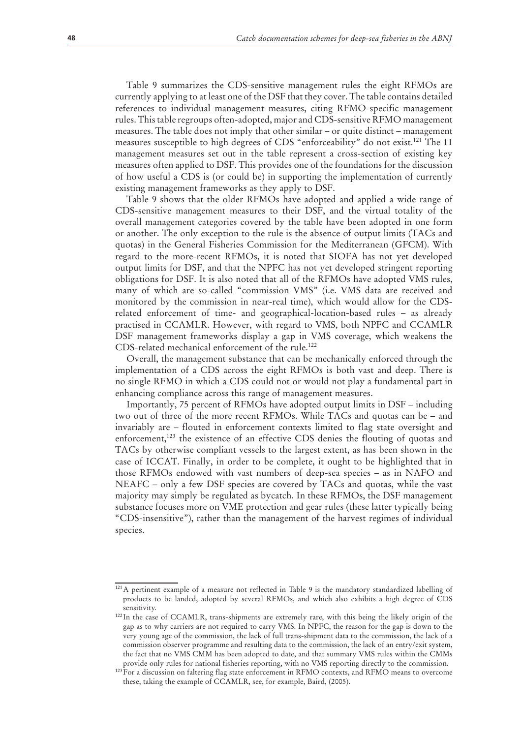Table 9 summarizes the CDS-sensitive management rules the eight RFMOs are currently applying to at least one of the DSF that they cover. The table contains detailed references to individual management measures, citing RFMO-specific management rules. This table regroups often-adopted, major and CDS-sensitive RFMO management measures. The table does not imply that other similar – or quite distinct – management measures susceptible to high degrees of CDS "enforceability" do not exist.[121] The 11 management measures set out in the table represent a cross-section of existing key measures often applied to DSF. This provides one of the foundations for the discussion of how useful a CDS is (or could be) in supporting the implementation of currently existing management frameworks as they apply to DSF.

Table 9 shows that the older RFMOs have adopted and applied a wide range of CDS-sensitive management measures to their DSF, and the virtual totality of the overall management categories covered by the table have been adopted in one form or another. The only exception to the rule is the absence of output limits (TACs and quotas) in the General Fisheries Commission for the Mediterranean (GFCM). With regard to the more-recent RFMOs, it is noted that SIOFA has not yet developed output limits for DSF, and that the NPFC has not yet developed stringent reporting obligations for DSF. It is also noted that all of the RFMOs have adopted VMS rules, many of which are so-called "commission VMS" (i.e. VMS data are received and monitored by the commission in near-real time), which would allow for the CDS-related enforcement of time- and geographical-location-based rules – as already practised in CCAMLR. However, with regard to VMS, both NPFC and CCAMLR DSF management frameworks display a gap in VMS coverage, which weakens the CDS-related mechanical enforcement of the rule.[122]

Overall, the management substance that can be mechanically enforced through the implementation of a CDS across the eight RFMOs is both vast and deep. There is no single RFMO in which a CDS could not or would not play a fundamental part in enhancing compliance across this range of management measures.

Importantly, 75 percent of RFMOs have adopted output limits in DSF – including two out of three of the more recent RFMOs. While TACs and quotas can be – and invariably are – flouted in enforcement contexts limited to flag state oversight and enforcement,[123] the existence of an effective CDS denies the flouting of quotas and TACs by otherwise compliant vessels to the largest extent, as has been shown in the case of ICCAT. Finally, in order to be complete, it ought to be highlighted that in those RFMOs endowed with vast numbers of deep-sea species – as in NAFO and NEAFC – only a few DSF species are covered by TACs and quotas, while the vast majority may simply be regulated as bycatch. In these RFMOs, the DSF management substance focuses more on VME protection and gear rules (these latter typically being "CDS-insensitive"), rather than the management of the harvest regimes of individual species.

---

[121] A pertinent example of a measure not reflected in Table 9 is the mandatory standardized labelling of products to be landed, adopted by several RFMOs, and which also exhibits a high degree of CDS sensitivity.

[122] In the case of CCAMLR, trans-shipments are extremely rare, with this being the likely origin of the gap as to why carriers are not required to carry VMS. In NPFC, the reason for the gap is down to the very young age of the commission, the lack of full trans-shipment data to the commission, the lack of a commission observer programme and resulting data to the commission, the lack of an entry/exit system, the fact that no VMS CMM has been adopted to date, and that summary VMS rules within the CMMs provide only rules for national fisheries reporting, with no VMS reporting directly to the commission.

[123] For a discussion on faltering flag state enforcement in RFMO contexts, and RFMO means to overcome these, taking the example of CCAMLR, see, for example, Baird, (2005).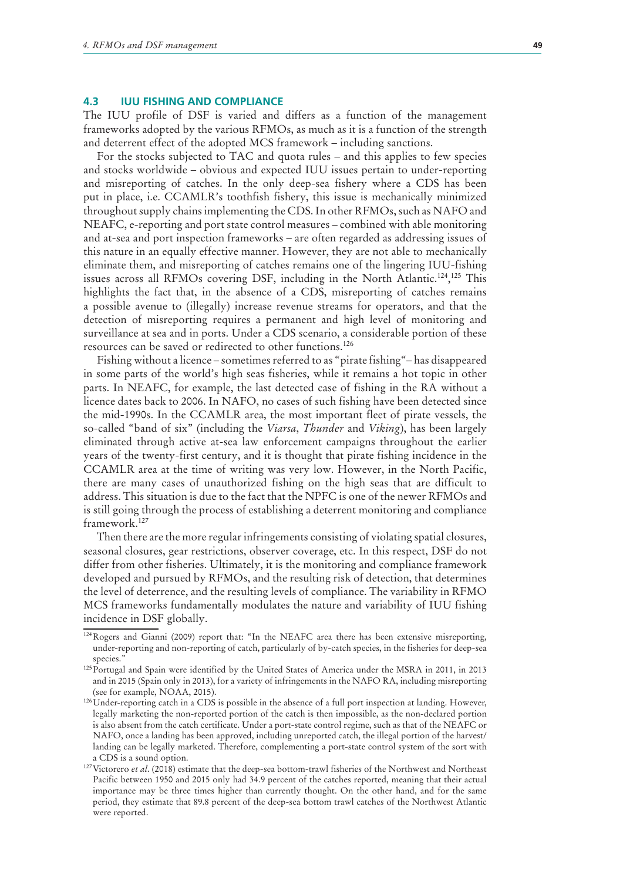### 4.3 IUU FISHING AND COMPLIANCE

The IUU profile of DSF is varied and differs as a function of the management frameworks adopted by the various RFMOs, as much as it is a function of the strength and deterrent effect of the adopted MCS framework – including sanctions.

For the stocks subjected to TAC and quota rules – and this applies to few species and stocks worldwide – obvious and expected IUU issues pertain to under-reporting and misreporting of catches. In the only deep-sea fishery where a CDS has been put in place, i.e. CCAMLR's toothfish fishery, this issue is mechanically minimized throughout supply chains implementing the CDS. In other RFMOs, such as NAFO and NEAFC, e-reporting and port state control measures – combined with able monitoring and at-sea and port inspection frameworks – are often regarded as addressing issues of this nature in an equally effective manner. However, they are not able to mechanically eliminate them, and misreporting of catches remains one of the lingering IUU-fishing issues across all RFMOs covering DSF, including in the North Atlantic.[124],[125] This highlights the fact that, in the absence of a CDS, misreporting of catches remains a possible avenue to (illegally) increase revenue streams for operators, and that the detection of misreporting requires a permanent and high level of monitoring and surveillance at sea and in ports. Under a CDS scenario, a considerable portion of these resources can be saved or redirected to other functions.[126]

Fishing without a licence – sometimes referred to as "pirate fishing"– has disappeared in some parts of the world's high seas fisheries, while it remains a hot topic in other parts. In NEAFC, for example, the last detected case of fishing in the RA without a licence dates back to 2006. In NAFO, no cases of such fishing have been detected since the mid-1990s. In the CCAMLR area, the most important fleet of pirate vessels, the so-called "band of six" (including the *Viarsa*, *Thunder* and *Viking*), has been largely eliminated through active at-sea law enforcement campaigns throughout the earlier years of the twenty-first century, and it is thought that pirate fishing incidence in the CCAMLR area at the time of writing was very low. However, in the North Pacific, there are many cases of unauthorized fishing on the high seas that are difficult to address. This situation is due to the fact that the NPFC is one of the newer RFMOs and is still going through the process of establishing a deterrent monitoring and compliance framework.[127]

Then there are the more regular infringements consisting of violating spatial closures, seasonal closures, gear restrictions, observer coverage, etc. In this respect, DSF do not differ from other fisheries. Ultimately, it is the monitoring and compliance framework developed and pursued by RFMOs, and the resulting risk of detection, that determines the level of deterrence, and the resulting levels of compliance. The variability in RFMO MCS frameworks fundamentally modulates the nature and variability of IUU fishing incidence in DSF globally.

---

[124] Rogers and Gianni (2009) report that: "In the NEAFC area there has been extensive misreporting, under-reporting and non-reporting of catch, particularly of by-catch species, in the fisheries for deep-sea species."

[125] Portugal and Spain were identified by the United States of America under the MSRA in 2011, in 2013 and in 2015 (Spain only in 2013), for a variety of infringements in the NAFO RA, including misreporting (see for example, NOAA, 2015).

[126] Under-reporting catch in a CDS is possible in the absence of a full port inspection at landing. However, legally marketing the non-reported portion of the catch is then impossible, as the non-declared portion is also absent from the catch certificate. Under a port-state control regime, such as that of the NEAFC or NAFO, once a landing has been approved, including unreported catch, the illegal portion of the harvest/landing can be legally marketed. Therefore, complementing a port-state control system of the sort with a CDS is a sound option.

[127] Victorero *et al*. (2018) estimate that the deep-sea bottom-trawl fisheries of the Northwest and Northeast Pacific between 1950 and 2015 only had 34.9 percent of the catches reported, meaning that their actual importance may be three times higher than currently thought. On the other hand, and for the same period, they estimate that 89.8 percent of the deep-sea bottom trawl catches of the Northwest Atlantic were reported.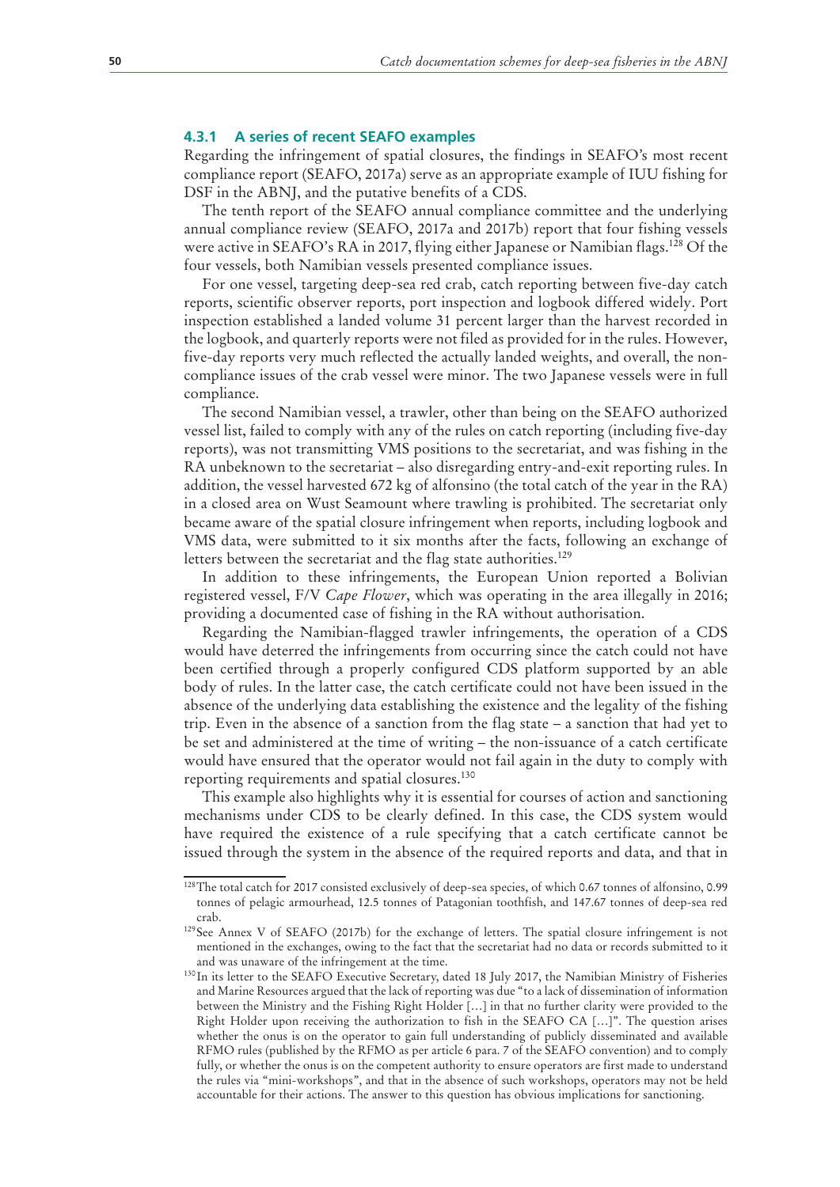### 4.3.1 A series of recent SEAFO examples

Regarding the infringement of spatial closures, the findings in SEAFO's most recent compliance report (SEAFO, 2017a) serve as an appropriate example of IUU fishing for DSF in the ABNJ, and the putative benefits of a CDS.

The tenth report of the SEAFO annual compliance committee and the underlying annual compliance review (SEAFO, 2017a and 2017b) report that four fishing vessels were active in SEAFO's RA in 2017, flying either Japanese or Namibian flags.[128] Of the four vessels, both Namibian vessels presented compliance issues.

For one vessel, targeting deep-sea red crab, catch reporting between five-day catch reports, scientific observer reports, port inspection and logbook differed widely. Port inspection established a landed volume 31 percent larger than the harvest recorded in the logbook, and quarterly reports were not filed as provided for in the rules. However, five-day reports very much reflected the actually landed weights, and overall, the non-compliance issues of the crab vessel were minor. The two Japanese vessels were in full compliance.

The second Namibian vessel, a trawler, other than being on the SEAFO authorized vessel list, failed to comply with any of the rules on catch reporting (including five-day reports), was not transmitting VMS positions to the secretariat, and was fishing in the RA unbeknown to the secretariat – also disregarding entry-and-exit reporting rules. In addition, the vessel harvested 672 kg of alfonsino (the total catch of the year in the RA) in a closed area on Wust Seamount where trawling is prohibited. The secretariat only became aware of the spatial closure infringement when reports, including logbook and VMS data, were submitted to it six months after the facts, following an exchange of letters between the secretariat and the flag state authorities.[129]

In addition to these infringements, the European Union reported a Bolivian registered vessel, F/V *Cape Flower*, which was operating in the area illegally in 2016; providing a documented case of fishing in the RA without authorisation.

Regarding the Namibian-flagged trawler infringements, the operation of a CDS would have deterred the infringements from occurring since the catch could not have been certified through a properly configured CDS platform supported by an able body of rules. In the latter case, the catch certificate could not have been issued in the absence of the underlying data establishing the existence and the legality of the fishing trip. Even in the absence of a sanction from the flag state – a sanction that had yet to be set and administered at the time of writing – the non-issuance of a catch certificate would have ensured that the operator would not fail again in the duty to comply with reporting requirements and spatial closures.[130]

This example also highlights why it is essential for courses of action and sanctioning mechanisms under CDS to be clearly defined. In this case, the CDS system would have required the existence of a rule specifying that a catch certificate cannot be issued through the system in the absence of the required reports and data, and that in

---

[128] The total catch for 2017 consisted exclusively of deep-sea species, of which 0.67 tonnes of alfonsino, 0.99 tonnes of pelagic armourhead, 12.5 tonnes of Patagonian toothfish, and 147.67 tonnes of deep-sea red crab.

[129] See Annex V of SEAFO (2017b) for the exchange of letters. The spatial closure infringement is not mentioned in the exchanges, owing to the fact that the secretariat had no data or records submitted to it and was unaware of the infringement at the time.

[130] In its letter to the SEAFO Executive Secretary, dated 18 July 2017, the Namibian Ministry of Fisheries and Marine Resources argued that the lack of reporting was due "to a lack of dissemination of information between the Ministry and the Fishing Right Holder […] in that no further clarity were provided to the Right Holder upon receiving the authorization to fish in the SEAFO CA […]". The question arises whether the onus is on the operator to gain full understanding of publicly disseminated and available RFMO rules (published by the RFMO as per article 6 para. 7 of the SEAFO convention) and to comply fully, or whether the onus is on the competent authority to ensure operators are first made to understand the rules via "mini-workshops", and that in the absence of such workshops, operators may not be held accountable for their actions. The answer to this question has obvious implications for sanctioning.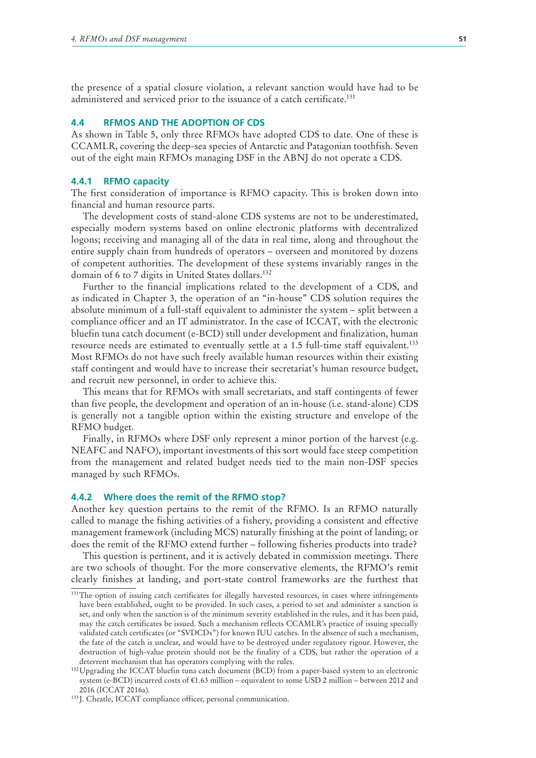the presence of a spatial closure violation, a relevant sanction would have had to be administered and serviced prior to the issuance of a catch certificate.[131]

## 4.4 RFMOS AND THE ADOPTION OF CDS

As shown in Table 5, only three RFMOs have adopted CDS to date. One of these is CCAMLR, covering the deep-sea species of Antarctic and Patagonian toothfish. Seven out of the eight main RFMOs managing DSF in the ABNJ do not operate a CDS.

### 4.4.1 RFMO capacity

The first consideration of importance is RFMO capacity. This is broken down into financial and human resource parts.

The development costs of stand-alone CDS systems are not to be underestimated, especially modern systems based on online electronic platforms with decentralized logons; receiving and managing all of the data in real time, along and throughout the entire supply chain from hundreds of operators – overseen and monitored by dozens of competent authorities. The development of these systems invariably ranges in the domain of 6 to 7 digits in United States dollars.[132]

Further to the financial implications related to the development of a CDS, and as indicated in Chapter 3, the operation of an "in-house" CDS solution requires the absolute minimum of a full-staff equivalent to administer the system – split between a compliance officer and an IT administrator. In the case of ICCAT, with the electronic bluefin tuna catch document (e-BCD) still under development and finalization, human resource needs are estimated to eventually settle at a 1.5 full-time staff equivalent.[133] Most RFMOs do not have such freely available human resources within their existing staff contingent and would have to increase their secretariat's human resource budget, and recruit new personnel, in order to achieve this.

This means that for RFMOs with small secretariats, and staff contingents of fewer than five people, the development and operation of an in-house (i.e. stand-alone) CDS is generally not a tangible option within the existing structure and envelope of the RFMO budget.

Finally, in RFMOs where DSF only represent a minor portion of the harvest (e.g. NEAFC and NAFO), important investments of this sort would face steep competition from the management and related budget needs tied to the main non-DSF species managed by such RFMOs.

### 4.4.2 Where does the remit of the RFMO stop?

Another key question pertains to the remit of the RFMO. Is an RFMO naturally called to manage the fishing activities of a fishery, providing a consistent and effective management framework (including MCS) naturally finishing at the point of landing; or does the remit of the RFMO extend further – following fisheries products into trade?

This question is pertinent, and it is actively debated in commission meetings. There are two schools of thought. For the more conservative elements, the RFMO's remit clearly finishes at landing, and port-state control frameworks are the furthest that

---

[131] The option of issuing catch certificates for illegally harvested resources, in cases where infringements have been established, ought to be provided. In such cases, a period to set and administer a sanction is set, and only when the sanction is of the minimum severity established in the rules, and it has been paid, may the catch certificates be issued. Such a mechanism reflects CCAMLR's practice of issuing specially validated catch certificates (or "SVDCDs") for known IUU catches. In the absence of such a mechanism, the fate of the catch is unclear, and would have to be destroyed under regulatory rigour. However, the destruction of high-value protein should not be the finality of a CDS, but rather the operation of a deterrent mechanism that has operators complying with the rules.

[132] Upgrading the ICCAT bluefin tuna catch document (BCD) from a paper-based system to an electronic system (e-BCD) incurred costs of €1.63 million – equivalent to some USD 2 million – between 2012 and 2016 (ICCAT 2016a).

[133] J. Cheatle, ICCAT compliance officer, personal communication.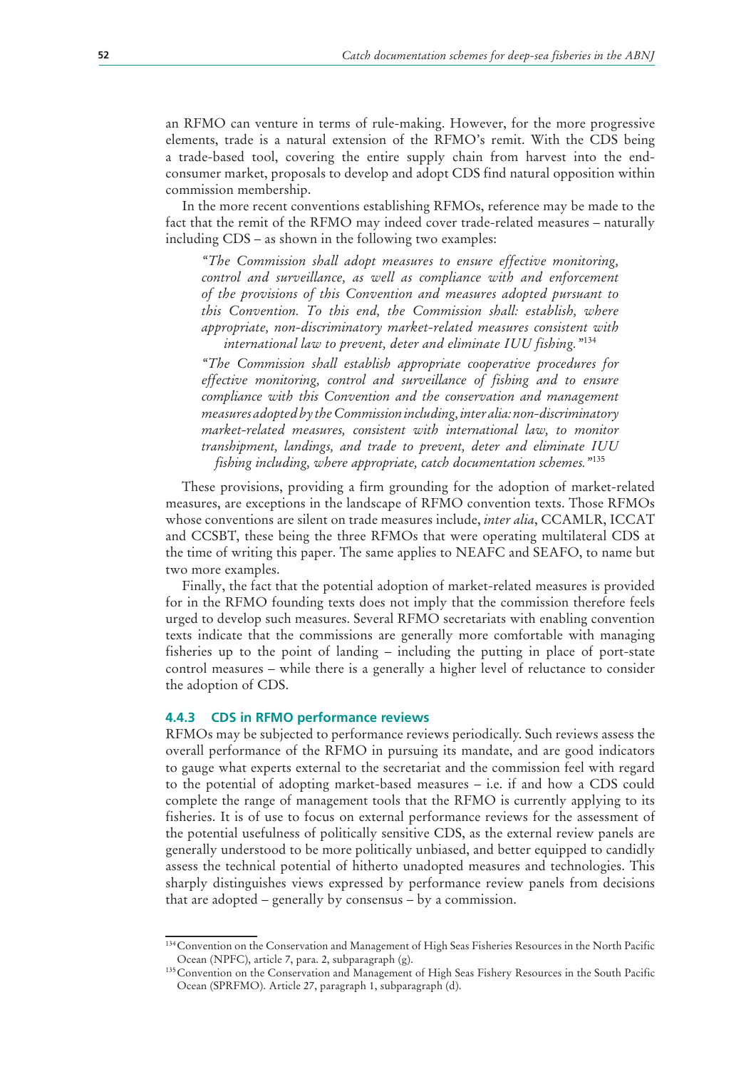an RFMO can venture in terms of rule-making. However, for the more progressive elements, trade is a natural extension of the RFMO's remit. With the CDS being a trade-based tool, covering the entire supply chain from harvest into the end-consumer market, proposals to develop and adopt CDS find natural opposition within commission membership.

In the more recent conventions establishing RFMOs, reference may be made to the fact that the remit of the RFMO may indeed cover trade-related measures – naturally including CDS – as shown in the following two examples:

> *"The Commission shall adopt measures to ensure effective monitoring, control and surveillance, as well as compliance with and enforcement of the provisions of this Convention and measures adopted pursuant to this Convention. To this end, the Commission shall: establish, where appropriate, non-discriminatory market-related measures consistent with international law to prevent, deter and eliminate IUU fishing."*[134]

> *"The Commission shall establish appropriate cooperative procedures for effective monitoring, control and surveillance of fishing and to ensure compliance with this Convention and the conservation and management measures adopted by the Commission including, inter alia: non-discriminatory market-related measures, consistent with international law, to monitor transhipment, landings, and trade to prevent, deter and eliminate IUU fishing including, where appropriate, catch documentation schemes."*[135]

These provisions, providing a firm grounding for the adoption of market-related measures, are exceptions in the landscape of RFMO convention texts. Those RFMOs whose conventions are silent on trade measures include, *inter alia*, CCAMLR, ICCAT and CCSBT, these being the three RFMOs that were operating multilateral CDS at the time of writing this paper. The same applies to NEAFC and SEAFO, to name but two more examples.

Finally, the fact that the potential adoption of market-related measures is provided for in the RFMO founding texts does not imply that the commission therefore feels urged to develop such measures. Several RFMO secretariats with enabling convention texts indicate that the commissions are generally more comfortable with managing fisheries up to the point of landing – including the putting in place of port-state control measures – while there is a generally a higher level of reluctance to consider the adoption of CDS.

### 4.4.3 CDS in RFMO performance reviews

RFMOs may be subjected to performance reviews periodically. Such reviews assess the overall performance of the RFMO in pursuing its mandate, and are good indicators to gauge what experts external to the secretariat and the commission feel with regard to the potential of adopting market-based measures – i.e. if and how a CDS could complete the range of management tools that the RFMO is currently applying to its fisheries. It is of use to focus on external performance reviews for the assessment of the potential usefulness of politically sensitive CDS, as the external review panels are generally understood to be more politically unbiased, and better equipped to candidly assess the technical potential of hitherto unadopted measures and technologies. This sharply distinguishes views expressed by performance review panels from decisions that are adopted – generally by consensus – by a commission.

---

[134] Convention on the Conservation and Management of High Seas Fisheries Resources in the North Pacific Ocean (NPFC), article 7, para. 2, subparagraph (g).

[135] Convention on the Conservation and Management of High Seas Fishery Resources in the South Pacific Ocean (SPRFMO). Article 27, paragraph 1, subparagraph (d).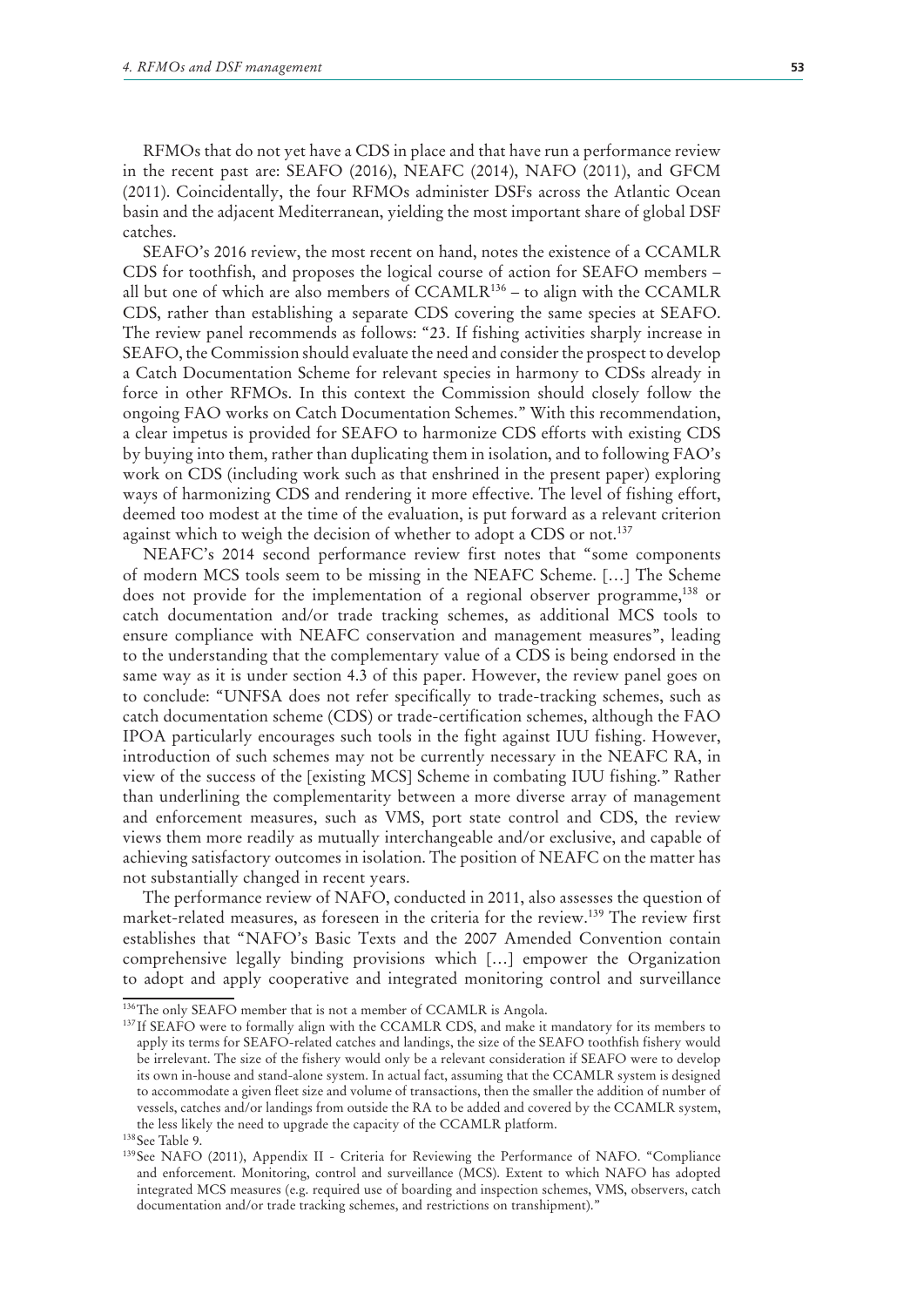RFMOs that do not yet have a CDS in place and that have run a performance review in the recent past are: SEAFO (2016), NEAFC (2014), NAFO (2011), and GFCM (2011). Coincidentally, the four RFMOs administer DSFs across the Atlantic Ocean basin and the adjacent Mediterranean, yielding the most important share of global DSF catches.

SEAFO's 2016 review, the most recent on hand, notes the existence of a CCAMLR CDS for toothfish, and proposes the logical course of action for SEAFO members – all but one of which are also members of CCAMLR[136] – to align with the CCAMLR CDS, rather than establishing a separate CDS covering the same species at SEAFO. The review panel recommends as follows: "23. If fishing activities sharply increase in SEAFO, the Commission should evaluate the need and consider the prospect to develop a Catch Documentation Scheme for relevant species in harmony to CDSs already in force in other RFMOs. In this context the Commission should closely follow the ongoing FAO works on Catch Documentation Schemes." With this recommendation, a clear impetus is provided for SEAFO to harmonize CDS efforts with existing CDS by buying into them, rather than duplicating them in isolation, and to following FAO's work on CDS (including work such as that enshrined in the present paper) exploring ways of harmonizing CDS and rendering it more effective. The level of fishing effort, deemed too modest at the time of the evaluation, is put forward as a relevant criterion against which to weigh the decision of whether to adopt a CDS or not.[137]

NEAFC's 2014 second performance review first notes that "some components of modern MCS tools seem to be missing in the NEAFC Scheme. [...] The Scheme does not provide for the implementation of a regional observer programme,[138] or catch documentation and/or trade tracking schemes, as additional MCS tools to ensure compliance with NEAFC conservation and management measures", leading to the understanding that the complementary value of a CDS is being endorsed in the same way as it is under section 4.3 of this paper. However, the review panel goes on to conclude: "UNFSA does not refer specifically to trade-tracking schemes, such as catch documentation scheme (CDS) or trade-certification schemes, although the FAO IPOA particularly encourages such tools in the fight against IUU fishing. However, introduction of such schemes may not be currently necessary in the NEAFC RA, in view of the success of the [existing MCS] Scheme in combating IUU fishing." Rather than underlining the complementarity between a more diverse array of management and enforcement measures, such as VMS, port state control and CDS, the review views them more readily as mutually interchangeable and/or exclusive, and capable of achieving satisfactory outcomes in isolation. The position of NEAFC on the matter has not substantially changed in recent years.

The performance review of NAFO, conducted in 2011, also assesses the question of market-related measures, as foreseen in the criteria for the review.[139] The review first establishes that "NAFO's Basic Texts and the 2007 Amended Convention contain comprehensive legally binding provisions which [...] empower the Organization to adopt and apply cooperative and integrated monitoring control and surveillance

---

[136] The only SEAFO member that is not a member of CCAMLR is Angola.

[137] If SEAFO were to formally align with the CCAMLR CDS, and make it mandatory for its members to apply its terms for SEAFO-related catches and landings, the size of the SEAFO toothfish fishery would be irrelevant. The size of the fishery would only be a relevant consideration if SEAFO were to develop its own in-house and stand-alone system. In actual fact, assuming that the CCAMLR system is designed to accommodate a given fleet size and volume of transactions, then the smaller the addition of number of vessels, catches and/or landings from outside the RA to be added and covered by the CCAMLR system, the less likely the need to upgrade the capacity of the CCAMLR platform.

[138] See Table 9.

[139] See NAFO (2011), Appendix II - Criteria for Reviewing the Performance of NAFO. "Compliance and enforcement. Monitoring, control and surveillance (MCS). Extent to which NAFO has adopted integrated MCS measures (e.g. required use of boarding and inspection schemes, VMS, observers, catch documentation and/or trade tracking schemes, and restrictions on transhipment)."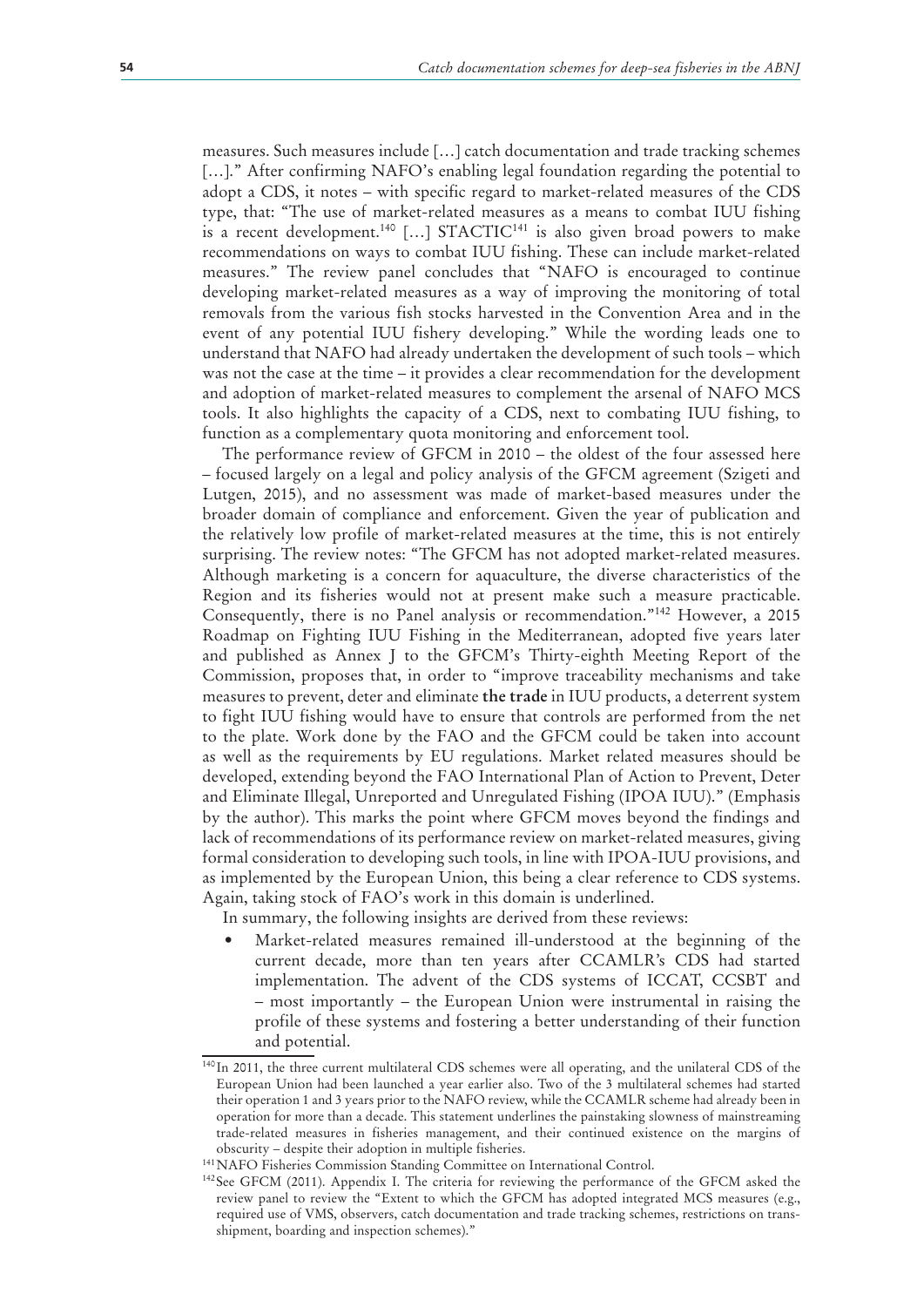measures. Such measures include […] catch documentation and trade tracking schemes […]." After confirming NAFO's enabling legal foundation regarding the potential to adopt a CDS, it notes – with specific regard to market-related measures of the CDS type, that: "The use of market-related measures as a means to combat IUU fishing is a recent development.[140] […] STACTIC[141] is also given broad powers to make recommendations on ways to combat IUU fishing. These can include market-related measures." The review panel concludes that "NAFO is encouraged to continue developing market-related measures as a way of improving the monitoring of total removals from the various fish stocks harvested in the Convention Area and in the event of any potential IUU fishery developing." While the wording leads one to understand that NAFO had already undertaken the development of such tools – which was not the case at the time – it provides a clear recommendation for the development and adoption of market-related measures to complement the arsenal of NAFO MCS tools. It also highlights the capacity of a CDS, next to combating IUU fishing, to function as a complementary quota monitoring and enforcement tool.

The performance review of GFCM in 2010 – the oldest of the four assessed here – focused largely on a legal and policy analysis of the GFCM agreement (Szigeti and Lutgen, 2015), and no assessment was made of market-based measures under the broader domain of compliance and enforcement. Given the year of publication and the relatively low profile of market-related measures at the time, this is not entirely surprising. The review notes: "The GFCM has not adopted market-related measures. Although marketing is a concern for aquaculture, the diverse characteristics of the Region and its fisheries would not at present make such a measure practicable. Consequently, there is no Panel analysis or recommendation."[142] However, a 2015 Roadmap on Fighting IUU Fishing in the Mediterranean, adopted five years later and published as Annex J to the GFCM's Thirty-eighth Meeting Report of the Commission, proposes that, in order to "improve traceability mechanisms and take measures to prevent, deter and eliminate **the trade** in IUU products, a deterrent system to fight IUU fishing would have to ensure that controls are performed from the net to the plate. Work done by the FAO and the GFCM could be taken into account as well as the requirements by EU regulations. Market related measures should be developed, extending beyond the FAO International Plan of Action to Prevent, Deter and Eliminate Illegal, Unreported and Unregulated Fishing (IPOA IUU)." (Emphasis by the author). This marks the point where GFCM moves beyond the findings and lack of recommendations of its performance review on market-related measures, giving formal consideration to developing such tools, in line with IPOA-IUU provisions, and as implemented by the European Union, this being a clear reference to CDS systems. Again, taking stock of FAO's work in this domain is underlined.

In summary, the following insights are derived from these reviews:

- Market-related measures remained ill-understood at the beginning of the current decade, more than ten years after CCAMLR's CDS had started implementation. The advent of the CDS systems of ICCAT, CCSBT and – most importantly – the European Union were instrumental in raising the profile of these systems and fostering a better understanding of their function and potential.

---

[140] In 2011, the three current multilateral CDS schemes were all operating, and the unilateral CDS of the European Union had been launched a year earlier also. Two of the 3 multilateral schemes had started their operation 1 and 3 years prior to the NAFO review, while the CCAMLR scheme had already been in operation for more than a decade. This statement underlines the painstaking slowness of mainstreaming trade-related measures in fisheries management, and their continued existence on the margins of obscurity – despite their adoption in multiple fisheries.

[141] NAFO Fisheries Commission Standing Committee on International Control.

[142] See GFCM (2011). Appendix I. The criteria for reviewing the performance of the GFCM asked the review panel to review the "Extent to which the GFCM has adopted integrated MCS measures (e.g., required use of VMS, observers, catch documentation and trade tracking schemes, restrictions on trans-shipment, boarding and inspection schemes)."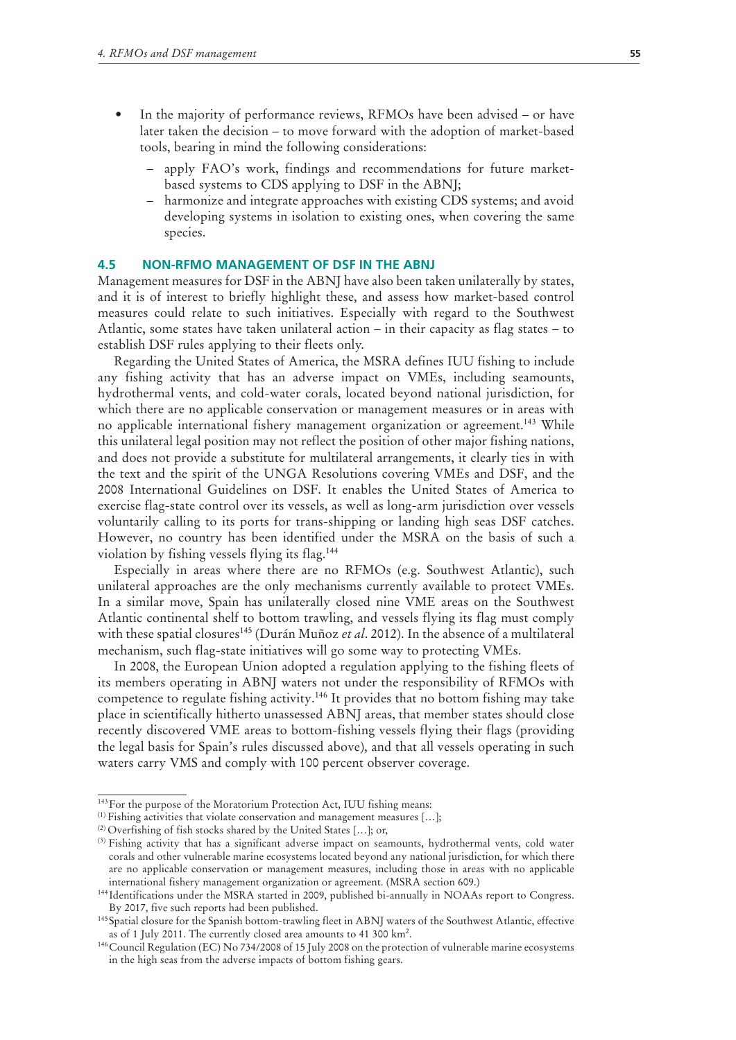- In the majority of performance reviews, RFMOs have been advised – or have later taken the decision – to move forward with the adoption of market-based tools, bearing in mind the following considerations:
  - apply FAO's work, findings and recommendations for future market-based systems to CDS applying to DSF in the ABNJ;
  - harmonize and integrate approaches with existing CDS systems; and avoid developing systems in isolation to existing ones, when covering the same species.

### 4.5 NON-RFMO MANAGEMENT OF DSF IN THE ABNJ

Management measures for DSF in the ABNJ have also been taken unilaterally by states, and it is of interest to briefly highlight these, and assess how market-based control measures could relate to such initiatives. Especially with regard to the Southwest Atlantic, some states have taken unilateral action – in their capacity as flag states – to establish DSF rules applying to their fleets only.

Regarding the United States of America, the MSRA defines IUU fishing to include any fishing activity that has an adverse impact on VMEs, including seamounts, hydrothermal vents, and cold-water corals, located beyond national jurisdiction, for which there are no applicable conservation or management measures or in areas with no applicable international fishery management organization or agreement.[143] While this unilateral legal position may not reflect the position of other major fishing nations, and does not provide a substitute for multilateral arrangements, it clearly ties in with the text and the spirit of the UNGA Resolutions covering VMEs and DSF, and the 2008 International Guidelines on DSF. It enables the United States of America to exercise flag-state control over its vessels, as well as long-arm jurisdiction over vessels voluntarily calling to its ports for trans-shipping or landing high seas DSF catches. However, no country has been identified under the MSRA on the basis of such a violation by fishing vessels flying its flag.[144]

Especially in areas where there are no RFMOs (e.g. Southwest Atlantic), such unilateral approaches are the only mechanisms currently available to protect VMEs. In a similar move, Spain has unilaterally closed nine VME areas on the Southwest Atlantic continental shelf to bottom trawling, and vessels flying its flag must comply with these spatial closures[145] (Durán Muñoz *et al*. 2012). In the absence of a multilateral mechanism, such flag-state initiatives will go some way to protecting VMEs.

In 2008, the European Union adopted a regulation applying to the fishing fleets of its members operating in ABNJ waters not under the responsibility of RFMOs with competence to regulate fishing activity.[146] It provides that no bottom fishing may take place in scientifically hitherto unassessed ABNJ areas, that member states should close recently discovered VME areas to bottom-fishing vessels flying their flags (providing the legal basis for Spain's rules discussed above), and that all vessels operating in such waters carry VMS and comply with 100 percent observer coverage.

---

[143] For the purpose of the Moratorium Protection Act, IUU fishing means:
(1) Fishing activities that violate conservation and management measures [...];
(2) Overfishing of fish stocks shared by the United States [...]; or,
(3) Fishing activity that has a significant adverse impact on seamounts, hydrothermal vents, cold water corals and other vulnerable marine ecosystems located beyond any national jurisdiction, for which there are no applicable conservation or management measures, including those in areas with no applicable international fishery management organization or agreement. (MSRA section 609.)

[144] Identifications under the MSRA started in 2009, published bi-annually in NOAAs report to Congress. By 2017, five such reports had been published.

[145] Spatial closure for the Spanish bottom-trawling fleet in ABNJ waters of the Southwest Atlantic, effective as of 1 July 2011. The currently closed area amounts to 41 300 km$^2$.

[146] Council Regulation (EC) No 734/2008 of 15 July 2008 on the protection of vulnerable marine ecosystems in the high seas from the adverse impacts of bottom fishing gears.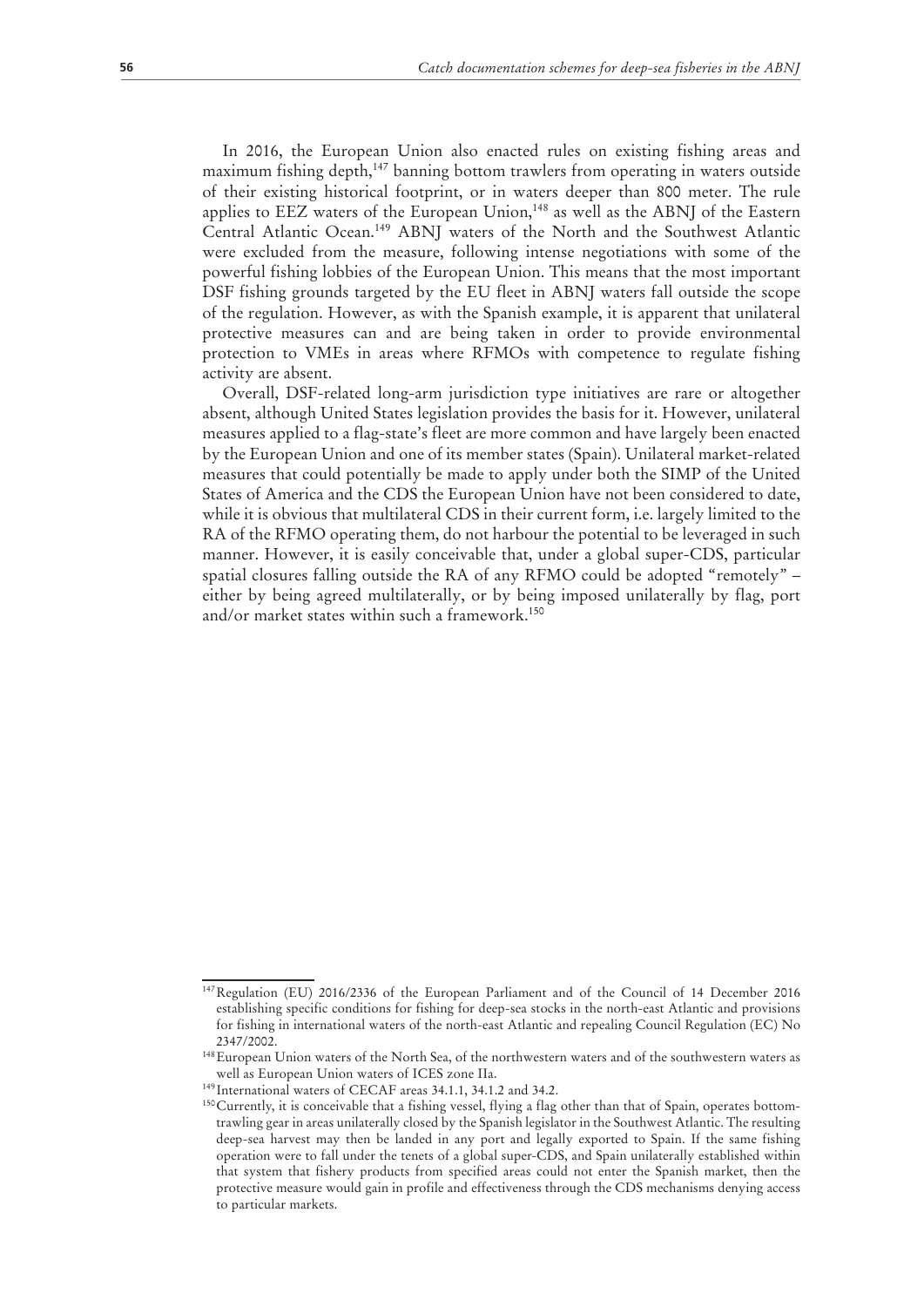In 2016, the European Union also enacted rules on existing fishing areas and maximum fishing depth,[147] banning bottom trawlers from operating in waters outside of their existing historical footprint, or in waters deeper than 800 meter. The rule applies to EEZ waters of the European Union,[148] as well as the ABNJ of the Eastern Central Atlantic Ocean.[149] ABNJ waters of the North and the Southwest Atlantic were excluded from the measure, following intense negotiations with some of the powerful fishing lobbies of the European Union. This means that the most important DSF fishing grounds targeted by the EU fleet in ABNJ waters fall outside the scope of the regulation. However, as with the Spanish example, it is apparent that unilateral protective measures can and are being taken in order to provide environmental protection to VMEs in areas where RFMOs with competence to regulate fishing activity are absent.

Overall, DSF-related long-arm jurisdiction type initiatives are rare or altogether absent, although United States legislation provides the basis for it. However, unilateral measures applied to a flag-state's fleet are more common and have largely been enacted by the European Union and one of its member states (Spain). Unilateral market-related measures that could potentially be made to apply under both the SIMP of the United States of America and the CDS the European Union have not been considered to date, while it is obvious that multilateral CDS in their current form, i.e. largely limited to the RA of the RFMO operating them, do not harbour the potential to be leveraged in such manner. However, it is easily conceivable that, under a global super-CDS, particular spatial closures falling outside the RA of any RFMO could be adopted "remotely" – either by being agreed multilaterally, or by being imposed unilaterally by flag, port and/or market states within such a framework.[150]

---

[147] Regulation (EU) 2016/2336 of the European Parliament and of the Council of 14 December 2016 establishing specific conditions for fishing for deep-sea stocks in the north-east Atlantic and provisions for fishing in international waters of the north-east Atlantic and repealing Council Regulation (EC) No 2347/2002.

[148] European Union waters of the North Sea, of the northwestern waters and of the southwestern waters as well as European Union waters of ICES zone IIa.

[149] International waters of CECAF areas 34.1.1, 34.1.2 and 34.2.

[150] Currently, it is conceivable that a fishing vessel, flying a flag other than that of Spain, operates bottom-trawling gear in areas unilaterally closed by the Spanish legislator in the Southwest Atlantic. The resulting deep-sea harvest may then be landed in any port and legally exported to Spain. If the same fishing operation were to fall under the tenets of a global super-CDS, and Spain unilaterally established within that system that fishery products from specified areas could not enter the Spanish market, then the protective measure would gain in profile and effectiveness through the CDS mechanisms denying access to particular markets.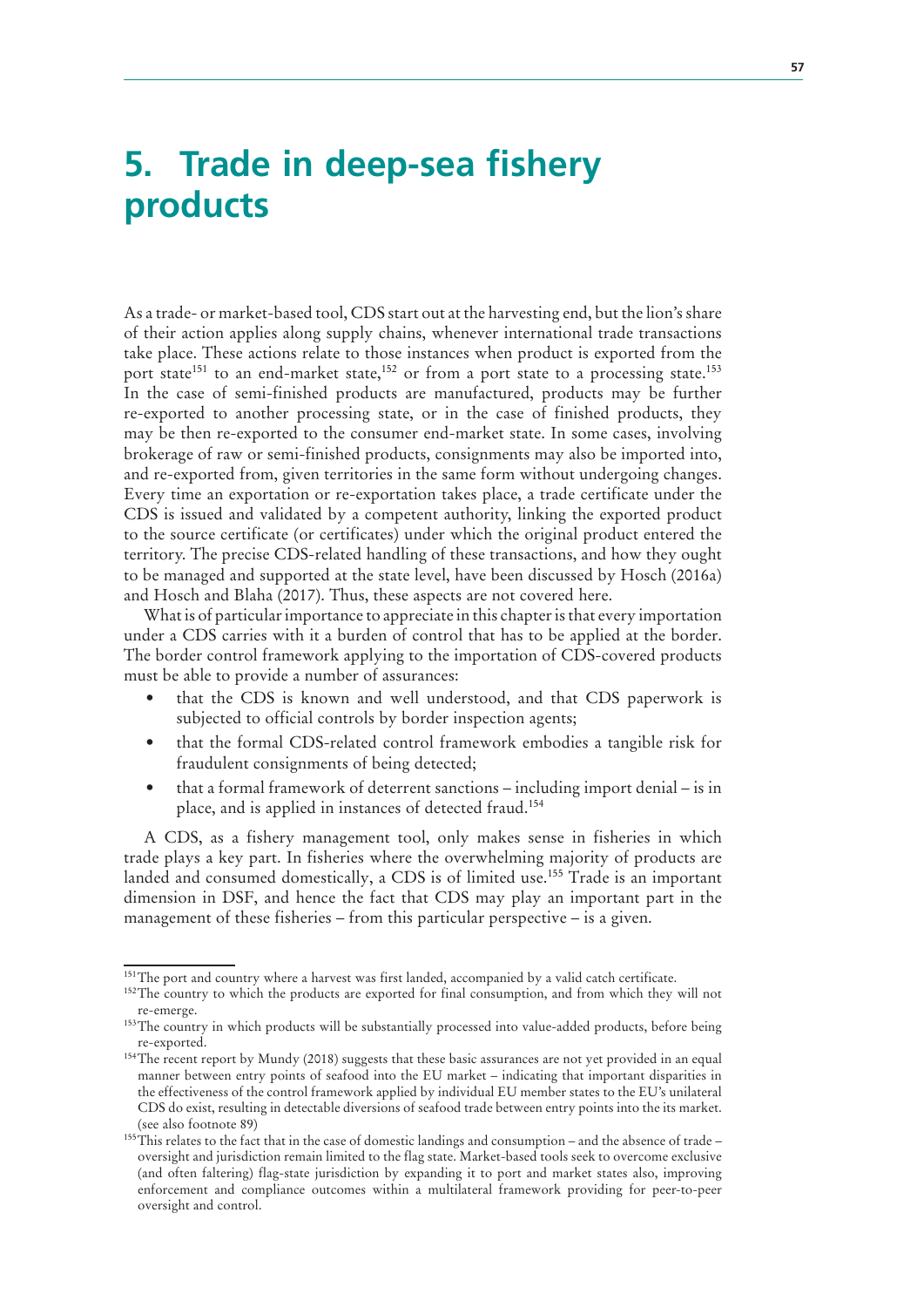# 5. Trade in deep-sea fishery products

As a trade- or market-based tool, CDS start out at the harvesting end, but the lion's share of their action applies along supply chains, whenever international trade transactions take place. These actions relate to those instances when product is exported from the port state[151] to an end-market state,[152] or from a port state to a processing state.[153] In the case of semi-finished products are manufactured, products may be further re-exported to another processing state, or in the case of finished products, they may be then re-exported to the consumer end-market state. In some cases, involving brokerage of raw or semi-finished products, consignments may also be imported into, and re-exported from, given territories in the same form without undergoing changes. Every time an exportation or re-exportation takes place, a trade certificate under the CDS is issued and validated by a competent authority, linking the exported product to the source certificate (or certificates) under which the original product entered the territory. The precise CDS-related handling of these transactions, and how they ought to be managed and supported at the state level, have been discussed by Hosch (2016a) and Hosch and Blaha (2017). Thus, these aspects are not covered here.

What is of particular importance to appreciate in this chapter is that every importation under a CDS carries with it a burden of control that has to be applied at the border. The border control framework applying to the importation of CDS-covered products must be able to provide a number of assurances:

- that the CDS is known and well understood, and that CDS paperwork is subjected to official controls by border inspection agents;
- that the formal CDS-related control framework embodies a tangible risk for fraudulent consignments of being detected;
- that a formal framework of deterrent sanctions – including import denial – is in place, and is applied in instances of detected fraud.[154]

A CDS, as a fishery management tool, only makes sense in fisheries in which trade plays a key part. In fisheries where the overwhelming majority of products are landed and consumed domestically, a CDS is of limited use.[155] Trade is an important dimension in DSF, and hence the fact that CDS may play an important part in the management of these fisheries – from this particular perspective – is a given.

[151] The port and country where a harvest was first landed, accompanied by a valid catch certificate.

[152] The country to which the products are exported for final consumption, and from which they will not re-emerge.

[153] The country in which products will be substantially processed into value-added products, before being re-exported.

[154] The recent report by Mundy (2018) suggests that these basic assurances are not yet provided in an equal manner between entry points of seafood into the EU market – indicating that important disparities in the effectiveness of the control framework applied by individual EU member states to the EU's unilateral CDS do exist, resulting in detectable diversions of seafood trade between entry points into the its market. (see also footnote 89)

[155] This relates to the fact that in the case of domestic landings and consumption – and the absence of trade – oversight and jurisdiction remain limited to the flag state. Market-based tools seek to overcome exclusive (and often faltering) flag-state jurisdiction by expanding it to port and market states also, improving enforcement and compliance outcomes within a multilateral framework providing for peer-to-peer oversight and control.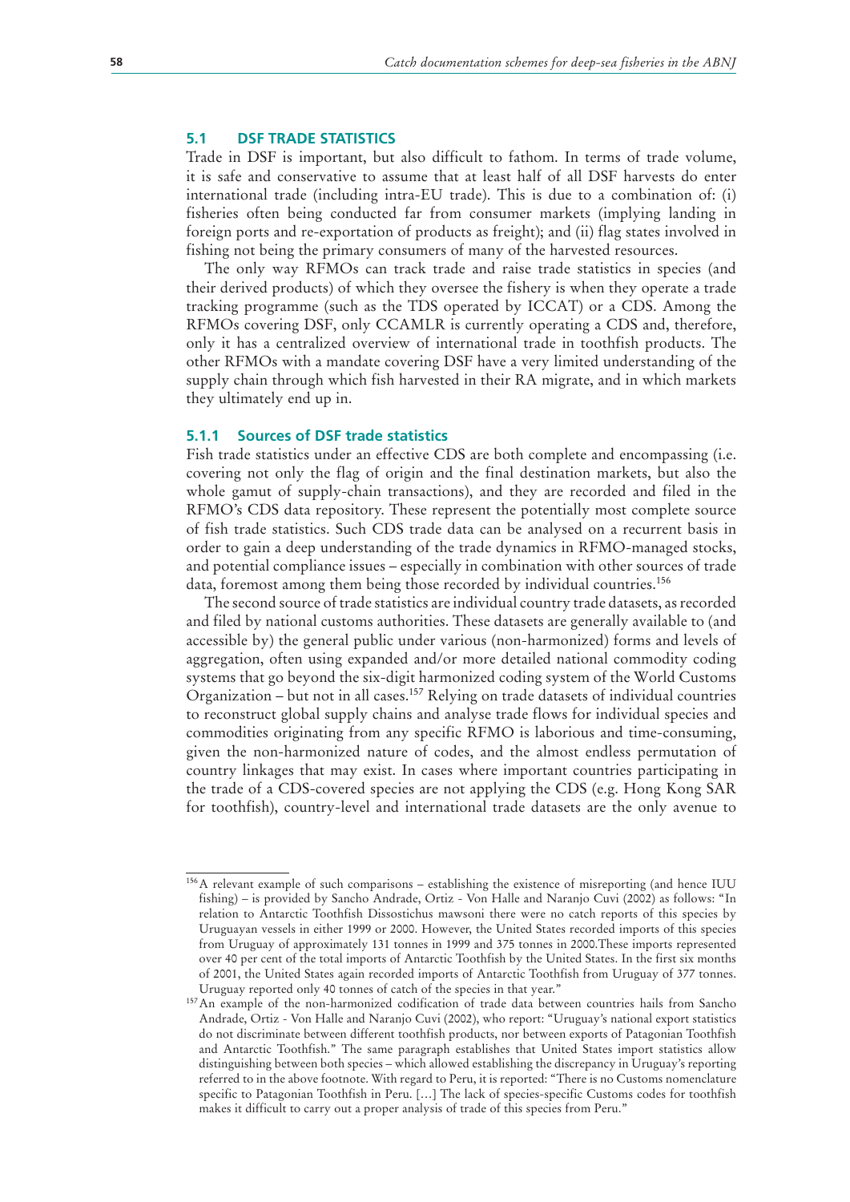## 5.1 DSF TRADE STATISTICS

Trade in DSF is important, but also difficult to fathom. In terms of trade volume, it is safe and conservative to assume that at least half of all DSF harvests do enter international trade (including intra-EU trade). This is due to a combination of: (i) fisheries often being conducted far from consumer markets (implying landing in foreign ports and re-exportation of products as freight); and (ii) flag states involved in fishing not being the primary consumers of many of the harvested resources.

The only way RFMOs can track trade and raise trade statistics in species (and their derived products) of which they oversee the fishery is when they operate a trade tracking programme (such as the TDS operated by ICCAT) or a CDS. Among the RFMOs covering DSF, only CCAMLR is currently operating a CDS and, therefore, only it has a centralized overview of international trade in toothfish products. The other RFMOs with a mandate covering DSF have a very limited understanding of the supply chain through which fish harvested in their RA migrate, and in which markets they ultimately end up in.

### 5.1.1 Sources of DSF trade statistics

Fish trade statistics under an effective CDS are both complete and encompassing (i.e. covering not only the flag of origin and the final destination markets, but also the whole gamut of supply-chain transactions), and they are recorded and filed in the RFMO's CDS data repository. These represent the potentially most complete source of fish trade statistics. Such CDS trade data can be analysed on a recurrent basis in order to gain a deep understanding of the trade dynamics in RFMO-managed stocks, and potential compliance issues – especially in combination with other sources of trade data, foremost among them being those recorded by individual countries.[156]

The second source of trade statistics are individual country trade datasets, as recorded and filed by national customs authorities. These datasets are generally available to (and accessible by) the general public under various (non-harmonized) forms and levels of aggregation, often using expanded and/or more detailed national commodity coding systems that go beyond the six-digit harmonized coding system of the World Customs Organization – but not in all cases.[157] Relying on trade datasets of individual countries to reconstruct global supply chains and analyse trade flows for individual species and commodities originating from any specific RFMO is laborious and time-consuming, given the non-harmonized nature of codes, and the almost endless permutation of country linkages that may exist. In cases where important countries participating in the trade of a CDS-covered species are not applying the CDS (e.g. Hong Kong SAR for toothfish), country-level and international trade datasets are the only avenue to

---

[156] A relevant example of such comparisons – establishing the existence of misreporting (and hence IUU fishing) – is provided by Sancho Andrade, Ortiz - Von Halle and Naranjo Cuvi (2002) as follows: "In relation to Antarctic Toothfish Dissostichus mawsoni there were no catch reports of this species by Uruguayan vessels in either 1999 or 2000. However, the United States recorded imports of this species from Uruguay of approximately 131 tonnes in 1999 and 375 tonnes in 2000.These imports represented over 40 per cent of the total imports of Antarctic Toothfish by the United States. In the first six months of 2001, the United States again recorded imports of Antarctic Toothfish from Uruguay of 377 tonnes. Uruguay reported only 40 tonnes of catch of the species in that year."

[157] An example of the non-harmonized codification of trade data between countries hails from Sancho Andrade, Ortiz - Von Halle and Naranjo Cuvi (2002), who report: "Uruguay's national export statistics do not discriminate between different toothfish products, nor between exports of Patagonian Toothfish and Antarctic Toothfish." The same paragraph establishes that United States import statistics allow distinguishing between both species – which allowed establishing the discrepancy in Uruguay's reporting referred to in the above footnote. With regard to Peru, it is reported: "There is no Customs nomenclature specific to Patagonian Toothfish in Peru. […] The lack of species-specific Customs codes for toothfish makes it difficult to carry out a proper analysis of trade of this species from Peru."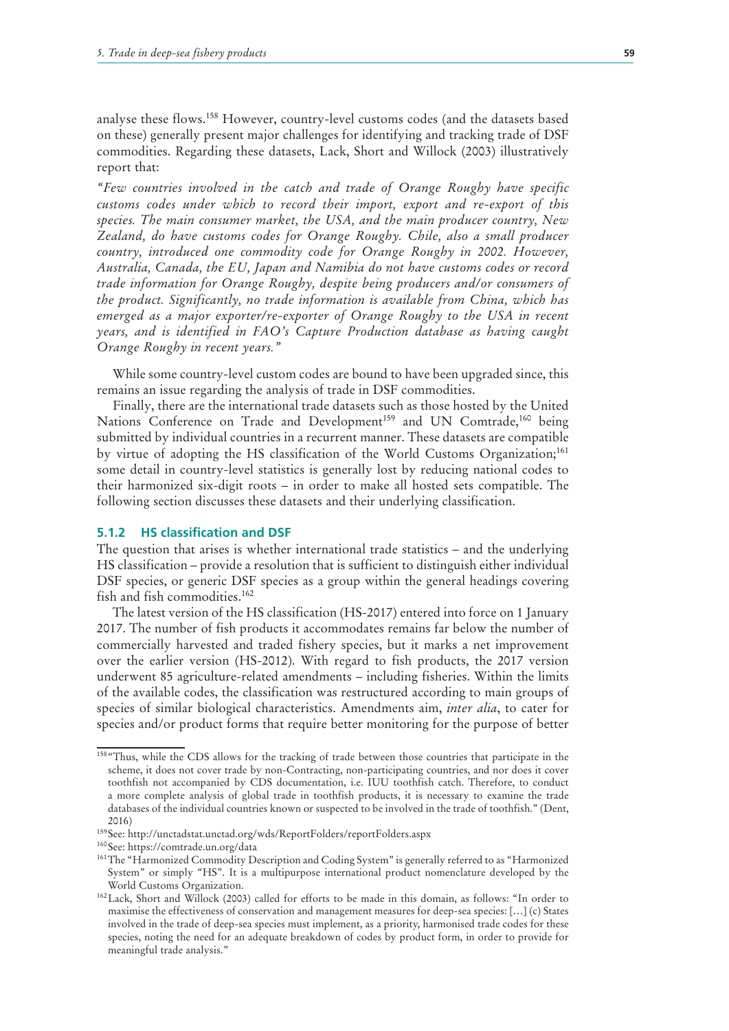analyse these flows.[158] However, country-level customs codes (and the datasets based on these) generally present major challenges for identifying and tracking trade of DSF commodities. Regarding these datasets, Lack, Short and Willock (2003) illustratively report that:

*"Few countries involved in the catch and trade of Orange Roughy have specific customs codes under which to record their import, export and re-export of this species. The main consumer market, the USA, and the main producer country, New Zealand, do have customs codes for Orange Roughy. Chile, also a small producer country, introduced one commodity code for Orange Roughy in 2002. However, Australia, Canada, the EU, Japan and Namibia do not have customs codes or record trade information for Orange Roughy, despite being producers and/or consumers of the product. Significantly, no trade information is available from China, which has emerged as a major exporter/re-exporter of Orange Roughy to the USA in recent years, and is identified in FAO's Capture Production database as having caught Orange Roughy in recent years."*

While some country-level custom codes are bound to have been upgraded since, this remains an issue regarding the analysis of trade in DSF commodities.

Finally, there are the international trade datasets such as those hosted by the United Nations Conference on Trade and Development[159] and UN Comtrade,[160] being submitted by individual countries in a recurrent manner. These datasets are compatible by virtue of adopting the HS classification of the World Customs Organization;[161] some detail in country-level statistics is generally lost by reducing national codes to their harmonized six-digit roots – in order to make all hosted sets compatible. The following section discusses these datasets and their underlying classification.

### 5.1.2 HS classification and DSF

The question that arises is whether international trade statistics – and the underlying HS classification – provide a resolution that is sufficient to distinguish either individual DSF species, or generic DSF species as a group within the general headings covering fish and fish commodities.[162]

The latest version of the HS classification (HS-2017) entered into force on 1 January 2017. The number of fish products it accommodates remains far below the number of commercially harvested and traded fishery species, but it marks a net improvement over the earlier version (HS-2012). With regard to fish products, the 2017 version underwent 85 agriculture-related amendments – including fisheries. Within the limits of the available codes, the classification was restructured according to main groups of species of similar biological characteristics. Amendments aim, *inter alia*, to cater for species and/or product forms that require better monitoring for the purpose of better

---

[158] "Thus, while the CDS allows for the tracking of trade between those countries that participate in the scheme, it does not cover trade by non-Contracting, non-participating countries, and nor does it cover toothfish not accompanied by CDS documentation, i.e. IUU toothfish catch. Therefore, to conduct a more complete analysis of global trade in toothfish products, it is necessary to examine the trade databases of the individual countries known or suspected to be involved in the trade of toothfish." (Dent, 2016)

[159] See: http://unctadstat.unctad.org/wds/ReportFolders/reportFolders.aspx

[160] See: https://comtrade.un.org/data

[161] The "Harmonized Commodity Description and Coding System" is generally referred to as "Harmonized System" or simply "HS". It is a multipurpose international product nomenclature developed by the World Customs Organization.

[162] Lack, Short and Willock (2003) called for efforts to be made in this domain, as follows: "In order to maximise the effectiveness of conservation and management measures for deep-sea species: […] (c) States involved in the trade of deep-sea species must implement, as a priority, harmonised trade codes for these species, noting the need for an adequate breakdown of codes by product form, in order to provide for meaningful trade analysis."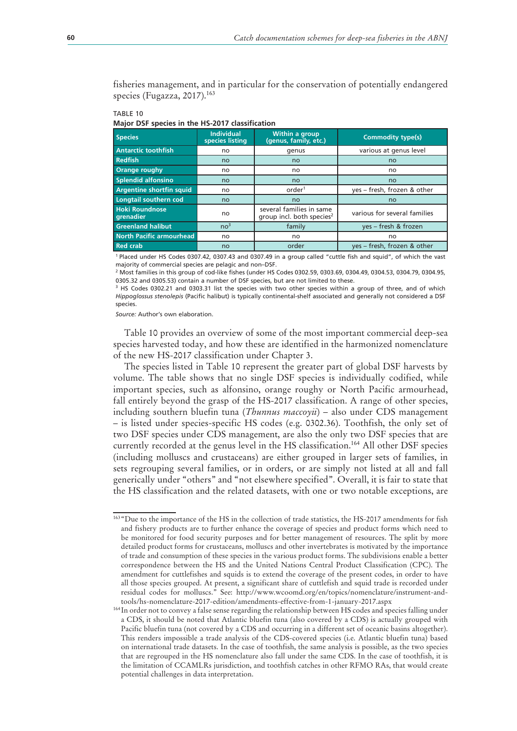fisheries management, and in particular for the conservation of potentially endangered species (Fugazza, 2017).[163]

TABLE 10
**Major DSF species in the HS-2017 classification**

| Species | Individual species listing | Within a group (genus, family, etc.) | Commodity type(s) |
|---|---|---|---|
| Antarctic toothfish | no | genus | various at genus level |
| Redfish | no | no | no |
| Orange roughy | no | no | no |
| Splendid alfonsino | no | no | no |
| Argentine shortfin squid | no | order[1] | yes – fresh, frozen & other |
| Longtail southern cod | no | no | no |
| Hoki Roundnose grenadier | no | several families in same group incl. both species[2] | various for several families |
| Greenland halibut | no[3] | family | yes – fresh & frozen |
| North Pacific armourhead | no | no | no |
| Red crab | no | order | yes – fresh, frozen & other |

[1] Placed under HS Codes 0307.42, 0307.43 and 0307.49 in a group called "cuttle fish and squid", of which the vast majority of commercial species are pelagic and non–DSF.
[2] Most families in this group of cod-like fishes (under HS Codes 0302.59, 0303.69, 0304.49, 0304.53, 0304.79, 0304.95, 0305.32 and 0305.53) contain a number of DSF species, but are not limited to these.
[3] HS Codes 0302.21 and 0303.31 list the species with two other species within a group of three, and of which *Hippoglossus stenolepis* (Pacific halibut) is typically continental-shelf associated and generally not considered a DSF species.

*Source:* Author's own elaboration.

Table 10 provides an overview of some of the most important commercial deep-sea species harvested today, and how these are identified in the harmonized nomenclature of the new HS-2017 classification under Chapter 3.

The species listed in Table 10 represent the greater part of global DSF harvests by volume. The table shows that no single DSF species is individually codified, while important species, such as alfonsino, orange roughy or North Pacific armourhead, fall entirely beyond the grasp of the HS-2017 classification. A range of other species, including southern bluefin tuna (*Thunnus maccoyii*) – also under CDS management – is listed under species-specific HS codes (e.g. 0302.36). Toothfish, the only set of two DSF species under CDS management, are also the only two DSF species that are currently recorded at the genus level in the HS classification.[164] All other DSF species (including molluscs and crustaceans) are either grouped in larger sets of families, in sets regrouping several families, or in orders, or are simply not listed at all and fall generically under "others" and "not elsewhere specified". Overall, it is fair to state that the HS classification and the related datasets, with one or two notable exceptions, are

[163] "Due to the importance of the HS in the collection of trade statistics, the HS-2017 amendments for fish and fishery products are to further enhance the coverage of species and product forms which need to be monitored for food security purposes and for better management of resources. The split by more detailed product forms for crustaceans, molluscs and other invertebrates is motivated by the importance of trade and consumption of these species in the various product forms. The subdivisions enable a better correspondence between the HS and the United Nations Central Product Classification (CPC). The amendment for cuttlefishes and squids is to extend the coverage of the present codes, in order to have all those species grouped. At present, a significant share of cuttlefish and squid trade is recorded under residual codes for molluscs." See: http://www.wcoomd.org/en/topics/nomenclature/instrument-and-tools/hs-nomenclature-2017-edition/amendments-effective-from-1-january-2017.aspx

[164] In order not to convey a false sense regarding the relationship between HS codes and species falling under a CDS, it should be noted that Atlantic bluefin tuna (also covered by a CDS) is actually grouped with Pacific bluefin tuna (not covered by a CDS and occurring in a different set of oceanic basins altogether). This renders impossible a trade analysis of the CDS-covered species (i.e. Atlantic bluefin tuna) based on international trade datasets. In the case of toothfish, the same analysis is possible, as the two species that are regrouped in the HS nomenclature also fall under the same CDS. In the case of toothfish, it is the limitation of CCAMLRs jurisdiction, and toothfish catches in other RFMO RAs, that would create potential challenges in data interpretation.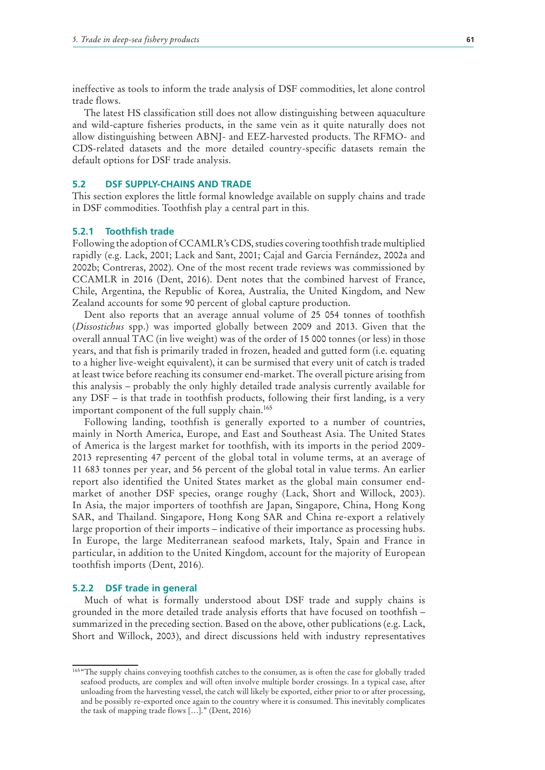ineffective as tools to inform the trade analysis of DSF commodities, let alone control trade flows.

The latest HS classification still does not allow distinguishing between aquaculture and wild-capture fisheries products, in the same vein as it quite naturally does not allow distinguishing between ABNJ- and EEZ-harvested products. The RFMO- and CDS-related datasets and the more detailed country-specific datasets remain the default options for DSF trade analysis.

## 5.2 DSF SUPPLY-CHAINS AND TRADE

This section explores the little formal knowledge available on supply chains and trade in DSF commodities. Toothfish play a central part in this.

### 5.2.1 Toothfish trade

Following the adoption of CCAMLR's CDS, studies covering toothfish trade multiplied rapidly (e.g. Lack, 2001; Lack and Sant, 2001; Cajal and Garcia Fernández, 2002a and 2002b; Contreras, 2002). One of the most recent trade reviews was commissioned by CCAMLR in 2016 (Dent, 2016). Dent notes that the combined harvest of France, Chile, Argentina, the Republic of Korea, Australia, the United Kingdom, and New Zealand accounts for some 90 percent of global capture production.

Dent also reports that an average annual volume of 25 054 tonnes of toothfish (*Dissostichus* spp.) was imported globally between 2009 and 2013. Given that the overall annual TAC (in live weight) was of the order of 15 000 tonnes (or less) in those years, and that fish is primarily traded in frozen, headed and gutted form (i.e. equating to a higher live-weight equivalent), it can be surmised that every unit of catch is traded at least twice before reaching its consumer end-market. The overall picture arising from this analysis – probably the only highly detailed trade analysis currently available for any DSF – is that trade in toothfish products, following their first landing, is a very important component of the full supply chain.[165]

Following landing, toothfish is generally exported to a number of countries, mainly in North America, Europe, and East and Southeast Asia. The United States of America is the largest market for toothfish, with its imports in the period 2009-2013 representing 47 percent of the global total in volume terms, at an average of 11 683 tonnes per year, and 56 percent of the global total in value terms. An earlier report also identified the United States market as the global main consumer end-market of another DSF species, orange roughy (Lack, Short and Willock, 2003). In Asia, the major importers of toothfish are Japan, Singapore, China, Hong Kong SAR, and Thailand. Singapore, Hong Kong SAR and China re-export a relatively large proportion of their imports – indicative of their importance as processing hubs. In Europe, the large Mediterranean seafood markets, Italy, Spain and France in particular, in addition to the United Kingdom, account for the majority of European toothfish imports (Dent, 2016).

### 5.2.2 DSF trade in general

Much of what is formally understood about DSF trade and supply chains is grounded in the more detailed trade analysis efforts that have focused on toothfish – summarized in the preceding section. Based on the above, other publications (e.g. Lack, Short and Willock, 2003), and direct discussions held with industry representatives

[165] "The supply chains conveying toothfish catches to the consumer, as is often the case for globally traded seafood products, are complex and will often involve multiple border crossings. In a typical case, after unloading from the harvesting vessel, the catch will likely be exported, either prior to or after processing, and be possibly re-exported once again to the country where it is consumed. This inevitably complicates the task of mapping trade flows […]." (Dent, 2016)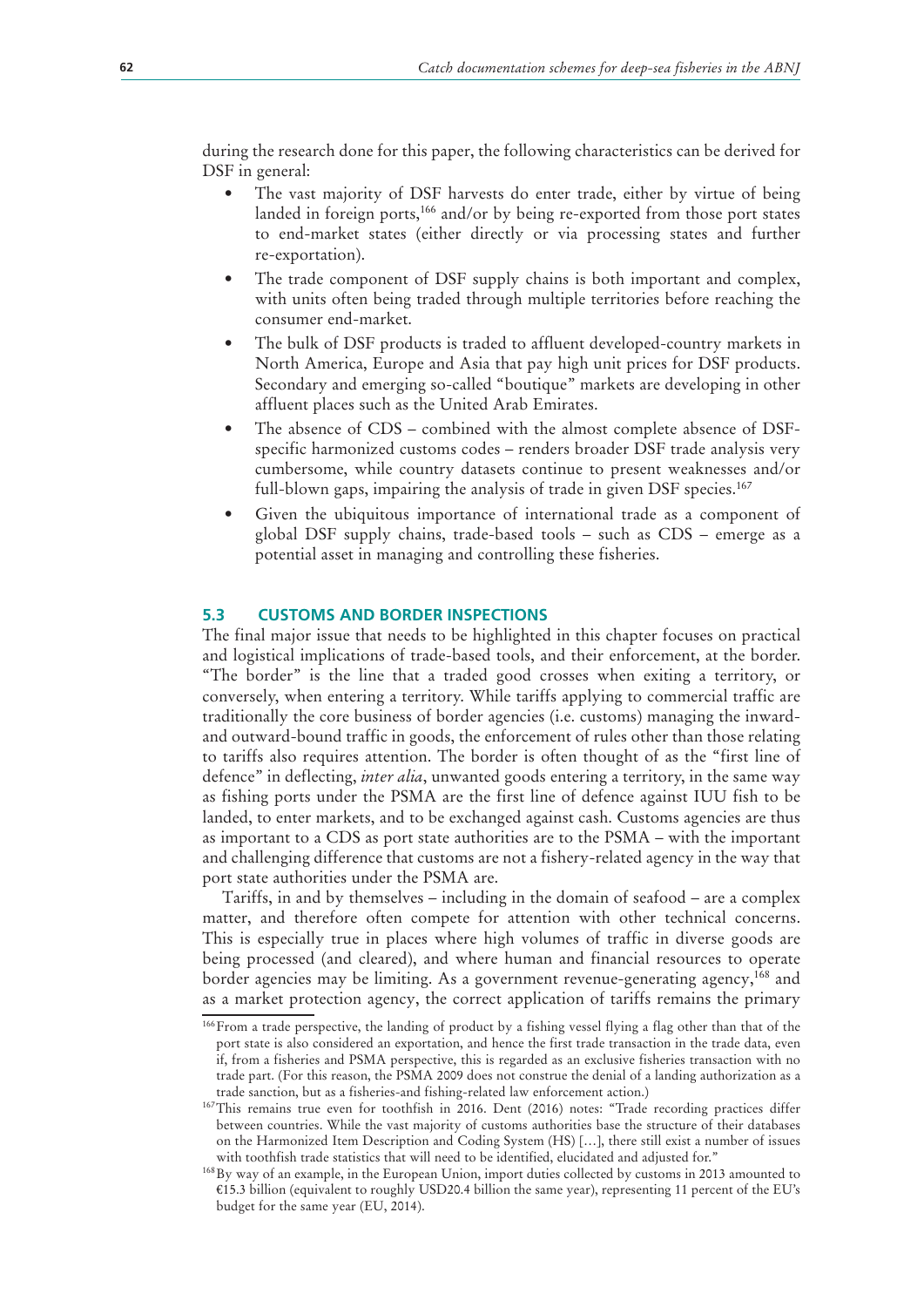during the research done for this paper, the following characteristics can be derived for DSF in general:

- The vast majority of DSF harvests do enter trade, either by virtue of being landed in foreign ports,[166] and/or by being re-exported from those port states to end-market states (either directly or via processing states and further re-exportation).
- The trade component of DSF supply chains is both important and complex, with units often being traded through multiple territories before reaching the consumer end-market.
- The bulk of DSF products is traded to affluent developed-country markets in North America, Europe and Asia that pay high unit prices for DSF products. Secondary and emerging so-called "boutique" markets are developing in other affluent places such as the United Arab Emirates.
- The absence of CDS – combined with the almost complete absence of DSF-specific harmonized customs codes – renders broader DSF trade analysis very cumbersome, while country datasets continue to present weaknesses and/or full-blown gaps, impairing the analysis of trade in given DSF species.[167]
- Given the ubiquitous importance of international trade as a component of global DSF supply chains, trade-based tools – such as CDS – emerge as a potential asset in managing and controlling these fisheries.

## 5.3 CUSTOMS AND BORDER INSPECTIONS

The final major issue that needs to be highlighted in this chapter focuses on practical and logistical implications of trade-based tools, and their enforcement, at the border. "The border" is the line that a traded good crosses when exiting a territory, or conversely, when entering a territory. While tariffs applying to commercial traffic are traditionally the core business of border agencies (i.e. customs) managing the inward- and outward-bound traffic in goods, the enforcement of rules other than those relating to tariffs also requires attention. The border is often thought of as the "first line of defence" in deflecting, *inter alia*, unwanted goods entering a territory, in the same way as fishing ports under the PSMA are the first line of defence against IUU fish to be landed, to enter markets, and to be exchanged against cash. Customs agencies are thus as important to a CDS as port state authorities are to the PSMA – with the important and challenging difference that customs are not a fishery-related agency in the way that port state authorities under the PSMA are.

Tariffs, in and by themselves – including in the domain of seafood – are a complex matter, and therefore often compete for attention with other technical concerns. This is especially true in places where high volumes of traffic in diverse goods are being processed (and cleared), and where human and financial resources to operate border agencies may be limiting. As a government revenue-generating agency,[168] and as a market protection agency, the correct application of tariffs remains the primary

---

[166] From a trade perspective, the landing of product by a fishing vessel flying a flag other than that of the port state is also considered an exportation, and hence the first trade transaction in the trade data, even if, from a fisheries and PSMA perspective, this is regarded as an exclusive fisheries transaction with no trade part. (For this reason, the PSMA 2009 does not construe the denial of a landing authorization as a trade sanction, but as a fisheries-and fishing-related law enforcement action.)

[167] This remains true even for toothfish in 2016. Dent (2016) notes: "Trade recording practices differ between countries. While the vast majority of customs authorities base the structure of their databases on the Harmonized Item Description and Coding System (HS) […], there still exist a number of issues with toothfish trade statistics that will need to be identified, elucidated and adjusted for."

[168] By way of an example, in the European Union, import duties collected by customs in 2013 amounted to €15.3 billion (equivalent to roughly USD20.4 billion the same year), representing 11 percent of the EU's budget for the same year (EU, 2014).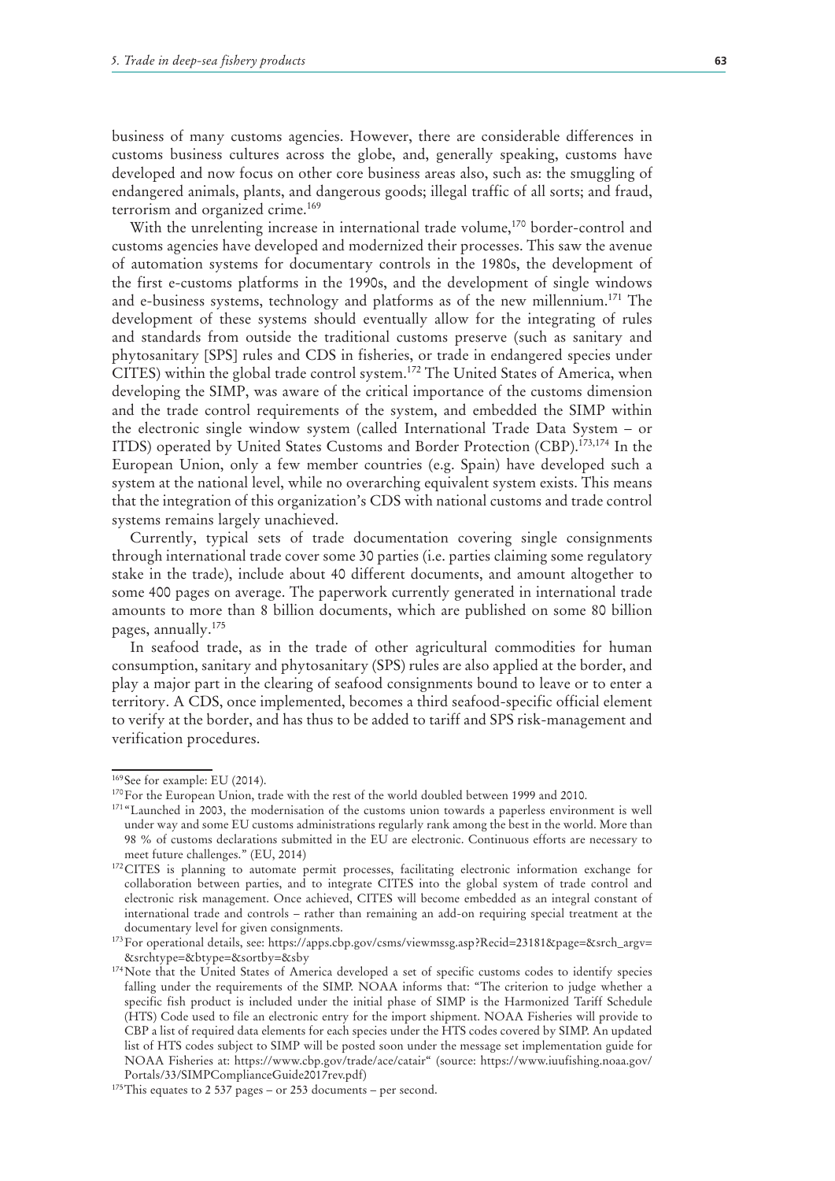business of many customs agencies. However, there are considerable differences in customs business cultures across the globe, and, generally speaking, customs have developed and now focus on other core business areas also, such as: the smuggling of endangered animals, plants, and dangerous goods; illegal traffic of all sorts; and fraud, terrorism and organized crime.[169]

With the unrelenting increase in international trade volume,[170] border-control and customs agencies have developed and modernized their processes. This saw the avenue of automation systems for documentary controls in the 1980s, the development of the first e-customs platforms in the 1990s, and the development of single windows and e-business systems, technology and platforms as of the new millennium.[171] The development of these systems should eventually allow for the integrating of rules and standards from outside the traditional customs preserve (such as sanitary and phytosanitary [SPS] rules and CDS in fisheries, or trade in endangered species under CITES) within the global trade control system.[172] The United States of America, when developing the SIMP, was aware of the critical importance of the customs dimension and the trade control requirements of the system, and embedded the SIMP within the electronic single window system (called International Trade Data System – or ITDS) operated by United States Customs and Border Protection (CBP).[173,174] In the European Union, only a few member countries (e.g. Spain) have developed such a system at the national level, while no overarching equivalent system exists. This means that the integration of this organization's CDS with national customs and trade control systems remains largely unachieved.

Currently, typical sets of trade documentation covering single consignments through international trade cover some 30 parties (i.e. parties claiming some regulatory stake in the trade), include about 40 different documents, and amount altogether to some 400 pages on average. The paperwork currently generated in international trade amounts to more than 8 billion documents, which are published on some 80 billion pages, annually.[175]

In seafood trade, as in the trade of other agricultural commodities for human consumption, sanitary and phytosanitary (SPS) rules are also applied at the border, and play a major part in the clearing of seafood consignments bound to leave or to enter a territory. A CDS, once implemented, becomes a third seafood-specific official element to verify at the border, and has thus to be added to tariff and SPS risk-management and verification procedures.

---

[169] See for example: EU (2014).

[170] For the European Union, trade with the rest of the world doubled between 1999 and 2010.

[171] "Launched in 2003, the modernisation of the customs union towards a paperless environment is well under way and some EU customs administrations regularly rank among the best in the world. More than 98 % of customs declarations submitted in the EU are electronic. Continuous efforts are necessary to meet future challenges." (EU, 2014)

[172] CITES is planning to automate permit processes, facilitating electronic information exchange for collaboration between parties, and to integrate CITES into the global system of trade control and electronic risk management. Once achieved, CITES will become embedded as an integral constant of international trade and controls – rather than remaining an add-on requiring special treatment at the documentary level for given consignments.

[173] For operational details, see: https://apps.cbp.gov/csms/viewmssg.asp?Recid=23181&page=&srch_argv=&srchtype=&btype=&sortby=&sby

[174] Note that the United States of America developed a set of specific customs codes to identify species falling under the requirements of the SIMP. NOAA informs that: "The criterion to judge whether a specific fish product is included under the initial phase of SIMP is the Harmonized Tariff Schedule (HTS) Code used to file an electronic entry for the import shipment. NOAA Fisheries will provide to CBP a list of required data elements for each species under the HTS codes covered by SIMP. An updated list of HTS codes subject to SIMP will be posted soon under the message set implementation guide for NOAA Fisheries at: https://www.cbp.gov/trade/ace/catair" (source: https://www.iuufishing.noaa.gov/Portals/33/SIMPComplianceGuide2017rev.pdf)

[175] This equates to 2 537 pages – or 253 documents – per second.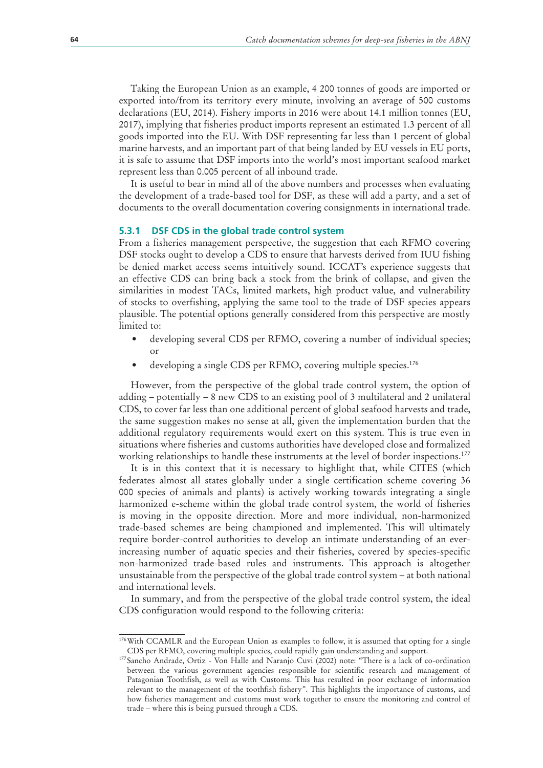Taking the European Union as an example, 4 200 tonnes of goods are imported or exported into/from its territory every minute, involving an average of 500 customs declarations (EU, 2014). Fishery imports in 2016 were about 14.1 million tonnes (EU, 2017), implying that fisheries product imports represent an estimated 1.3 percent of all goods imported into the EU. With DSF representing far less than 1 percent of global marine harvests, and an important part of that being landed by EU vessels in EU ports, it is safe to assume that DSF imports into the world's most important seafood market represent less than 0.005 percent of all inbound trade.

It is useful to bear in mind all of the above numbers and processes when evaluating the development of a trade-based tool for DSF, as these will add a party, and a set of documents to the overall documentation covering consignments in international trade.

### 5.3.1 DSF CDS in the global trade control system

From a fisheries management perspective, the suggestion that each RFMO covering DSF stocks ought to develop a CDS to ensure that harvests derived from IUU fishing be denied market access seems intuitively sound. ICCAT's experience suggests that an effective CDS can bring back a stock from the brink of collapse, and given the similarities in modest TACs, limited markets, high product value, and vulnerability of stocks to overfishing, applying the same tool to the trade of DSF species appears plausible. The potential options generally considered from this perspective are mostly limited to:

- developing several CDS per RFMO, covering a number of individual species; or
- developing a single CDS per RFMO, covering multiple species.[176]

However, from the perspective of the global trade control system, the option of adding – potentially – 8 new CDS to an existing pool of 3 multilateral and 2 unilateral CDS, to cover far less than one additional percent of global seafood harvests and trade, the same suggestion makes no sense at all, given the implementation burden that the additional regulatory requirements would exert on this system. This is true even in situations where fisheries and customs authorities have developed close and formalized working relationships to handle these instruments at the level of border inspections.[177]

It is in this context that it is necessary to highlight that, while CITES (which federates almost all states globally under a single certification scheme covering 36 000 species of animals and plants) is actively working towards integrating a single harmonized e-scheme within the global trade control system, the world of fisheries is moving in the opposite direction. More and more individual, non-harmonized trade-based schemes are being championed and implemented. This will ultimately require border-control authorities to develop an intimate understanding of an ever-increasing number of aquatic species and their fisheries, covered by species-specific non-harmonized trade-based rules and instruments. This approach is altogether unsustainable from the perspective of the global trade control system – at both national and international levels.

In summary, and from the perspective of the global trade control system, the ideal CDS configuration would respond to the following criteria:

---

[176] With CCAMLR and the European Union as examples to follow, it is assumed that opting for a single CDS per RFMO, covering multiple species, could rapidly gain understanding and support.

[177] Sancho Andrade, Ortiz - Von Halle and Naranjo Cuvi (2002) note: "There is a lack of co-ordination between the various government agencies responsible for scientific research and management of Patagonian Toothfish, as well as with Customs. This has resulted in poor exchange of information relevant to the management of the toothfish fishery". This highlights the importance of customs, and how fisheries management and customs must work together to ensure the monitoring and control of trade – where this is being pursued through a CDS.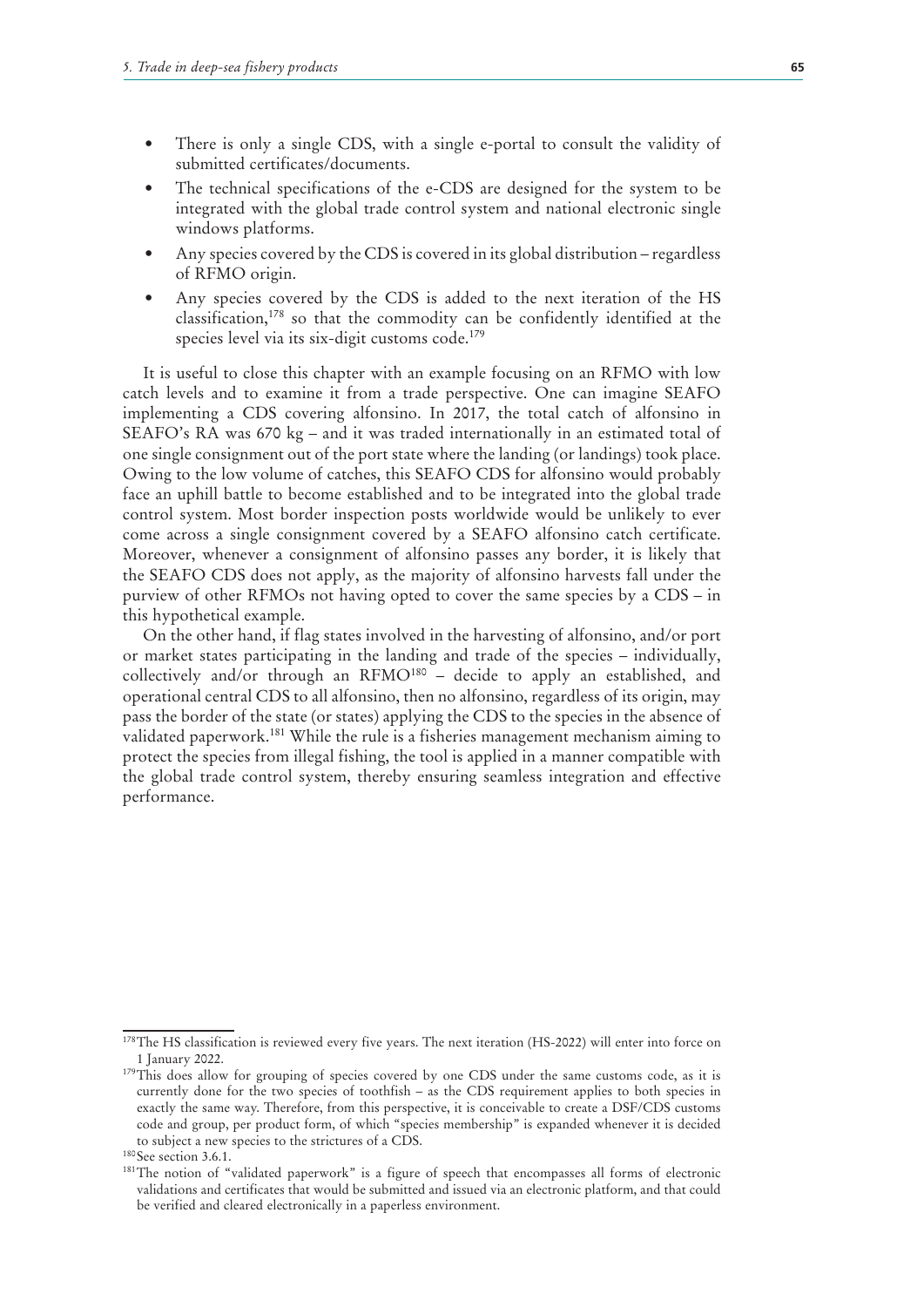- There is only a single CDS, with a single e-portal to consult the validity of submitted certificates/documents.
- The technical specifications of the e-CDS are designed for the system to be integrated with the global trade control system and national electronic single windows platforms.
- Any species covered by the CDS is covered in its global distribution – regardless of RFMO origin.
- Any species covered by the CDS is added to the next iteration of the HS classification,[178] so that the commodity can be confidently identified at the species level via its six-digit customs code.[179]

It is useful to close this chapter with an example focusing on an RFMO with low catch levels and to examine it from a trade perspective. One can imagine SEAFO implementing a CDS covering alfonsino. In 2017, the total catch of alfonsino in SEAFO's RA was 670 kg – and it was traded internationally in an estimated total of one single consignment out of the port state where the landing (or landings) took place. Owing to the low volume of catches, this SEAFO CDS for alfonsino would probably face an uphill battle to become established and to be integrated into the global trade control system. Most border inspection posts worldwide would be unlikely to ever come across a single consignment covered by a SEAFO alfonsino catch certificate. Moreover, whenever a consignment of alfonsino passes any border, it is likely that the SEAFO CDS does not apply, as the majority of alfonsino harvests fall under the purview of other RFMOs not having opted to cover the same species by a CDS – in this hypothetical example.

On the other hand, if flag states involved in the harvesting of alfonsino, and/or port or market states participating in the landing and trade of the species – individually, collectively and/or through an RFMO[180] – decide to apply an established, and operational central CDS to all alfonsino, then no alfonsino, regardless of its origin, may pass the border of the state (or states) applying the CDS to the species in the absence of validated paperwork.[181] While the rule is a fisheries management mechanism aiming to protect the species from illegal fishing, the tool is applied in a manner compatible with the global trade control system, thereby ensuring seamless integration and effective performance.

---

[178] The HS classification is reviewed every five years. The next iteration (HS-2022) will enter into force on 1 January 2022.

[179] This does allow for grouping of species covered by one CDS under the same customs code, as it is currently done for the two species of toothfish – as the CDS requirement applies to both species in exactly the same way. Therefore, from this perspective, it is conceivable to create a DSF/CDS customs code and group, per product form, of which "species membership" is expanded whenever it is decided to subject a new species to the strictures of a CDS.

[180] See section 3.6.1.

[181] The notion of "validated paperwork" is a figure of speech that encompasses all forms of electronic validations and certificates that would be submitted and issued via an electronic platform, and that could be verified and cleared electronically in a paperless environment.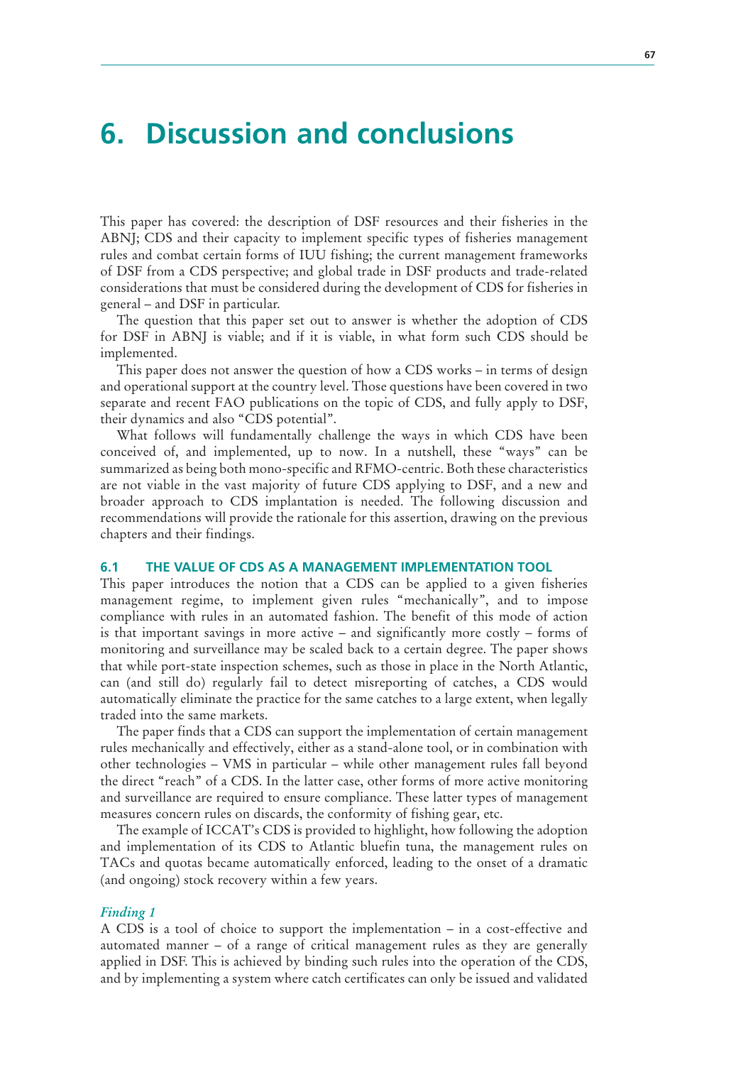# 6. Discussion and conclusions

This paper has covered: the description of DSF resources and their fisheries in the ABNJ; CDS and their capacity to implement specific types of fisheries management rules and combat certain forms of IUU fishing; the current management frameworks of DSF from a CDS perspective; and global trade in DSF products and trade-related considerations that must be considered during the development of CDS for fisheries in general – and DSF in particular.

The question that this paper set out to answer is whether the adoption of CDS for DSF in ABNJ is viable; and if it is viable, in what form such CDS should be implemented.

This paper does not answer the question of how a CDS works – in terms of design and operational support at the country level. Those questions have been covered in two separate and recent FAO publications on the topic of CDS, and fully apply to DSF, their dynamics and also "CDS potential".

What follows will fundamentally challenge the ways in which CDS have been conceived of, and implemented, up to now. In a nutshell, these "ways" can be summarized as being both mono-specific and RFMO-centric. Both these characteristics are not viable in the vast majority of future CDS applying to DSF, and a new and broader approach to CDS implantation is needed. The following discussion and recommendations will provide the rationale for this assertion, drawing on the previous chapters and their findings.

## 6.1 THE VALUE OF CDS AS A MANAGEMENT IMPLEMENTATION TOOL

This paper introduces the notion that a CDS can be applied to a given fisheries management regime, to implement given rules "mechanically", and to impose compliance with rules in an automated fashion. The benefit of this mode of action is that important savings in more active – and significantly more costly – forms of monitoring and surveillance may be scaled back to a certain degree. The paper shows that while port-state inspection schemes, such as those in place in the North Atlantic, can (and still do) regularly fail to detect misreporting of catches, a CDS would automatically eliminate the practice for the same catches to a large extent, when legally traded into the same markets.

The paper finds that a CDS can support the implementation of certain management rules mechanically and effectively, either as a stand-alone tool, or in combination with other technologies – VMS in particular – while other management rules fall beyond the direct "reach" of a CDS. In the latter case, other forms of more active monitoring and surveillance are required to ensure compliance. These latter types of management measures concern rules on discards, the conformity of fishing gear, etc.

The example of ICCAT's CDS is provided to highlight, how following the adoption and implementation of its CDS to Atlantic bluefin tuna, the management rules on TACs and quotas became automatically enforced, leading to the onset of a dramatic (and ongoing) stock recovery within a few years.

### *Finding 1*

A CDS is a tool of choice to support the implementation – in a cost-effective and automated manner – of a range of critical management rules as they are generally applied in DSF. This is achieved by binding such rules into the operation of the CDS, and by implementing a system where catch certificates can only be issued and validated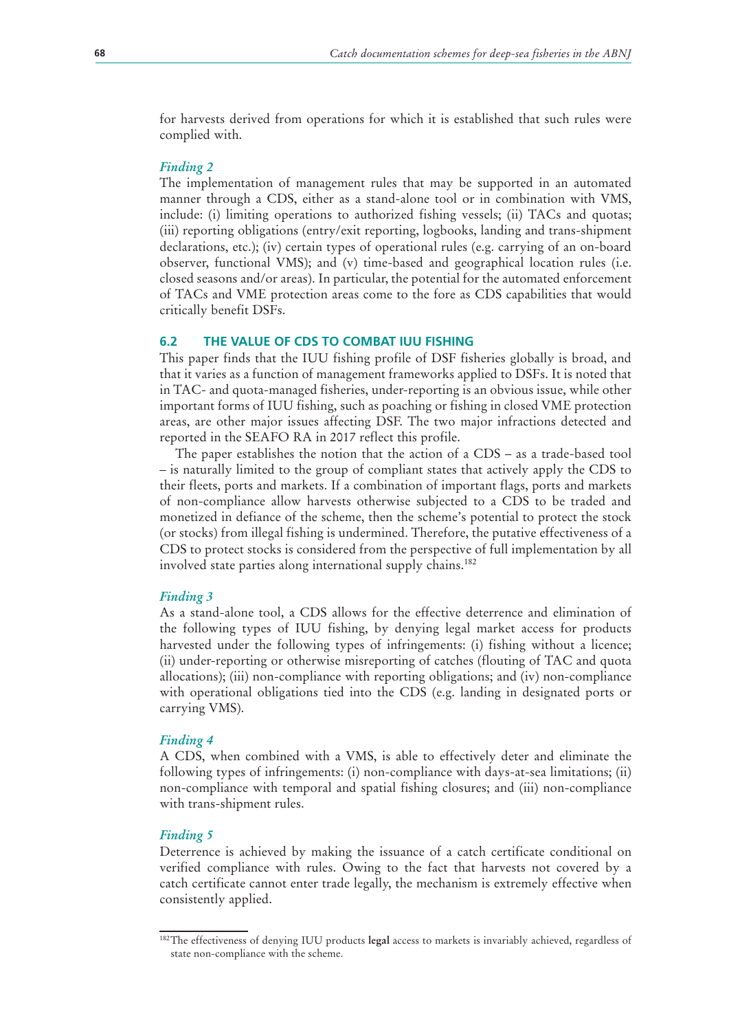for harvests derived from operations for which it is established that such rules were complied with.

*Finding 2*

The implementation of management rules that may be supported in an automated manner through a CDS, either as a stand-alone tool or in combination with VMS, include: (i) limiting operations to authorized fishing vessels; (ii) TACs and quotas; (iii) reporting obligations (entry/exit reporting, logbooks, landing and trans-shipment declarations, etc.); (iv) certain types of operational rules (e.g. carrying of an on-board observer, functional VMS); and (v) time-based and geographical location rules (i.e. closed seasons and/or areas). In particular, the potential for the automated enforcement of TACs and VME protection areas come to the fore as CDS capabilities that would critically benefit DSFs.

## 6.2 THE VALUE OF CDS TO COMBAT IUU FISHING

This paper finds that the IUU fishing profile of DSF fisheries globally is broad, and that it varies as a function of management frameworks applied to DSFs. It is noted that in TAC- and quota-managed fisheries, under-reporting is an obvious issue, while other important forms of IUU fishing, such as poaching or fishing in closed VME protection areas, are other major issues affecting DSF. The two major infractions detected and reported in the SEAFO RA in 2017 reflect this profile.

The paper establishes the notion that the action of a CDS – as a trade-based tool – is naturally limited to the group of compliant states that actively apply the CDS to their fleets, ports and markets. If a combination of important flags, ports and markets of non-compliance allow harvests otherwise subjected to a CDS to be traded and monetized in defiance of the scheme, then the scheme's potential to protect the stock (or stocks) from illegal fishing is undermined. Therefore, the putative effectiveness of a CDS to protect stocks is considered from the perspective of full implementation by all involved state parties along international supply chains.[182]

*Finding 3*

As a stand-alone tool, a CDS allows for the effective deterrence and elimination of the following types of IUU fishing, by denying legal market access for products harvested under the following types of infringements: (i) fishing without a licence; (ii) under-reporting or otherwise misreporting of catches (flouting of TAC and quota allocations); (iii) non-compliance with reporting obligations; and (iv) non-compliance with operational obligations tied into the CDS (e.g. landing in designated ports or carrying VMS).

*Finding 4*

A CDS, when combined with a VMS, is able to effectively deter and eliminate the following types of infringements: (i) non-compliance with days-at-sea limitations; (ii) non-compliance with temporal and spatial fishing closures; and (iii) non-compliance with trans-shipment rules.

*Finding 5*

Deterrence is achieved by making the issuance of a catch certificate conditional on verified compliance with rules. Owing to the fact that harvests not covered by a catch certificate cannot enter trade legally, the mechanism is extremely effective when consistently applied.

---

[182] The effectiveness of denying IUU products **legal** access to markets is invariably achieved, regardless of state non-compliance with the scheme.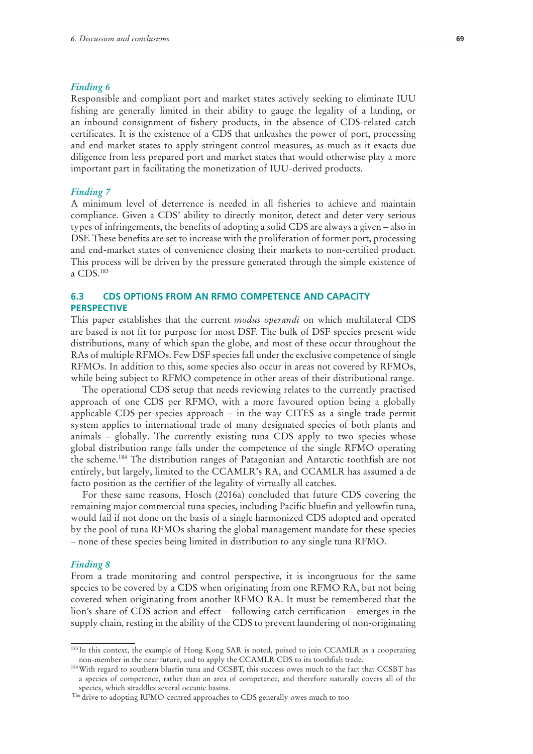*Finding 6*

Responsible and compliant port and market states actively seeking to eliminate IUU fishing are generally limited in their ability to gauge the legality of a landing, or an inbound consignment of fishery products, in the absence of CDS-related catch certificates. It is the existence of a CDS that unleashes the power of port, processing and end-market states to apply stringent control measures, as much as it exacts due diligence from less prepared port and market states that would otherwise play a more important part in facilitating the monetization of IUU-derived products.

*Finding 7*

A minimum level of deterrence is needed in all fisheries to achieve and maintain compliance. Given a CDS' ability to directly monitor, detect and deter very serious types of infringements, the benefits of adopting a solid CDS are always a given – also in DSF. These benefits are set to increase with the proliferation of former port, processing and end-market states of convenience closing their markets to non-certified product. This process will be driven by the pressure generated through the simple existence of a CDS.[183]

## 6.3 CDS OPTIONS FROM AN RFMO COMPETENCE AND CAPACITY PERSPECTIVE

This paper establishes that the current *modus operandi* on which multilateral CDS are based is not fit for purpose for most DSF. The bulk of DSF species present wide distributions, many of which span the globe, and most of these occur throughout the RAs of multiple RFMOs. Few DSF species fall under the exclusive competence of single RFMOs. In addition to this, some species also occur in areas not covered by RFMOs, while being subject to RFMO competence in other areas of their distributional range.

The operational CDS setup that needs reviewing relates to the currently practised approach of one CDS per RFMO, with a more favoured option being a globally applicable CDS-per-species approach – in the way CITES as a single trade permit system applies to international trade of many designated species of both plants and animals – globally. The currently existing tuna CDS apply to two species whose global distribution range falls under the competence of the single RFMO operating the scheme.[184] The distribution ranges of Patagonian and Antarctic toothfish are not entirely, but largely, limited to the CCAMLR's RA, and CCAMLR has assumed a de facto position as the certifier of the legality of virtually all catches.

For these same reasons, Hosch (2016a) concluded that future CDS covering the remaining major commercial tuna species, including Pacific bluefin and yellowfin tuna, would fail if not done on the basis of a single harmonized CDS adopted and operated by the pool of tuna RFMOs sharing the global management mandate for these species – none of these species being limited in distribution to any single tuna RFMO.

*Finding 8*

From a trade monitoring and control perspective, it is incongruous for the same species to be covered by a CDS when originating from one RFMO RA, but not being covered when originating from another RFMO RA. It must be remembered that the lion's share of CDS action and effect – following catch certification – emerges in the supply chain, resting in the ability of the CDS to prevent laundering of non-originating

---

[183] In this context, the example of Hong Kong SAR is noted, poised to join CCAMLR as a cooperating non-member in the near future, and to apply the CCAMLR CDS to its toothfish trade.

[184] With regard to southern bluefin tuna and CCSBT, this success owes much to the fact that CCSBT has a species of competence, rather than an area of competence, and therefore naturally covers all of the species, which straddles several oceanic basins.

The drive to adopting RFMO-centred approaches to CDS generally owes much to too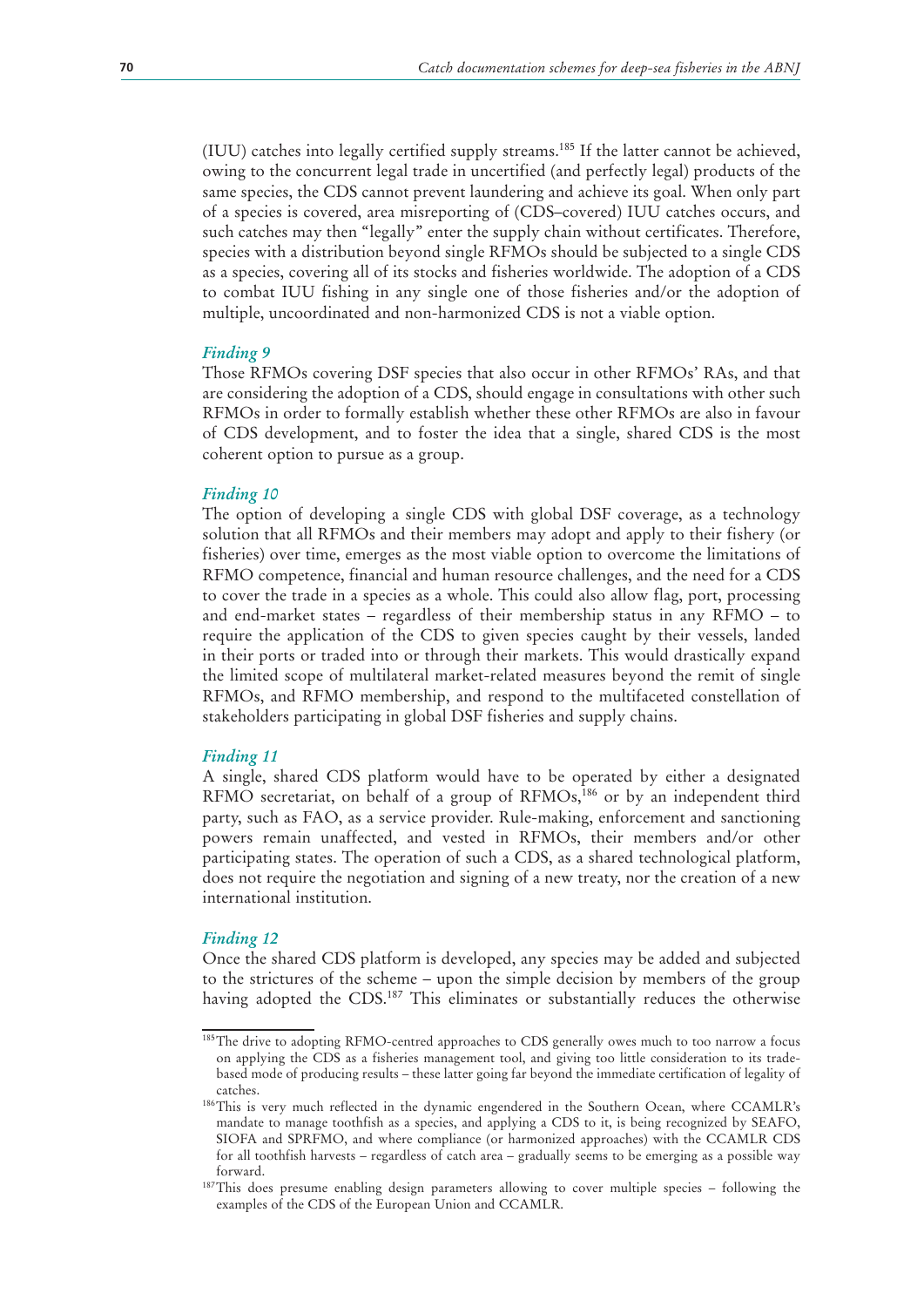(IUU) catches into legally certified supply streams.[185] If the latter cannot be achieved, owing to the concurrent legal trade in uncertified (and perfectly legal) products of the same species, the CDS cannot prevent laundering and achieve its goal. When only part of a species is covered, area misreporting of (CDS–covered) IUU catches occurs, and such catches may then "legally" enter the supply chain without certificates. Therefore, species with a distribution beyond single RFMOs should be subjected to a single CDS as a species, covering all of its stocks and fisheries worldwide. The adoption of a CDS to combat IUU fishing in any single one of those fisheries and/or the adoption of multiple, uncoordinated and non-harmonized CDS is not a viable option.

#### *Finding 9*

Those RFMOs covering DSF species that also occur in other RFMOs' RAs, and that are considering the adoption of a CDS, should engage in consultations with other such RFMOs in order to formally establish whether these other RFMOs are also in favour of CDS development, and to foster the idea that a single, shared CDS is the most coherent option to pursue as a group.

#### *Finding 10*

The option of developing a single CDS with global DSF coverage, as a technology solution that all RFMOs and their members may adopt and apply to their fishery (or fisheries) over time, emerges as the most viable option to overcome the limitations of RFMO competence, financial and human resource challenges, and the need for a CDS to cover the trade in a species as a whole. This could also allow flag, port, processing and end-market states – regardless of their membership status in any RFMO – to require the application of the CDS to given species caught by their vessels, landed in their ports or traded into or through their markets. This would drastically expand the limited scope of multilateral market-related measures beyond the remit of single RFMOs, and RFMO membership, and respond to the multifaceted constellation of stakeholders participating in global DSF fisheries and supply chains.

#### *Finding 11*

A single, shared CDS platform would have to be operated by either a designated RFMO secretariat, on behalf of a group of RFMOs,[186] or by an independent third party, such as FAO, as a service provider. Rule-making, enforcement and sanctioning powers remain unaffected, and vested in RFMOs, their members and/or other participating states. The operation of such a CDS, as a shared technological platform, does not require the negotiation and signing of a new treaty, nor the creation of a new international institution.

#### *Finding 12*

Once the shared CDS platform is developed, any species may be added and subjected to the strictures of the scheme – upon the simple decision by members of the group having adopted the CDS.[187] This eliminates or substantially reduces the otherwise

---

[185] The drive to adopting RFMO-centred approaches to CDS generally owes much to too narrow a focus on applying the CDS as a fisheries management tool, and giving too little consideration to its trade-based mode of producing results – these latter going far beyond the immediate certification of legality of catches.

[186] This is very much reflected in the dynamic engendered in the Southern Ocean, where CCAMLR's mandate to manage toothfish as a species, and applying a CDS to it, is being recognized by SEAFO, SIOFA and SPRFMO, and where compliance (or harmonized approaches) with the CCAMLR CDS for all toothfish harvests – regardless of catch area – gradually seems to be emerging as a possible way forward.

[187] This does presume enabling design parameters allowing to cover multiple species – following the examples of the CDS of the European Union and CCAMLR.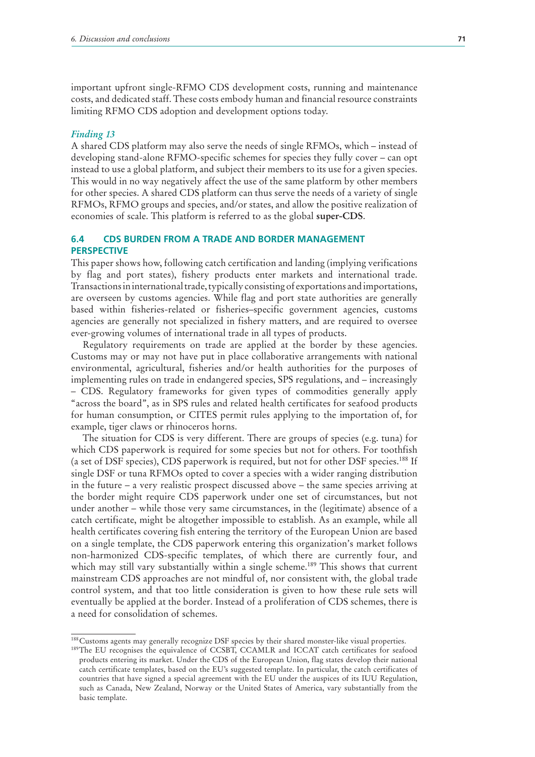important upfront single-RFMO CDS development costs, running and maintenance costs, and dedicated staff. These costs embody human and financial resource constraints limiting RFMO CDS adoption and development options today.

*Finding 13*

A shared CDS platform may also serve the needs of single RFMOs, which – instead of developing stand-alone RFMO-specific schemes for species they fully cover – can opt instead to use a global platform, and subject their members to its use for a given species. This would in no way negatively affect the use of the same platform by other members for other species. A shared CDS platform can thus serve the needs of a variety of single RFMOs, RFMO groups and species, and/or states, and allow the positive realization of economies of scale. This platform is referred to as the global **super-CDS**.

## 6.4 CDS BURDEN FROM A TRADE AND BORDER MANAGEMENT PERSPECTIVE

This paper shows how, following catch certification and landing (implying verifications by flag and port states), fishery products enter markets and international trade. Transactions in international trade, typically consisting of exportations and importations, are overseen by customs agencies. While flag and port state authorities are generally based within fisheries-related or fisheries–specific government agencies, customs agencies are generally not specialized in fishery matters, and are required to oversee ever-growing volumes of international trade in all types of products.

Regulatory requirements on trade are applied at the border by these agencies. Customs may or may not have put in place collaborative arrangements with national environmental, agricultural, fisheries and/or health authorities for the purposes of implementing rules on trade in endangered species, SPS regulations, and – increasingly – CDS. Regulatory frameworks for given types of commodities generally apply "across the board", as in SPS rules and related health certificates for seafood products for human consumption, or CITES permit rules applying to the importation of, for example, tiger claws or rhinoceros horns.

The situation for CDS is very different. There are groups of species (e.g. tuna) for which CDS paperwork is required for some species but not for others. For toothfish (a set of DSF species), CDS paperwork is required, but not for other DSF species.[188] If single DSF or tuna RFMOs opted to cover a species with a wider ranging distribution in the future – a very realistic prospect discussed above – the same species arriving at the border might require CDS paperwork under one set of circumstances, but not under another – while those very same circumstances, in the (legitimate) absence of a catch certificate, might be altogether impossible to establish. As an example, while all health certificates covering fish entering the territory of the European Union are based on a single template, the CDS paperwork entering this organization's market follows non-harmonized CDS-specific templates, of which there are currently four, and which may still vary substantially within a single scheme.[189] This shows that current mainstream CDS approaches are not mindful of, nor consistent with, the global trade control system, and that too little consideration is given to how these rule sets will eventually be applied at the border. Instead of a proliferation of CDS schemes, there is a need for consolidation of schemes.

---

[188] Customs agents may generally recognize DSF species by their shared monster-like visual properties.

[189] The EU recognises the equivalence of CCSBT, CCAMLR and ICCAT catch certificates for seafood products entering its market. Under the CDS of the European Union, flag states develop their national catch certificate templates, based on the EU's suggested template. In particular, the catch certificates of countries that have signed a special agreement with the EU under the auspices of its IUU Regulation, such as Canada, New Zealand, Norway or the United States of America, vary substantially from the basic template.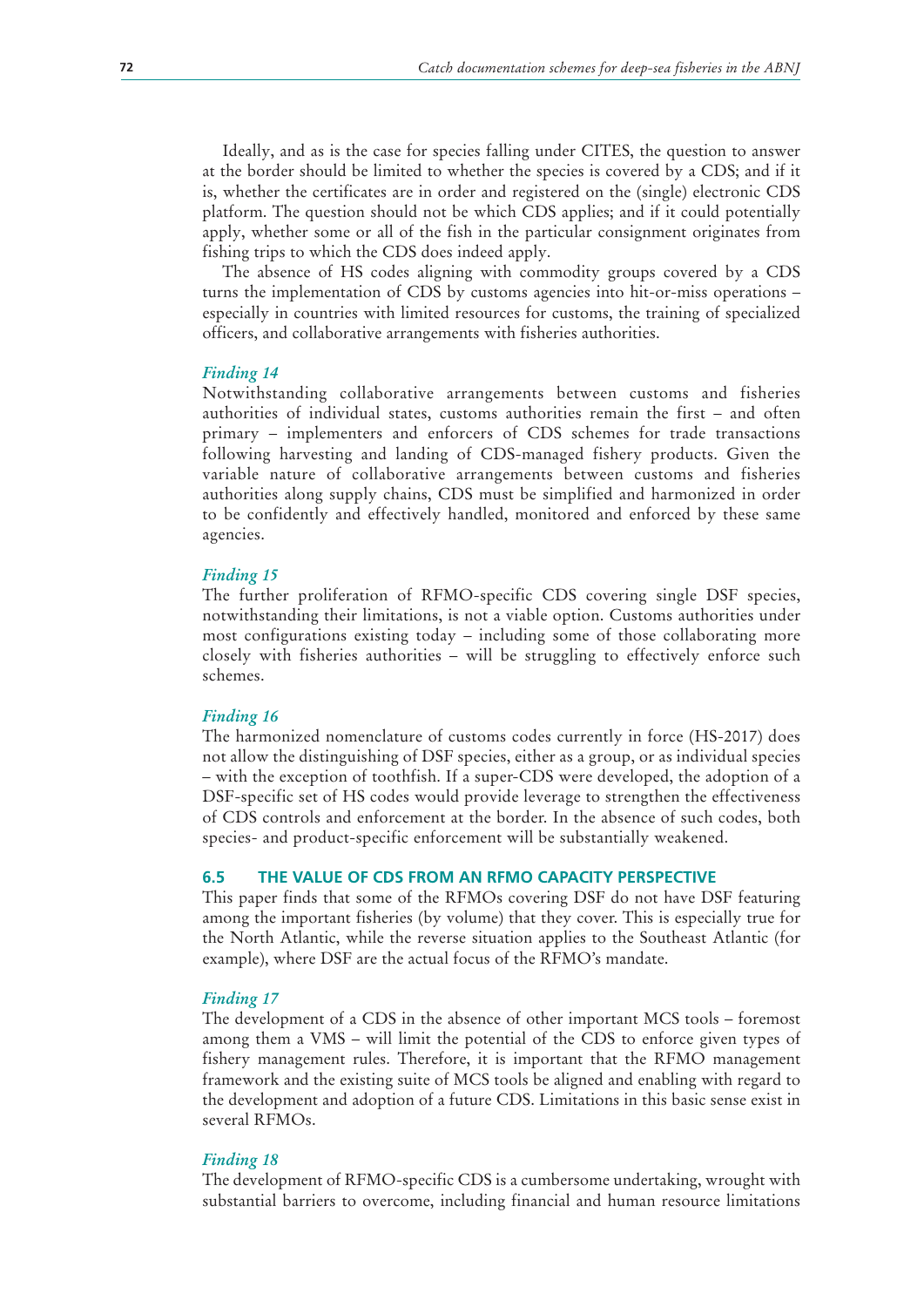Ideally, and as is the case for species falling under CITES, the question to answer at the border should be limited to whether the species is covered by a CDS; and if it is, whether the certificates are in order and registered on the (single) electronic CDS platform. The question should not be which CDS applies; and if it could potentially apply, whether some or all of the fish in the particular consignment originates from fishing trips to which the CDS does indeed apply.

The absence of HS codes aligning with commodity groups covered by a CDS turns the implementation of CDS by customs agencies into hit-or-miss operations – especially in countries with limited resources for customs, the training of specialized officers, and collaborative arrangements with fisheries authorities.

*Finding 14*

Notwithstanding collaborative arrangements between customs and fisheries authorities of individual states, customs authorities remain the first – and often primary – implementers and enforcers of CDS schemes for trade transactions following harvesting and landing of CDS-managed fishery products. Given the variable nature of collaborative arrangements between customs and fisheries authorities along supply chains, CDS must be simplified and harmonized in order to be confidently and effectively handled, monitored and enforced by these same agencies.

*Finding 15*

The further proliferation of RFMO-specific CDS covering single DSF species, notwithstanding their limitations, is not a viable option. Customs authorities under most configurations existing today – including some of those collaborating more closely with fisheries authorities – will be struggling to effectively enforce such schemes.

*Finding 16*

The harmonized nomenclature of customs codes currently in force (HS-2017) does not allow the distinguishing of DSF species, either as a group, or as individual species – with the exception of toothfish. If a super-CDS were developed, the adoption of a DSF-specific set of HS codes would provide leverage to strengthen the effectiveness of CDS controls and enforcement at the border. In the absence of such codes, both species- and product-specific enforcement will be substantially weakened.

### 6.5 THE VALUE OF CDS FROM AN RFMO CAPACITY PERSPECTIVE

This paper finds that some of the RFMOs covering DSF do not have DSF featuring among the important fisheries (by volume) that they cover. This is especially true for the North Atlantic, while the reverse situation applies to the Southeast Atlantic (for example), where DSF are the actual focus of the RFMO's mandate.

*Finding 17*

The development of a CDS in the absence of other important MCS tools – foremost among them a VMS – will limit the potential of the CDS to enforce given types of fishery management rules. Therefore, it is important that the RFMO management framework and the existing suite of MCS tools be aligned and enabling with regard to the development and adoption of a future CDS. Limitations in this basic sense exist in several RFMOs.

*Finding 18*

The development of RFMO-specific CDS is a cumbersome undertaking, wrought with substantial barriers to overcome, including financial and human resource limitations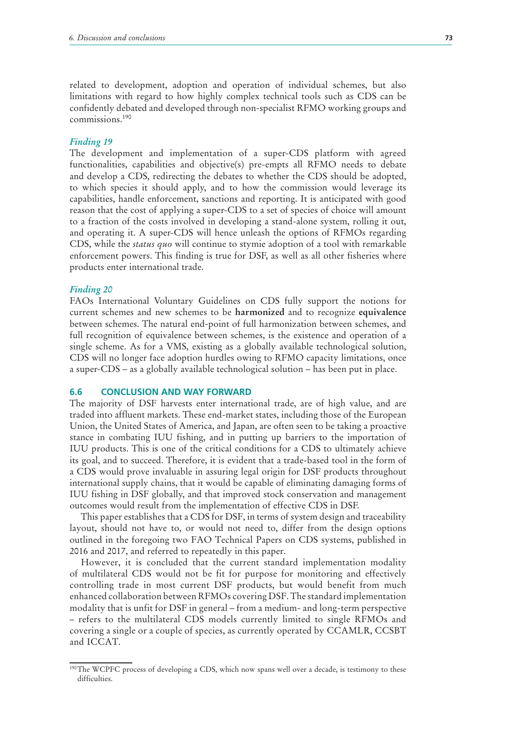related to development, adoption and operation of individual schemes, but also limitations with regard to how highly complex technical tools such as CDS can be confidently debated and developed through non-specialist RFMO working groups and commissions.[190]

*Finding 19*

The development and implementation of a super-CDS platform with agreed functionalities, capabilities and objective(s) pre-empts all RFMO needs to debate and develop a CDS, redirecting the debates to whether the CDS should be adopted, to which species it should apply, and to how the commission would leverage its capabilities, handle enforcement, sanctions and reporting. It is anticipated with good reason that the cost of applying a super-CDS to a set of species of choice will amount to a fraction of the costs involved in developing a stand-alone system, rolling it out, and operating it. A super-CDS will hence unleash the options of RFMOs regarding CDS, while the *status quo* will continue to stymie adoption of a tool with remarkable enforcement powers. This finding is true for DSF, as well as all other fisheries where products enter international trade.

*Finding 20*

FAOs International Voluntary Guidelines on CDS fully support the notions for current schemes and new schemes to be **harmonized** and to recognize **equivalence** between schemes. The natural end-point of full harmonization between schemes, and full recognition of equivalence between schemes, is the existence and operation of a single scheme. As for a VMS, existing as a globally available technological solution, CDS will no longer face adoption hurdles owing to RFMO capacity limitations, once a super-CDS – as a globally available technological solution – has been put in place.

## 6.6 CONCLUSION AND WAY FORWARD

The majority of DSF harvests enter international trade, are of high value, and are traded into affluent markets. These end-market states, including those of the European Union, the United States of America, and Japan, are often seen to be taking a proactive stance in combating IUU fishing, and in putting up barriers to the importation of IUU products. This is one of the critical conditions for a CDS to ultimately achieve its goal, and to succeed. Therefore, it is evident that a trade-based tool in the form of a CDS would prove invaluable in assuring legal origin for DSF products throughout international supply chains, that it would be capable of eliminating damaging forms of IUU fishing in DSF globally, and that improved stock conservation and management outcomes would result from the implementation of effective CDS in DSF.

This paper establishes that a CDS for DSF, in terms of system design and traceability layout, should not have to, or would not need to, differ from the design options outlined in the foregoing two FAO Technical Papers on CDS systems, published in 2016 and 2017, and referred to repeatedly in this paper.

However, it is concluded that the current standard implementation modality of multilateral CDS would not be fit for purpose for monitoring and effectively controlling trade in most current DSF products, but would benefit from much enhanced collaboration between RFMOs covering DSF. The standard implementation modality that is unfit for DSF in general – from a medium- and long-term perspective – refers to the multilateral CDS models currently limited to single RFMOs and covering a single or a couple of species, as currently operated by CCAMLR, CCSBT and ICCAT.

---

[190] The WCPFC process of developing a CDS, which now spans well over a decade, is testimony to these difficulties.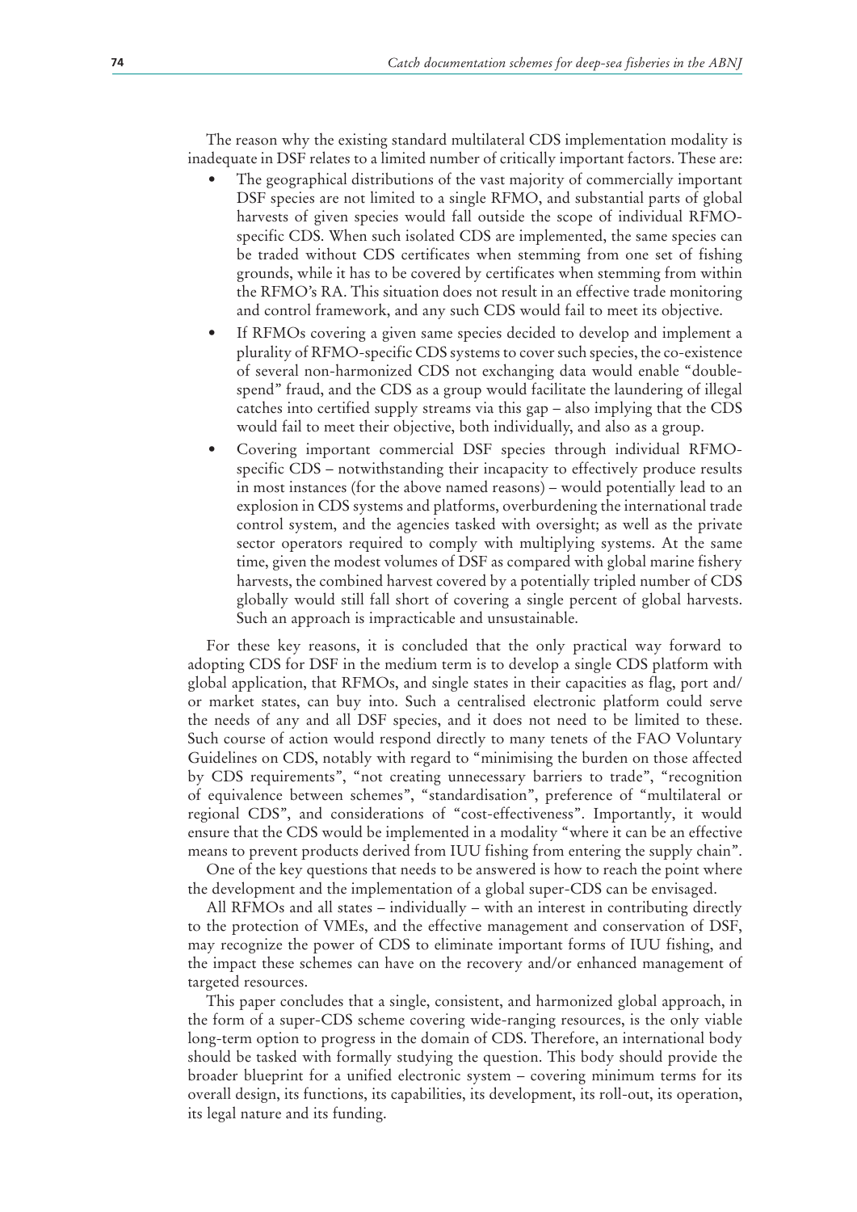The reason why the existing standard multilateral CDS implementation modality is inadequate in DSF relates to a limited number of critically important factors. These are:

- The geographical distributions of the vast majority of commercially important DSF species are not limited to a single RFMO, and substantial parts of global harvests of given species would fall outside the scope of individual RFMO-specific CDS. When such isolated CDS are implemented, the same species can be traded without CDS certificates when stemming from one set of fishing grounds, while it has to be covered by certificates when stemming from within the RFMO's RA. This situation does not result in an effective trade monitoring and control framework, and any such CDS would fail to meet its objective.
- If RFMOs covering a given same species decided to develop and implement a plurality of RFMO-specific CDS systems to cover such species, the co-existence of several non-harmonized CDS not exchanging data would enable "double-spend" fraud, and the CDS as a group would facilitate the laundering of illegal catches into certified supply streams via this gap – also implying that the CDS would fail to meet their objective, both individually, and also as a group.
- Covering important commercial DSF species through individual RFMO-specific CDS – notwithstanding their incapacity to effectively produce results in most instances (for the above named reasons) – would potentially lead to an explosion in CDS systems and platforms, overburdening the international trade control system, and the agencies tasked with oversight; as well as the private sector operators required to comply with multiplying systems. At the same time, given the modest volumes of DSF as compared with global marine fishery harvests, the combined harvest covered by a potentially tripled number of CDS globally would still fall short of covering a single percent of global harvests. Such an approach is impracticable and unsustainable.

For these key reasons, it is concluded that the only practical way forward to adopting CDS for DSF in the medium term is to develop a single CDS platform with global application, that RFMOs, and single states in their capacities as flag, port and/or market states, can buy into. Such a centralised electronic platform could serve the needs of any and all DSF species, and it does not need to be limited to these. Such course of action would respond directly to many tenets of the FAO Voluntary Guidelines on CDS, notably with regard to "minimising the burden on those affected by CDS requirements", "not creating unnecessary barriers to trade", "recognition of equivalence between schemes", "standardisation", preference of "multilateral or regional CDS", and considerations of "cost-effectiveness". Importantly, it would ensure that the CDS would be implemented in a modality "where it can be an effective means to prevent products derived from IUU fishing from entering the supply chain".

One of the key questions that needs to be answered is how to reach the point where the development and the implementation of a global super-CDS can be envisaged.

All RFMOs and all states – individually – with an interest in contributing directly to the protection of VMEs, and the effective management and conservation of DSF, may recognize the power of CDS to eliminate important forms of IUU fishing, and the impact these schemes can have on the recovery and/or enhanced management of targeted resources.

This paper concludes that a single, consistent, and harmonized global approach, in the form of a super-CDS scheme covering wide-ranging resources, is the only viable long-term option to progress in the domain of CDS. Therefore, an international body should be tasked with formally studying the question. This body should provide the broader blueprint for a unified electronic system – covering minimum terms for its overall design, its functions, its capabilities, its development, its roll-out, its operation, its legal nature and its funding.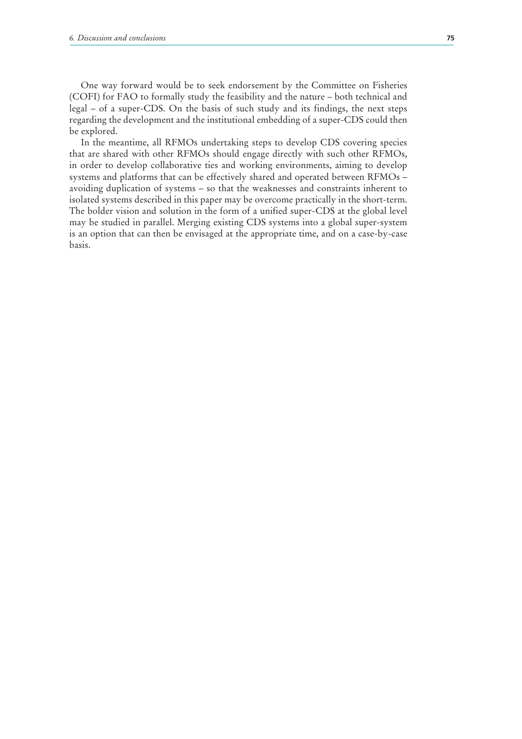One way forward would be to seek endorsement by the Committee on Fisheries (COFI) for FAO to formally study the feasibility and the nature – both technical and legal – of a super-CDS. On the basis of such study and its findings, the next steps regarding the development and the institutional embedding of a super-CDS could then be explored.

In the meantime, all RFMOs undertaking steps to develop CDS covering species that are shared with other RFMOs should engage directly with such other RFMOs, in order to develop collaborative ties and working environments, aiming to develop systems and platforms that can be effectively shared and operated between RFMOs – avoiding duplication of systems – so that the weaknesses and constraints inherent to isolated systems described in this paper may be overcome practically in the short-term. The bolder vision and solution in the form of a unified super-CDS at the global level may be studied in parallel. Merging existing CDS systems into a global super-system is an option that can then be envisaged at the appropriate time, and on a case-by-case basis.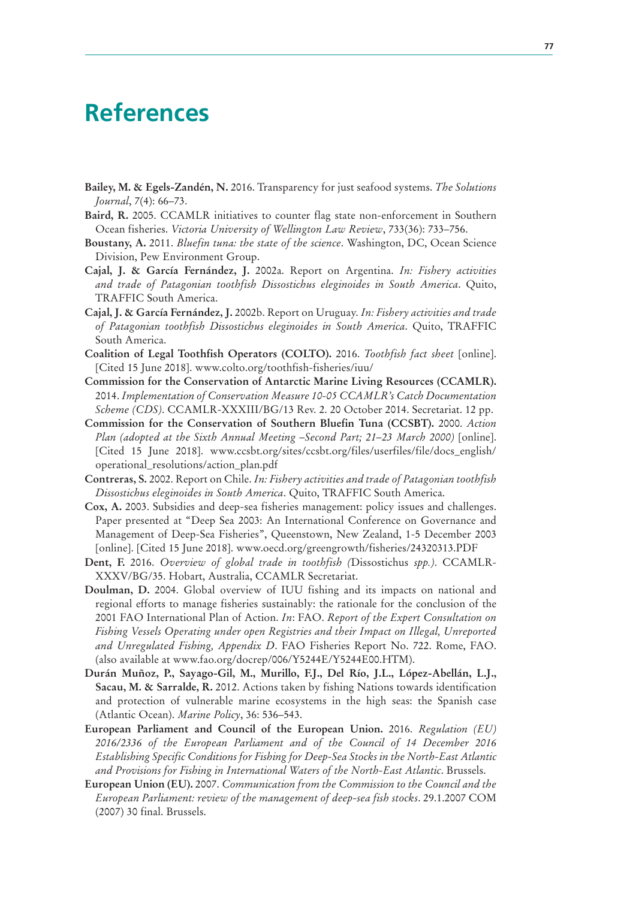# References

**Bailey, M. & Egels-Zandén, N.** 2016. Transparency for just seafood systems. *The Solutions Journal*, 7(4): 66–73.

**Baird, R.** 2005. CCAMLR initiatives to counter flag state non-enforcement in Southern Ocean fisheries. *Victoria University of Wellington Law Review*, 733(36): 733–756.

**Boustany, A.** 2011. *Bluefin tuna: the state of the science*. Washington, DC, Ocean Science Division, Pew Environment Group.

**Cajal, J. & García Fernández, J.** 2002a. Report on Argentina. *In: Fishery activities and trade of Patagonian toothfish Dissostichus eleginoides in South America*. Quito, TRAFFIC South America.

**Cajal, J. & García Fernández, J.** 2002b. Report on Uruguay. *In: Fishery activities and trade of Patagonian toothfish Dissostichus eleginoides in South America*. Quito, TRAFFIC South America.

**Coalition of Legal Toothfish Operators (COLTO).** 2016. *Toothfish fact sheet* [online]. [Cited 15 June 2018]. www.colto.org/toothfish-fisheries/iuu/

**Commission for the Conservation of Antarctic Marine Living Resources (CCAMLR).** 2014. *Implementation of Conservation Measure 10-05 CCAMLR's Catch Documentation Scheme (CDS)*. CCAMLR-XXXIII/BG/13 Rev. 2. 20 October 2014. Secretariat. 12 pp.

**Commission for the Conservation of Southern Bluefin Tuna (CCSBT).** 2000. *Action Plan (adopted at the Sixth Annual Meeting –Second Part; 21–23 March 2000)* [online]. [Cited 15 June 2018]. www.ccsbt.org/sites/ccsbt.org/files/userfiles/file/docs_english/operational_resolutions/action_plan.pdf

**Contreras, S.** 2002. Report on Chile. *In: Fishery activities and trade of Patagonian toothfish Dissostichus eleginoides in South America*. Quito, TRAFFIC South America.

**Cox, A.** 2003. Subsidies and deep-sea fisheries management: policy issues and challenges. Paper presented at "Deep Sea 2003: An International Conference on Governance and Management of Deep-Sea Fisheries", Queenstown, New Zealand, 1-5 December 2003 [online]. [Cited 15 June 2018]. www.oecd.org/greengrowth/fisheries/24320313.PDF

**Dent, F.** 2016. *Overview of global trade in toothfish (*Dissostichus *spp.)*. CCAMLR-XXXV/BG/35. Hobart, Australia, CCAMLR Secretariat.

**Doulman, D.** 2004. Global overview of IUU fishing and its impacts on national and regional efforts to manage fisheries sustainably: the rationale for the conclusion of the 2001 FAO International Plan of Action. *In*: FAO. *Report of the Expert Consultation on Fishing Vessels Operating under open Registries and their Impact on Illegal, Unreported and Unregulated Fishing, Appendix D*. FAO Fisheries Report No. 722. Rome, FAO. (also available at www.fao.org/docrep/006/Y5244E/Y5244E00.HTM).

**Durán Muñoz, P., Sayago-Gil, M., Murillo, F.J., Del Río, J.L., López-Abellán, L.J., Sacau, M. & Sarralde, R.** 2012. Actions taken by fishing Nations towards identification and protection of vulnerable marine ecosystems in the high seas: the Spanish case (Atlantic Ocean). *Marine Policy*, 36: 536–543.

**European Parliament and Council of the European Union.** 2016. *Regulation (EU) 2016/2336 of the European Parliament and of the Council of 14 December 2016 Establishing Specific Conditions for Fishing for Deep-Sea Stocks in the North-East Atlantic and Provisions for Fishing in International Waters of the North-East Atlantic*. Brussels.

**European Union (EU).** 2007. *Communication from the Commission to the Council and the European Parliament: review of the management of deep-sea fish stocks*. 29.1.2007 COM (2007) 30 final. Brussels.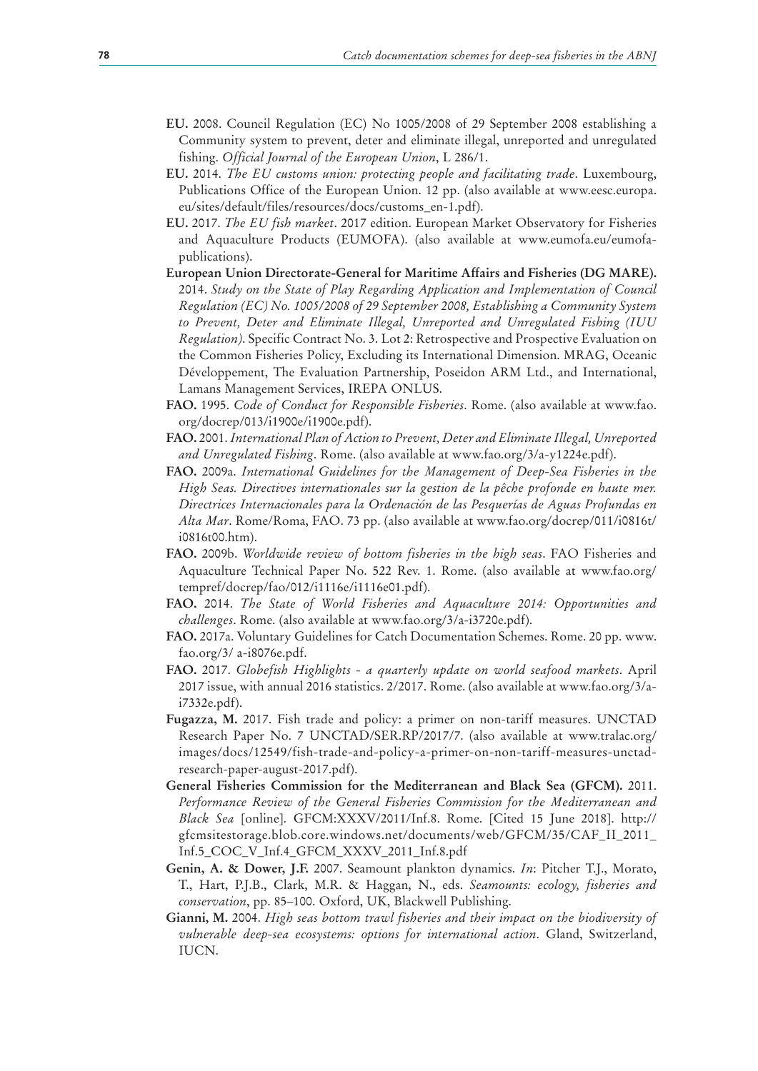**EU.** 2008. Council Regulation (EC) No 1005/2008 of 29 September 2008 establishing a Community system to prevent, deter and eliminate illegal, unreported and unregulated fishing. *Official Journal of the European Union*, L 286/1.

**EU.** 2014. *The EU customs union: protecting people and facilitating trade*. Luxembourg, Publications Office of the European Union. 12 pp. (also available at www.eesc.europa.eu/sites/default/files/resources/docs/customs_en-1.pdf).

**EU.** 2017. *The EU fish market*. 2017 edition. European Market Observatory for Fisheries and Aquaculture Products (EUMOFA). (also available at www.eumofa.eu/eumofa-publications).

**European Union Directorate-General for Maritime Affairs and Fisheries (DG MARE).** 2014. *Study on the State of Play Regarding Application and Implementation of Council Regulation (EC) No. 1005/2008 of 29 September 2008, Establishing a Community System to Prevent, Deter and Eliminate Illegal, Unreported and Unregulated Fishing (IUU Regulation)*. Specific Contract No. 3. Lot 2: Retrospective and Prospective Evaluation on the Common Fisheries Policy, Excluding its International Dimension. MRAG, Oceanic Développement, The Evaluation Partnership, Poseidon ARM Ltd., and International, Lamans Management Services, IREPA ONLUS.

**FAO.** 1995. *Code of Conduct for Responsible Fisheries*. Rome. (also available at www.fao.org/docrep/013/i1900e/i1900e.pdf).

**FAO.** 2001. *International Plan of Action to Prevent, Deter and Eliminate Illegal, Unreported and Unregulated Fishing*. Rome. (also available at www.fao.org/3/a-y1224e.pdf).

**FAO.** 2009a. *International Guidelines for the Management of Deep-Sea Fisheries in the High Seas. Directives internationales sur la gestion de la pêche profonde en haute mer. Directrices Internacionales para la Ordenación de las Pesquerías de Aguas Profundas en Alta Mar*. Rome/Roma, FAO. 73 pp. (also available at www.fao.org/docrep/011/i0816t/i0816t00.htm).

**FAO.** 2009b. *Worldwide review of bottom fisheries in the high seas*. FAO Fisheries and Aquaculture Technical Paper No. 522 Rev. 1. Rome. (also available at www.fao.org/tempref/docrep/fao/012/i1116e/i1116e01.pdf).

**FAO.** 2014. *The State of World Fisheries and Aquaculture 2014: Opportunities and challenges*. Rome. (also available at www.fao.org/3/a-i3720e.pdf).

**FAO.** 2017a. Voluntary Guidelines for Catch Documentation Schemes. Rome. 20 pp. www.fao.org/3/ a-i8076e.pdf.

**FAO.** 2017. *Globefish Highlights - a quarterly update on world seafood markets*. April 2017 issue, with annual 2016 statistics. 2/2017. Rome. (also available at www.fao.org/3/a-i7332e.pdf).

**Fugazza, M.** 2017. Fish trade and policy: a primer on non-tariff measures. UNCTAD Research Paper No. 7 UNCTAD/SER.RP/2017/7. (also available at www.tralac.org/images/docs/12549/fish-trade-and-policy-a-primer-on-non-tariff-measures-unctad-research-paper-august-2017.pdf).

**General Fisheries Commission for the Mediterranean and Black Sea (GFCM).** 2011. *Performance Review of the General Fisheries Commission for the Mediterranean and Black Sea* [online]. GFCM:XXXV/2011/Inf.8. Rome. [Cited 15 June 2018]. http://gfcmsitestorage.blob.core.windows.net/documents/web/GFCM/35/CAF_II_2011_Inf.5_COC_V_Inf.4_GFCM_XXXV_2011_Inf.8.pdf

**Genin, A. & Dower, J.F.** 2007. Seamount plankton dynamics. *In*: Pitcher T.J., Morato, T., Hart, P.J.B., Clark, M.R. & Haggan, N., eds. *Seamounts: ecology, fisheries and conservation*, pp. 85–100. Oxford, UK, Blackwell Publishing.

**Gianni, M.** 2004. *High seas bottom trawl fisheries and their impact on the biodiversity of vulnerable deep-sea ecosystems: options for international action*. Gland, Switzerland, IUCN.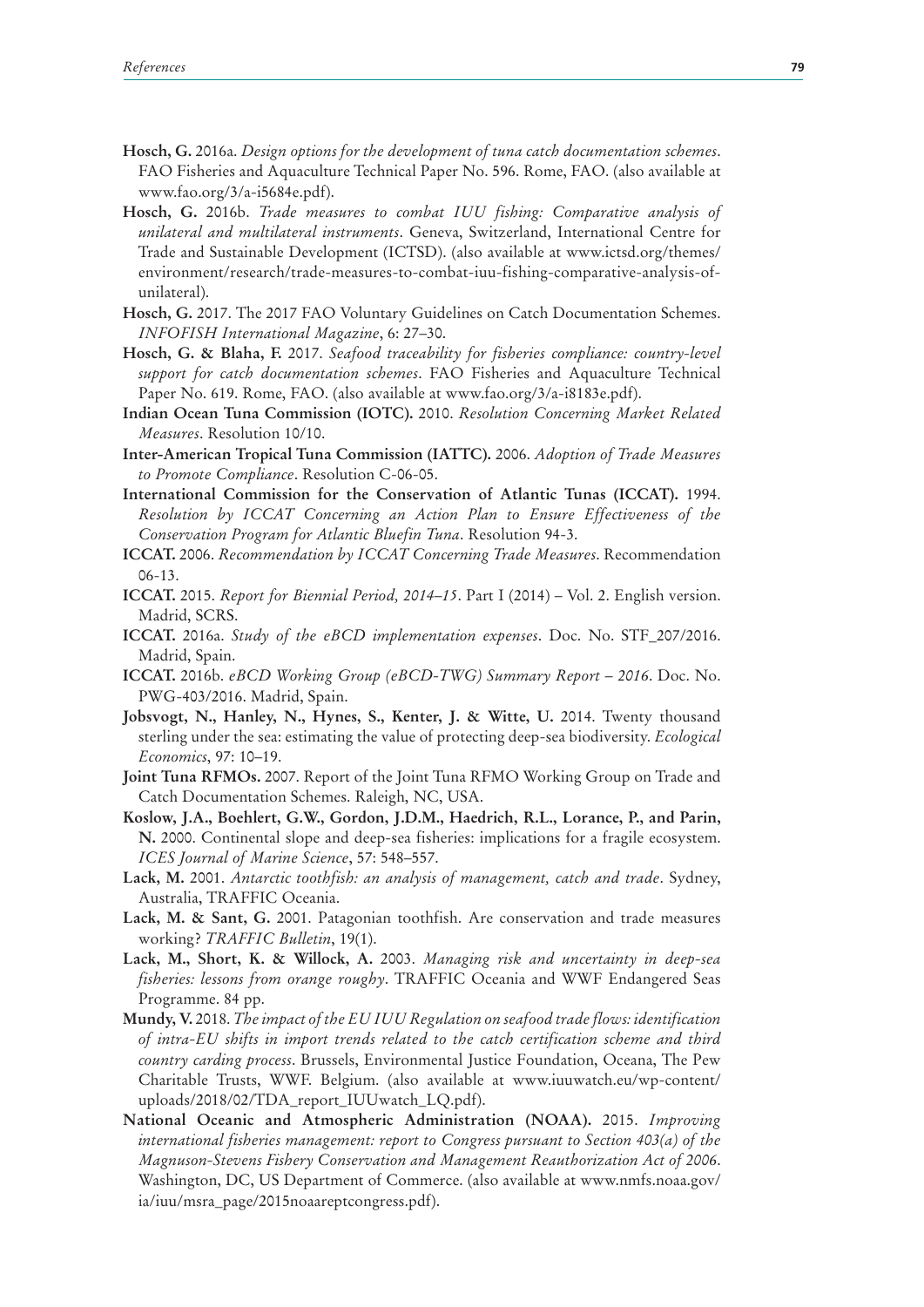**Hosch, G.** 2016a. *Design options for the development of tuna catch documentation schemes*. FAO Fisheries and Aquaculture Technical Paper No. 596. Rome, FAO. (also available at www.fao.org/3/a-i5684e.pdf).

**Hosch, G.** 2016b. *Trade measures to combat IUU fishing: Comparative analysis of unilateral and multilateral instruments*. Geneva, Switzerland, International Centre for Trade and Sustainable Development (ICTSD). (also available at www.ictsd.org/themes/environment/research/trade-measures-to-combat-iuu-fishing-comparative-analysis-of-unilateral).

**Hosch, G.** 2017. The 2017 FAO Voluntary Guidelines on Catch Documentation Schemes. *INFOFISH International Magazine*, 6: 27–30.

**Hosch, G. & Blaha, F.** 2017. *Seafood traceability for fisheries compliance: country-level support for catch documentation schemes*. FAO Fisheries and Aquaculture Technical Paper No. 619. Rome, FAO. (also available at www.fao.org/3/a-i8183e.pdf).

**Indian Ocean Tuna Commission (IOTC).** 2010. *Resolution Concerning Market Related Measures*. Resolution 10/10.

**Inter-American Tropical Tuna Commission (IATTC).** 2006. *Adoption of Trade Measures to Promote Compliance*. Resolution C-06-05.

**International Commission for the Conservation of Atlantic Tunas (ICCAT).** 1994. *Resolution by ICCAT Concerning an Action Plan to Ensure Effectiveness of the Conservation Program for Atlantic Bluefin Tuna*. Resolution 94-3.

**ICCAT.** 2006. *Recommendation by ICCAT Concerning Trade Measures*. Recommendation 06-13.

**ICCAT.** 2015. *Report for Biennial Period, 2014–15*. Part I (2014) – Vol. 2. English version. Madrid, SCRS.

**ICCAT.** 2016a. *Study of the eBCD implementation expenses*. Doc. No. STF_207/2016. Madrid, Spain.

**ICCAT.** 2016b. *eBCD Working Group (eBCD-TWG) Summary Report – 2016*. Doc. No. PWG-403/2016. Madrid, Spain.

**Jobsvogt, N., Hanley, N., Hynes, S., Kenter, J. & Witte, U.** 2014. Twenty thousand sterling under the sea: estimating the value of protecting deep-sea biodiversity. *Ecological Economics*, 97: 10–19.

**Joint Tuna RFMOs.** 2007. Report of the Joint Tuna RFMO Working Group on Trade and Catch Documentation Schemes. Raleigh, NC, USA.

**Koslow, J.A., Boehlert, G.W., Gordon, J.D.M., Haedrich, R.L., Lorance, P., and Parin, N.** 2000. Continental slope and deep-sea fisheries: implications for a fragile ecosystem. *ICES Journal of Marine Science*, 57: 548–557.

**Lack, M.** 2001. *Antarctic toothfish: an analysis of management, catch and trade*. Sydney, Australia, TRAFFIC Oceania.

**Lack, M. & Sant, G.** 2001. Patagonian toothfish. Are conservation and trade measures working? *TRAFFIC Bulletin*, 19(1).

**Lack, M., Short, K. & Willock, A.** 2003. *Managing risk and uncertainty in deep-sea fisheries: lessons from orange roughy*. TRAFFIC Oceania and WWF Endangered Seas Programme. 84 pp.

**Mundy, V.** 2018. *The impact of the EU IUU Regulation on seafood trade flows: identification of intra-EU shifts in import trends related to the catch certification scheme and third country carding process*. Brussels, Environmental Justice Foundation, Oceana, The Pew Charitable Trusts, WWF. Belgium. (also available at www.iuuwatch.eu/wp-content/uploads/2018/02/TDA_report_IUUwatch_LQ.pdf).

**National Oceanic and Atmospheric Administration (NOAA).** 2015. *Improving international fisheries management: report to Congress pursuant to Section 403(a) of the Magnuson-Stevens Fishery Conservation and Management Reauthorization Act of 2006*. Washington, DC, US Department of Commerce. (also available at www.nmfs.noaa.gov/ia/iuu/msra_page/2015noaareptcongress.pdf).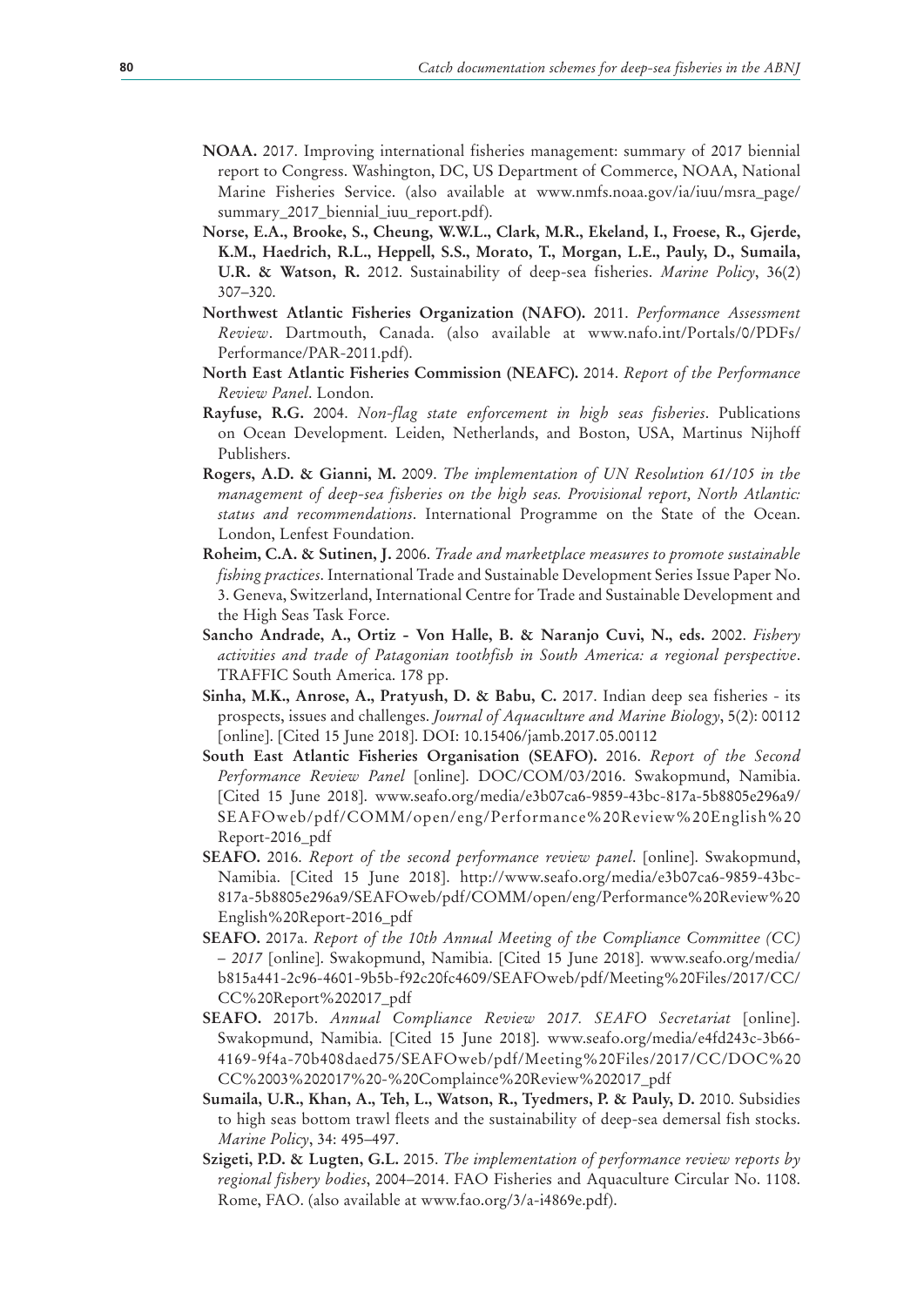**NOAA.** 2017. Improving international fisheries management: summary of 2017 biennial report to Congress. Washington, DC, US Department of Commerce, NOAA, National Marine Fisheries Service. (also available at www.nmfs.noaa.gov/ia/iuu/msra_page/summary_2017_biennial_iuu_report.pdf).

**Norse, E.A., Brooke, S., Cheung, W.W.L., Clark, M.R., Ekeland, I., Froese, R., Gjerde, K.M., Haedrich, R.L., Heppell, S.S., Morato, T., Morgan, L.E., Pauly, D., Sumaila, U.R. & Watson, R.** 2012. Sustainability of deep-sea fisheries. *Marine Policy*, 36(2) 307–320.

**Northwest Atlantic Fisheries Organization (NAFO).** 2011. *Performance Assessment Review*. Dartmouth, Canada. (also available at www.nafo.int/Portals/0/PDFs/Performance/PAR-2011.pdf).

**North East Atlantic Fisheries Commission (NEAFC).** 2014. *Report of the Performance Review Panel*. London.

**Rayfuse, R.G.** 2004. *Non-flag state enforcement in high seas fisheries*. Publications on Ocean Development. Leiden, Netherlands, and Boston, USA, Martinus Nijhoff Publishers.

**Rogers, A.D. & Gianni, M.** 2009. *The implementation of UN Resolution 61/105 in the management of deep-sea fisheries on the high seas. Provisional report, North Atlantic: status and recommendations*. International Programme on the State of the Ocean. London, Lenfest Foundation.

**Roheim, C.A. & Sutinen, J.** 2006. *Trade and marketplace measures to promote sustainable fishing practices*. International Trade and Sustainable Development Series Issue Paper No. 3. Geneva, Switzerland, International Centre for Trade and Sustainable Development and the High Seas Task Force.

**Sancho Andrade, A., Ortiz - Von Halle, B. & Naranjo Cuvi, N., eds.** 2002. *Fishery activities and trade of Patagonian toothfish in South America: a regional perspective*. TRAFFIC South America. 178 pp.

**Sinha, M.K., Anrose, A., Pratyush, D. & Babu, C.** 2017. Indian deep sea fisheries - its prospects, issues and challenges. *Journal of Aquaculture and Marine Biology*, 5(2): 00112 [online]. [Cited 15 June 2018]. DOI: 10.15406/jamb.2017.05.00112

**South East Atlantic Fisheries Organisation (SEAFO).** 2016. *Report of the Second Performance Review Panel* [online]. DOC/COM/03/2016. Swakopmund, Namibia. [Cited 15 June 2018]. www.seafo.org/media/e3b07ca6-9859-43bc-817a-5b8805e296a9/SEAFOweb/pdf/COMM/open/eng/Performance%20Review%20English%20Report-2016_pdf

**SEAFO.** 2016. *Report of the second performance review panel*. [online]. Swakopmund, Namibia. [Cited 15 June 2018]. http://www.seafo.org/media/e3b07ca6-9859-43bc-817a-5b8805e296a9/SEAFOweb/pdf/COMM/open/eng/Performance%20Review%20English%20Report-2016_pdf

**SEAFO.** 2017a. *Report of the 10th Annual Meeting of the Compliance Committee (CC) – 2017* [online]. Swakopmund, Namibia. [Cited 15 June 2018]. www.seafo.org/media/b815a441-2c96-4601-9b5b-f92c20fc4609/SEAFOweb/pdf/Meeting%20Files/2017/CC/CC%20Report%202017_pdf

**SEAFO.** 2017b. *Annual Compliance Review 2017. SEAFO Secretariat* [online]. Swakopmund, Namibia. [Cited 15 June 2018]. www.seafo.org/media/e4fd243c-3b66-4169-9f4a-70b408daed75/SEAFOweb/pdf/Meeting%20Files/2017/CC/DOC%20CC%2003%202017%20-%20Complaince%20Review%202017_pdf

**Sumaila, U.R., Khan, A., Teh, L., Watson, R., Tyedmers, P. & Pauly, D.** 2010. Subsidies to high seas bottom trawl fleets and the sustainability of deep-sea demersal fish stocks. *Marine Policy*, 34: 495–497.

**Szigeti, P.D. & Lugten, G.L.** 2015. *The implementation of performance review reports by regional fishery bodies*, 2004–2014. FAO Fisheries and Aquaculture Circular No. 1108. Rome, FAO. (also available at www.fao.org/3/a-i4869e.pdf).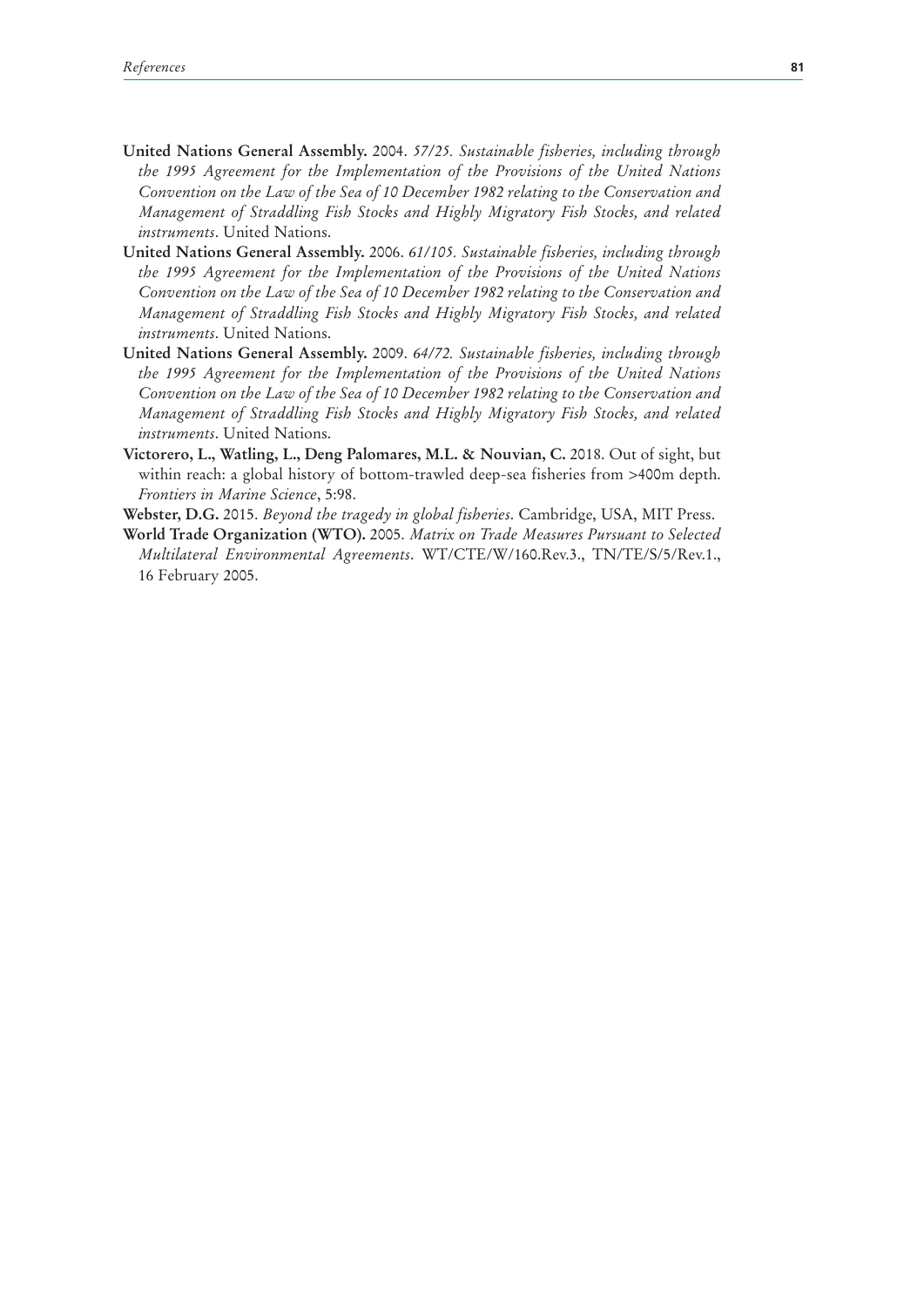**United Nations General Assembly.** 2004. *57/25. Sustainable fisheries, including through the 1995 Agreement for the Implementation of the Provisions of the United Nations Convention on the Law of the Sea of 10 December 1982 relating to the Conservation and Management of Straddling Fish Stocks and Highly Migratory Fish Stocks, and related instruments*. United Nations.

**United Nations General Assembly.** 2006. *61/105. Sustainable fisheries, including through the 1995 Agreement for the Implementation of the Provisions of the United Nations Convention on the Law of the Sea of 10 December 1982 relating to the Conservation and Management of Straddling Fish Stocks and Highly Migratory Fish Stocks, and related instruments*. United Nations.

**United Nations General Assembly.** 2009. *64/72. Sustainable fisheries, including through the 1995 Agreement for the Implementation of the Provisions of the United Nations Convention on the Law of the Sea of 10 December 1982 relating to the Conservation and Management of Straddling Fish Stocks and Highly Migratory Fish Stocks, and related instruments*. United Nations.

**Victorero, L., Watling, L., Deng Palomares, M.L. & Nouvian, C.** 2018. Out of sight, but within reach: a global history of bottom-trawled deep-sea fisheries from >400m depth. *Frontiers in Marine Science*, 5:98.

**Webster, D.G.** 2015. *Beyond the tragedy in global fisheries*. Cambridge, USA, MIT Press.

**World Trade Organization (WTO).** 2005. *Matrix on Trade Measures Pursuant to Selected Multilateral Environmental Agreements*. WT/CTE/W/160.Rev.3., TN/TE/S/5/Rev.1., 16 February 2005.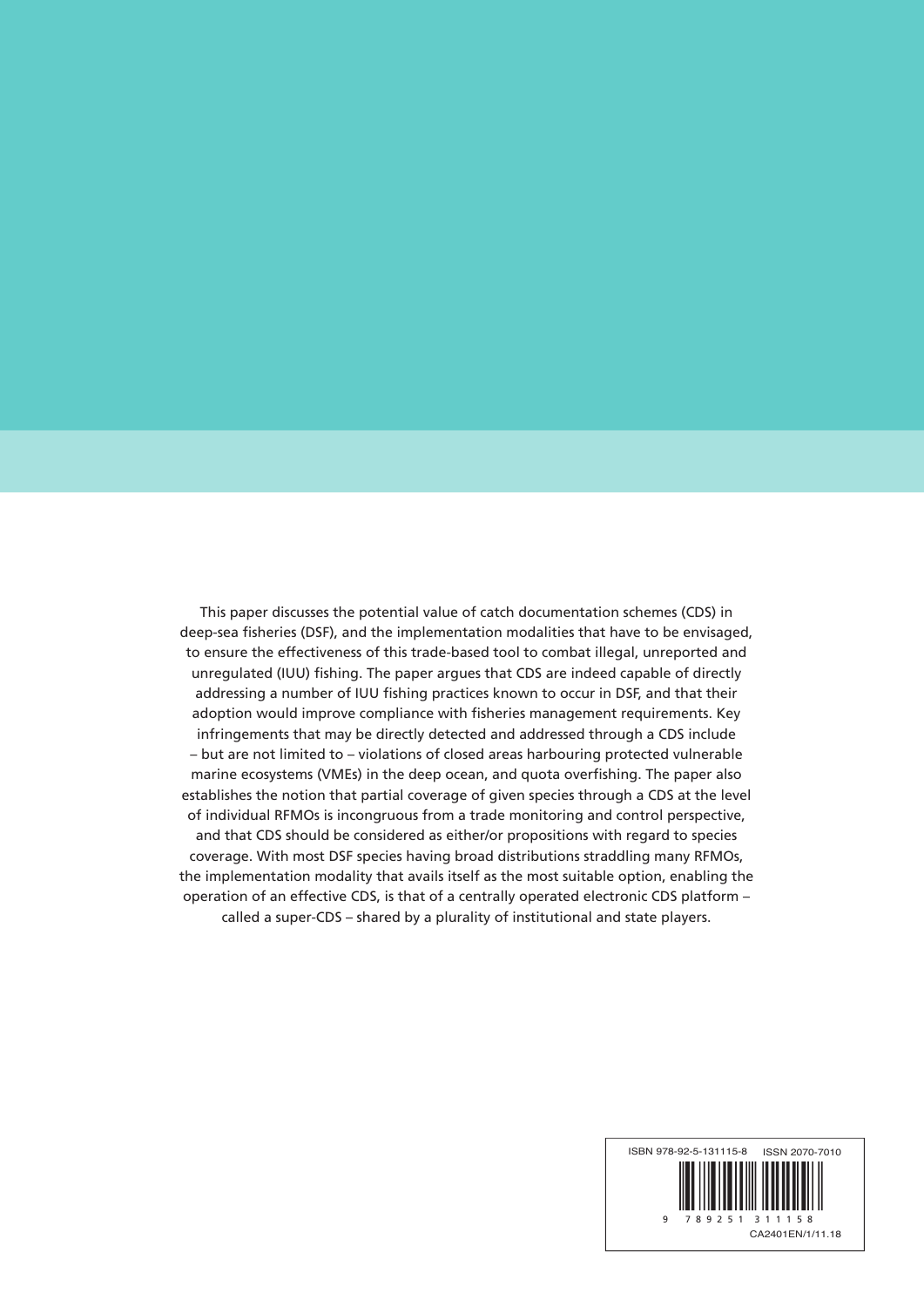This paper discusses the potential value of catch documentation schemes (CDS) in deep-sea fisheries (DSF), and the implementation modalities that have to be envisaged, to ensure the effectiveness of this trade-based tool to combat illegal, unreported and unregulated (IUU) fishing. The paper argues that CDS are indeed capable of directly addressing a number of IUU fishing practices known to occur in DSF, and that their adoption would improve compliance with fisheries management requirements. Key infringements that may be directly detected and addressed through a CDS include – but are not limited to – violations of closed areas harbouring protected vulnerable marine ecosystems (VMEs) in the deep ocean, and quota overfishing. The paper also establishes the notion that partial coverage of given species through a CDS at the level of individual RFMOs is incongruous from a trade monitoring and control perspective, and that CDS should be considered as either/or propositions with regard to species coverage. With most DSF species having broad distributions straddling many RFMOs, the implementation modality that avails itself as the most suitable option, enabling the operation of an effective CDS, is that of a centrally operated electronic CDS platform – called a super-CDS – shared by a plurality of institutional and state players.

ISBN 978-92-5-131115-8 ISSN 2070-7010

9 789251 311158

CA2401EN/1/11.18